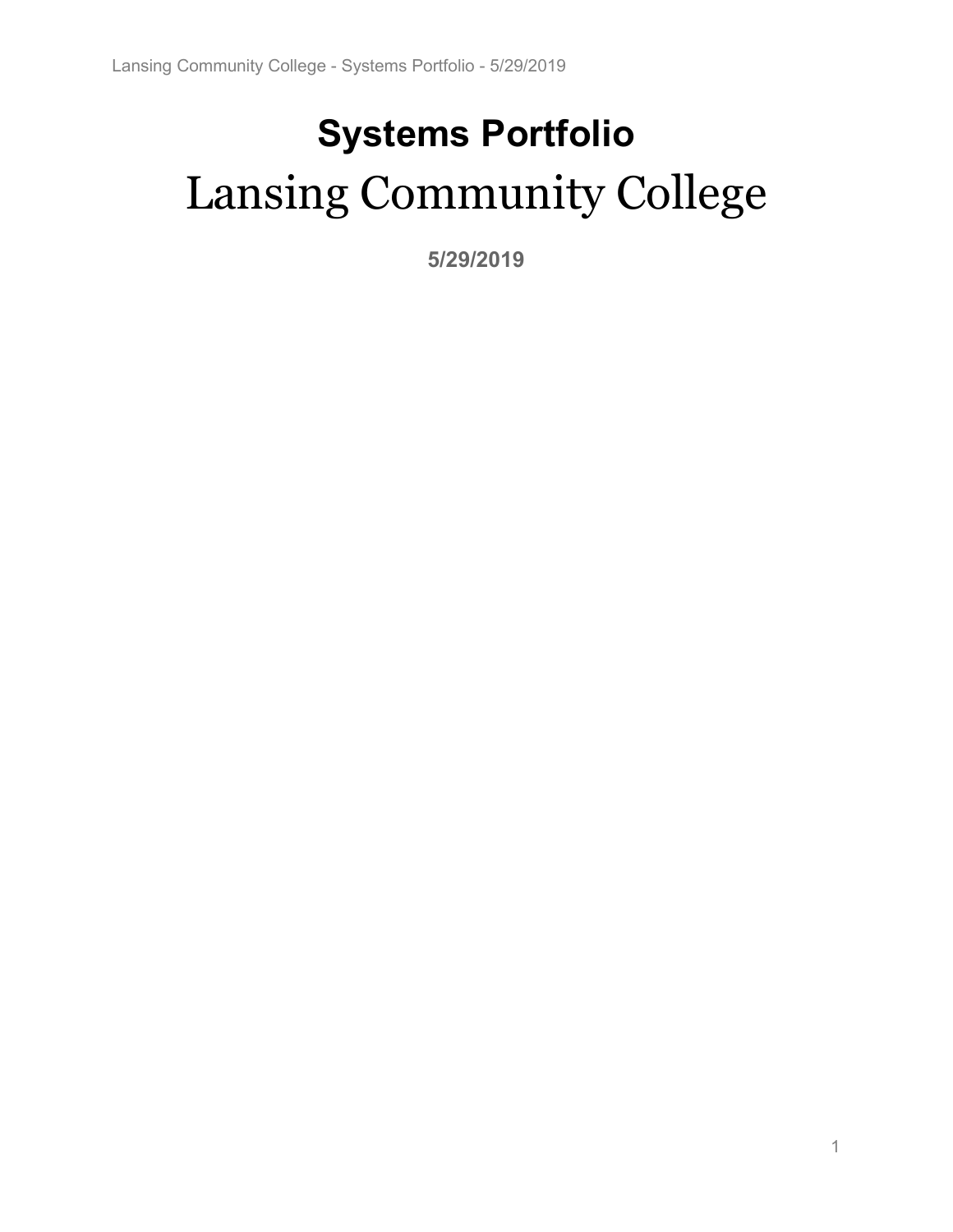# Systems Portfolio

# Lansing Community College

**5/29/2019**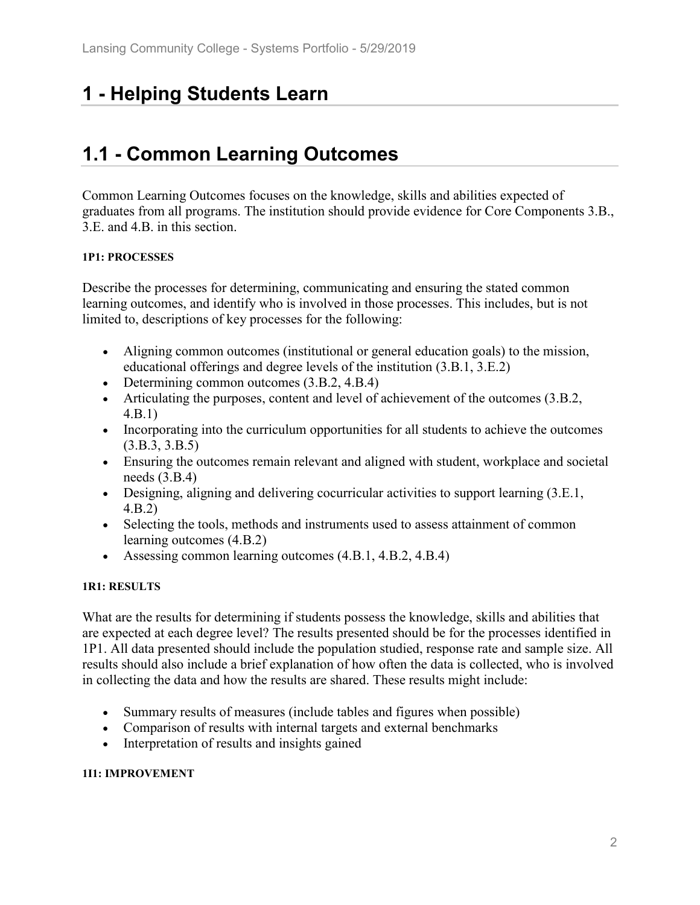# 1 - Helping Students Learn

# 1.1 - Common Learning Outcomes

Common Learning Outcomes focuses on the knowledge, skills and abilities expected of graduates from all programs. The institution should provide evidence for Core Components 3.B., 3.E. and 4.B. in this section.

#### 1P1: PROCESSES

Describe the processes for determining, communicating and ensuring the stated common learning outcomes, and identify who is involved in those processes. This includes, but is not limited to, descriptions of key processes for the following:

- Aligning common outcomes (institutional or general education goals) to the mission, educational offerings and degree levels of the institution (3.B.1, 3.E.2)
- Determining common outcomes (3.B.2, 4.B.4)
- Articulating the purposes, content and level of achievement of the outcomes (3.B.2, 4.B.1)
- Incorporating into the curriculum opportunities for all students to achieve the outcomes (3.B.3, 3.B.5)
- Ensuring the outcomes remain relevant and aligned with student, workplace and societal needs (3.B.4)
- Designing, aligning and delivering cocurricular activities to support learning (3.E.1, 4.B.2)
- Selecting the tools, methods and instruments used to assess attainment of common learning outcomes (4.B.2)
- Assessing common learning outcomes (4.B.1, 4.B.2, 4.B.4)

#### 1R1: RESULTS

What are the results for determining if students possess the knowledge, skills and abilities that are expected at each degree level? The results presented should be for the processes identified in 1P1. All data presented should include the population studied, response rate and sample size. All results should also include a brief explanation of how often the data is collected, who is involved in collecting the data and how the results are shared. These results might include:

- Summary results of measures (include tables and figures when possible)
- Comparison of results with internal targets and external benchmarks
- Interpretation of results and insights gained

#### 1I1: IMPROVEMENT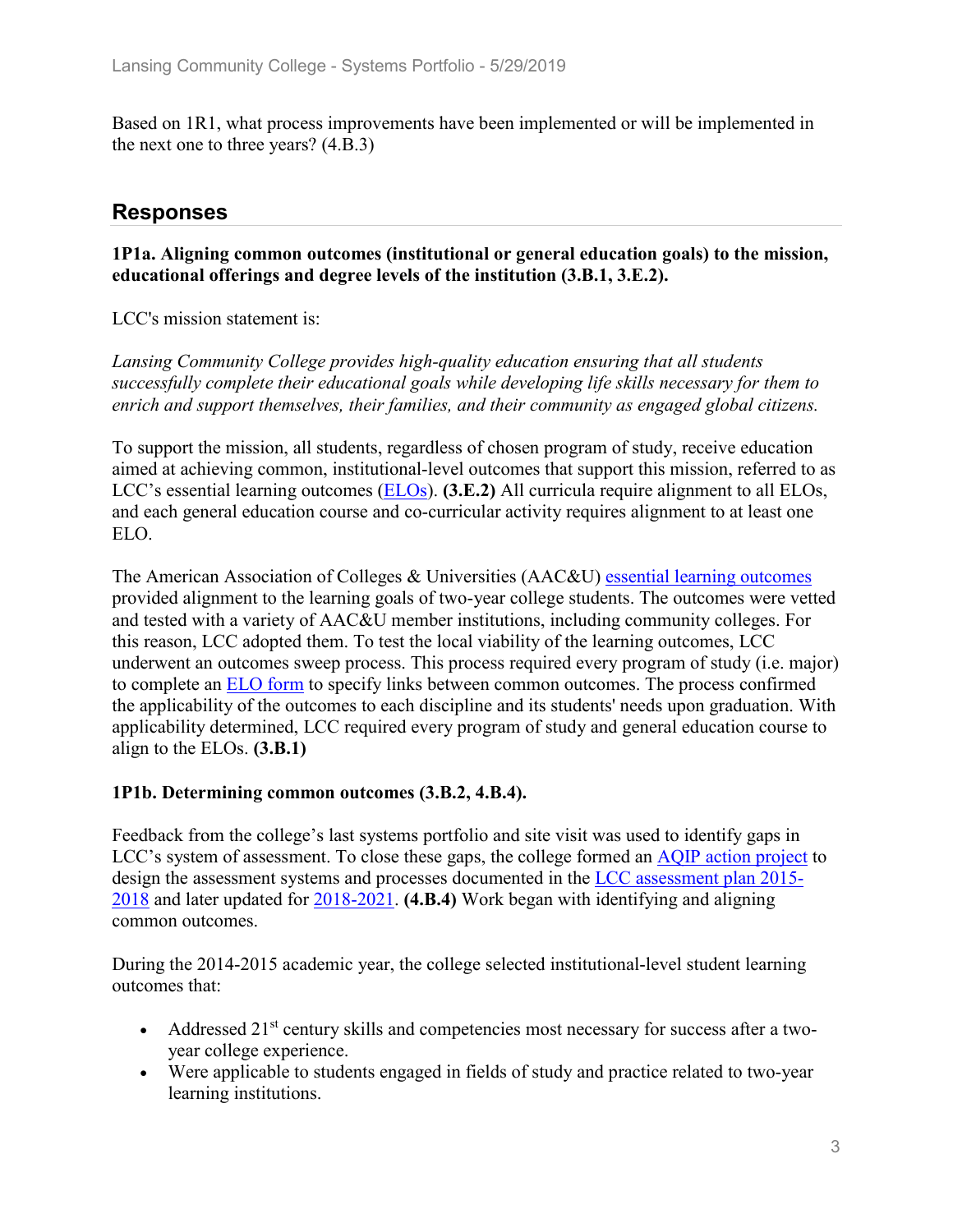Based on 1R1, what process improvements have been implemented or will be implemented in the next one to three years? (4.B.3)

## Responses

**1P1a. Aligning common outcomes (institutional or general education goals) to the mission, educational offerings and degree levels of the institution (3.B.1, 3.E.2).**

LCC's mission statement is:

*Lansing Community College provides high-quality education ensuring that all students successfully complete their educational goals while developing life skills necessary for them to enrich and support themselves, their families, and their community as engaged global citizens.*

To support the mission, all students, regardless of chosen program of study, receive education aimed at achieving common, institutional-level outcomes that support this mission, referred to as LCC's essential learning outcomes (ELOs). **(3.E.2)** All curricula require alignment to all ELOs, and each general education course and co-curricular activity requires alignment to at least one ELO.

The American Association of Colleges & Universities (AAC&U) essential learning outcomes provided alignment to the learning goals of two-year college students. The outcomes were vetted and tested with a variety of AAC&U member institutions, including community colleges. For this reason, LCC adopted them. To test the local viability of the learning outcomes, LCC underwent an outcomes sweep process. This process required every program of study (i.e. major) to complete an ELO form to specify links between common outcomes. The process confirmed the applicability of the outcomes to each discipline and its students' needs upon graduation. With applicability determined, LCC required every program of study and general education course to align to the ELOs. **(3.B.1)**

**1P1b. Determining common outcomes (3.B.2, 4.B.4).**

Feedback from the college's last systems portfolio and site visit was used to identify gaps in LCC's system of assessment. To close these gaps, the college formed an AQIP action project to design the assessment systems and processes documented in the LCC assessment plan 2015-2018 and later updated for 2018-2021. **(4.B.4)** Work began with identifying and aligning common outcomes.

During the 2014-2015 academic year, the college selected institutional-level student learning outcomes that:

- Addressed 21$^{st}$ century skills and competencies most necessary for success after a two-year college experience.
- Were applicable to students engaged in fields of study and practice related to two-year learning institutions.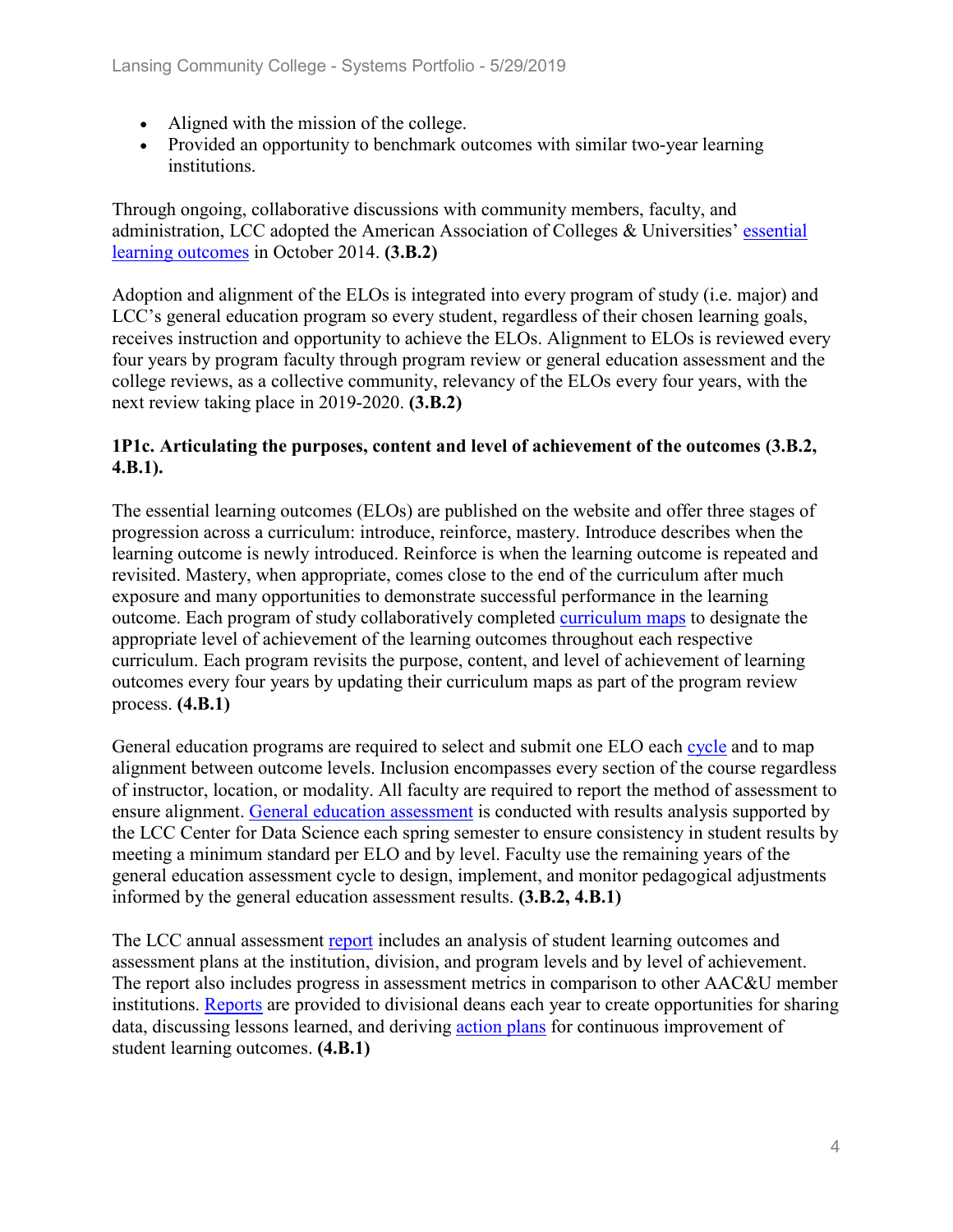- Aligned with the mission of the college.
- Provided an opportunity to benchmark outcomes with similar two-year learning institutions.

Through ongoing, collaborative discussions with community members, faculty, and administration, LCC adopted the American Association of Colleges & Universities' essential learning outcomes in October 2014. **(3.B.2)**

Adoption and alignment of the ELOs is integrated into every program of study (i.e. major) and LCC's general education program so every student, regardless of their chosen learning goals, receives instruction and opportunity to achieve the ELOs. Alignment to ELOs is reviewed every four years by program faculty through program review or general education assessment and the college reviews, as a collective community, relevancy of the ELOs every four years, with the next review taking place in 2019-2020. **(3.B.2)**

### 1P1c. Articulating the purposes, content and level of achievement of the outcomes (3.B.2, 4.B.1).

The essential learning outcomes (ELOs) are published on the website and offer three stages of progression across a curriculum: introduce, reinforce, mastery. Introduce describes when the learning outcome is newly introduced. Reinforce is when the learning outcome is repeated and revisited. Mastery, when appropriate, comes close to the end of the curriculum after much exposure and many opportunities to demonstrate successful performance in the learning outcome. Each program of study collaboratively completed curriculum maps to designate the appropriate level of achievement of the learning outcomes throughout each respective curriculum. Each program revisits the purpose, content, and level of achievement of learning outcomes every four years by updating their curriculum maps as part of the program review process. **(4.B.1)**

General education programs are required to select and submit one ELO each cycle and to map alignment between outcome levels. Inclusion encompasses every section of the course regardless of instructor, location, or modality. All faculty are required to report the method of assessment to ensure alignment. General education assessment is conducted with results analysis supported by the LCC Center for Data Science each spring semester to ensure consistency in student results by meeting a minimum standard per ELO and by level. Faculty use the remaining years of the general education assessment cycle to design, implement, and monitor pedagogical adjustments informed by the general education assessment results. **(3.B.2, 4.B.1)**

The LCC annual assessment report includes an analysis of student learning outcomes and assessment plans at the institution, division, and program levels and by level of achievement. The report also includes progress in assessment metrics in comparison to other AAC&U member institutions. Reports are provided to divisional deans each year to create opportunities for sharing data, discussing lessons learned, and deriving action plans for continuous improvement of student learning outcomes. **(4.B.1)**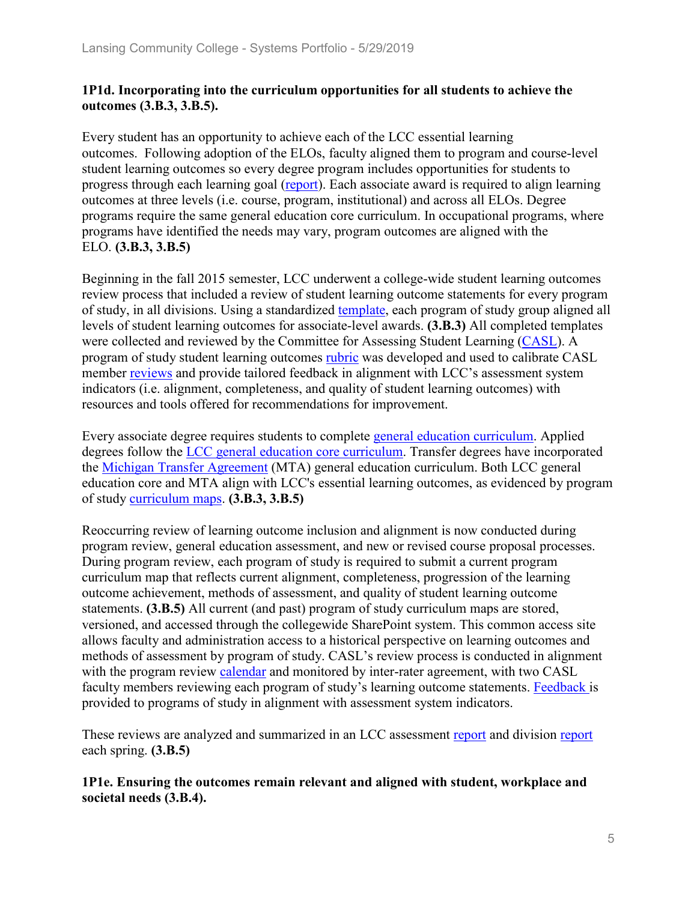**1P1d. Incorporating into the curriculum opportunities for all students to achieve the outcomes (3.B.3, 3.B.5).**

Every student has an opportunity to achieve each of the LCC essential learning outcomes. Following adoption of the ELOs, faculty aligned them to program and course-level student learning outcomes so every degree program includes opportunities for students to progress through each learning goal (report). Each associate award is required to align learning outcomes at three levels (i.e. course, program, institutional) and across all ELOs. Degree programs require the same general education core curriculum. In occupational programs, where programs have identified the needs may vary, program outcomes are aligned with the ELO. **(3.B.3, 3.B.5)**

Beginning in the fall 2015 semester, LCC underwent a college-wide student learning outcomes review process that included a review of student learning outcome statements for every program of study, in all divisions. Using a standardized template, each program of study group aligned all levels of student learning outcomes for associate-level awards. **(3.B.3)** All completed templates were collected and reviewed by the Committee for Assessing Student Learning (CASL). A program of study student learning outcomes rubric was developed and used to calibrate CASL member reviews and provide tailored feedback in alignment with LCC's assessment system indicators (i.e. alignment, completeness, and quality of student learning outcomes) with resources and tools offered for recommendations for improvement.

Every associate degree requires students to complete general education curriculum. Applied degrees follow the LCC general education core curriculum. Transfer degrees have incorporated the Michigan Transfer Agreement (MTA) general education curriculum. Both LCC general education core and MTA align with LCC's essential learning outcomes, as evidenced by program of study curriculum maps. **(3.B.3, 3.B.5)**

Reoccurring review of learning outcome inclusion and alignment is now conducted during program review, general education assessment, and new or revised course proposal processes. During program review, each program of study is required to submit a current program curriculum map that reflects current alignment, completeness, progression of the learning outcome achievement, methods of assessment, and quality of student learning outcome statements. **(3.B.5)** All current (and past) program of study curriculum maps are stored, versioned, and accessed through the collegewide SharePoint system. This common access site allows faculty and administration access to a historical perspective on learning outcomes and methods of assessment by program of study. CASL's review process is conducted in alignment with the program review calendar and monitored by inter-rater agreement, with two CASL faculty members reviewing each program of study's learning outcome statements. Feedback is provided to programs of study in alignment with assessment system indicators.

These reviews are analyzed and summarized in an LCC assessment report and division report each spring. **(3.B.5)**

**1P1e. Ensuring the outcomes remain relevant and aligned with student, workplace and societal needs (3.B.4).**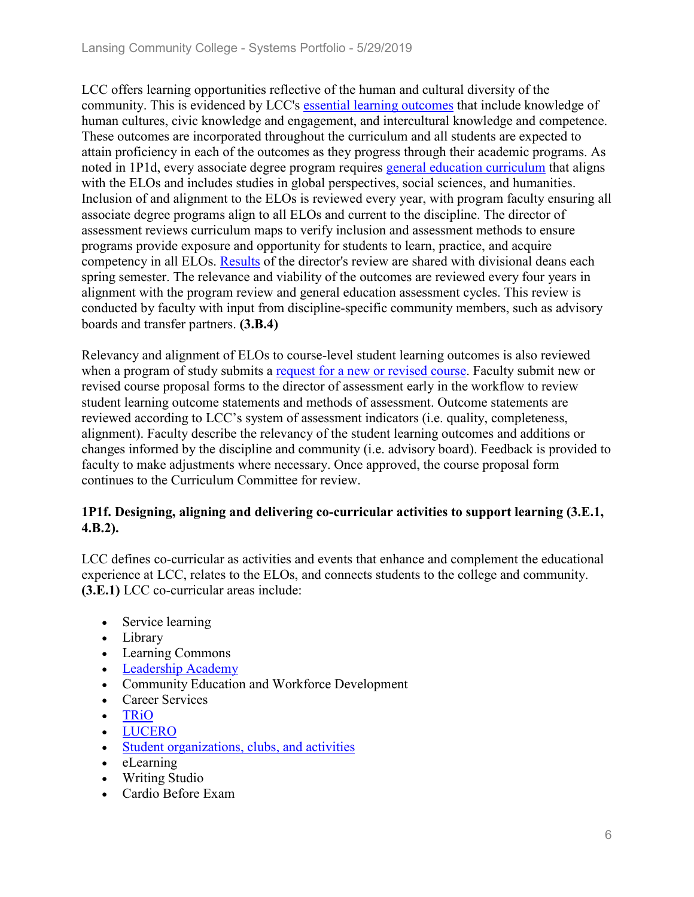LCC offers learning opportunities reflective of the human and cultural diversity of the community. This is evidenced by LCC's essential learning outcomes that include knowledge of human cultures, civic knowledge and engagement, and intercultural knowledge and competence. These outcomes are incorporated throughout the curriculum and all students are expected to attain proficiency in each of the outcomes as they progress through their academic programs. As noted in 1P1d, every associate degree program requires general education curriculum that aligns with the ELOs and includes studies in global perspectives, social sciences, and humanities. Inclusion of and alignment to the ELOs is reviewed every year, with program faculty ensuring all associate degree programs align to all ELOs and current to the discipline. The director of assessment reviews curriculum maps to verify inclusion and assessment methods to ensure programs provide exposure and opportunity for students to learn, practice, and acquire competency in all ELOs. Results of the director's review are shared with divisional deans each spring semester. The relevance and viability of the outcomes are reviewed every four years in alignment with the program review and general education assessment cycles. This review is conducted by faculty with input from discipline-specific community members, such as advisory boards and transfer partners. **(3.B.4)**

Relevancy and alignment of ELOs to course-level student learning outcomes is also reviewed when a program of study submits a request for a new or revised course. Faculty submit new or revised course proposal forms to the director of assessment early in the workflow to review student learning outcome statements and methods of assessment. Outcome statements are reviewed according to LCC's system of assessment indicators (i.e. quality, completeness, alignment). Faculty describe the relevancy of the student learning outcomes and additions or changes informed by the discipline and community (i.e. advisory board). Feedback is provided to faculty to make adjustments where necessary. Once approved, the course proposal form continues to the Curriculum Committee for review.

**1P1f. Designing, aligning and delivering co-curricular activities to support learning (3.E.1, 4.B.2).**

LCC defines co-curricular as activities and events that enhance and complement the educational experience at LCC, relates to the ELOs, and connects students to the college and community. **(3.E.1)** LCC co-curricular areas include:

- Service learning
- Library
- Learning Commons
- Leadership Academy
- Community Education and Workforce Development
- Career Services
- TRiO
- LUCERO
- Student organizations, clubs, and activities
- eLearning
- Writing Studio
- Cardio Before Exam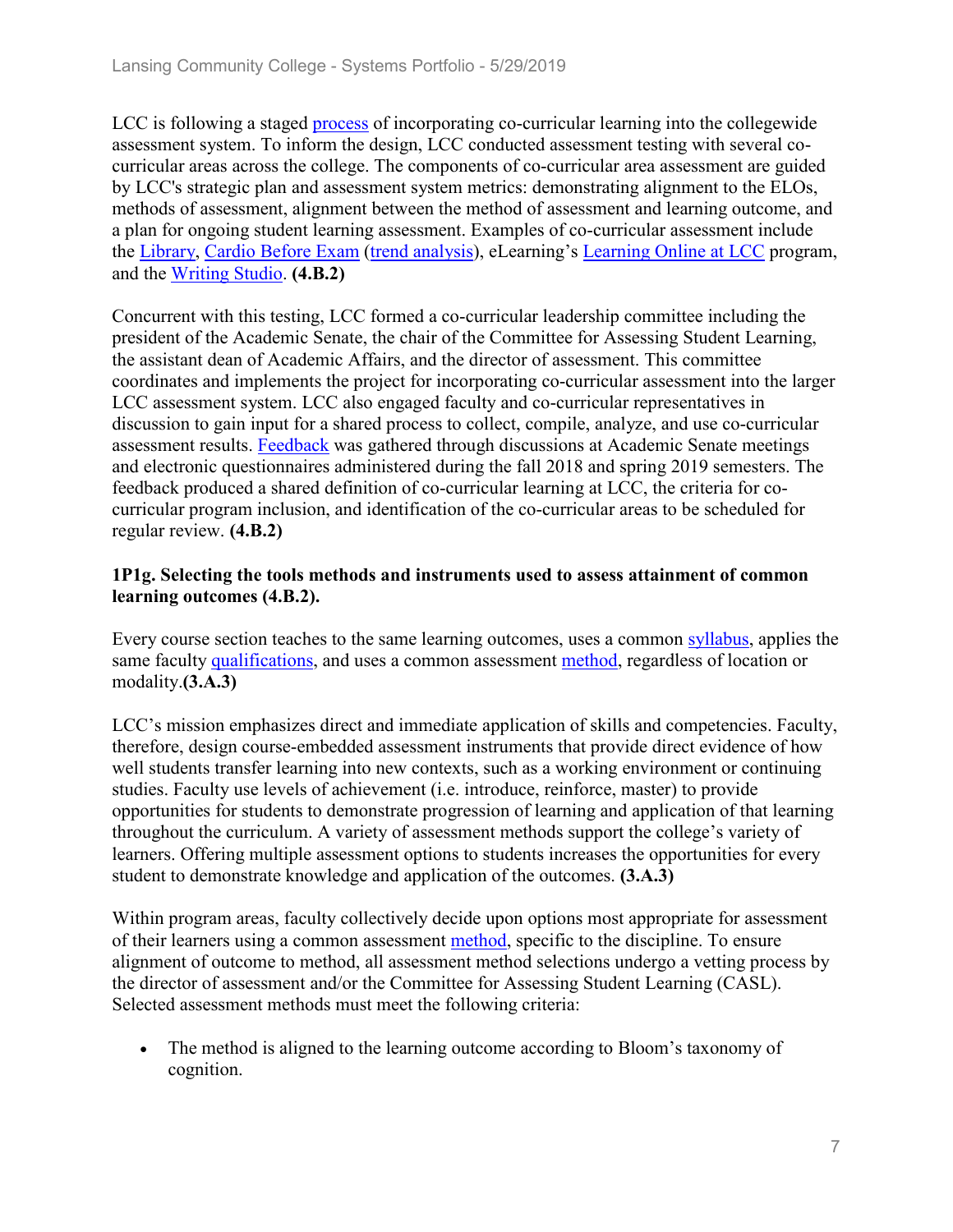LCC is following a staged process of incorporating co-curricular learning into the collegewide assessment system. To inform the design, LCC conducted assessment testing with several co-curricular areas across the college. The components of co-curricular area assessment are guided by LCC's strategic plan and assessment system metrics: demonstrating alignment to the ELOs, methods of assessment, alignment between the method of assessment and learning outcome, and a plan for ongoing student learning assessment. Examples of co-curricular assessment include the Library, Cardio Before Exam (trend analysis), eLearning's Learning Online at LCC program, and the Writing Studio. **(4.B.2)**

Concurrent with this testing, LCC formed a co-curricular leadership committee including the president of the Academic Senate, the chair of the Committee for Assessing Student Learning, the assistant dean of Academic Affairs, and the director of assessment. This committee coordinates and implements the project for incorporating co-curricular assessment into the larger LCC assessment system. LCC also engaged faculty and co-curricular representatives in discussion to gain input for a shared process to collect, compile, analyze, and use co-curricular assessment results. Feedback was gathered through discussions at Academic Senate meetings and electronic questionnaires administered during the fall 2018 and spring 2019 semesters. The feedback produced a shared definition of co-curricular learning at LCC, the criteria for co-curricular program inclusion, and identification of the co-curricular areas to be scheduled for regular review. **(4.B.2)**

**1P1g. Selecting the tools methods and instruments used to assess attainment of common learning outcomes (4.B.2).**

Every course section teaches to the same learning outcomes, uses a common syllabus, applies the same faculty qualifications, and uses a common assessment method, regardless of location or modality.**(3.A.3)**

LCC's mission emphasizes direct and immediate application of skills and competencies. Faculty, therefore, design course-embedded assessment instruments that provide direct evidence of how well students transfer learning into new contexts, such as a working environment or continuing studies. Faculty use levels of achievement (i.e. introduce, reinforce, master) to provide opportunities for students to demonstrate progression of learning and application of that learning throughout the curriculum. A variety of assessment methods support the college's variety of learners. Offering multiple assessment options to students increases the opportunities for every student to demonstrate knowledge and application of the outcomes. **(3.A.3)**

Within program areas, faculty collectively decide upon options most appropriate for assessment of their learners using a common assessment method, specific to the discipline. To ensure alignment of outcome to method, all assessment method selections undergo a vetting process by the director of assessment and/or the Committee for Assessing Student Learning (CASL). Selected assessment methods must meet the following criteria:

- The method is aligned to the learning outcome according to Bloom's taxonomy of cognition.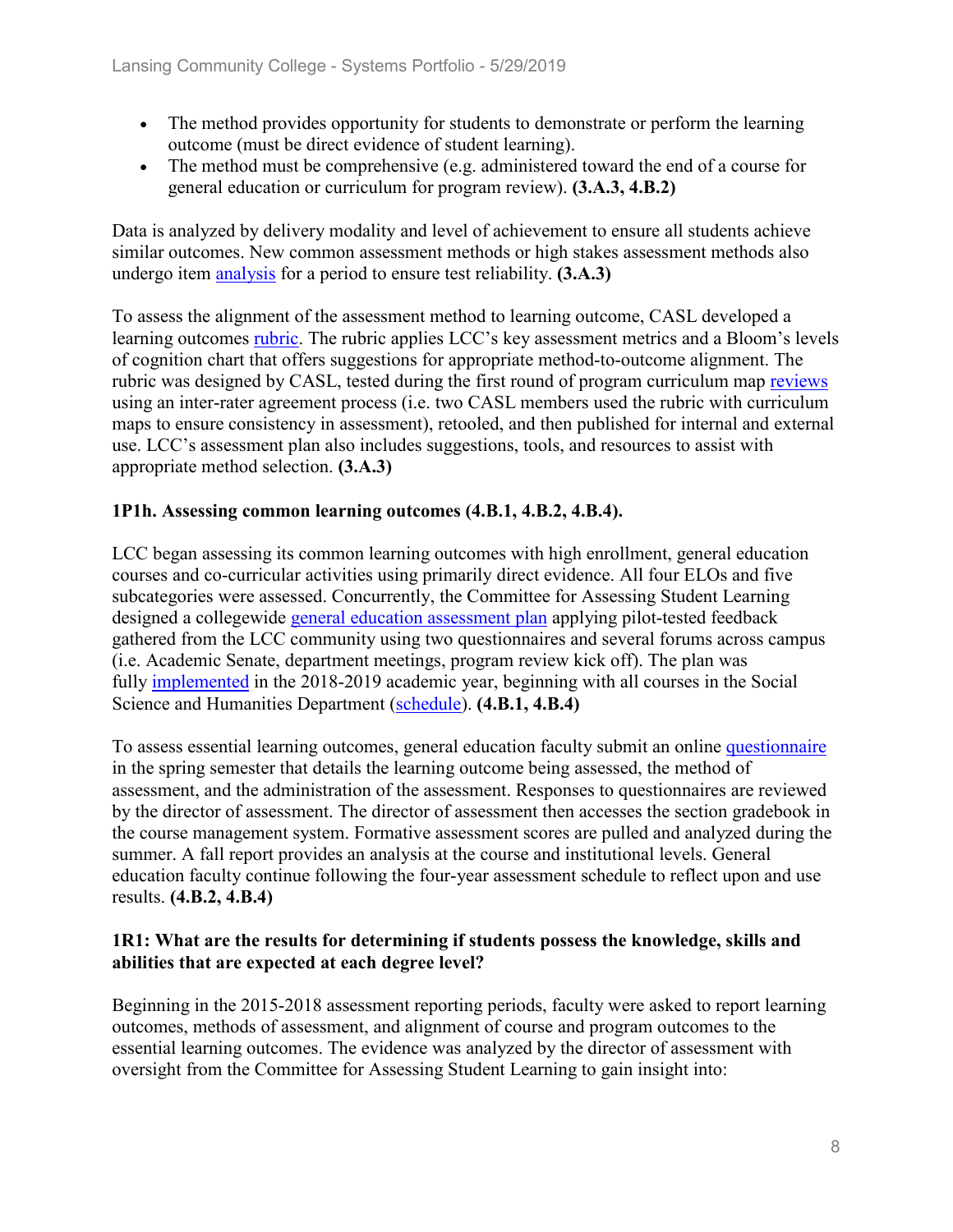- The method provides opportunity for students to demonstrate or perform the learning outcome (must be direct evidence of student learning).
- The method must be comprehensive (e.g. administered toward the end of a course for general education or curriculum for program review). **(3.A.3, 4.B.2)**

Data is analyzed by delivery modality and level of achievement to ensure all students achieve similar outcomes. New common assessment methods or high stakes assessment methods also undergo item analysis for a period to ensure test reliability. **(3.A.3)**

To assess the alignment of the assessment method to learning outcome, CASL developed a learning outcomes rubric. The rubric applies LCC's key assessment metrics and a Bloom's levels of cognition chart that offers suggestions for appropriate method-to-outcome alignment. The rubric was designed by CASL, tested during the first round of program curriculum map reviews using an inter-rater agreement process (i.e. two CASL members used the rubric with curriculum maps to ensure consistency in assessment), retooled, and then published for internal and external use. LCC's assessment plan also includes suggestions, tools, and resources to assist with appropriate method selection. **(3.A.3)**

### 1P1h. Assessing common learning outcomes (4.B.1, 4.B.2, 4.B.4).

LCC began assessing its common learning outcomes with high enrollment, general education courses and co-curricular activities using primarily direct evidence. All four ELOs and five subcategories were assessed. Concurrently, the Committee for Assessing Student Learning designed a collegewide general education assessment plan applying pilot-tested feedback gathered from the LCC community using two questionnaires and several forums across campus (i.e. Academic Senate, department meetings, program review kick off). The plan was fully implemented in the 2018-2019 academic year, beginning with all courses in the Social Science and Humanities Department (schedule). **(4.B.1, 4.B.4)**

To assess essential learning outcomes, general education faculty submit an online questionnaire in the spring semester that details the learning outcome being assessed, the method of assessment, and the administration of the assessment. Responses to questionnaires are reviewed by the director of assessment. The director of assessment then accesses the section gradebook in the course management system. Formative assessment scores are pulled and analyzed during the summer. A fall report provides an analysis at the course and institutional levels. General education faculty continue following the four-year assessment schedule to reflect upon and use results. **(4.B.2, 4.B.4)**

### 1R1: What are the results for determining if students possess the knowledge, skills and abilities that are expected at each degree level?

Beginning in the 2015-2018 assessment reporting periods, faculty were asked to report learning outcomes, methods of assessment, and alignment of course and program outcomes to the essential learning outcomes. The evidence was analyzed by the director of assessment with oversight from the Committee for Assessing Student Learning to gain insight into: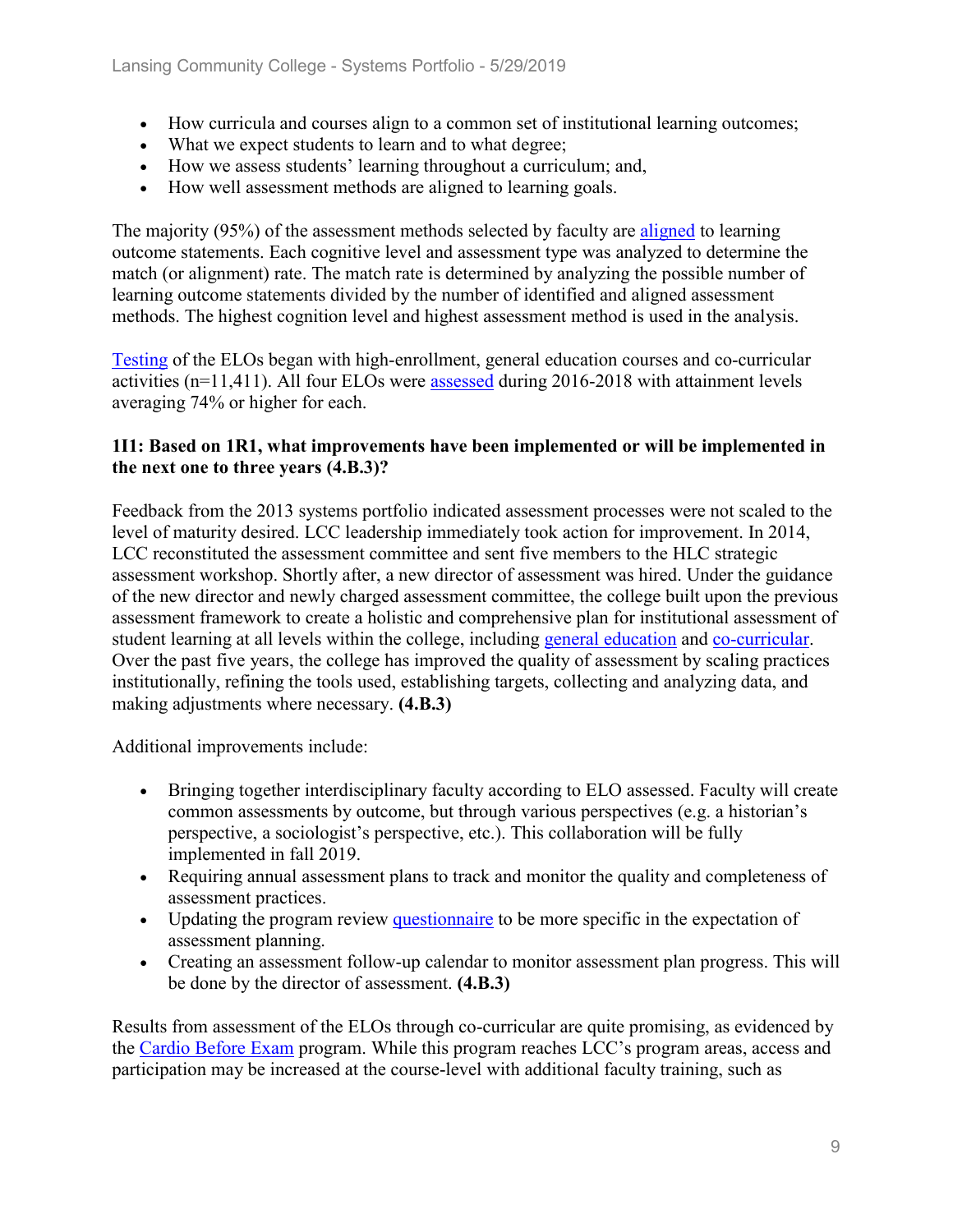- How curricula and courses align to a common set of institutional learning outcomes;
- What we expect students to learn and to what degree;
- How we assess students' learning throughout a curriculum; and,
- How well assessment methods are aligned to learning goals.

The majority (95%) of the assessment methods selected by faculty are aligned to learning outcome statements. Each cognitive level and assessment type was analyzed to determine the match (or alignment) rate. The match rate is determined by analyzing the possible number of learning outcome statements divided by the number of identified and aligned assessment methods. The highest cognition level and highest assessment method is used in the analysis.

Testing of the ELOs began with high-enrollment, general education courses and co-curricular activities (n=11,411). All four ELOs were assessed during 2016-2018 with attainment levels averaging 74% or higher for each.

**1I1: Based on 1R1, what improvements have been implemented or will be implemented in the next one to three years (4.B.3)?**

Feedback from the 2013 systems portfolio indicated assessment processes were not scaled to the level of maturity desired. LCC leadership immediately took action for improvement. In 2014, LCC reconstituted the assessment committee and sent five members to the HLC strategic assessment workshop. Shortly after, a new director of assessment was hired. Under the guidance of the new director and newly charged assessment committee, the college built upon the previous assessment framework to create a holistic and comprehensive plan for institutional assessment of student learning at all levels within the college, including general education and co-curricular. Over the past five years, the college has improved the quality of assessment by scaling practices institutionally, refining the tools used, establishing targets, collecting and analyzing data, and making adjustments where necessary. **(4.B.3)**

Additional improvements include:

- Bringing together interdisciplinary faculty according to ELO assessed. Faculty will create common assessments by outcome, but through various perspectives (e.g. a historian's perspective, a sociologist's perspective, etc.). This collaboration will be fully implemented in fall 2019.
- Requiring annual assessment plans to track and monitor the quality and completeness of assessment practices.
- Updating the program review questionnaire to be more specific in the expectation of assessment planning.
- Creating an assessment follow-up calendar to monitor assessment plan progress. This will be done by the director of assessment. **(4.B.3)**

Results from assessment of the ELOs through co-curricular are quite promising, as evidenced by the Cardio Before Exam program. While this program reaches LCC's program areas, access and participation may be increased at the course-level with additional faculty training, such as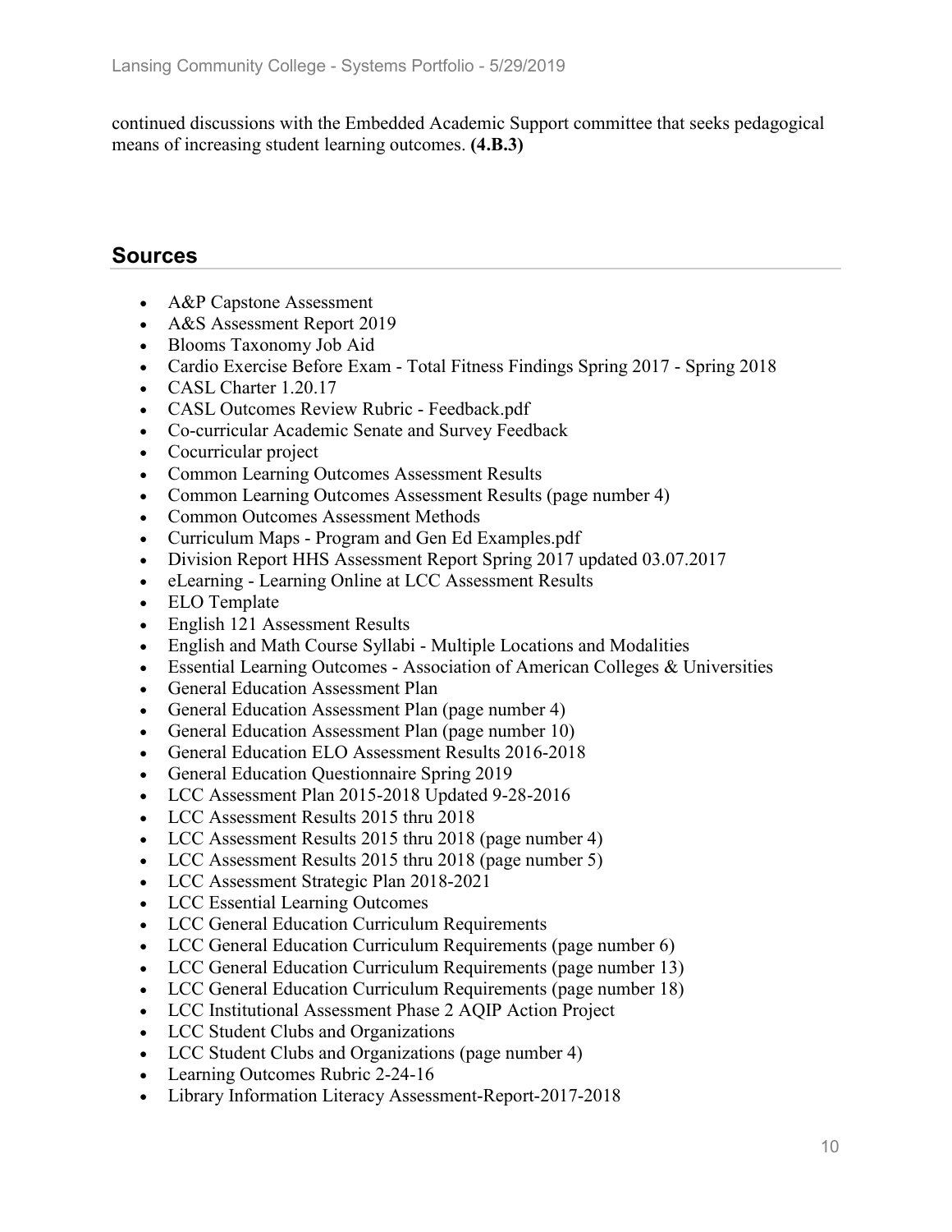continued discussions with the Embedded Academic Support committee that seeks pedagogical means of increasing student learning outcomes. **(4.B.3)**

## Sources

- A&P Capstone Assessment
- A&S Assessment Report 2019
- Blooms Taxonomy Job Aid
- Cardio Exercise Before Exam - Total Fitness Findings Spring 2017 - Spring 2018
- CASL Charter 1.20.17
- CASL Outcomes Review Rubric - Feedback.pdf
- Co-curricular Academic Senate and Survey Feedback
- Cocurricular project
- Common Learning Outcomes Assessment Results
- Common Learning Outcomes Assessment Results (page number 4)
- Common Outcomes Assessment Methods
- Curriculum Maps - Program and Gen Ed Examples.pdf
- Division Report HHS Assessment Report Spring 2017 updated 03.07.2017
- eLearning - Learning Online at LCC Assessment Results
- ELO Template
- English 121 Assessment Results
- English and Math Course Syllabi - Multiple Locations and Modalities
- Essential Learning Outcomes - Association of American Colleges & Universities
- General Education Assessment Plan
- General Education Assessment Plan (page number 4)
- General Education Assessment Plan (page number 10)
- General Education ELO Assessment Results 2016-2018
- General Education Questionnaire Spring 2019
- LCC Assessment Plan 2015-2018 Updated 9-28-2016
- LCC Assessment Results 2015 thru 2018
- LCC Assessment Results 2015 thru 2018 (page number 4)
- LCC Assessment Results 2015 thru 2018 (page number 5)
- LCC Assessment Strategic Plan 2018-2021
- LCC Essential Learning Outcomes
- LCC General Education Curriculum Requirements
- LCC General Education Curriculum Requirements (page number 6)
- LCC General Education Curriculum Requirements (page number 13)
- LCC General Education Curriculum Requirements (page number 18)
- LCC Institutional Assessment Phase 2 AQIP Action Project
- LCC Student Clubs and Organizations
- LCC Student Clubs and Organizations (page number 4)
- Learning Outcomes Rubric 2-24-16
- Library Information Literacy Assessment-Report-2017-2018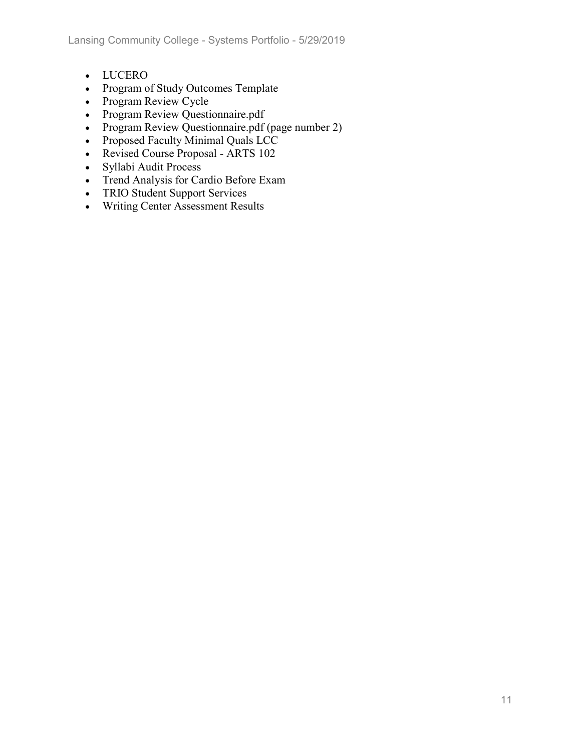- LUCERO
- Program of Study Outcomes Template
- Program Review Cycle
- Program Review Questionnaire.pdf
- Program Review Questionnaire.pdf (page number 2)
- Proposed Faculty Minimal Quals LCC
- Revised Course Proposal - ARTS 102
- Syllabi Audit Process
- Trend Analysis for Cardio Before Exam
- TRIO Student Support Services
- Writing Center Assessment Results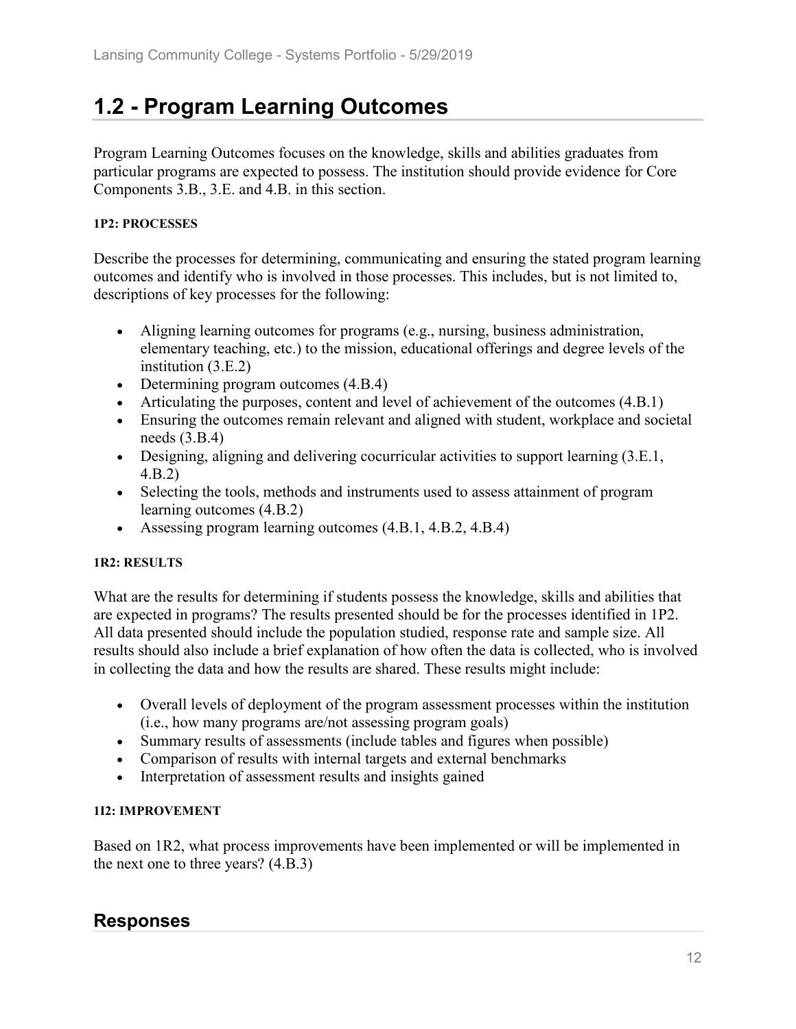## 1.2 - Program Learning Outcomes

Program Learning Outcomes focuses on the knowledge, skills and abilities graduates from particular programs are expected to possess. The institution should provide evidence for Core Components 3.B., 3.E. and 4.B. in this section.

**1P2: PROCESSES**

Describe the processes for determining, communicating and ensuring the stated program learning outcomes and identify who is involved in those processes. This includes, but is not limited to, descriptions of key processes for the following:

- Aligning learning outcomes for programs (e.g., nursing, business administration, elementary teaching, etc.) to the mission, educational offerings and degree levels of the institution (3.E.2)
- Determining program outcomes (4.B.4)
- Articulating the purposes, content and level of achievement of the outcomes (4.B.1)
- Ensuring the outcomes remain relevant and aligned with student, workplace and societal needs (3.B.4)
- Designing, aligning and delivering cocurricular activities to support learning (3.E.1, 4.B.2)
- Selecting the tools, methods and instruments used to assess attainment of program learning outcomes (4.B.2)
- Assessing program learning outcomes (4.B.1, 4.B.2, 4.B.4)

**1R2: RESULTS**

What are the results for determining if students possess the knowledge, skills and abilities that are expected in programs? The results presented should be for the processes identified in 1P2. All data presented should include the population studied, response rate and sample size. All results should also include a brief explanation of how often the data is collected, who is involved in collecting the data and how the results are shared. These results might include:

- Overall levels of deployment of the program assessment processes within the institution (i.e., how many programs are/not assessing program goals)
- Summary results of assessments (include tables and figures when possible)
- Comparison of results with internal targets and external benchmarks
- Interpretation of assessment results and insights gained

**1I2: IMPROVEMENT**

Based on 1R2, what process improvements have been implemented or will be implemented in the next one to three years? (4.B.3)

### Responses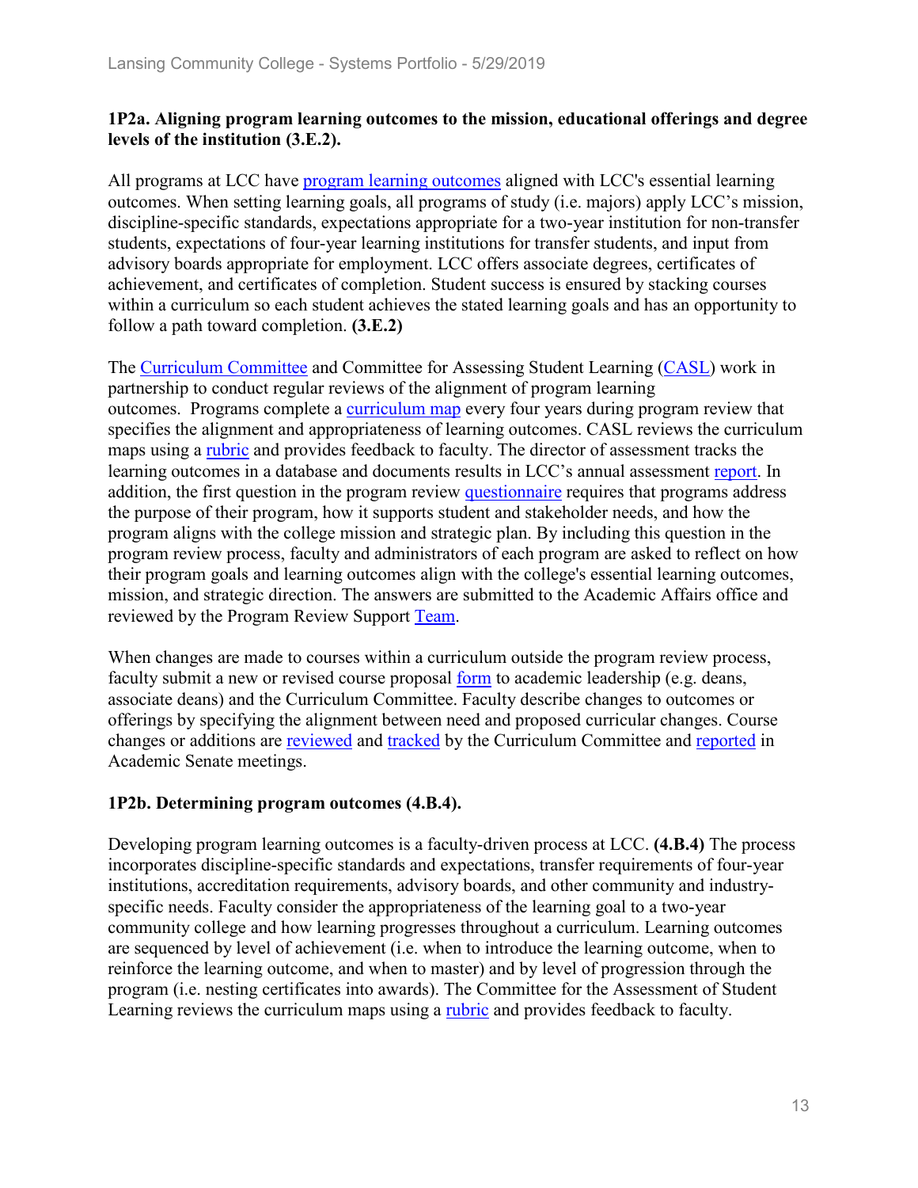**1P2a. Aligning program learning outcomes to the mission, educational offerings and degree levels of the institution (3.E.2).**

All programs at LCC have program learning outcomes aligned with LCC's essential learning outcomes. When setting learning goals, all programs of study (i.e. majors) apply LCC's mission, discipline-specific standards, expectations appropriate for a two-year institution for non-transfer students, expectations of four-year learning institutions for transfer students, and input from advisory boards appropriate for employment. LCC offers associate degrees, certificates of achievement, and certificates of completion. Student success is ensured by stacking courses within a curriculum so each student achieves the stated learning goals and has an opportunity to follow a path toward completion. **(3.E.2)**

The Curriculum Committee and Committee for Assessing Student Learning (CASL) work in partnership to conduct regular reviews of the alignment of program learning outcomes. Programs complete a curriculum map every four years during program review that specifies the alignment and appropriateness of learning outcomes. CASL reviews the curriculum maps using a rubric and provides feedback to faculty. The director of assessment tracks the learning outcomes in a database and documents results in LCC's annual assessment report. In addition, the first question in the program review questionnaire requires that programs address the purpose of their program, how it supports student and stakeholder needs, and how the program aligns with the college mission and strategic plan. By including this question in the program review process, faculty and administrators of each program are asked to reflect on how their program goals and learning outcomes align with the college's essential learning outcomes, mission, and strategic direction. The answers are submitted to the Academic Affairs office and reviewed by the Program Review Support Team.

When changes are made to courses within a curriculum outside the program review process, faculty submit a new or revised course proposal form to academic leadership (e.g. deans, associate deans) and the Curriculum Committee. Faculty describe changes to outcomes or offerings by specifying the alignment between need and proposed curricular changes. Course changes or additions are reviewed and tracked by the Curriculum Committee and reported in Academic Senate meetings.

**1P2b. Determining program outcomes (4.B.4).**

Developing program learning outcomes is a faculty-driven process at LCC. **(4.B.4)** The process incorporates discipline-specific standards and expectations, transfer requirements of four-year institutions, accreditation requirements, advisory boards, and other community and industry-specific needs. Faculty consider the appropriateness of the learning goal to a two-year community college and how learning progresses throughout a curriculum. Learning outcomes are sequenced by level of achievement (i.e. when to introduce the learning outcome, when to reinforce the learning outcome, and when to master) and by level of progression through the program (i.e. nesting certificates into awards). The Committee for the Assessment of Student Learning reviews the curriculum maps using a rubric and provides feedback to faculty.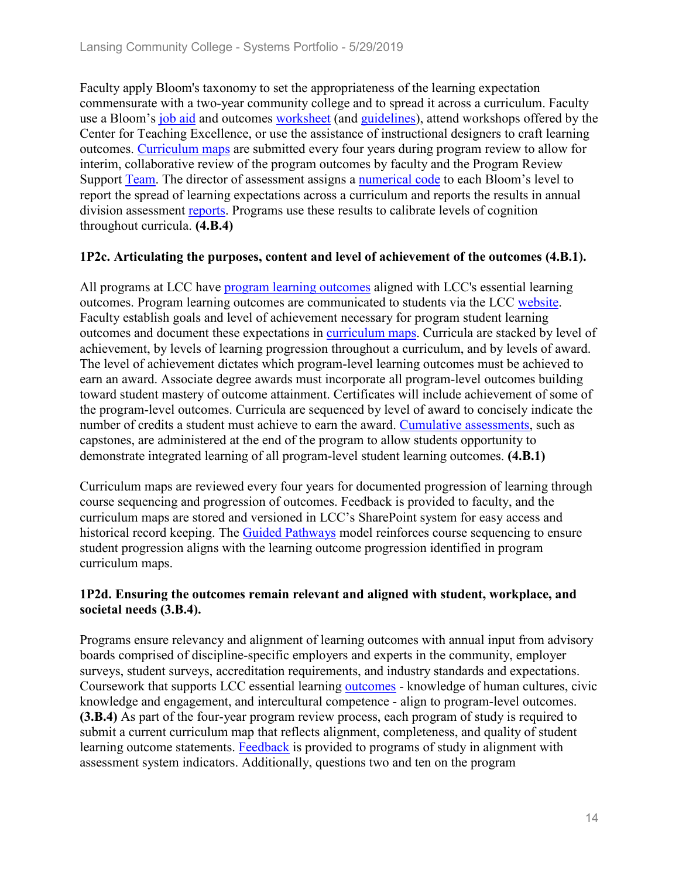Faculty apply Bloom's taxonomy to set the appropriateness of the learning expectation commensurate with a two-year community college and to spread it across a curriculum. Faculty use a Bloom's job aid and outcomes worksheet (and guidelines), attend workshops offered by the Center for Teaching Excellence, or use the assistance of instructional designers to craft learning outcomes. Curriculum maps are submitted every four years during program review to allow for interim, collaborative review of the program outcomes by faculty and the Program Review Support Team. The director of assessment assigns a numerical code to each Bloom's level to report the spread of learning expectations across a curriculum and reports the results in annual division assessment reports. Programs use these results to calibrate levels of cognition throughout curricula. **(4.B.4)**

**1P2c. Articulating the purposes, content and level of achievement of the outcomes (4.B.1).**

All programs at LCC have program learning outcomes aligned with LCC's essential learning outcomes. Program learning outcomes are communicated to students via the LCC website. Faculty establish goals and level of achievement necessary for program student learning outcomes and document these expectations in curriculum maps. Curricula are stacked by level of achievement, by levels of learning progression throughout a curriculum, and by levels of award. The level of achievement dictates which program-level learning outcomes must be achieved to earn an award. Associate degree awards must incorporate all program-level outcomes building toward student mastery of outcome attainment. Certificates will include achievement of some of the program-level outcomes. Curricula are sequenced by level of award to concisely indicate the number of credits a student must achieve to earn the award. Cumulative assessments, such as capstones, are administered at the end of the program to allow students opportunity to demonstrate integrated learning of all program-level student learning outcomes. **(4.B.1)**

Curriculum maps are reviewed every four years for documented progression of learning through course sequencing and progression of outcomes. Feedback is provided to faculty, and the curriculum maps are stored and versioned in LCC's SharePoint system for easy access and historical record keeping. The Guided Pathways model reinforces course sequencing to ensure student progression aligns with the learning outcome progression identified in program curriculum maps.

**1P2d. Ensuring the outcomes remain relevant and aligned with student, workplace, and societal needs (3.B.4).**

Programs ensure relevancy and alignment of learning outcomes with annual input from advisory boards comprised of discipline-specific employers and experts in the community, employer surveys, student surveys, accreditation requirements, and industry standards and expectations. Coursework that supports LCC essential learning outcomes - knowledge of human cultures, civic knowledge and engagement, and intercultural competence - align to program-level outcomes. **(3.B.4)** As part of the four-year program review process, each program of study is required to submit a current curriculum map that reflects alignment, completeness, and quality of student learning outcome statements. Feedback is provided to programs of study in alignment with assessment system indicators. Additionally, questions two and ten on the program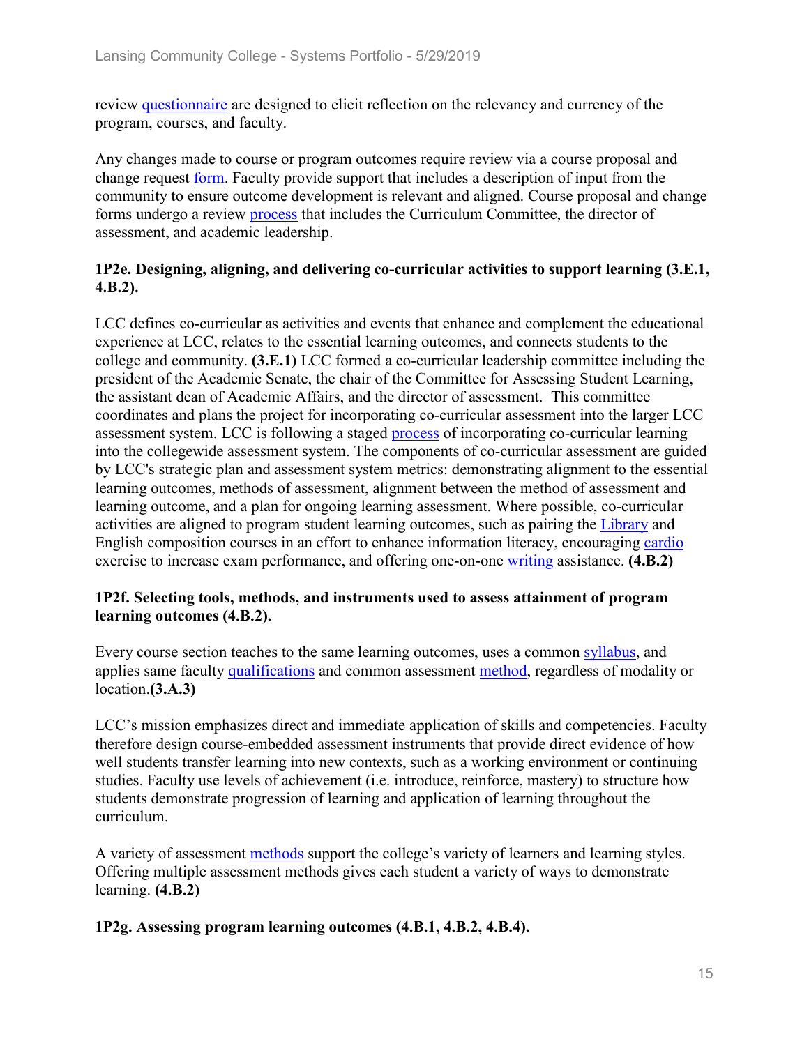review questionnaire are designed to elicit reflection on the relevancy and currency of the program, courses, and faculty.

Any changes made to course or program outcomes require review via a course proposal and change request form. Faculty provide support that includes a description of input from the community to ensure outcome development is relevant and aligned. Course proposal and change forms undergo a review process that includes the Curriculum Committee, the director of assessment, and academic leadership.

### 1P2e. Designing, aligning, and delivering co-curricular activities to support learning (3.E.1, 4.B.2).

LCC defines co-curricular as activities and events that enhance and complement the educational experience at LCC, relates to the essential learning outcomes, and connects students to the college and community. **(3.E.1)** LCC formed a co-curricular leadership committee including the president of the Academic Senate, the chair of the Committee for Assessing Student Learning, the assistant dean of Academic Affairs, and the director of assessment. This committee coordinates and plans the project for incorporating co-curricular assessment into the larger LCC assessment system. LCC is following a staged process of incorporating co-curricular learning into the collegewide assessment system. The components of co-curricular assessment are guided by LCC's strategic plan and assessment system metrics: demonstrating alignment to the essential learning outcomes, methods of assessment, alignment between the method of assessment and learning outcome, and a plan for ongoing learning assessment. Where possible, co-curricular activities are aligned to program student learning outcomes, such as pairing the Library and English composition courses in an effort to enhance information literacy, encouraging cardio exercise to increase exam performance, and offering one-on-one writing assistance. **(4.B.2)**

### 1P2f. Selecting tools, methods, and instruments used to assess attainment of program learning outcomes (4.B.2).

Every course section teaches to the same learning outcomes, uses a common syllabus, and applies same faculty qualifications and common assessment method, regardless of modality or location.**(3.A.3)**

LCC's mission emphasizes direct and immediate application of skills and competencies. Faculty therefore design course-embedded assessment instruments that provide direct evidence of how well students transfer learning into new contexts, such as a working environment or continuing studies. Faculty use levels of achievement (i.e. introduce, reinforce, mastery) to structure how students demonstrate progression of learning and application of learning throughout the curriculum.

A variety of assessment methods support the college's variety of learners and learning styles. Offering multiple assessment methods gives each student a variety of ways to demonstrate learning. **(4.B.2)**

### 1P2g. Assessing program learning outcomes (4.B.1, 4.B.2, 4.B.4).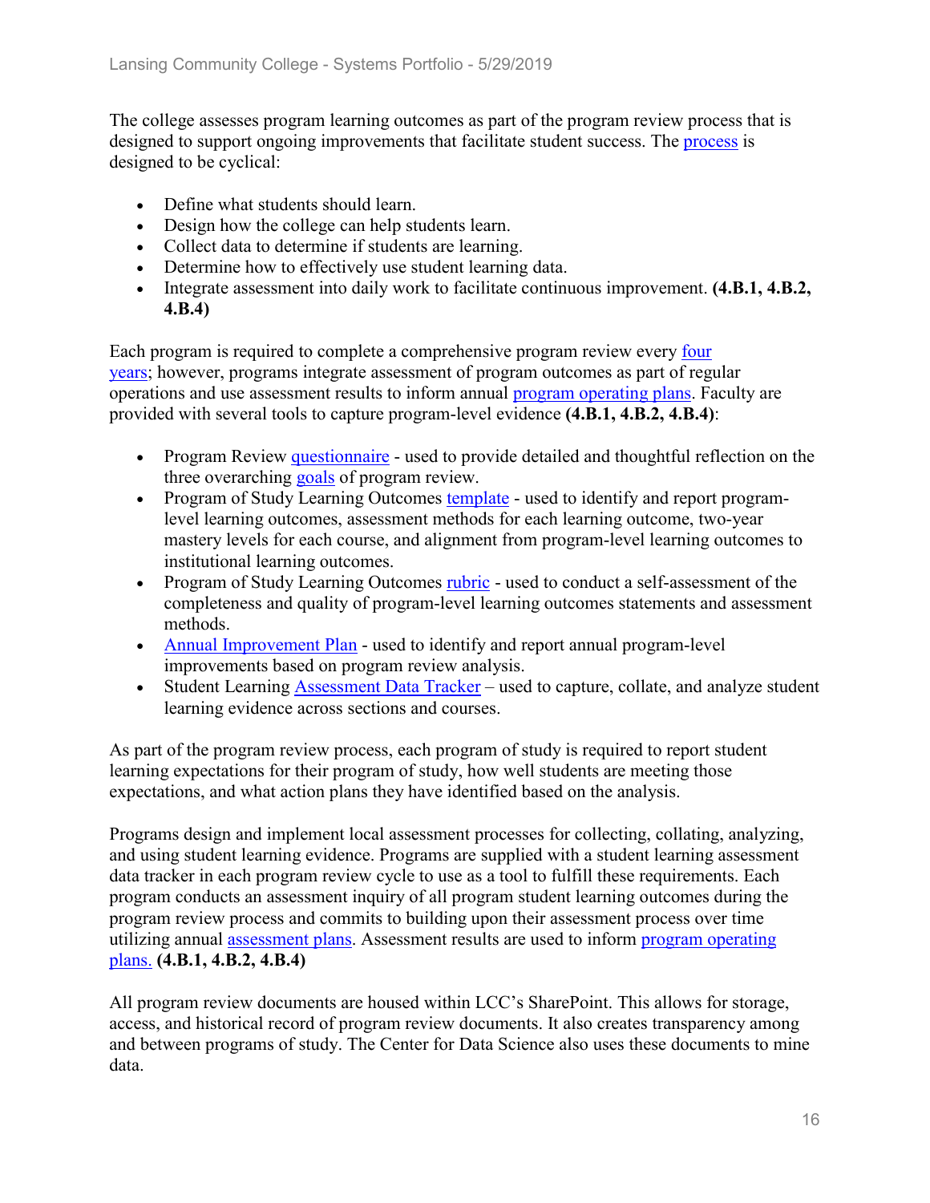The college assesses program learning outcomes as part of the program review process that is designed to support ongoing improvements that facilitate student success. The process is designed to be cyclical:

- Define what students should learn.
- Design how the college can help students learn.
- Collect data to determine if students are learning.
- Determine how to effectively use student learning data.
- Integrate assessment into daily work to facilitate continuous improvement. **(4.B.1, 4.B.2, 4.B.4)**

Each program is required to complete a comprehensive program review every four years; however, programs integrate assessment of program outcomes as part of regular operations and use assessment results to inform annual program operating plans. Faculty are provided with several tools to capture program-level evidence **(4.B.1, 4.B.2, 4.B.4)**:

- Program Review questionnaire - used to provide detailed and thoughtful reflection on the three overarching goals of program review.
- Program of Study Learning Outcomes template - used to identify and report program-level learning outcomes, assessment methods for each learning outcome, two-year mastery levels for each course, and alignment from program-level learning outcomes to institutional learning outcomes.
- Program of Study Learning Outcomes rubric - used to conduct a self-assessment of the completeness and quality of program-level learning outcomes statements and assessment methods.
- Annual Improvement Plan - used to identify and report annual program-level improvements based on program review analysis.
- Student Learning Assessment Data Tracker – used to capture, collate, and analyze student learning evidence across sections and courses.

As part of the program review process, each program of study is required to report student learning expectations for their program of study, how well students are meeting those expectations, and what action plans they have identified based on the analysis.

Programs design and implement local assessment processes for collecting, collating, analyzing, and using student learning evidence. Programs are supplied with a student learning assessment data tracker in each program review cycle to use as a tool to fulfill these requirements. Each program conducts an assessment inquiry of all program student learning outcomes during the program review process and commits to building upon their assessment process over time utilizing annual assessment plans. Assessment results are used to inform program operating plans. **(4.B.1, 4.B.2, 4.B.4)**

All program review documents are housed within LCC's SharePoint. This allows for storage, access, and historical record of program review documents. It also creates transparency among and between programs of study. The Center for Data Science also uses these documents to mine data.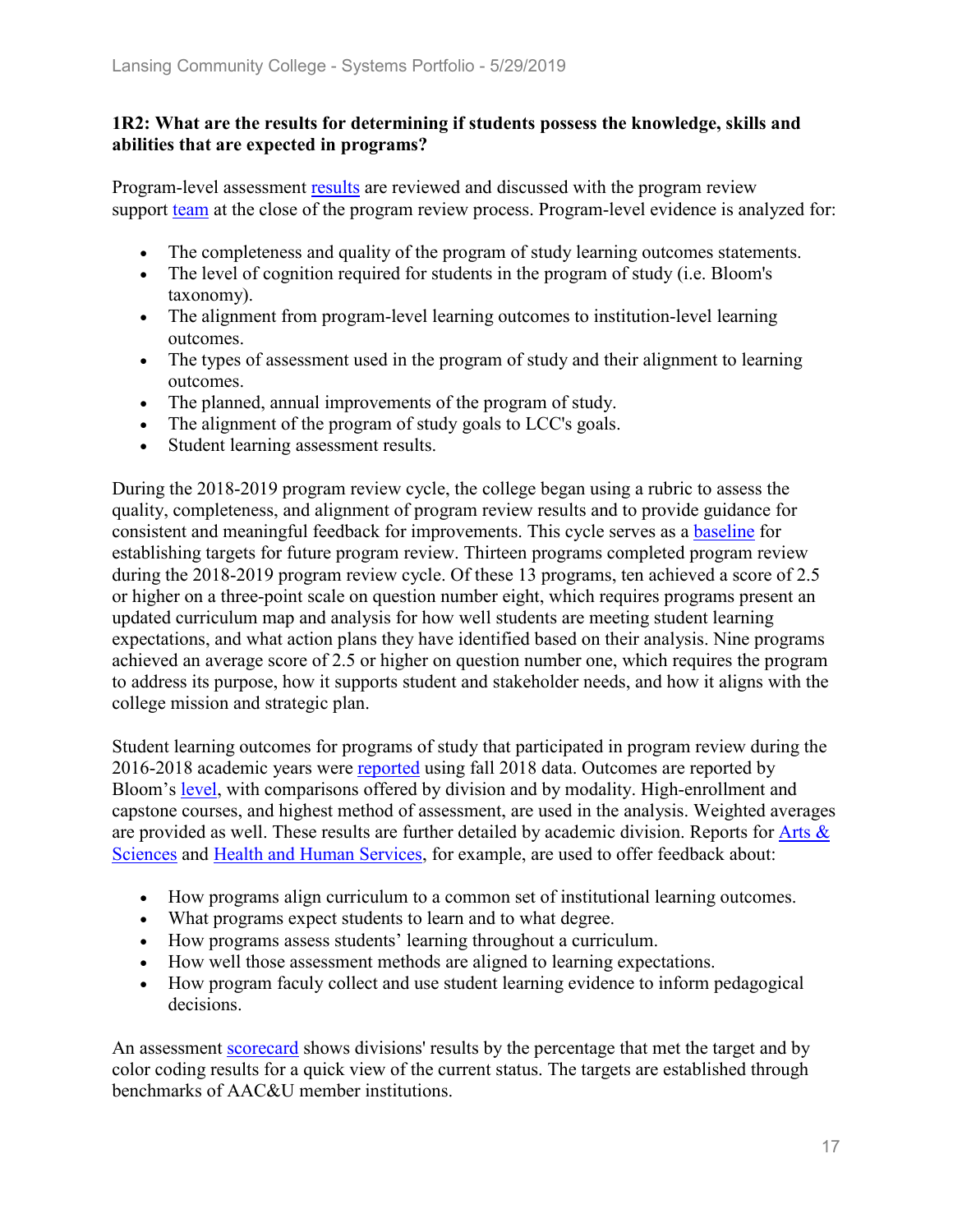**1R2: What are the results for determining if students possess the knowledge, skills and abilities that are expected in programs?**

Program-level assessment results are reviewed and discussed with the program review support team at the close of the program review process. Program-level evidence is analyzed for:

- The completeness and quality of the program of study learning outcomes statements.
- The level of cognition required for students in the program of study (i.e. Bloom's taxonomy).
- The alignment from program-level learning outcomes to institution-level learning outcomes.
- The types of assessment used in the program of study and their alignment to learning outcomes.
- The planned, annual improvements of the program of study.
- The alignment of the program of study goals to LCC's goals.
- Student learning assessment results.

During the 2018-2019 program review cycle, the college began using a rubric to assess the quality, completeness, and alignment of program review results and to provide guidance for consistent and meaningful feedback for improvements. This cycle serves as a baseline for establishing targets for future program review. Thirteen programs completed program review during the 2018-2019 program review cycle. Of these 13 programs, ten achieved a score of 2.5 or higher on a three-point scale on question number eight, which requires programs present an updated curriculum map and analysis for how well students are meeting student learning expectations, and what action plans they have identified based on their analysis. Nine programs achieved an average score of 2.5 or higher on question number one, which requires the program to address its purpose, how it supports student and stakeholder needs, and how it aligns with the college mission and strategic plan.

Student learning outcomes for programs of study that participated in program review during the 2016-2018 academic years were reported using fall 2018 data. Outcomes are reported by Bloom's level, with comparisons offered by division and by modality. High-enrollment and capstone courses, and highest method of assessment, are used in the analysis. Weighted averages are provided as well. These results are further detailed by academic division. Reports for Arts & Sciences and Health and Human Services, for example, are used to offer feedback about:

- How programs align curriculum to a common set of institutional learning outcomes.
- What programs expect students to learn and to what degree.
- How programs assess students' learning throughout a curriculum.
- How well those assessment methods are aligned to learning expectations.
- How program facuky collect and use student learning evidence to inform pedagogical decisions.

An assessment scorecard shows divisions' results by the percentage that met the target and by color coding results for a quick view of the current status. The targets are established through benchmarks of AAC&U member institutions.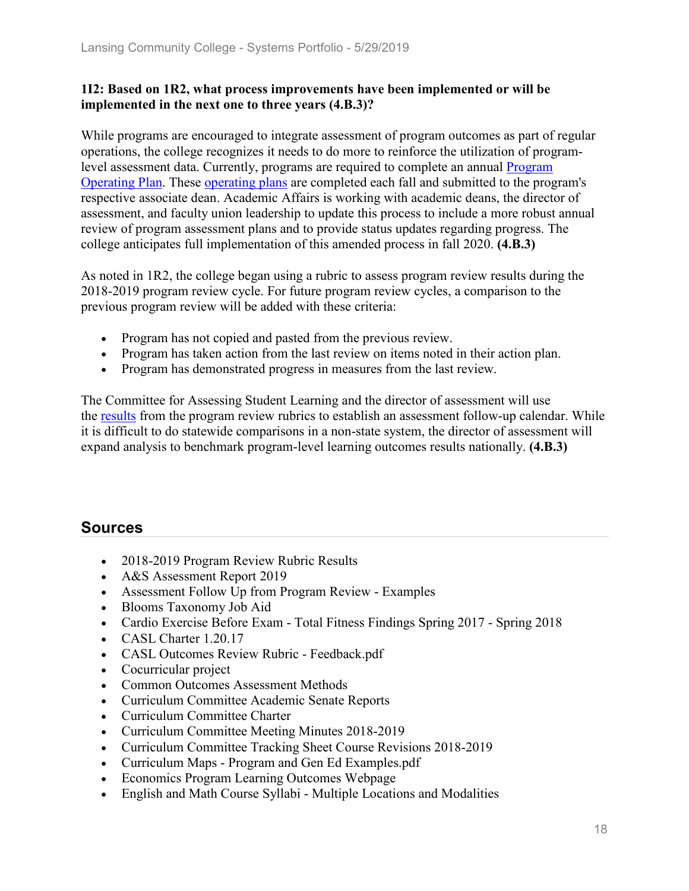**1I2: Based on 1R2, what process improvements have been implemented or will be implemented in the next one to three years (4.B.3)?**

While programs are encouraged to integrate assessment of program outcomes as part of regular operations, the college recognizes it needs to do more to reinforce the utilization of program-level assessment data. Currently, programs are required to complete an annual Program Operating Plan. These operating plans are completed each fall and submitted to the program's respective associate dean. Academic Affairs is working with academic deans, the director of assessment, and faculty union leadership to update this process to include a more robust annual review of program assessment plans and to provide status updates regarding progress. The college anticipates full implementation of this amended process in fall 2020. **(4.B.3)**

As noted in 1R2, the college began using a rubric to assess program review results during the 2018-2019 program review cycle. For future program review cycles, a comparison to the previous program review will be added with these criteria:

- Program has not copied and pasted from the previous review.
- Program has taken action from the last review on items noted in their action plan.
- Program has demonstrated progress in measures from the last review.

The Committee for Assessing Student Learning and the director of assessment will use the results from the program review rubrics to establish an assessment follow-up calendar. While it is difficult to do statewide comparisons in a non-state system, the director of assessment will expand analysis to benchmark program-level learning outcomes results nationally. **(4.B.3)**

## Sources

- 2018-2019 Program Review Rubric Results
- A&S Assessment Report 2019
- Assessment Follow Up from Program Review - Examples
- Blooms Taxonomy Job Aid
- Cardio Exercise Before Exam - Total Fitness Findings Spring 2017 - Spring 2018
- CASL Charter 1.20.17
- CASL Outcomes Review Rubric - Feedback.pdf
- Cocurricular project
- Common Outcomes Assessment Methods
- Curriculum Committee Academic Senate Reports
- Curriculum Committee Charter
- Curriculum Committee Meeting Minutes 2018-2019
- Curriculum Committee Tracking Sheet Course Revisions 2018-2019
- Curriculum Maps - Program and Gen Ed Examples.pdf
- Economics Program Learning Outcomes Webpage
- English and Math Course Syllabi - Multiple Locations and Modalities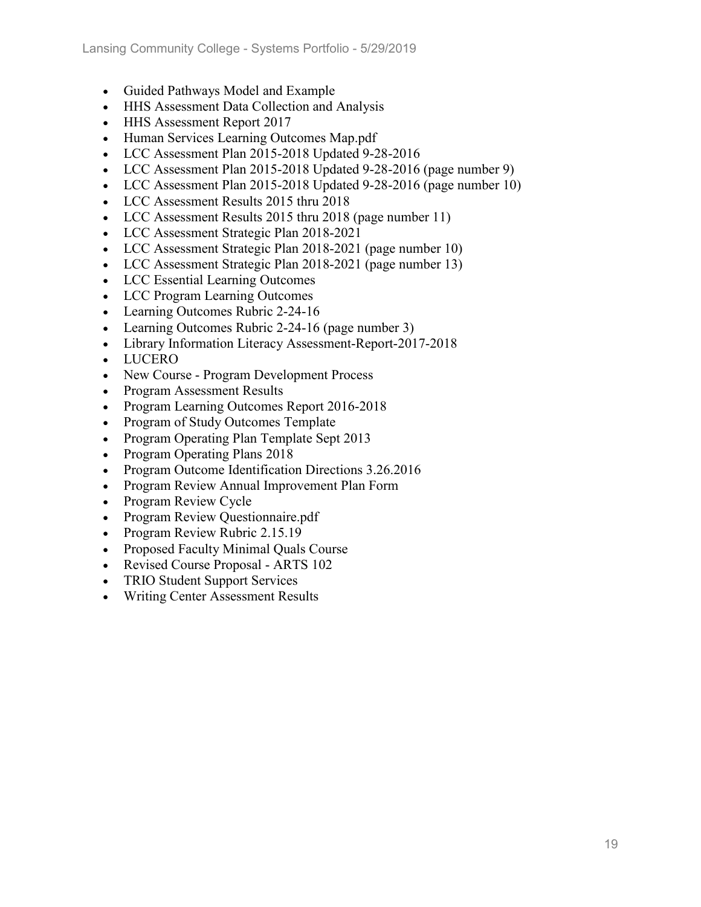- Guided Pathways Model and Example
- HHS Assessment Data Collection and Analysis
- HHS Assessment Report 2017
- Human Services Learning Outcomes Map.pdf
- LCC Assessment Plan 2015-2018 Updated 9-28-2016
- LCC Assessment Plan 2015-2018 Updated 9-28-2016 (page number 9)
- LCC Assessment Plan 2015-2018 Updated 9-28-2016 (page number 10)
- LCC Assessment Results 2015 thru 2018
- LCC Assessment Results 2015 thru 2018 (page number 11)
- LCC Assessment Strategic Plan 2018-2021
- LCC Assessment Strategic Plan 2018-2021 (page number 10)
- LCC Assessment Strategic Plan 2018-2021 (page number 13)
- LCC Essential Learning Outcomes
- LCC Program Learning Outcomes
- Learning Outcomes Rubric 2-24-16
- Learning Outcomes Rubric 2-24-16 (page number 3)
- Library Information Literacy Assessment-Report-2017-2018
- LUCERO
- New Course - Program Development Process
- Program Assessment Results
- Program Learning Outcomes Report 2016-2018
- Program of Study Outcomes Template
- Program Operating Plan Template Sept 2013
- Program Operating Plans 2018
- Program Outcome Identification Directions 3.26.2016
- Program Review Annual Improvement Plan Form
- Program Review Cycle
- Program Review Questionnaire.pdf
- Program Review Rubric 2.15.19
- Proposed Faculty Minimal Quals Course
- Revised Course Proposal - ARTS 102
- TRIO Student Support Services
- Writing Center Assessment Results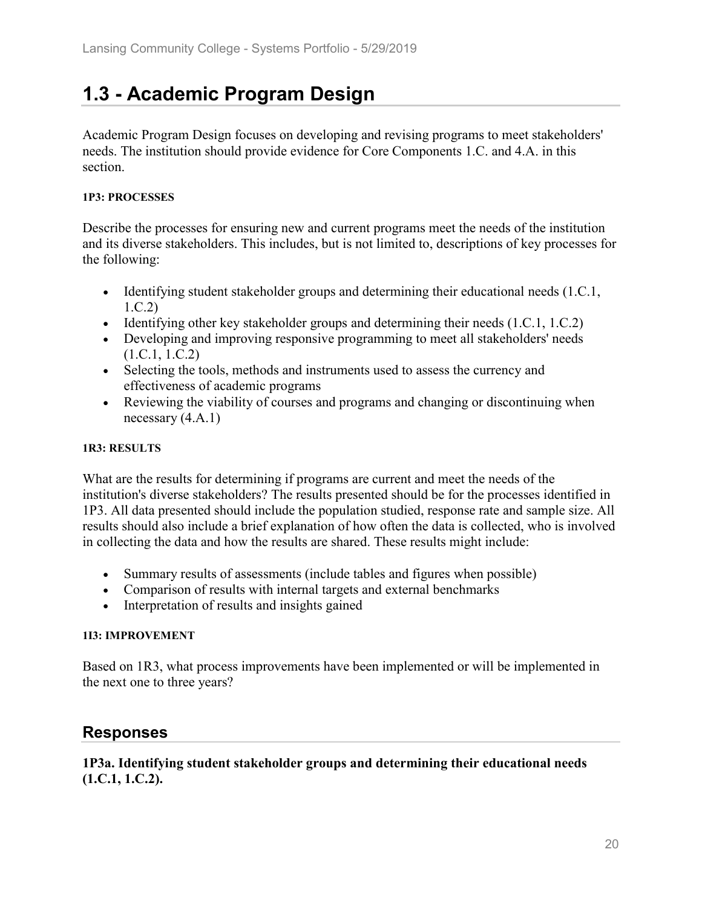## 1.3 - Academic Program Design

Academic Program Design focuses on developing and revising programs to meet stakeholders' needs. The institution should provide evidence for Core Components 1.C. and 4.A. in this section.

**1P3: PROCESSES**

Describe the processes for ensuring new and current programs meet the needs of the institution and its diverse stakeholders. This includes, but is not limited to, descriptions of key processes for the following:

- Identifying student stakeholder groups and determining their educational needs (1.C.1, 1.C.2)
- Identifying other key stakeholder groups and determining their needs (1.C.1, 1.C.2)
- Developing and improving responsive programming to meet all stakeholders' needs (1.C.1, 1.C.2)
- Selecting the tools, methods and instruments used to assess the currency and effectiveness of academic programs
- Reviewing the viability of courses and programs and changing or discontinuing when necessary (4.A.1)

**1R3: RESULTS**

What are the results for determining if programs are current and meet the needs of the institution's diverse stakeholders? The results presented should be for the processes identified in 1P3. All data presented should include the population studied, response rate and sample size. All results should also include a brief explanation of how often the data is collected, who is involved in collecting the data and how the results are shared. These results might include:

- Summary results of assessments (include tables and figures when possible)
- Comparison of results with internal targets and external benchmarks
- Interpretation of results and insights gained

**1I3: IMPROVEMENT**

Based on 1R3, what process improvements have been implemented or will be implemented in the next one to three years?

### Responses

**1P3a. Identifying student stakeholder groups and determining their educational needs (1.C.1, 1.C.2).**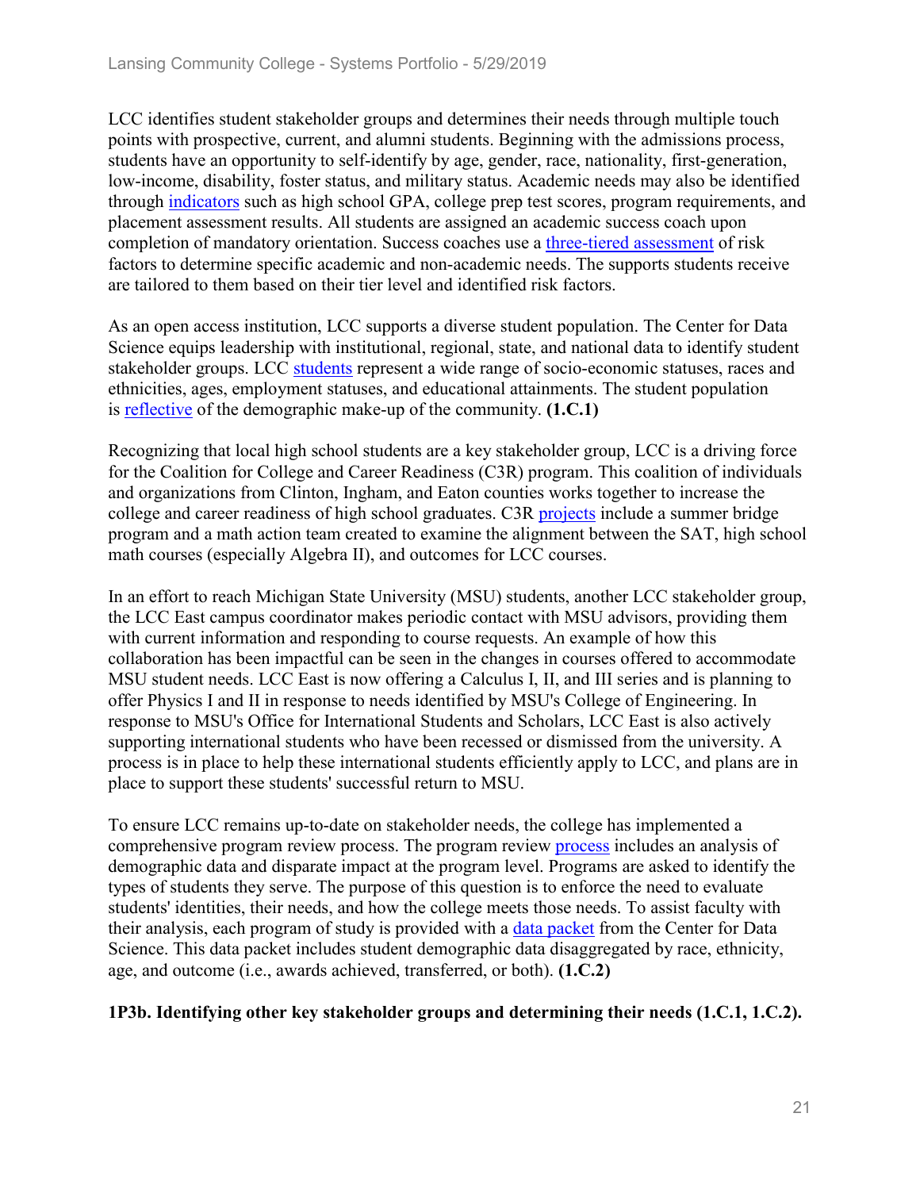LCC identifies student stakeholder groups and determines their needs through multiple touch points with prospective, current, and alumni students. Beginning with the admissions process, students have an opportunity to self-identify by age, gender, race, nationality, first-generation, low-income, disability, foster status, and military status. Academic needs may also be identified through indicators such as high school GPA, college prep test scores, program requirements, and placement assessment results. All students are assigned an academic success coach upon completion of mandatory orientation. Success coaches use a three-tiered assessment of risk factors to determine specific academic and non-academic needs. The supports students receive are tailored to them based on their tier level and identified risk factors.

As an open access institution, LCC supports a diverse student population. The Center for Data Science equips leadership with institutional, regional, state, and national data to identify student stakeholder groups. LCC students represent a wide range of socio-economic statuses, races and ethnicities, ages, employment statuses, and educational attainments. The student population is reflective of the demographic make-up of the community. **(1.C.1)**

Recognizing that local high school students are a key stakeholder group, LCC is a driving force for the Coalition for College and Career Readiness (C3R) program. This coalition of individuals and organizations from Clinton, Ingham, and Eaton counties works together to increase the college and career readiness of high school graduates. C3R projects include a summer bridge program and a math action team created to examine the alignment between the SAT, high school math courses (especially Algebra II), and outcomes for LCC courses.

In an effort to reach Michigan State University (MSU) students, another LCC stakeholder group, the LCC East campus coordinator makes periodic contact with MSU advisors, providing them with current information and responding to course requests. An example of how this collaboration has been impactful can be seen in the changes in courses offered to accommodate MSU student needs. LCC East is now offering a Calculus I, II, and III series and is planning to offer Physics I and II in response to needs identified by MSU's College of Engineering. In response to MSU's Office for International Students and Scholars, LCC East is also actively supporting international students who have been recessed or dismissed from the university. A process is in place to help these international students efficiently apply to LCC, and plans are in place to support these students' successful return to MSU.

To ensure LCC remains up-to-date on stakeholder needs, the college has implemented a comprehensive program review process. The program review process includes an analysis of demographic data and disparate impact at the program level. Programs are asked to identify the types of students they serve. The purpose of this question is to enforce the need to evaluate students' identities, their needs, and how the college meets those needs. To assist faculty with their analysis, each program of study is provided with a data packet from the Center for Data Science. This data packet includes student demographic data disaggregated by race, ethnicity, age, and outcome (i.e., awards achieved, transferred, or both). **(1.C.2)**

**1P3b. Identifying other key stakeholder groups and determining their needs (1.C.1, 1.C.2).**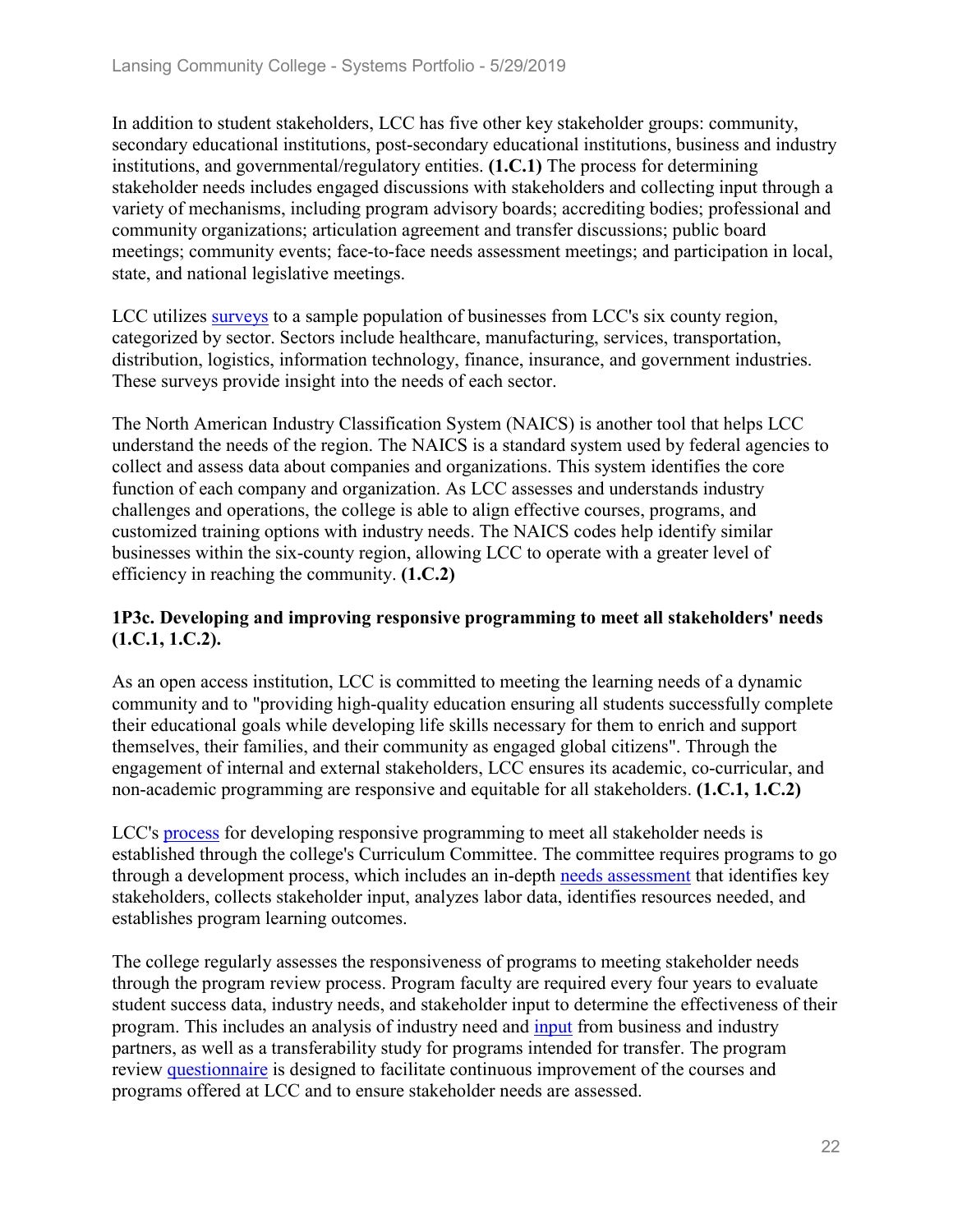In addition to student stakeholders, LCC has five other key stakeholder groups: community, secondary educational institutions, post-secondary educational institutions, business and industry institutions, and governmental/regulatory entities. **(1.C.1)** The process for determining stakeholder needs includes engaged discussions with stakeholders and collecting input through a variety of mechanisms, including program advisory boards; accrediting bodies; professional and community organizations; articulation agreement and transfer discussions; public board meetings; community events; face-to-face needs assessment meetings; and participation in local, state, and national legislative meetings.

LCC utilizes surveys to a sample population of businesses from LCC's six county region, categorized by sector. Sectors include healthcare, manufacturing, services, transportation, distribution, logistics, information technology, finance, insurance, and government industries. These surveys provide insight into the needs of each sector.

The North American Industry Classification System (NAICS) is another tool that helps LCC understand the needs of the region. The NAICS is a standard system used by federal agencies to collect and assess data about companies and organizations. This system identifies the core function of each company and organization. As LCC assesses and understands industry challenges and operations, the college is able to align effective courses, programs, and customized training options with industry needs. The NAICS codes help identify similar businesses within the six-county region, allowing LCC to operate with a greater level of efficiency in reaching the community. **(1.C.2)**

### 1P3c. Developing and improving responsive programming to meet all stakeholders' needs (1.C.1, 1.C.2).

As an open access institution, LCC is committed to meeting the learning needs of a dynamic community and to "providing high-quality education ensuring all students successfully complete their educational goals while developing life skills necessary for them to enrich and support themselves, their families, and their community as engaged global citizens". Through the engagement of internal and external stakeholders, LCC ensures its academic, co-curricular, and non-academic programming are responsive and equitable for all stakeholders. **(1.C.1, 1.C.2)**

LCC's process for developing responsive programming to meet all stakeholder needs is established through the college's Curriculum Committee. The committee requires programs to go through a development process, which includes an in-depth needs assessment that identifies key stakeholders, collects stakeholder input, analyzes labor data, identifies resources needed, and establishes program learning outcomes.

The college regularly assesses the responsiveness of programs to meeting stakeholder needs through the program review process. Program faculty are required every four years to evaluate student success data, industry needs, and stakeholder input to determine the effectiveness of their program. This includes an analysis of industry need and input from business and industry partners, as well as a transferability study for programs intended for transfer. The program review questionnaire is designed to facilitate continuous improvement of the courses and programs offered at LCC and to ensure stakeholder needs are assessed.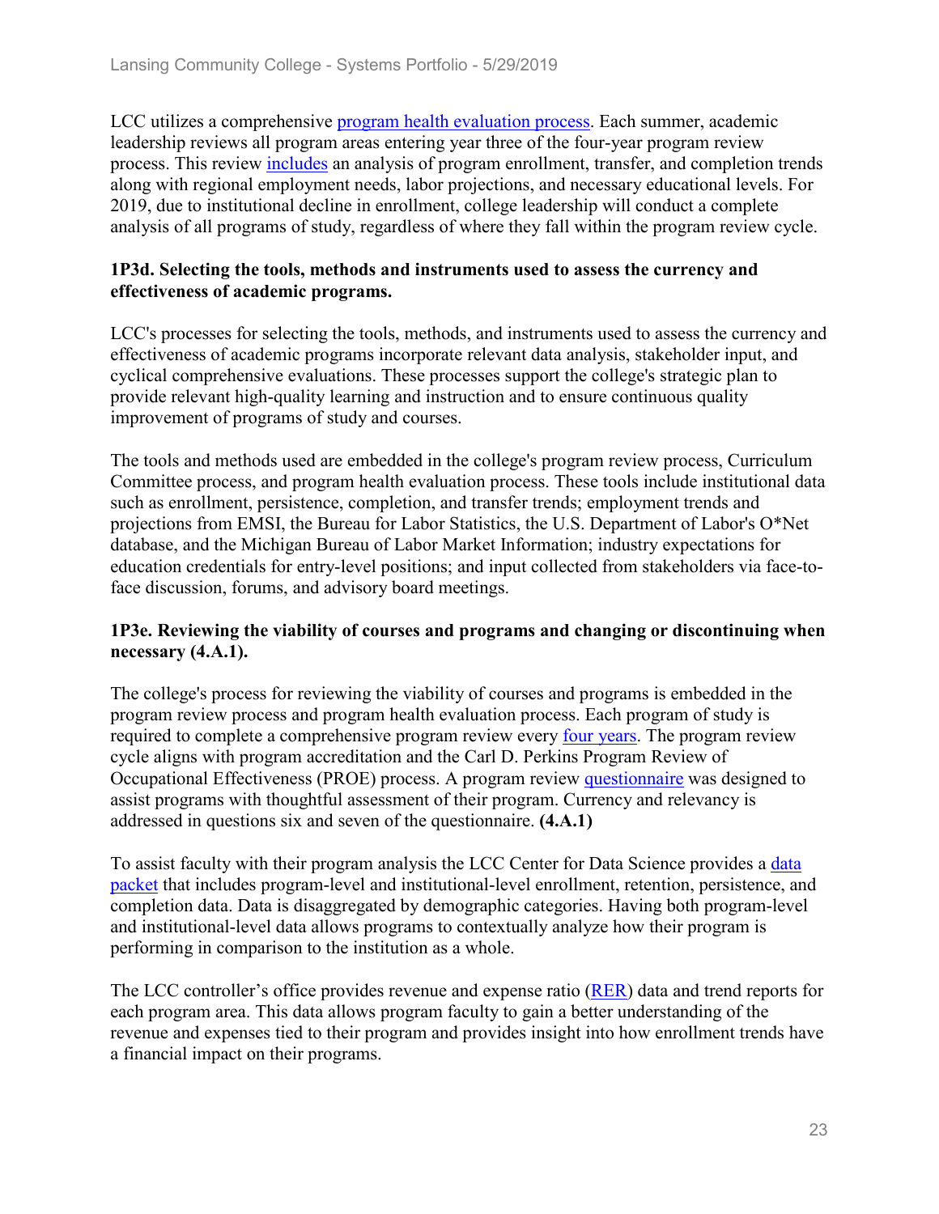LCC utilizes a comprehensive program health evaluation process. Each summer, academic leadership reviews all program areas entering year three of the four-year program review process. This review includes an analysis of program enrollment, transfer, and completion trends along with regional employment needs, labor projections, and necessary educational levels. For 2019, due to institutional decline in enrollment, college leadership will conduct a complete analysis of all programs of study, regardless of where they fall within the program review cycle.

**1P3d. Selecting the tools, methods and instruments used to assess the currency and effectiveness of academic programs.**

LCC's processes for selecting the tools, methods, and instruments used to assess the currency and effectiveness of academic programs incorporate relevant data analysis, stakeholder input, and cyclical comprehensive evaluations. These processes support the college's strategic plan to provide relevant high-quality learning and instruction and to ensure continuous quality improvement of programs of study and courses.

The tools and methods used are embedded in the college's program review process, Curriculum Committee process, and program health evaluation process. These tools include institutional data such as enrollment, persistence, completion, and transfer trends; employment trends and projections from EMSI, the Bureau for Labor Statistics, the U.S. Department of Labor's O*Net database, and the Michigan Bureau of Labor Market Information; industry expectations for education credentials for entry-level positions; and input collected from stakeholders via face-to-face discussion, forums, and advisory board meetings.

**1P3e. Reviewing the viability of courses and programs and changing or discontinuing when necessary (4.A.1).**

The college's process for reviewing the viability of courses and programs is embedded in the program review process and program health evaluation process. Each program of study is required to complete a comprehensive program review every four years. The program review cycle aligns with program accreditation and the Carl D. Perkins Program Review of Occupational Effectiveness (PROE) process. A program review questionnaire was designed to assist programs with thoughtful assessment of their program. Currency and relevancy is addressed in questions six and seven of the questionnaire. **(4.A.1)**

To assist faculty with their program analysis the LCC Center for Data Science provides a data packet that includes program-level and institutional-level enrollment, retention, persistence, and completion data. Data is disaggregated by demographic categories. Having both program-level and institutional-level data allows programs to contextually analyze how their program is performing in comparison to the institution as a whole.

The LCC controller's office provides revenue and expense ratio (RER) data and trend reports for each program area. This data allows program faculty to gain a better understanding of the revenue and expenses tied to their program and provides insight into how enrollment trends have a financial impact on their programs.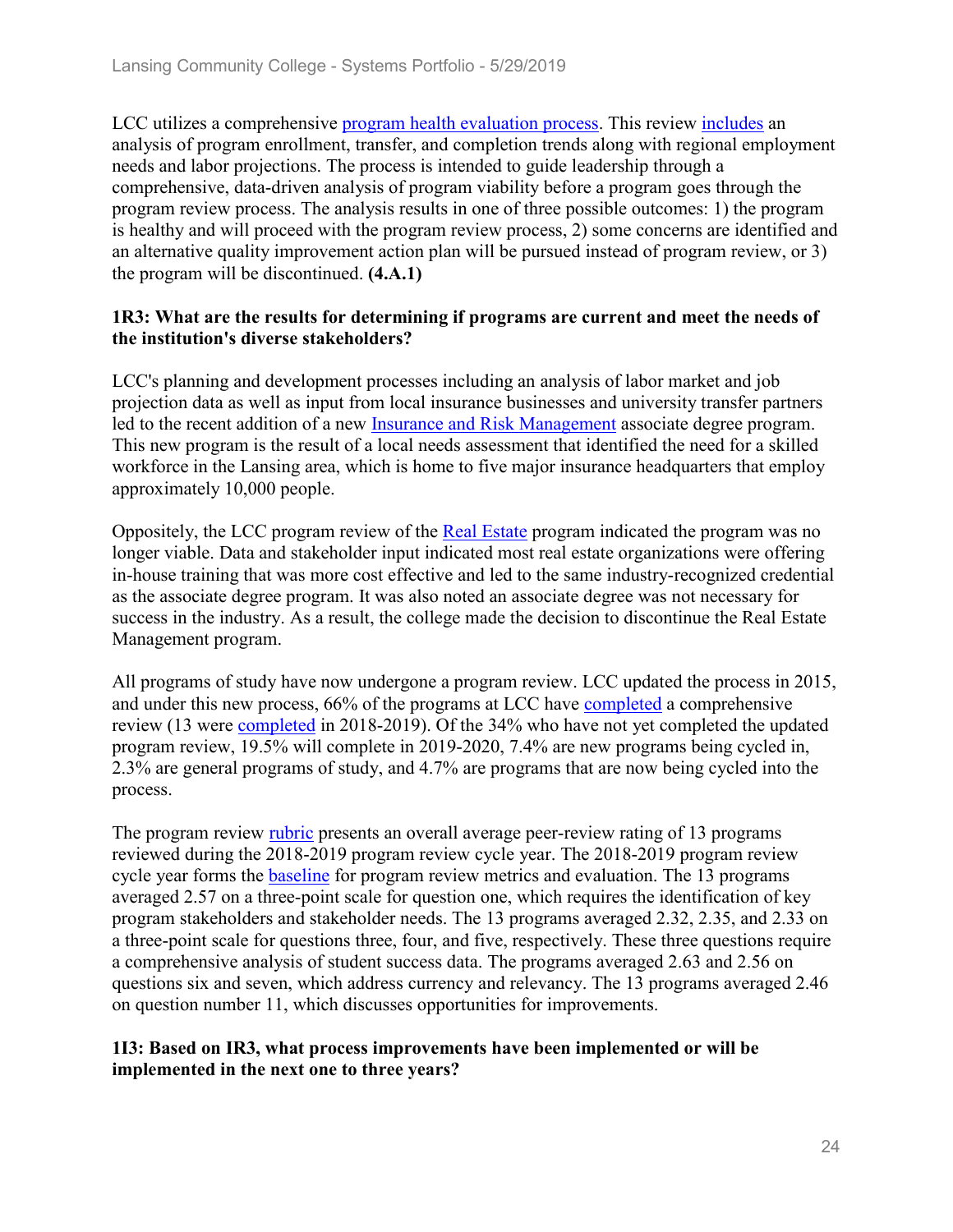LCC utilizes a comprehensive program health evaluation process. This review includes an analysis of program enrollment, transfer, and completion trends along with regional employment needs and labor projections. The process is intended to guide leadership through a comprehensive, data-driven analysis of program viability before a program goes through the program review process. The analysis results in one of three possible outcomes: 1) the program is healthy and will proceed with the program review process, 2) some concerns are identified and an alternative quality improvement action plan will be pursued instead of program review, or 3) the program will be discontinued. **(4.A.1)**

**1R3: What are the results for determining if programs are current and meet the needs of the institution's diverse stakeholders?**

LCC's planning and development processes including an analysis of labor market and job projection data as well as input from local insurance businesses and university transfer partners led to the recent addition of a new Insurance and Risk Management associate degree program. This new program is the result of a local needs assessment that identified the need for a skilled workforce in the Lansing area, which is home to five major insurance headquarters that employ approximately 10,000 people.

Oppositely, the LCC program review of the Real Estate program indicated the program was no longer viable. Data and stakeholder input indicated most real estate organizations were offering in-house training that was more cost effective and led to the same industry-recognized credential as the associate degree program. It was also noted an associate degree was not necessary for success in the industry. As a result, the college made the decision to discontinue the Real Estate Management program.

All programs of study have now undergone a program review. LCC updated the process in 2015, and under this new process, 66% of the programs at LCC have completed a comprehensive review (13 were completed in 2018-2019). Of the 34% who have not yet completed the updated program review, 19.5% will complete in 2019-2020, 7.4% are new programs being cycled in, 2.3% are general programs of study, and 4.7% are programs that are now being cycled into the process.

The program review rubric presents an overall average peer-review rating of 13 programs reviewed during the 2018-2019 program review cycle year. The 2018-2019 program review cycle year forms the baseline for program review metrics and evaluation. The 13 programs averaged 2.57 on a three-point scale for question one, which requires the identification of key program stakeholders and stakeholder needs. The 13 programs averaged 2.32, 2.35, and 2.33 on a three-point scale for questions three, four, and five, respectively. These three questions require a comprehensive analysis of student success data. The programs averaged 2.63 and 2.56 on questions six and seven, which address currency and relevancy. The 13 programs averaged 2.46 on question number 11, which discusses opportunities for improvements.

**1I3: Based on IR3, what process improvements have been implemented or will be implemented in the next one to three years?**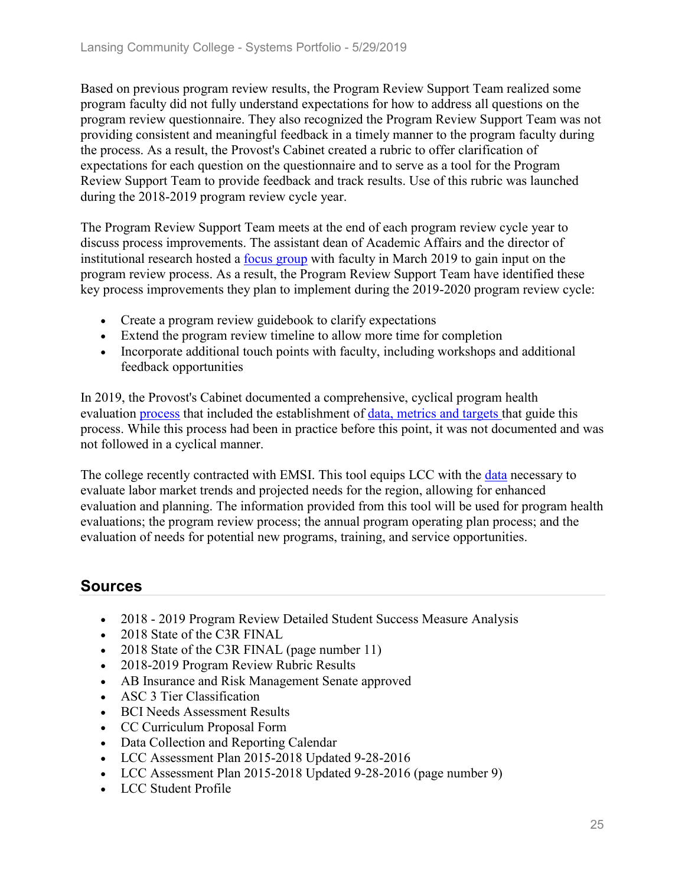Based on previous program review results, the Program Review Support Team realized some program faculty did not fully understand expectations for how to address all questions on the program review questionnaire. They also recognized the Program Review Support Team was not providing consistent and meaningful feedback in a timely manner to the program faculty during the process. As a result, the Provost's Cabinet created a rubric to offer clarification of expectations for each question on the questionnaire and to serve as a tool for the Program Review Support Team to provide feedback and track results. Use of this rubric was launched during the 2018-2019 program review cycle year.

The Program Review Support Team meets at the end of each program review cycle year to discuss process improvements. The assistant dean of Academic Affairs and the director of institutional research hosted a focus group with faculty in March 2019 to gain input on the program review process. As a result, the Program Review Support Team have identified these key process improvements they plan to implement during the 2019-2020 program review cycle:

- Create a program review guidebook to clarify expectations
- Extend the program review timeline to allow more time for completion
- Incorporate additional touch points with faculty, including workshops and additional feedback opportunities

In 2019, the Provost's Cabinet documented a comprehensive, cyclical program health evaluation process that included the establishment of data, metrics and targets that guide this process. While this process had been in practice before this point, it was not documented and was not followed in a cyclical manner.

The college recently contracted with EMSI. This tool equips LCC with the data necessary to evaluate labor market trends and projected needs for the region, allowing for enhanced evaluation and planning. The information provided from this tool will be used for program health evaluations; the program review process; the annual program operating plan process; and the evaluation of needs for potential new programs, training, and service opportunities.

## Sources

- 2018 - 2019 Program Review Detailed Student Success Measure Analysis
- 2018 State of the C3R FINAL
- 2018 State of the C3R FINAL (page number 11)
- 2018-2019 Program Review Rubric Results
- AB Insurance and Risk Management Senate approved
- ASC 3 Tier Classification
- BCI Needs Assessment Results
- CC Curriculum Proposal Form
- Data Collection and Reporting Calendar
- LCC Assessment Plan 2015-2018 Updated 9-28-2016
- LCC Assessment Plan 2015-2018 Updated 9-28-2016 (page number 9)
- LCC Student Profile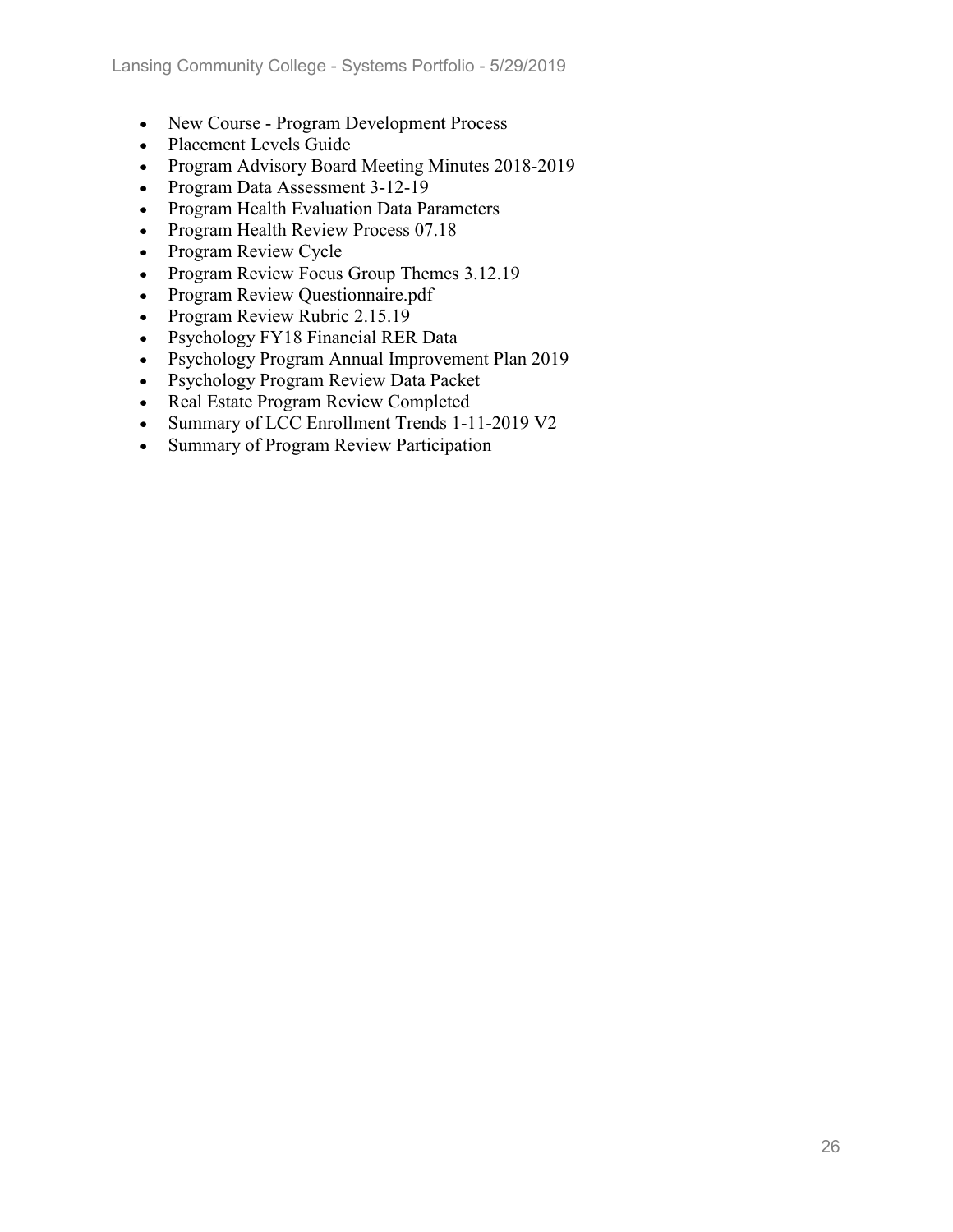- New Course - Program Development Process
- Placement Levels Guide
- Program Advisory Board Meeting Minutes 2018-2019
- Program Data Assessment 3-12-19
- Program Health Evaluation Data Parameters
- Program Health Review Process 07.18
- Program Review Cycle
- Program Review Focus Group Themes 3.12.19
- Program Review Questionnaire.pdf
- Program Review Rubric 2.15.19
- Psychology FY18 Financial RER Data
- Psychology Program Annual Improvement Plan 2019
- Psychology Program Review Data Packet
- Real Estate Program Review Completed
- Summary of LCC Enrollment Trends 1-11-2019 V2
- Summary of Program Review Participation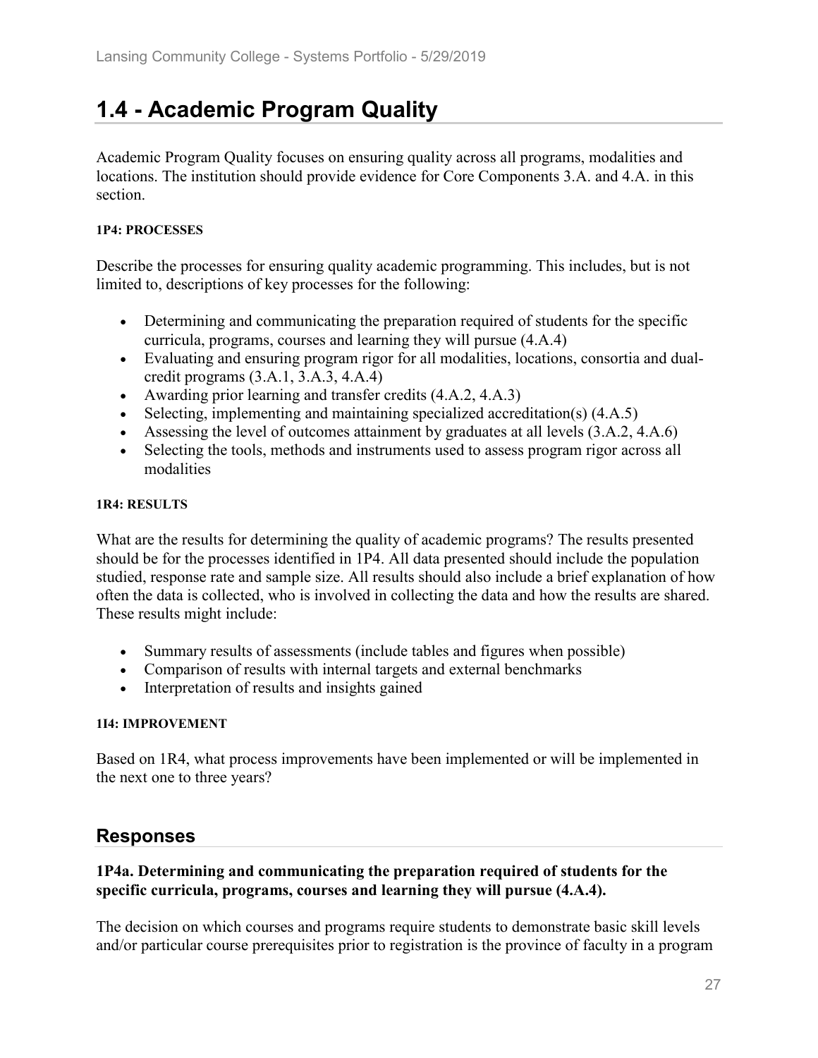# 1.4 - Academic Program Quality

Academic Program Quality focuses on ensuring quality across all programs, modalities and locations. The institution should provide evidence for Core Components 3.A. and 4.A. in this section.

**1P4: PROCESSES**

Describe the processes for ensuring quality academic programming. This includes, but is not limited to, descriptions of key processes for the following:

- Determining and communicating the preparation required of students for the specific curricula, programs, courses and learning they will pursue (4.A.4)
- Evaluating and ensuring program rigor for all modalities, locations, consortia and dual-credit programs (3.A.1, 3.A.3, 4.A.4)
- Awarding prior learning and transfer credits (4.A.2, 4.A.3)
- Selecting, implementing and maintaining specialized accreditation(s) (4.A.5)
- Assessing the level of outcomes attainment by graduates at all levels (3.A.2, 4.A.6)
- Selecting the tools, methods and instruments used to assess program rigor across all modalities

**1R4: RESULTS**

What are the results for determining the quality of academic programs? The results presented should be for the processes identified in 1P4. All data presented should include the population studied, response rate and sample size. All results should also include a brief explanation of how often the data is collected, who is involved in collecting the data and how the results are shared. These results might include:

- Summary results of assessments (include tables and figures when possible)
- Comparison of results with internal targets and external benchmarks
- Interpretation of results and insights gained

**1I4: IMPROVEMENT**

Based on 1R4, what process improvements have been implemented or will be implemented in the next one to three years?

## Responses

**1P4a. Determining and communicating the preparation required of students for the specific curricula, programs, courses and learning they will pursue (4.A.4).**

The decision on which courses and programs require students to demonstrate basic skill levels and/or particular course prerequisites prior to registration is the province of faculty in a program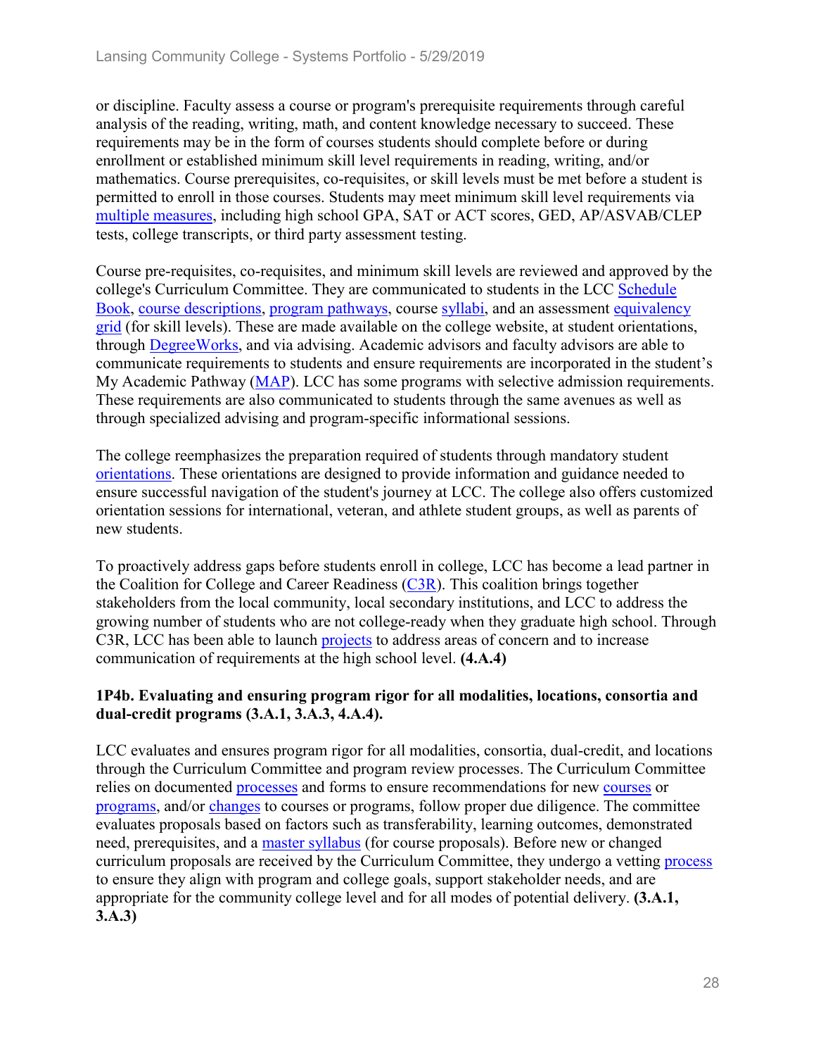or discipline. Faculty assess a course or program's prerequisite requirements through careful analysis of the reading, writing, math, and content knowledge necessary to succeed. These requirements may be in the form of courses students should complete before or during enrollment or established minimum skill level requirements in reading, writing, and/or mathematics. Course prerequisites, co-requisites, or skill levels must be met before a student is permitted to enroll in those courses. Students may meet minimum skill level requirements via multiple measures, including high school GPA, SAT or ACT scores, GED, AP/ASVAB/CLEP tests, college transcripts, or third party assessment testing.

Course pre-requisites, co-requisites, and minimum skill levels are reviewed and approved by the college's Curriculum Committee. They are communicated to students in the LCC Schedule Book, course descriptions, program pathways, course syllabi, and an assessment equivalency grid (for skill levels). These are made available on the college website, at student orientations, through DegreeWorks, and via advising. Academic advisors and faculty advisors are able to communicate requirements to students and ensure requirements are incorporated in the student's My Academic Pathway (MAP). LCC has some programs with selective admission requirements. These requirements are also communicated to students through the same avenues as well as through specialized advising and program-specific informational sessions.

The college reemphasizes the preparation required of students through mandatory student orientations. These orientations are designed to provide information and guidance needed to ensure successful navigation of the student's journey at LCC. The college also offers customized orientation sessions for international, veteran, and athlete student groups, as well as parents of new students.

To proactively address gaps before students enroll in college, LCC has become a lead partner in the Coalition for College and Career Readiness (C3R). This coalition brings together stakeholders from the local community, local secondary institutions, and LCC to address the growing number of students who are not college-ready when they graduate high school. Through C3R, LCC has been able to launch projects to address areas of concern and to increase communication of requirements at the high school level. **(4.A.4)**

**1P4b. Evaluating and ensuring program rigor for all modalities, locations, consortia and dual-credit programs (3.A.1, 3.A.3, 4.A.4).**

LCC evaluates and ensures program rigor for all modalities, consortia, dual-credit, and locations through the Curriculum Committee and program review processes. The Curriculum Committee relies on documented processes and forms to ensure recommendations for new courses or programs, and/or changes to courses or programs, follow proper due diligence. The committee evaluates proposals based on factors such as transferability, learning outcomes, demonstrated need, prerequisites, and a master syllabus (for course proposals). Before new or changed curriculum proposals are received by the Curriculum Committee, they undergo a vetting process to ensure they align with program and college goals, support stakeholder needs, and are appropriate for the community college level and for all modes of potential delivery. **(3.A.1, 3.A.3)**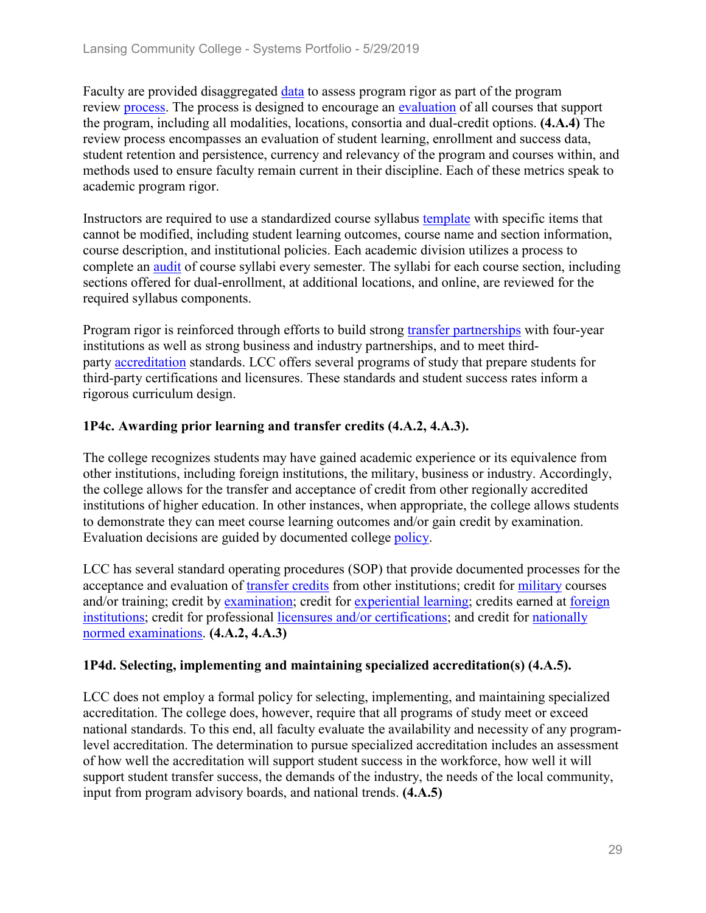Faculty are provided disaggregated data to assess program rigor as part of the program review process. The process is designed to encourage an evaluation of all courses that support the program, including all modalities, locations, consortia and dual-credit options. **(4.A.4)** The review process encompasses an evaluation of student learning, enrollment and success data, student retention and persistence, currency and relevancy of the program and courses within, and methods used to ensure faculty remain current in their discipline. Each of these metrics speak to academic program rigor.

Instructors are required to use a standardized course syllabus template with specific items that cannot be modified, including student learning outcomes, course name and section information, course description, and institutional policies. Each academic division utilizes a process to complete an audit of course syllabi every semester. The syllabi for each course section, including sections offered for dual-enrollment, at additional locations, and online, are reviewed for the required syllabus components.

Program rigor is reinforced through efforts to build strong transfer partnerships with four-year institutions as well as strong business and industry partnerships, and to meet third-party accreditation standards. LCC offers several programs of study that prepare students for third-party certifications and licensures. These standards and student success rates inform a rigorous curriculum design.

**1P4c. Awarding prior learning and transfer credits (4.A.2, 4.A.3).**

The college recognizes students may have gained academic experience or its equivalence from other institutions, including foreign institutions, the military, business or industry. Accordingly, the college allows for the transfer and acceptance of credit from other regionally accredited institutions of higher education. In other instances, when appropriate, the college allows students to demonstrate they can meet course learning outcomes and/or gain credit by examination. Evaluation decisions are guided by documented college policy.

LCC has several standard operating procedures (SOP) that provide documented processes for the acceptance and evaluation of transfer credits from other institutions; credit for military courses and/or training; credit by examination; credit for experiential learning; credits earned at foreign institutions; credit for professional licensures and/or certifications; and credit for nationally normed examinations. **(4.A.2, 4.A.3)**

**1P4d. Selecting, implementing and maintaining specialized accreditation(s) (4.A.5).**

LCC does not employ a formal policy for selecting, implementing, and maintaining specialized accreditation. The college does, however, require that all programs of study meet or exceed national standards. To this end, all faculty evaluate the availability and necessity of any program-level accreditation. The determination to pursue specialized accreditation includes an assessment of how well the accreditation will support student success in the workforce, how well it will support student transfer success, the demands of the industry, the needs of the local community, input from program advisory boards, and national trends. **(4.A.5)**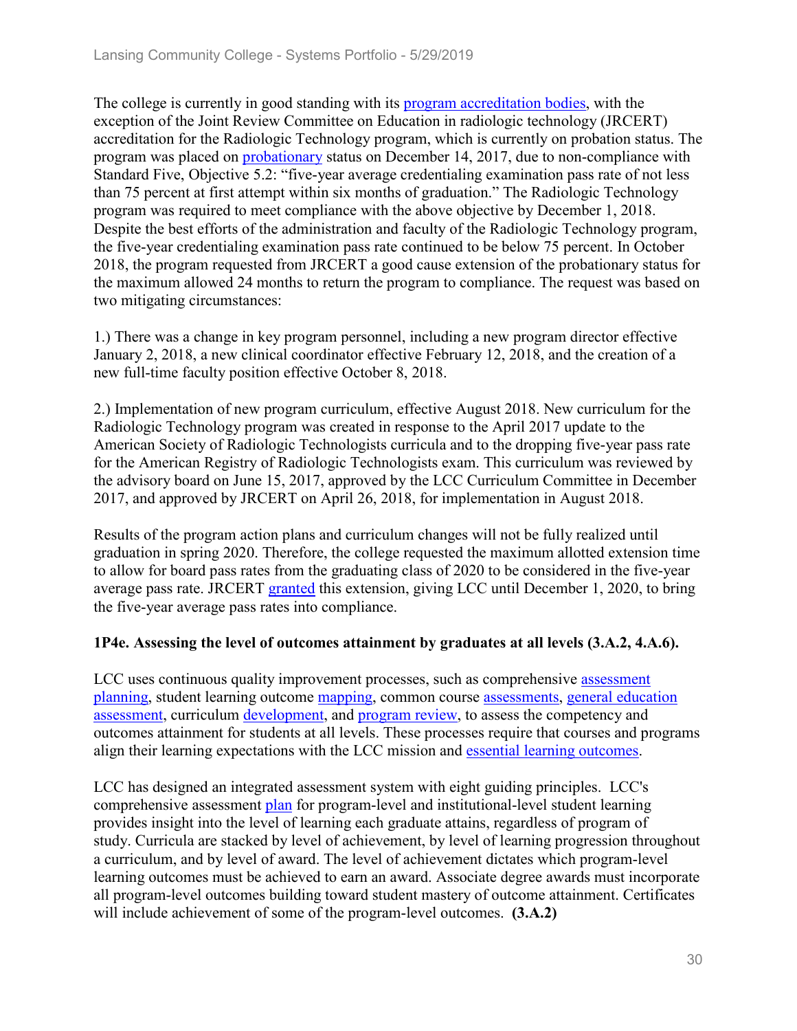The college is currently in good standing with its program accreditation bodies, with the exception of the Joint Review Committee on Education in radiologic technology (JRCERT) accreditation for the Radiologic Technology program, which is currently on probation status. The program was placed on probationary status on December 14, 2017, due to non-compliance with Standard Five, Objective 5.2: "five-year average credentialing examination pass rate of not less than 75 percent at first attempt within six months of graduation." The Radiologic Technology program was required to meet compliance with the above objective by December 1, 2018. Despite the best efforts of the administration and faculty of the Radiologic Technology program, the five-year credentialing examination pass rate continued to be below 75 percent. In October 2018, the program requested from JRCERT a good cause extension of the probationary status for the maximum allowed 24 months to return the program to compliance. The request was based on two mitigating circumstances:

1.) There was a change in key program personnel, including a new program director effective January 2, 2018, a new clinical coordinator effective February 12, 2018, and the creation of a new full-time faculty position effective October 8, 2018.

2.) Implementation of new program curriculum, effective August 2018. New curriculum for the Radiologic Technology program was created in response to the April 2017 update to the American Society of Radiologic Technologists curricula and to the dropping five-year pass rate for the American Registry of Radiologic Technologists exam. This curriculum was reviewed by the advisory board on June 15, 2017, approved by the LCC Curriculum Committee in December 2017, and approved by JRCERT on April 26, 2018, for implementation in August 2018.

Results of the program action plans and curriculum changes will not be fully realized until graduation in spring 2020. Therefore, the college requested the maximum allotted extension time to allow for board pass rates from the graduating class of 2020 to be considered in the five-year average pass rate. JRCERT granted this extension, giving LCC until December 1, 2020, to bring the five-year average pass rates into compliance.

**1P4e. Assessing the level of outcomes attainment by graduates at all levels (3.A.2, 4.A.6).**

LCC uses continuous quality improvement processes, such as comprehensive assessment planning, student learning outcome mapping, common course assessments, general education assessment, curriculum development, and program review, to assess the competency and outcomes attainment for students at all levels. These processes require that courses and programs align their learning expectations with the LCC mission and essential learning outcomes.

LCC has designed an integrated assessment system with eight guiding principles. LCC's comprehensive assessment plan for program-level and institutional-level student learning provides insight into the level of learning each graduate attains, regardless of program of study. Curricula are stacked by level of achievement, by level of learning progression throughout a curriculum, and by level of award. The level of achievement dictates which program-level learning outcomes must be achieved to earn an award. Associate degree awards must incorporate all program-level outcomes building toward student mastery of outcome attainment. Certificates will include achievement of some of the program-level outcomes. **(3.A.2)**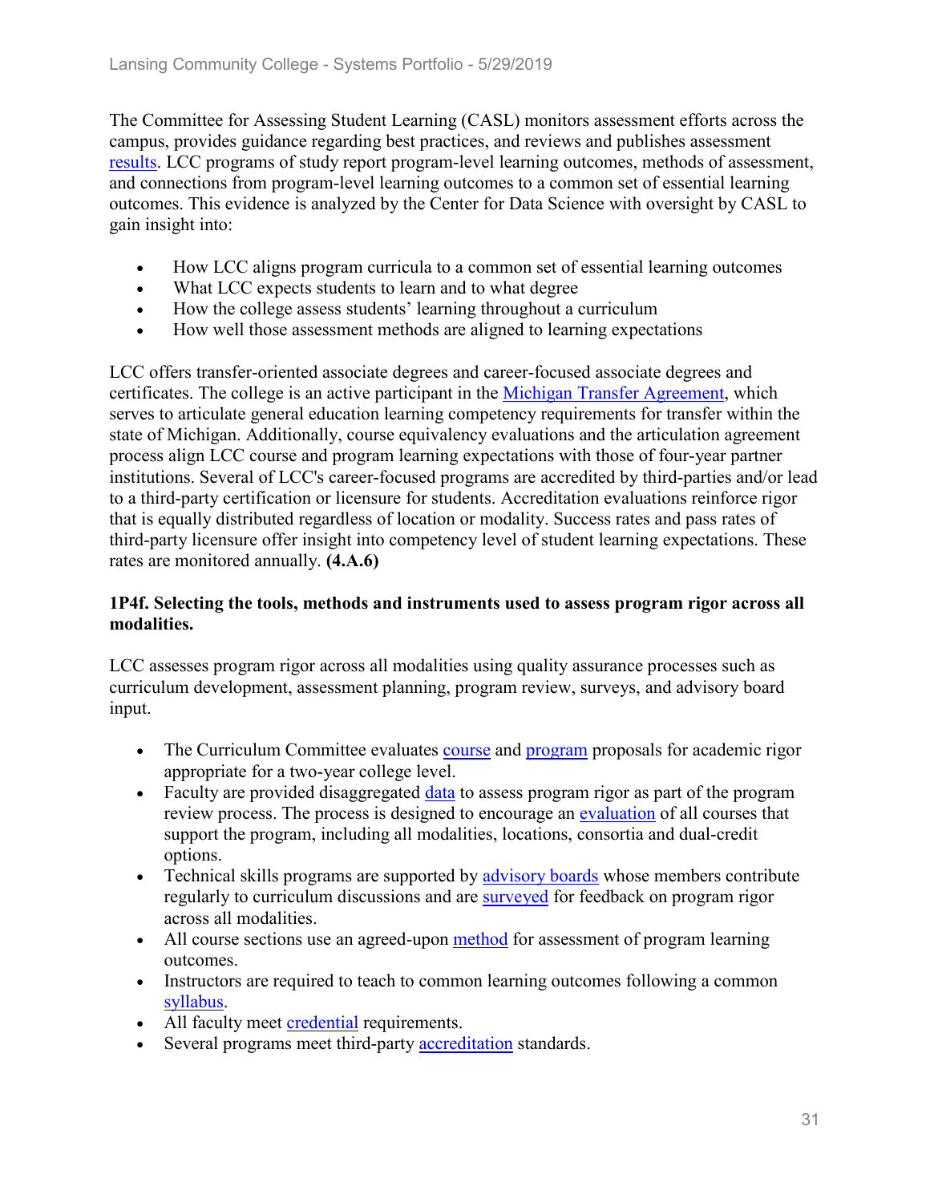The Committee for Assessing Student Learning (CASL) monitors assessment efforts across the campus, provides guidance regarding best practices, and reviews and publishes assessment results. LCC programs of study report program-level learning outcomes, methods of assessment, and connections from program-level learning outcomes to a common set of essential learning outcomes. This evidence is analyzed by the Center for Data Science with oversight by CASL to gain insight into:

- How LCC aligns program curricula to a common set of essential learning outcomes
- What LCC expects students to learn and to what degree
- How the college assess students' learning throughout a curriculum
- How well those assessment methods are aligned to learning expectations

LCC offers transfer-oriented associate degrees and career-focused associate degrees and certificates. The college is an active participant in the Michigan Transfer Agreement, which serves to articulate general education learning competency requirements for transfer within the state of Michigan. Additionally, course equivalency evaluations and the articulation agreement process align LCC course and program learning expectations with those of four-year partner institutions. Several of LCC's career-focused programs are accredited by third-parties and/or lead to a third-party certification or licensure for students. Accreditation evaluations reinforce rigor that is equally distributed regardless of location or modality. Success rates and pass rates of third-party licensure offer insight into competency level of student learning expectations. These rates are monitored annually. **(4.A.6)**

**1P4f. Selecting the tools, methods and instruments used to assess program rigor across all modalities.**

LCC assesses program rigor across all modalities using quality assurance processes such as curriculum development, assessment planning, program review, surveys, and advisory board input.

- The Curriculum Committee evaluates course and program proposals for academic rigor appropriate for a two-year college level.
- Faculty are provided disaggregated data to assess program rigor as part of the program review process. The process is designed to encourage an evaluation of all courses that support the program, including all modalities, locations, consortia and dual-credit options.
- Technical skills programs are supported by advisory boards whose members contribute regularly to curriculum discussions and are surveyed for feedback on program rigor across all modalities.
- All course sections use an agreed-upon method for assessment of program learning outcomes.
- Instructors are required to teach to common learning outcomes following a common syllabus.
- All faculty meet credential requirements.
- Several programs meet third-party accreditation standards.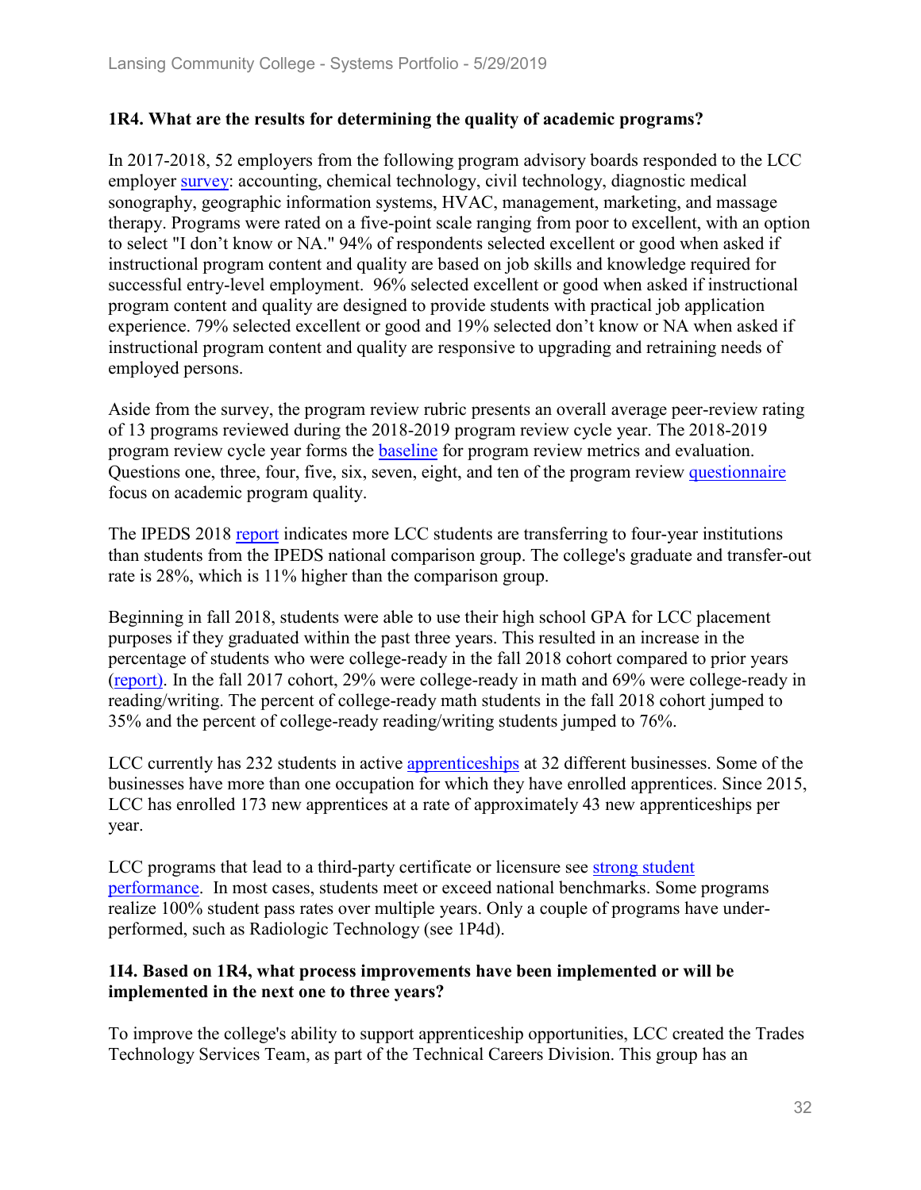### 1R4. What are the results for determining the quality of academic programs?

In 2017-2018, 52 employers from the following program advisory boards responded to the LCC employer survey: accounting, chemical technology, civil technology, diagnostic medical sonography, geographic information systems, HVAC, management, marketing, and massage therapy. Programs were rated on a five-point scale ranging from poor to excellent, with an option to select "I don't know or NA." 94% of respondents selected excellent or good when asked if instructional program content and quality are based on job skills and knowledge required for successful entry-level employment. 96% selected excellent or good when asked if instructional program content and quality are designed to provide students with practical job application experience. 79% selected excellent or good and 19% selected don't know or NA when asked if instructional program content and quality are responsive to upgrading and retraining needs of employed persons.

Aside from the survey, the program review rubric presents an overall average peer-review rating of 13 programs reviewed during the 2018-2019 program review cycle year. The 2018-2019 program review cycle year forms the baseline for program review metrics and evaluation. Questions one, three, four, five, six, seven, eight, and ten of the program review questionnaire focus on academic program quality.

The IPEDS 2018 report indicates more LCC students are transferring to four-year institutions than students from the IPEDS national comparison group. The college's graduate and transfer-out rate is 28%, which is 11% higher than the comparison group.

Beginning in fall 2018, students were able to use their high school GPA for LCC placement purposes if they graduated within the past three years. This resulted in an increase in the percentage of students who were college-ready in the fall 2018 cohort compared to prior years (report). In the fall 2017 cohort, 29% were college-ready in math and 69% were college-ready in reading/writing. The percent of college-ready math students in the fall 2018 cohort jumped to 35% and the percent of college-ready reading/writing students jumped to 76%.

LCC currently has 232 students in active apprenticeships at 32 different businesses. Some of the businesses have more than one occupation for which they have enrolled apprentices. Since 2015, LCC has enrolled 173 new apprentices at a rate of approximately 43 new apprenticeships per year.

LCC programs that lead to a third-party certificate or licensure see strong student performance. In most cases, students meet or exceed national benchmarks. Some programs realize 100% student pass rates over multiple years. Only a couple of programs have under-performed, such as Radiologic Technology (see 1P4d).

### 1I4. Based on 1R4, what process improvements have been implemented or will be implemented in the next one to three years?

To improve the college's ability to support apprenticeship opportunities, LCC created the Trades Technology Services Team, as part of the Technical Careers Division. This group has an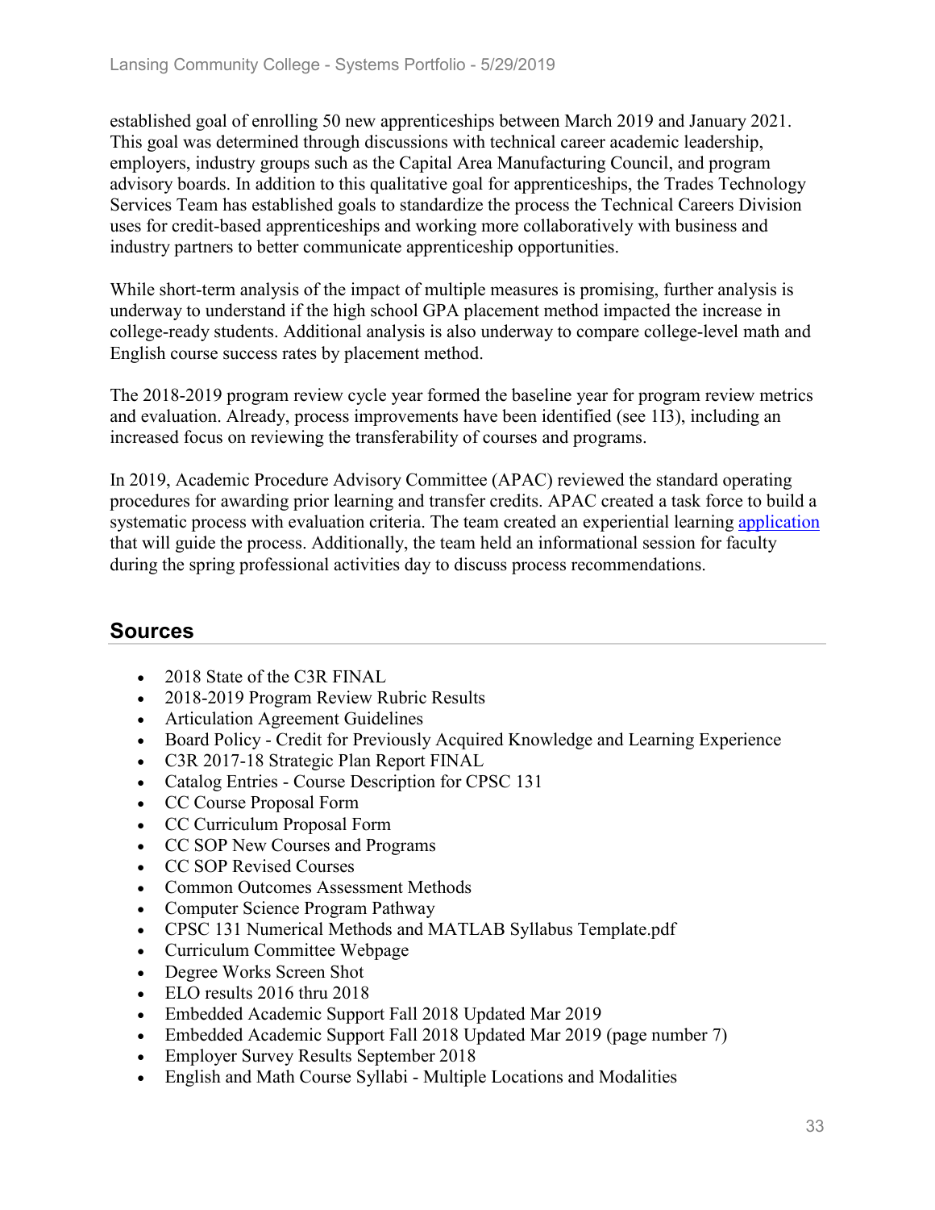established goal of enrolling 50 new apprenticeships between March 2019 and January 2021. This goal was determined through discussions with technical career academic leadership, employers, industry groups such as the Capital Area Manufacturing Council, and program advisory boards. In addition to this qualitative goal for apprenticeships, the Trades Technology Services Team has established goals to standardize the process the Technical Careers Division uses for credit-based apprenticeships and working more collaboratively with business and industry partners to better communicate apprenticeship opportunities.

While short-term analysis of the impact of multiple measures is promising, further analysis is underway to understand if the high school GPA placement method impacted the increase in college-ready students. Additional analysis is also underway to compare college-level math and English course success rates by placement method.

The 2018-2019 program review cycle year formed the baseline year for program review metrics and evaluation. Already, process improvements have been identified (see 1I3), including an increased focus on reviewing the transferability of courses and programs.

In 2019, Academic Procedure Advisory Committee (APAC) reviewed the standard operating procedures for awarding prior learning and transfer credits. APAC created a task force to build a systematic process with evaluation criteria. The team created an experiential learning application that will guide the process. Additionally, the team held an informational session for faculty during the spring professional activities day to discuss process recommendations.

## Sources

- 2018 State of the C3R FINAL
- 2018-2019 Program Review Rubric Results
- Articulation Agreement Guidelines
- Board Policy - Credit for Previously Acquired Knowledge and Learning Experience
- C3R 2017-18 Strategic Plan Report FINAL
- Catalog Entries - Course Description for CPSC 131
- CC Course Proposal Form
- CC Curriculum Proposal Form
- CC SOP New Courses and Programs
- CC SOP Revised Courses
- Common Outcomes Assessment Methods
- Computer Science Program Pathway
- CPSC 131 Numerical Methods and MATLAB Syllabus Template.pdf
- Curriculum Committee Webpage
- Degree Works Screen Shot
- ELO results 2016 thru 2018
- Embedded Academic Support Fall 2018 Updated Mar 2019
- Embedded Academic Support Fall 2018 Updated Mar 2019 (page number 7)
- Employer Survey Results September 2018
- English and Math Course Syllabi - Multiple Locations and Modalities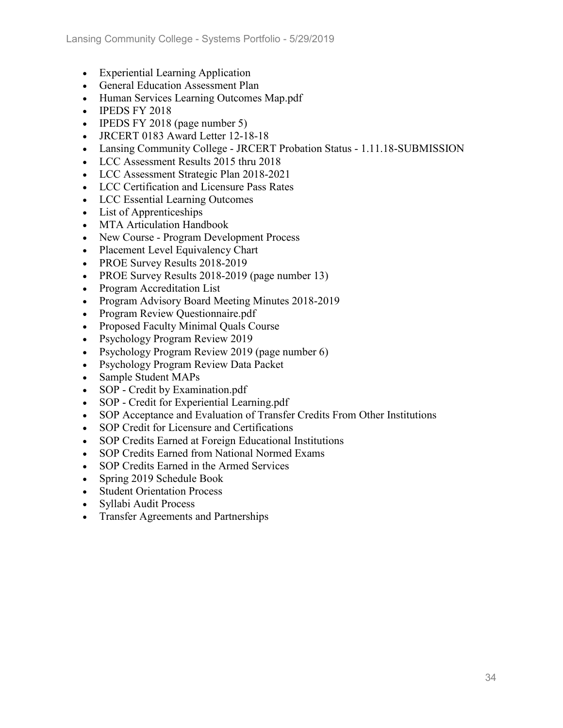- Experiential Learning Application
- General Education Assessment Plan
- Human Services Learning Outcomes Map.pdf
- IPEDS FY 2018
- IPEDS FY 2018 (page number 5)
- JRCERT 0183 Award Letter 12-18-18
- Lansing Community College - JRCERT Probation Status - 1.11.18-SUBMISSION
- LCC Assessment Results 2015 thru 2018
- LCC Assessment Strategic Plan 2018-2021
- LCC Certification and Licensure Pass Rates
- LCC Essential Learning Outcomes
- List of Apprenticeships
- MTA Articulation Handbook
- New Course - Program Development Process
- Placement Level Equivalency Chart
- PROE Survey Results 2018-2019
- PROE Survey Results 2018-2019 (page number 13)
- Program Accreditation List
- Program Advisory Board Meeting Minutes 2018-2019
- Program Review Questionnaire.pdf
- Proposed Faculty Minimal Quals Course
- Psychology Program Review 2019
- Psychology Program Review 2019 (page number 6)
- Psychology Program Review Data Packet
- Sample Student MAPs
- SOP - Credit by Examination.pdf
- SOP - Credit for Experiential Learning.pdf
- SOP Acceptance and Evaluation of Transfer Credits From Other Institutions
- SOP Credit for Licensure and Certifications
- SOP Credits Earned at Foreign Educational Institutions
- SOP Credits Earned from National Normed Exams
- SOP Credits Earned in the Armed Services
- Spring 2019 Schedule Book
- Student Orientation Process
- Syllabi Audit Process
- Transfer Agreements and Partnerships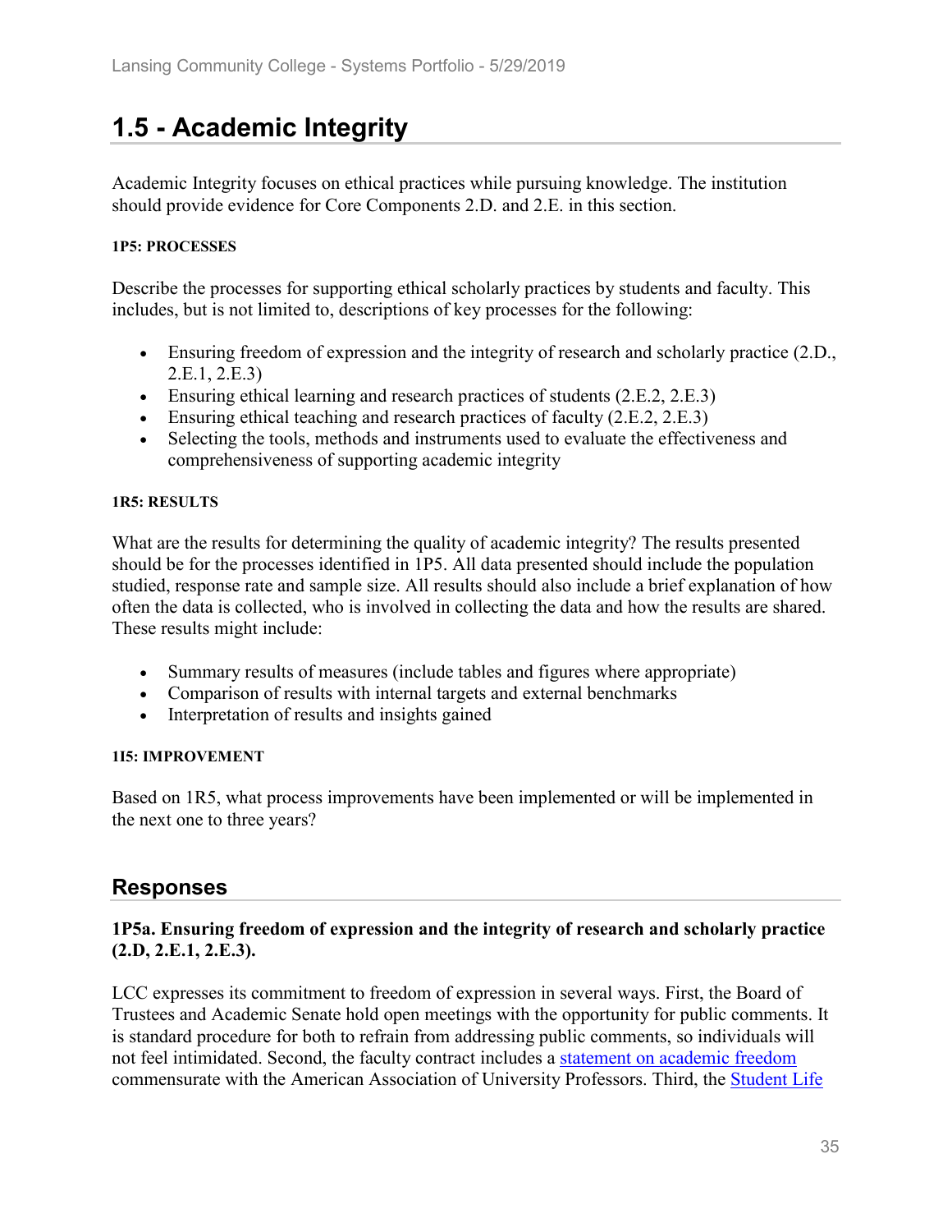# 1.5 - Academic Integrity

Academic Integrity focuses on ethical practices while pursuing knowledge. The institution should provide evidence for Core Components 2.D. and 2.E. in this section.

**1P5: PROCESSES**

Describe the processes for supporting ethical scholarly practices by students and faculty. This includes, but is not limited to, descriptions of key processes for the following:

- Ensuring freedom of expression and the integrity of research and scholarly practice (2.D., 2.E.1, 2.E.3)
- Ensuring ethical learning and research practices of students (2.E.2, 2.E.3)
- Ensuring ethical teaching and research practices of faculty (2.E.2, 2.E.3)
- Selecting the tools, methods and instruments used to evaluate the effectiveness and comprehensiveness of supporting academic integrity

**1R5: RESULTS**

What are the results for determining the quality of academic integrity? The results presented should be for the processes identified in 1P5. All data presented should include the population studied, response rate and sample size. All results should also include a brief explanation of how often the data is collected, who is involved in collecting the data and how the results are shared. These results might include:

- Summary results of measures (include tables and figures where appropriate)
- Comparison of results with internal targets and external benchmarks
- Interpretation of results and insights gained

**1I5: IMPROVEMENT**

Based on 1R5, what process improvements have been implemented or will be implemented in the next one to three years?

## Responses

**1P5a. Ensuring freedom of expression and the integrity of research and scholarly practice (2.D, 2.E.1, 2.E.3).**

LCC expresses its commitment to freedom of expression in several ways. First, the Board of Trustees and Academic Senate hold open meetings with the opportunity for public comments. It is standard procedure for both to refrain from addressing public comments, so individuals will not feel intimidated. Second, the faculty contract includes a statement on academic freedom commensurate with the American Association of University Professors. Third, the Student Life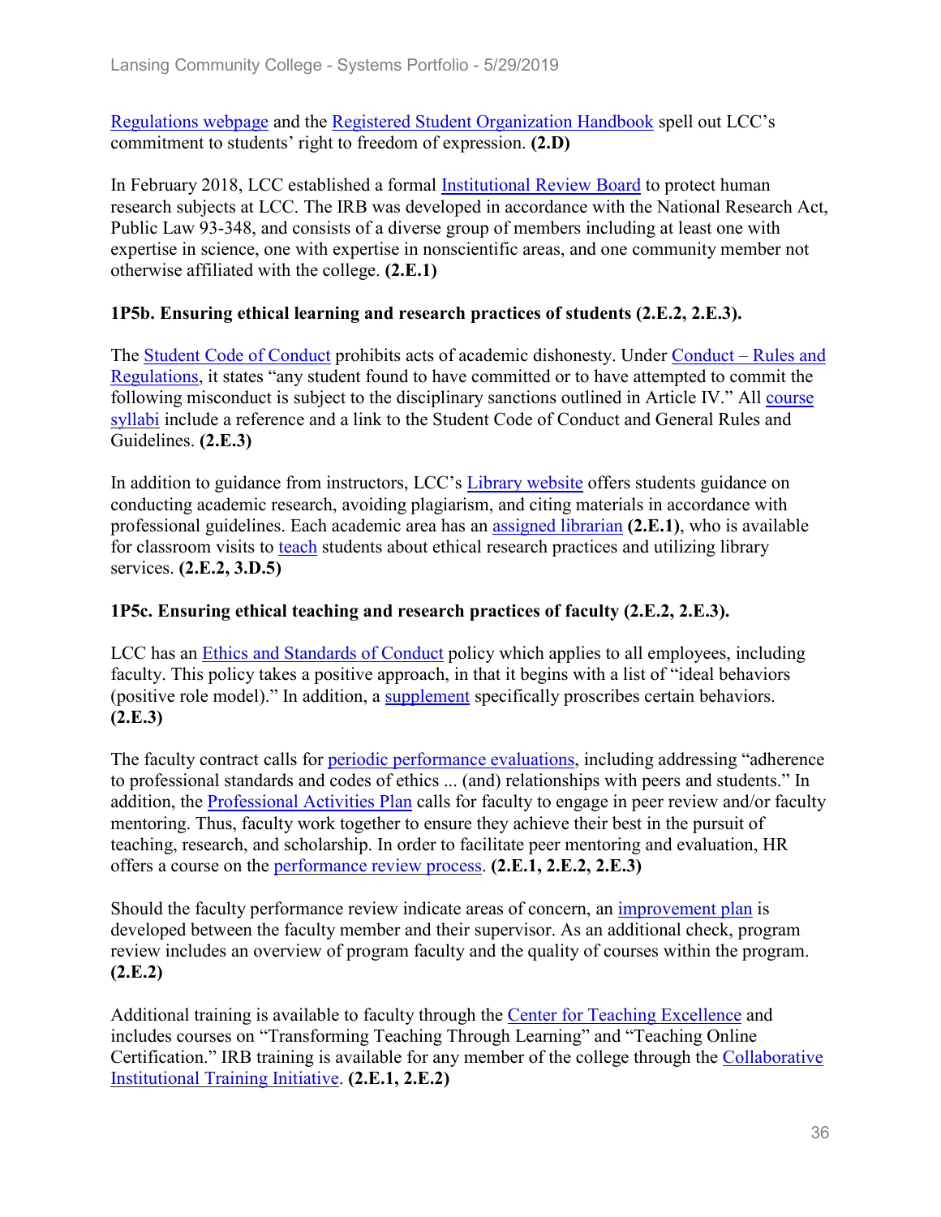Regulations webpage and the Registered Student Organization Handbook spell out LCC's commitment to students' right to freedom of expression. **(2.D)**

In February 2018, LCC established a formal Institutional Review Board to protect human research subjects at LCC. The IRB was developed in accordance with the National Research Act, Public Law 93-348, and consists of a diverse group of members including at least one with expertise in science, one with expertise in nonscientific areas, and one community member not otherwise affiliated with the college. **(2.E.1)**

### 1P5b. Ensuring ethical learning and research practices of students (2.E.2, 2.E.3).

The Student Code of Conduct prohibits acts of academic dishonesty. Under Conduct – Rules and Regulations, it states "any student found to have committed or to have attempted to commit the following misconduct is subject to the disciplinary sanctions outlined in Article IV." All course syllabi include a reference and a link to the Student Code of Conduct and General Rules and Guidelines. **(2.E.3)**

In addition to guidance from instructors, LCC's Library website offers students guidance on conducting academic research, avoiding plagiarism, and citing materials in accordance with professional guidelines. Each academic area has an assigned librarian **(2.E.1)**, who is available for classroom visits to teach students about ethical research practices and utilizing library services. **(2.E.2, 3.D.5)**

### 1P5c. Ensuring ethical teaching and research practices of faculty (2.E.2, 2.E.3).

LCC has an Ethics and Standards of Conduct policy which applies to all employees, including faculty. This policy takes a positive approach, in that it begins with a list of "ideal behaviors (positive role model)." In addition, a supplement specifically proscribes certain behaviors. **(2.E.3)**

The faculty contract calls for periodic performance evaluations, including addressing "adherence to professional standards and codes of ethics ... (and) relationships with peers and students." In addition, the Professional Activities Plan calls for faculty to engage in peer review and/or faculty mentoring. Thus, faculty work together to ensure they achieve their best in the pursuit of teaching, research, and scholarship. In order to facilitate peer mentoring and evaluation, HR offers a course on the performance review process. **(2.E.1, 2.E.2, 2.E.3)**

Should the faculty performance review indicate areas of concern, an improvement plan is developed between the faculty member and their supervisor. As an additional check, program review includes an overview of program faculty and the quality of courses within the program. **(2.E.2)**

Additional training is available to faculty through the Center for Teaching Excellence and includes courses on "Transforming Teaching Through Learning" and "Teaching Online Certification." IRB training is available for any member of the college through the Collaborative Institutional Training Initiative. **(2.E.1, 2.E.2)**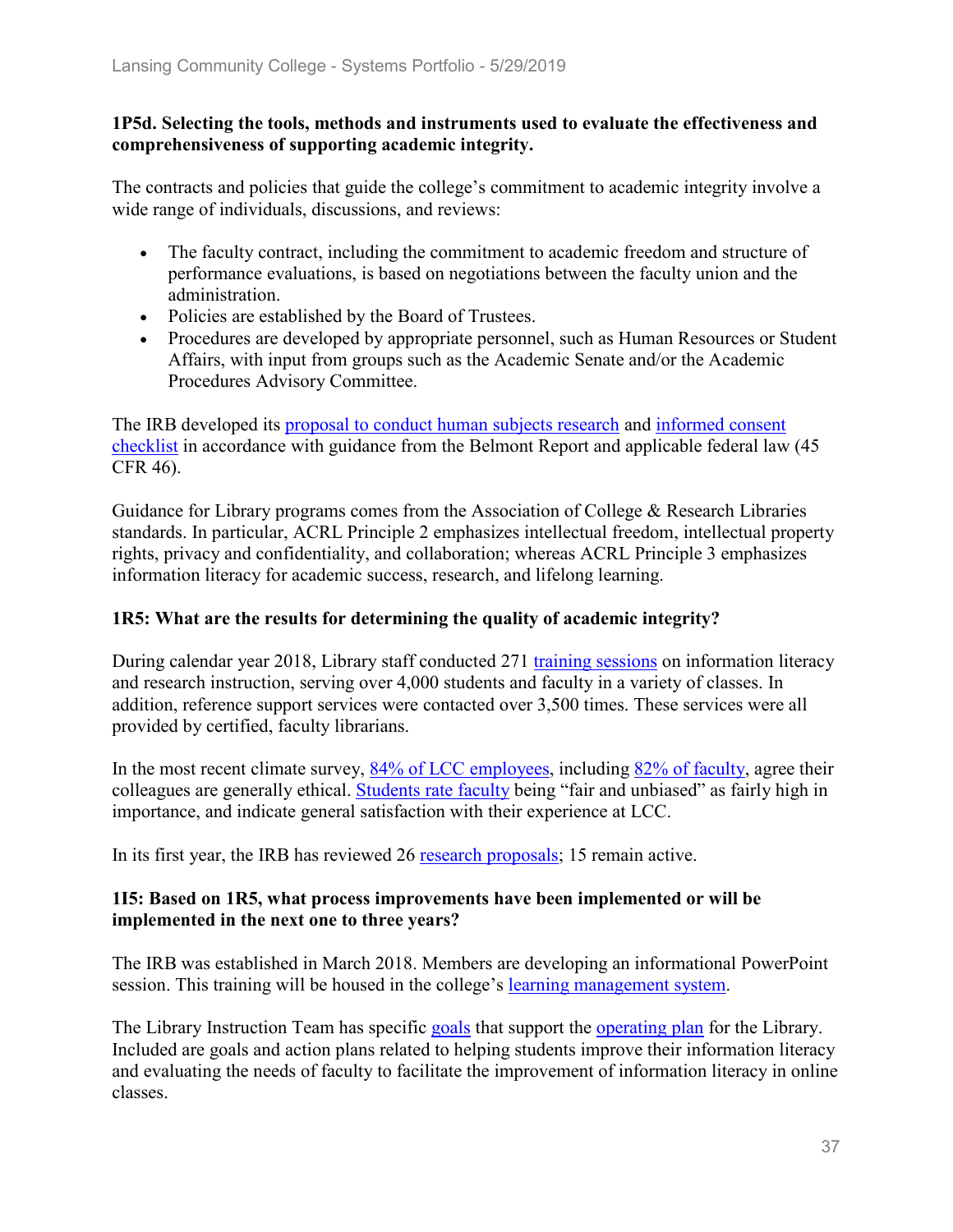**1P5d. Selecting the tools, methods and instruments used to evaluate the effectiveness and comprehensiveness of supporting academic integrity.**

The contracts and policies that guide the college's commitment to academic integrity involve a wide range of individuals, discussions, and reviews:

- The faculty contract, including the commitment to academic freedom and structure of performance evaluations, is based on negotiations between the faculty union and the administration.
- Policies are established by the Board of Trustees.
- Procedures are developed by appropriate personnel, such as Human Resources or Student Affairs, with input from groups such as the Academic Senate and/or the Academic Procedures Advisory Committee.

The IRB developed its proposal to conduct human subjects research and informed consent checklist in accordance with guidance from the Belmont Report and applicable federal law (45 CFR 46).

Guidance for Library programs comes from the Association of College & Research Libraries standards. In particular, ACRL Principle 2 emphasizes intellectual freedom, intellectual property rights, privacy and confidentiality, and collaboration; whereas ACRL Principle 3 emphasizes information literacy for academic success, research, and lifelong learning.

**1R5: What are the results for determining the quality of academic integrity?**

During calendar year 2018, Library staff conducted 271 training sessions on information literacy and research instruction, serving over 4,000 students and faculty in a variety of classes. In addition, reference support services were contacted over 3,500 times. These services were all provided by certified, faculty librarians.

In the most recent climate survey, 84% of LCC employees, including 82% of faculty, agree their colleagues are generally ethical. Students rate faculty being "fair and unbiased" as fairly high in importance, and indicate general satisfaction with their experience at LCC.

In its first year, the IRB has reviewed 26 research proposals; 15 remain active.

**1I5: Based on 1R5, what process improvements have been implemented or will be implemented in the next one to three years?**

The IRB was established in March 2018. Members are developing an informational PowerPoint session. This training will be housed in the college's learning management system.

The Library Instruction Team has specific goals that support the operating plan for the Library. Included are goals and action plans related to helping students improve their information literacy and evaluating the needs of faculty to facilitate the improvement of information literacy in online classes.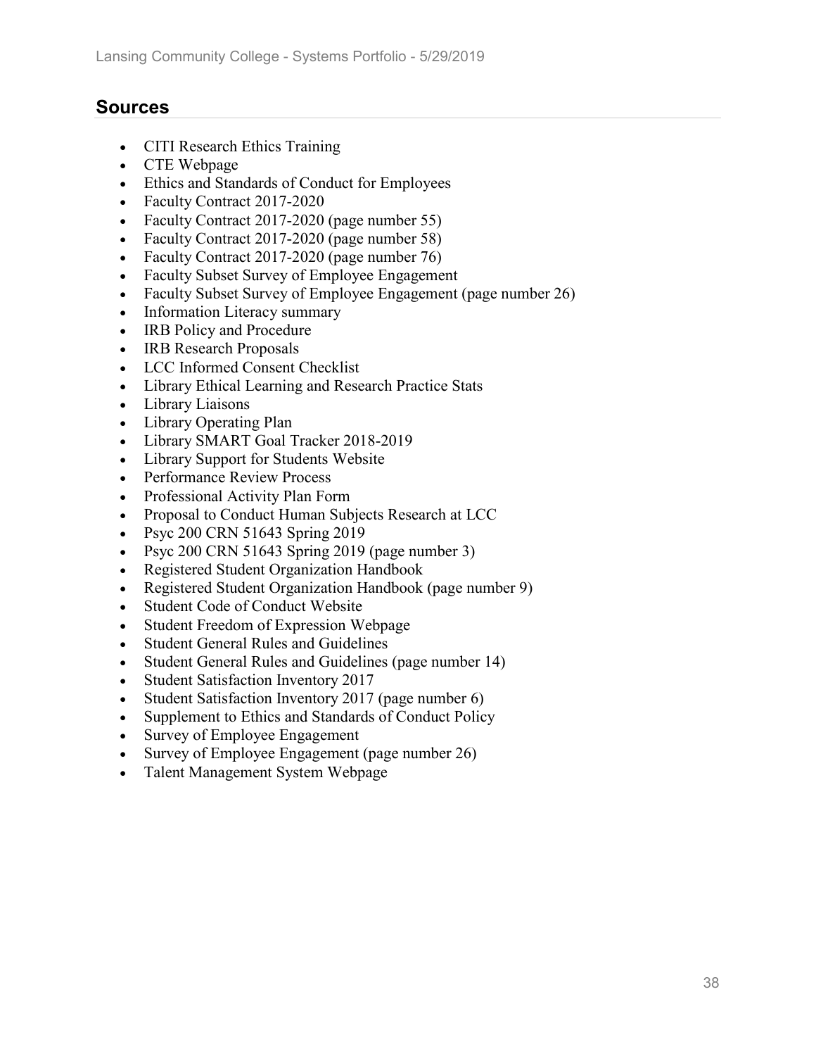## Sources

- CITI Research Ethics Training
- CTE Webpage
- Ethics and Standards of Conduct for Employees
- Faculty Contract 2017-2020
- Faculty Contract 2017-2020 (page number 55)
- Faculty Contract 2017-2020 (page number 58)
- Faculty Contract 2017-2020 (page number 76)
- Faculty Subset Survey of Employee Engagement
- Faculty Subset Survey of Employee Engagement (page number 26)
- Information Literacy summary
- IRB Policy and Procedure
- IRB Research Proposals
- LCC Informed Consent Checklist
- Library Ethical Learning and Research Practice Stats
- Library Liaisons
- Library Operating Plan
- Library SMART Goal Tracker 2018-2019
- Library Support for Students Website
- Performance Review Process
- Professional Activity Plan Form
- Proposal to Conduct Human Subjects Research at LCC
- Psyc 200 CRN 51643 Spring 2019
- Psyc 200 CRN 51643 Spring 2019 (page number 3)
- Registered Student Organization Handbook
- Registered Student Organization Handbook (page number 9)
- Student Code of Conduct Website
- Student Freedom of Expression Webpage
- Student General Rules and Guidelines
- Student General Rules and Guidelines (page number 14)
- Student Satisfaction Inventory 2017
- Student Satisfaction Inventory 2017 (page number 6)
- Supplement to Ethics and Standards of Conduct Policy
- Survey of Employee Engagement
- Survey of Employee Engagement (page number 26)
- Talent Management System Webpage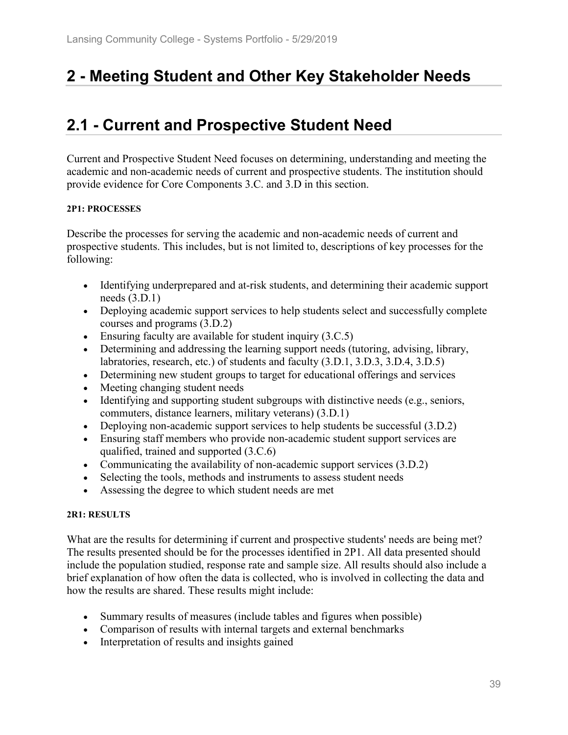# 2 - Meeting Student and Other Key Stakeholder Needs

# 2.1 - Current and Prospective Student Need

Current and Prospective Student Need focuses on determining, understanding and meeting the academic and non-academic needs of current and prospective students. The institution should provide evidence for Core Components 3.C. and 3.D in this section.

#### 2P1: PROCESSES

Describe the processes for serving the academic and non-academic needs of current and prospective students. This includes, but is not limited to, descriptions of key processes for the following:

- Identifying underprepared and at-risk students, and determining their academic support needs (3.D.1)
- Deploying academic support services to help students select and successfully complete courses and programs (3.D.2)
- Ensuring faculty are available for student inquiry (3.C.5)
- Determining and addressing the learning support needs (tutoring, advising, library, labratories, research, etc.) of students and faculty (3.D.1, 3.D.3, 3.D.4, 3.D.5)
- Determining new student groups to target for educational offerings and services
- Meeting changing student needs
- Identifying and supporting student subgroups with distinctive needs (e.g., seniors, commuters, distance learners, military veterans) (3.D.1)
- Deploying non-academic support services to help students be successful (3.D.2)
- Ensuring staff members who provide non-academic student support services are qualified, trained and supported (3.C.6)
- Communicating the availability of non-academic support services (3.D.2)
- Selecting the tools, methods and instruments to assess student needs
- Assessing the degree to which student needs are met

#### 2R1: RESULTS

What are the results for determining if current and prospective students' needs are being met? The results presented should be for the processes identified in 2P1. All data presented should include the population studied, response rate and sample size. All results should also include a brief explanation of how often the data is collected, who is involved in collecting the data and how the results are shared. These results might include:

- Summary results of measures (include tables and figures when possible)
- Comparison of results with internal targets and external benchmarks
- Interpretation of results and insights gained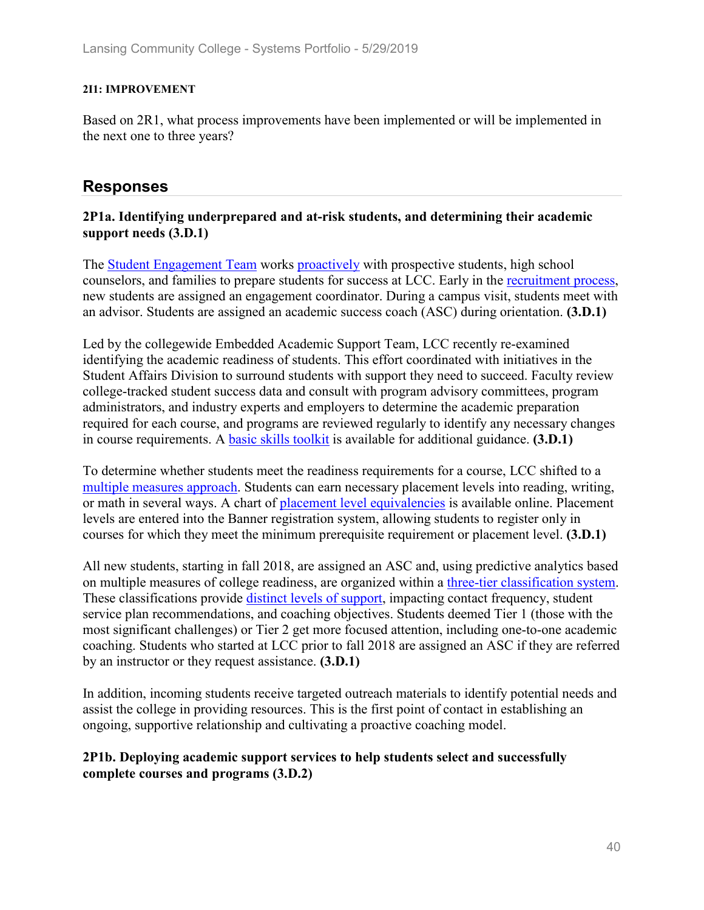**2I1: IMPROVEMENT**

Based on 2R1, what process improvements have been implemented or will be implemented in the next one to three years?

## Responses

**2P1a. Identifying underprepared and at-risk students, and determining their academic support needs (3.D.1)**

The Student Engagement Team works proactively with prospective students, high school counselors, and families to prepare students for success at LCC. Early in the recruitment process, new students are assigned an engagement coordinator. During a campus visit, students meet with an advisor. Students are assigned an academic success coach (ASC) during orientation. **(3.D.1)**

Led by the collegewide Embedded Academic Support Team, LCC recently re-examined identifying the academic readiness of students. This effort coordinated with initiatives in the Student Affairs Division to surround students with support they need to succeed. Faculty review college-tracked student success data and consult with program advisory committees, program administrators, and industry experts and employers to determine the academic preparation required for each course, and programs are reviewed regularly to identify any necessary changes in course requirements. A basic skills toolkit is available for additional guidance. **(3.D.1)**

To determine whether students meet the readiness requirements for a course, LCC shifted to a multiple measures approach. Students can earn necessary placement levels into reading, writing, or math in several ways. A chart of placement level equivalencies is available online. Placement levels are entered into the Banner registration system, allowing students to register only in courses for which they meet the minimum prerequisite requirement or placement level. **(3.D.1)**

All new students, starting in fall 2018, are assigned an ASC and, using predictive analytics based on multiple measures of college readiness, are organized within a three-tier classification system. These classifications provide distinct levels of support, impacting contact frequency, student service plan recommendations, and coaching objectives. Students deemed Tier 1 (those with the most significant challenges) or Tier 2 get more focused attention, including one-to-one academic coaching. Students who started at LCC prior to fall 2018 are assigned an ASC if they are referred by an instructor or they request assistance. **(3.D.1)**

In addition, incoming students receive targeted outreach materials to identify potential needs and assist the college in providing resources. This is the first point of contact in establishing an ongoing, supportive relationship and cultivating a proactive coaching model.

**2P1b. Deploying academic support services to help students select and successfully complete courses and programs (3.D.2)**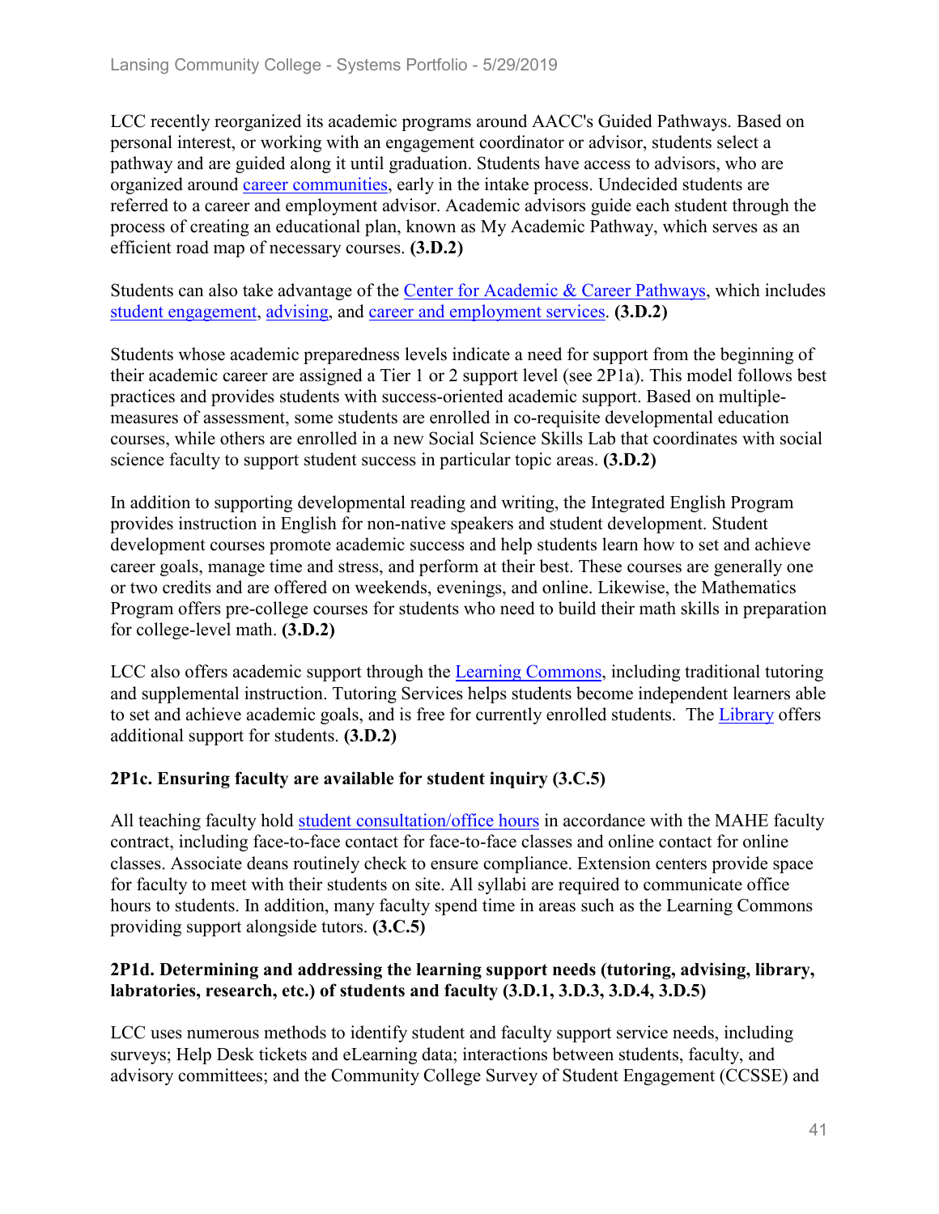LCC recently reorganized its academic programs around AACC's Guided Pathways. Based on personal interest, or working with an engagement coordinator or advisor, students select a pathway and are guided along it until graduation. Students have access to advisors, who are organized around career communities, early in the intake process. Undecided students are referred to a career and employment advisor. Academic advisors guide each student through the process of creating an educational plan, known as My Academic Pathway, which serves as an efficient road map of necessary courses. **(3.D.2)**

Students can also take advantage of the Center for Academic & Career Pathways, which includes student engagement, advising, and career and employment services. **(3.D.2)**

Students whose academic preparedness levels indicate a need for support from the beginning of their academic career are assigned a Tier 1 or 2 support level (see 2P1a). This model follows best practices and provides students with success-oriented academic support. Based on multiple-measures of assessment, some students are enrolled in co-requisite developmental education courses, while others are enrolled in a new Social Science Skills Lab that coordinates with social science faculty to support student success in particular topic areas. **(3.D.2)**

In addition to supporting developmental reading and writing, the Integrated English Program provides instruction in English for non-native speakers and student development. Student development courses promote academic success and help students learn how to set and achieve career goals, manage time and stress, and perform at their best. These courses are generally one or two credits and are offered on weekends, evenings, and online. Likewise, the Mathematics Program offers pre-college courses for students who need to build their math skills in preparation for college-level math. **(3.D.2)**

LCC also offers academic support through the Learning Commons, including traditional tutoring and supplemental instruction. Tutoring Services helps students become independent learners able to set and achieve academic goals, and is free for currently enrolled students. The Library offers additional support for students. **(3.D.2)**

### 2P1c. Ensuring faculty are available for student inquiry (3.C.5)

All teaching faculty hold student consultation/office hours in accordance with the MAHE faculty contract, including face-to-face contact for face-to-face classes and online contact for online classes. Associate deans routinely check to ensure compliance. Extension centers provide space for faculty to meet with their students on site. All syllabi are required to communicate office hours to students. In addition, many faculty spend time in areas such as the Learning Commons providing support alongside tutors. **(3.C.5)**

### 2P1d. Determining and addressing the learning support needs (tutoring, advising, library, labratories, research, etc.) of students and faculty (3.D.1, 3.D.3, 3.D.4, 3.D.5)

LCC uses numerous methods to identify student and faculty support service needs, including surveys; Help Desk tickets and eLearning data; interactions between students, faculty, and advisory committees; and the Community College Survey of Student Engagement (CCSSE) and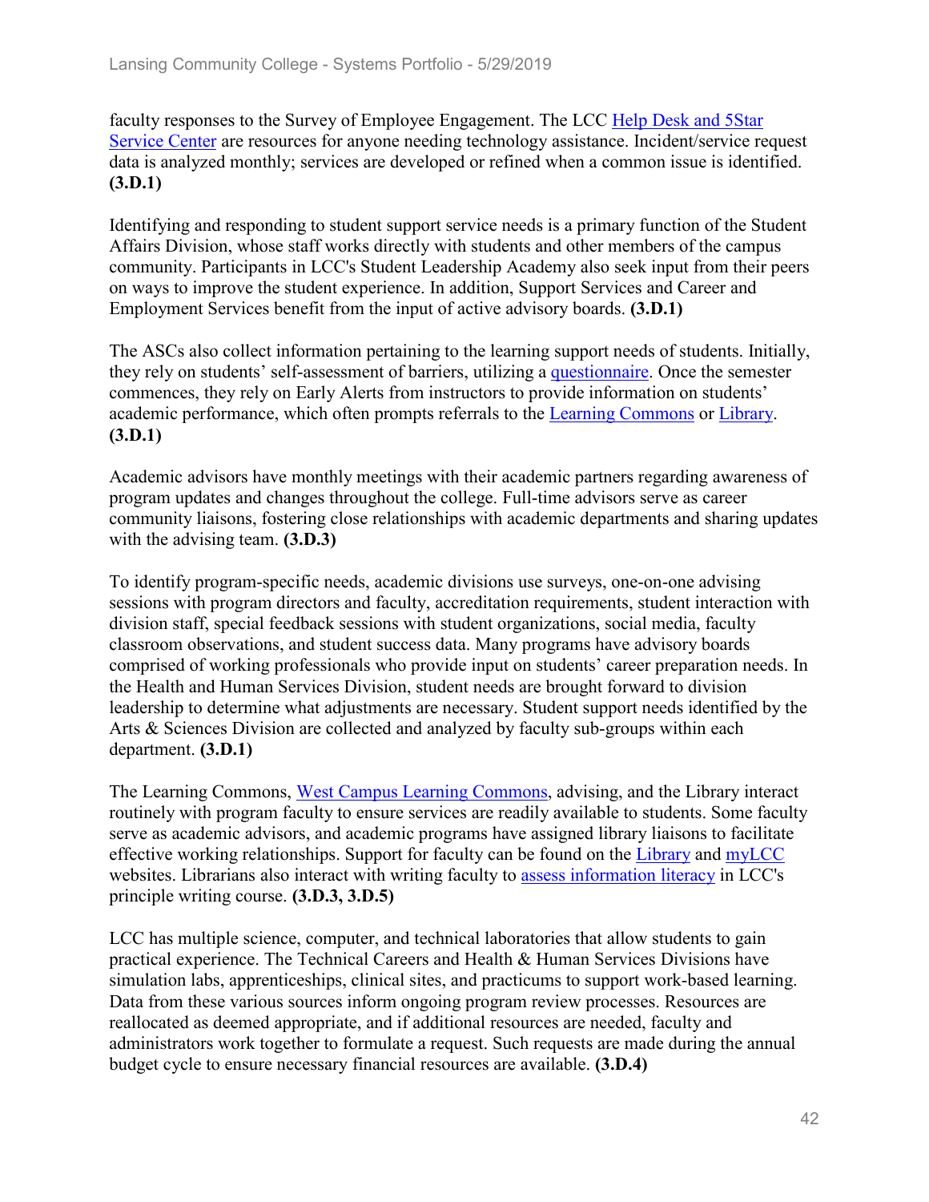faculty responses to the Survey of Employee Engagement. The LCC Help Desk and 5Star Service Center are resources for anyone needing technology assistance. Incident/service request data is analyzed monthly; services are developed or refined when a common issue is identified. **(3.D.1)**

Identifying and responding to student support service needs is a primary function of the Student Affairs Division, whose staff works directly with students and other members of the campus community. Participants in LCC's Student Leadership Academy also seek input from their peers on ways to improve the student experience. In addition, Support Services and Career and Employment Services benefit from the input of active advisory boards. **(3.D.1)**

The ASCs also collect information pertaining to the learning support needs of students. Initially, they rely on students' self-assessment of barriers, utilizing a questionnaire. Once the semester commences, they rely on Early Alerts from instructors to provide information on students' academic performance, which often prompts referrals to the Learning Commons or Library. **(3.D.1)**

Academic advisors have monthly meetings with their academic partners regarding awareness of program updates and changes throughout the college. Full-time advisors serve as career community liaisons, fostering close relationships with academic departments and sharing updates with the advising team. **(3.D.3)**

To identify program-specific needs, academic divisions use surveys, one-on-one advising sessions with program directors and faculty, accreditation requirements, student interaction with division staff, special feedback sessions with student organizations, social media, faculty classroom observations, and student success data. Many programs have advisory boards comprised of working professionals who provide input on students' career preparation needs. In the Health and Human Services Division, student needs are brought forward to division leadership to determine what adjustments are necessary. Student support needs identified by the Arts & Sciences Division are collected and analyzed by faculty sub-groups within each department. **(3.D.1)**

The Learning Commons, West Campus Learning Commons, advising, and the Library interact routinely with program faculty to ensure services are readily available to students. Some faculty serve as academic advisors, and academic programs have assigned library liaisons to facilitate effective working relationships. Support for faculty can be found on the Library and myLCC websites. Librarians also interact with writing faculty to assess information literacy in LCC's principle writing course. **(3.D.3, 3.D.5)**

LCC has multiple science, computer, and technical laboratories that allow students to gain practical experience. The Technical Careers and Health & Human Services Divisions have simulation labs, apprenticeships, clinical sites, and practicums to support work-based learning. Data from these various sources inform ongoing program review processes. Resources are reallocated as deemed appropriate, and if additional resources are needed, faculty and administrators work together to formulate a request. Such requests are made during the annual budget cycle to ensure necessary financial resources are available. **(3.D.4)**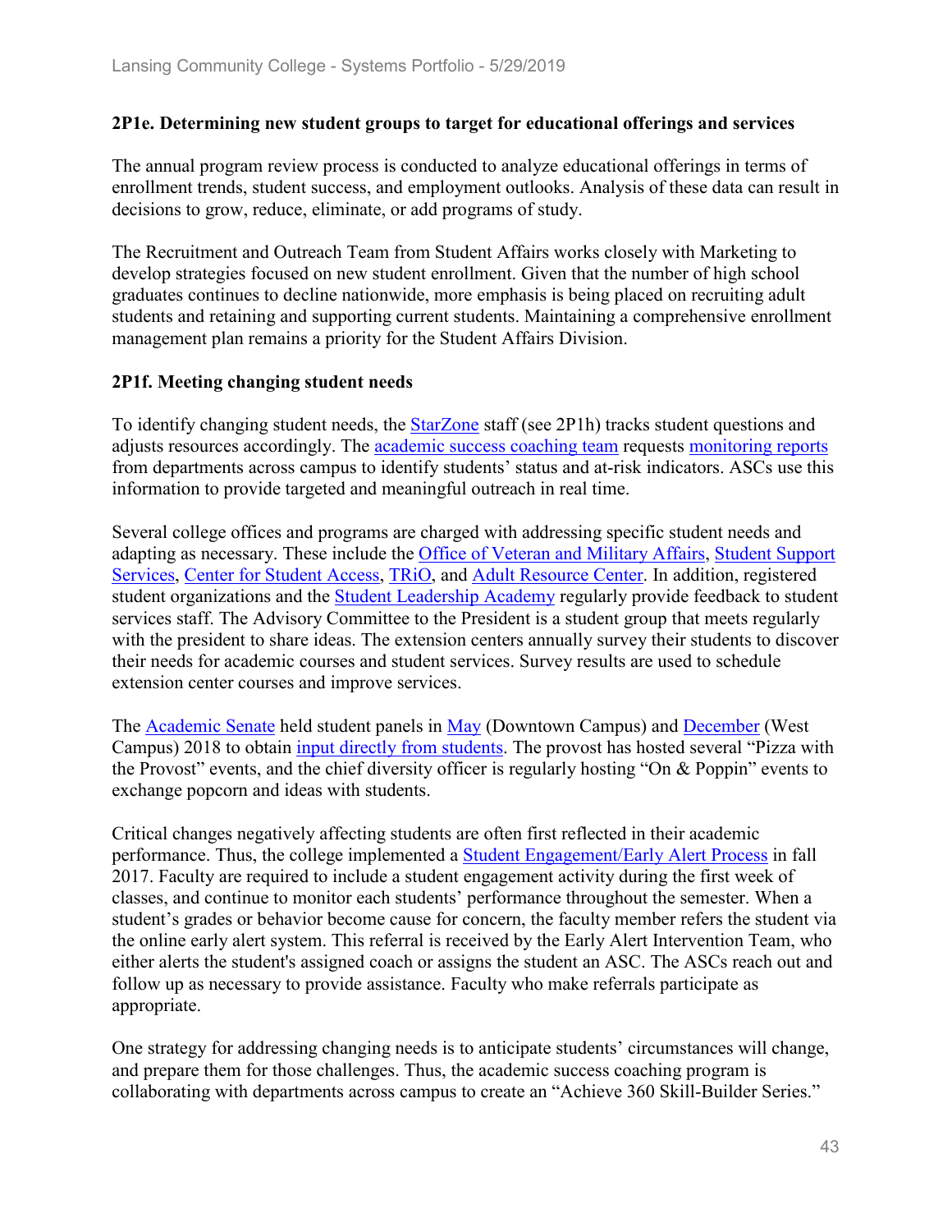### 2P1e. Determining new student groups to target for educational offerings and services

The annual program review process is conducted to analyze educational offerings in terms of enrollment trends, student success, and employment outlooks. Analysis of these data can result in decisions to grow, reduce, eliminate, or add programs of study.

The Recruitment and Outreach Team from Student Affairs works closely with Marketing to develop strategies focused on new student enrollment. Given that the number of high school graduates continues to decline nationwide, more emphasis is being placed on recruiting adult students and retaining and supporting current students. Maintaining a comprehensive enrollment management plan remains a priority for the Student Affairs Division.

### 2P1f. Meeting changing student needs

To identify changing student needs, the StarZone staff (see 2P1h) tracks student questions and adjusts resources accordingly. The academic success coaching team requests monitoring reports from departments across campus to identify students' status and at-risk indicators. ASCs use this information to provide targeted and meaningful outreach in real time.

Several college offices and programs are charged with addressing specific student needs and adapting as necessary. These include the Office of Veteran and Military Affairs, Student Support Services, Center for Student Access, TRiO, and Adult Resource Center. In addition, registered student organizations and the Student Leadership Academy regularly provide feedback to student services staff. The Advisory Committee to the President is a student group that meets regularly with the president to share ideas. The extension centers annually survey their students to discover their needs for academic courses and student services. Survey results are used to schedule extension center courses and improve services.

The Academic Senate held student panels in May (Downtown Campus) and December (West Campus) 2018 to obtain input directly from students. The provost has hosted several "Pizza with the Provost" events, and the chief diversity officer is regularly hosting "On & Poppin" events to exchange popcorn and ideas with students.

Critical changes negatively affecting students are often first reflected in their academic performance. Thus, the college implemented a Student Engagement/Early Alert Process in fall 2017. Faculty are required to include a student engagement activity during the first week of classes, and continue to monitor each students' performance throughout the semester. When a student's grades or behavior become cause for concern, the faculty member refers the student via the online early alert system. This referral is received by the Early Alert Intervention Team, who either alerts the student's assigned coach or assigns the student an ASC. The ASCs reach out and follow up as necessary to provide assistance. Faculty who make referrals participate as appropriate.

One strategy for addressing changing needs is to anticipate students' circumstances will change, and prepare them for those challenges. Thus, the academic success coaching program is collaborating with departments across campus to create an "Achieve 360 Skill-Builder Series."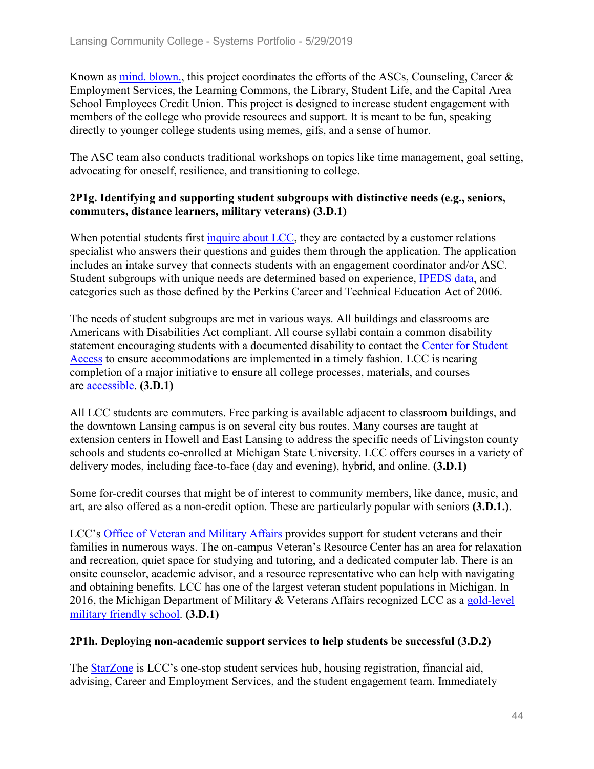Known as mind. blown., this project coordinates the efforts of the ASCs, Counseling, Career & Employment Services, the Learning Commons, the Library, Student Life, and the Capital Area School Employees Credit Union. This project is designed to increase student engagement with members of the college who provide resources and support. It is meant to be fun, speaking directly to younger college students using memes, gifs, and a sense of humor.

The ASC team also conducts traditional workshops on topics like time management, goal setting, advocating for oneself, resilience, and transitioning to college.

**2P1g. Identifying and supporting student subgroups with distinctive needs (e.g., seniors, commuters, distance learners, military veterans) (3.D.1)**

When potential students first inquire about LCC, they are contacted by a customer relations specialist who answers their questions and guides them through the application. The application includes an intake survey that connects students with an engagement coordinator and/or ASC. Student subgroups with unique needs are determined based on experience, IPEDS data, and categories such as those defined by the Perkins Career and Technical Education Act of 2006.

The needs of student subgroups are met in various ways. All buildings and classrooms are Americans with Disabilities Act compliant. All course syllabi contain a common disability statement encouraging students with a documented disability to contact the Center for Student Access to ensure accommodations are implemented in a timely fashion. LCC is nearing completion of a major initiative to ensure all college processes, materials, and courses are accessible. **(3.D.1)**

All LCC students are commuters. Free parking is available adjacent to classroom buildings, and the downtown Lansing campus is on several city bus routes. Many courses are taught at extension centers in Howell and East Lansing to address the specific needs of Livingston county schools and students co-enrolled at Michigan State University. LCC offers courses in a variety of delivery modes, including face-to-face (day and evening), hybrid, and online. **(3.D.1)**

Some for-credit courses that might be of interest to community members, like dance, music, and art, are also offered as a non-credit option. These are particularly popular with seniors **(3.D.1.)**.

LCC's Office of Veteran and Military Affairs provides support for student veterans and their families in numerous ways. The on-campus Veteran's Resource Center has an area for relaxation and recreation, quiet space for studying and tutoring, and a dedicated computer lab. There is an onsite counselor, academic advisor, and a resource representative who can help with navigating and obtaining benefits. LCC has one of the largest veteran student populations in Michigan. In 2016, the Michigan Department of Military & Veterans Affairs recognized LCC as a gold-level military friendly school. **(3.D.1)**

**2P1h. Deploying non-academic support services to help students be successful (3.D.2)**

The StarZone is LCC's one-stop student services hub, housing registration, financial aid, advising, Career and Employment Services, and the student engagement team. Immediately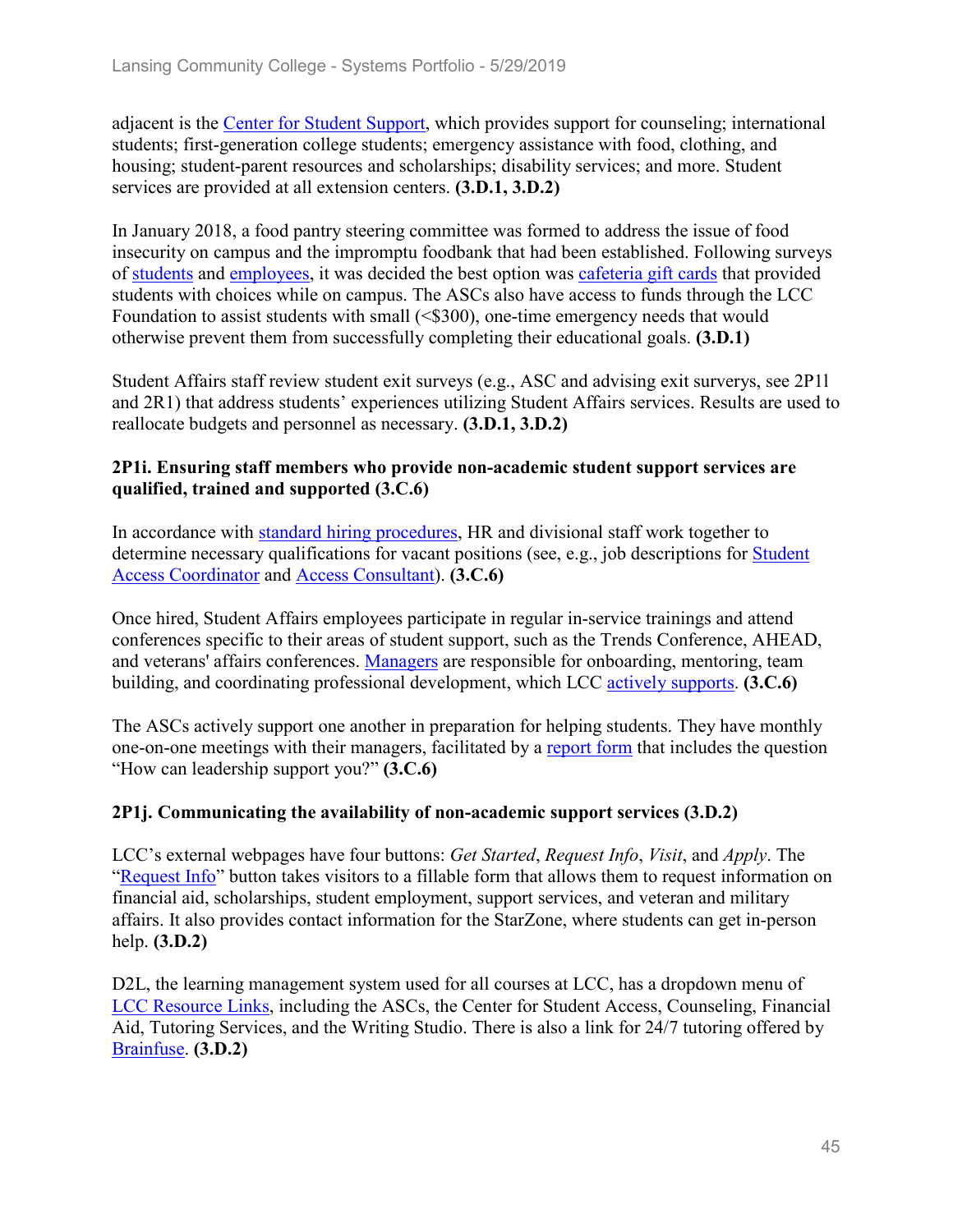adjacent is the Center for Student Support, which provides support for counseling; international students; first-generation college students; emergency assistance with food, clothing, and housing; student-parent resources and scholarships; disability services; and more. Student services are provided at all extension centers. **(3.D.1, 3.D.2)**

In January 2018, a food pantry steering committee was formed to address the issue of food insecurity on campus and the impromptu foodbank that had been established. Following surveys of students and employees, it was decided the best option was cafeteria gift cards that provided students with choices while on campus. The ASCs also have access to funds through the LCC Foundation to assist students with small (<$300), one-time emergency needs that would otherwise prevent them from successfully completing their educational goals. **(3.D.1)**

Student Affairs staff review student exit surveys (e.g., ASC and advising exit surverys, see 2P1l and 2R1) that address students' experiences utilizing Student Affairs services. Results are used to reallocate budgets and personnel as necessary. **(3.D.1, 3.D.2)**

### 2P1i. Ensuring staff members who provide non-academic student support services are qualified, trained and supported (3.C.6)

In accordance with standard hiring procedures, HR and divisional staff work together to determine necessary qualifications for vacant positions (see, e.g., job descriptions for Student Access Coordinator and Access Consultant). **(3.C.6)**

Once hired, Student Affairs employees participate in regular in-service trainings and attend conferences specific to their areas of student support, such as the Trends Conference, AHEAD, and veterans' affairs conferences. Managers are responsible for onboarding, mentoring, team building, and coordinating professional development, which LCC actively supports. **(3.C.6)**

The ASCs actively support one another in preparation for helping students. They have monthly one-on-one meetings with their managers, facilitated by a report form that includes the question "How can leadership support you?" **(3.C.6)**

### 2P1j. Communicating the availability of non-academic support services (3.D.2)

LCC's external webpages have four buttons: *Get Started*, *Request Info*, *Visit*, and *Apply*. The "Request Info" button takes visitors to a fillable form that allows them to request information on financial aid, scholarships, student employment, support services, and veteran and military affairs. It also provides contact information for the StarZone, where students can get in-person help. **(3.D.2)**

D2L, the learning management system used for all courses at LCC, has a dropdown menu of LCC Resource Links, including the ASCs, the Center for Student Access, Counseling, Financial Aid, Tutoring Services, and the Writing Studio. There is also a link for 24/7 tutoring offered by Brainfuse. **(3.D.2)**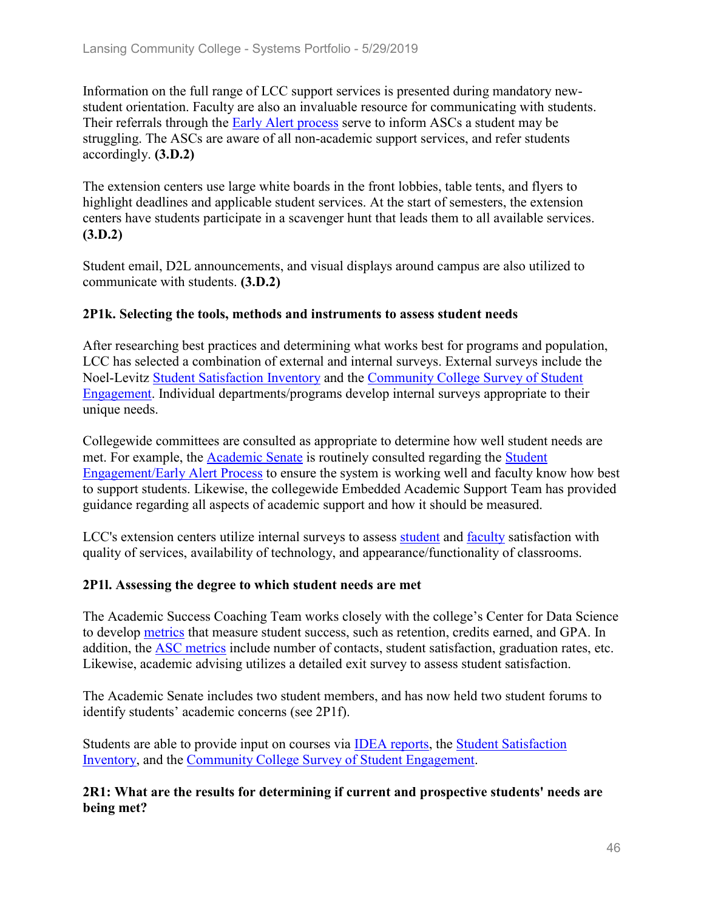Information on the full range of LCC support services is presented during mandatory new-student orientation. Faculty are also an invaluable resource for communicating with students. Their referrals through the Early Alert process serve to inform ASCs a student may be struggling. The ASCs are aware of all non-academic support services, and refer students accordingly. **(3.D.2)**

The extension centers use large white boards in the front lobbies, table tents, and flyers to highlight deadlines and applicable student services. At the start of semesters, the extension centers have students participate in a scavenger hunt that leads them to all available services. **(3.D.2)**

Student email, D2L announcements, and visual displays around campus are also utilized to communicate with students. **(3.D.2)**

**2P1k. Selecting the tools, methods and instruments to assess student needs**

After researching best practices and determining what works best for programs and population, LCC has selected a combination of external and internal surveys. External surveys include the Noel-Levitz Student Satisfaction Inventory and the Community College Survey of Student Engagement. Individual departments/programs develop internal surveys appropriate to their unique needs.

Collegewide committees are consulted as appropriate to determine how well student needs are met. For example, the Academic Senate is routinely consulted regarding the Student Engagement/Early Alert Process to ensure the system is working well and faculty know how best to support students. Likewise, the collegewide Embedded Academic Support Team has provided guidance regarding all aspects of academic support and how it should be measured.

LCC's extension centers utilize internal surveys to assess student and faculty satisfaction with quality of services, availability of technology, and appearance/functionality of classrooms.

**2P1l. Assessing the degree to which student needs are met**

The Academic Success Coaching Team works closely with the college's Center for Data Science to develop metrics that measure student success, such as retention, credits earned, and GPA. In addition, the ASC metrics include number of contacts, student satisfaction, graduation rates, etc. Likewise, academic advising utilizes a detailed exit survey to assess student satisfaction.

The Academic Senate includes two student members, and has now held two student forums to identify students' academic concerns (see 2P1f).

Students are able to provide input on courses via IDEA reports, the Student Satisfaction Inventory, and the Community College Survey of Student Engagement.

**2R1: What are the results for determining if current and prospective students' needs are being met?**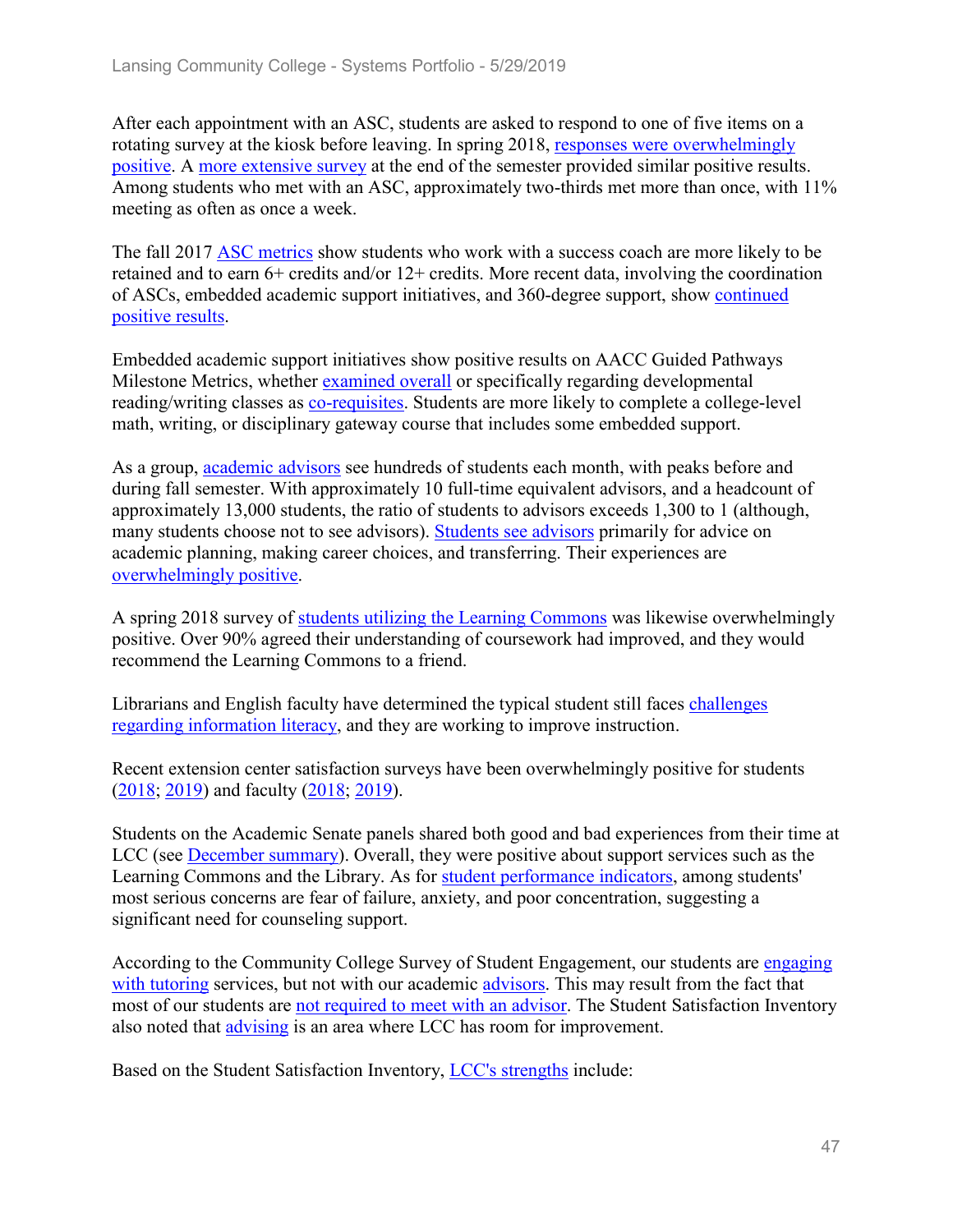After each appointment with an ASC, students are asked to respond to one of five items on a rotating survey at the kiosk before leaving. In spring 2018, responses were overwhelmingly positive. A more extensive survey at the end of the semester provided similar positive results. Among students who met with an ASC, approximately two-thirds met more than once, with 11% meeting as often as once a week.

The fall 2017 ASC metrics show students who work with a success coach are more likely to be retained and to earn 6+ credits and/or 12+ credits. More recent data, involving the coordination of ASCs, embedded academic support initiatives, and 360-degree support, show continued positive results.

Embedded academic support initiatives show positive results on AACC Guided Pathways Milestone Metrics, whether examined overall or specifically regarding developmental reading/writing classes as co-requisites. Students are more likely to complete a college-level math, writing, or disciplinary gateway course that includes some embedded support.

As a group, academic advisors see hundreds of students each month, with peaks before and during fall semester. With approximately 10 full-time equivalent advisors, and a headcount of approximately 13,000 students, the ratio of students to advisors exceeds 1,300 to 1 (although, many students choose not to see advisors). Students see advisors primarily for advice on academic planning, making career choices, and transferring. Their experiences are overwhelmingly positive.

A spring 2018 survey of students utilizing the Learning Commons was likewise overwhelmingly positive. Over 90% agreed their understanding of coursework had improved, and they would recommend the Learning Commons to a friend.

Librarians and English faculty have determined the typical student still faces challenges regarding information literacy, and they are working to improve instruction.

Recent extension center satisfaction surveys have been overwhelmingly positive for students (2018; 2019) and faculty (2018; 2019).

Students on the Academic Senate panels shared both good and bad experiences from their time at LCC (see December summary). Overall, they were positive about support services such as the Learning Commons and the Library. As for student performance indicators, among students' most serious concerns are fear of failure, anxiety, and poor concentration, suggesting a significant need for counseling support.

According to the Community College Survey of Student Engagement, our students are engaging with tutoring services, but not with our academic advisors. This may result from the fact that most of our students are not required to meet with an advisor. The Student Satisfaction Inventory also noted that advising is an area where LCC has room for improvement.

Based on the Student Satisfaction Inventory, LCC's strengths include: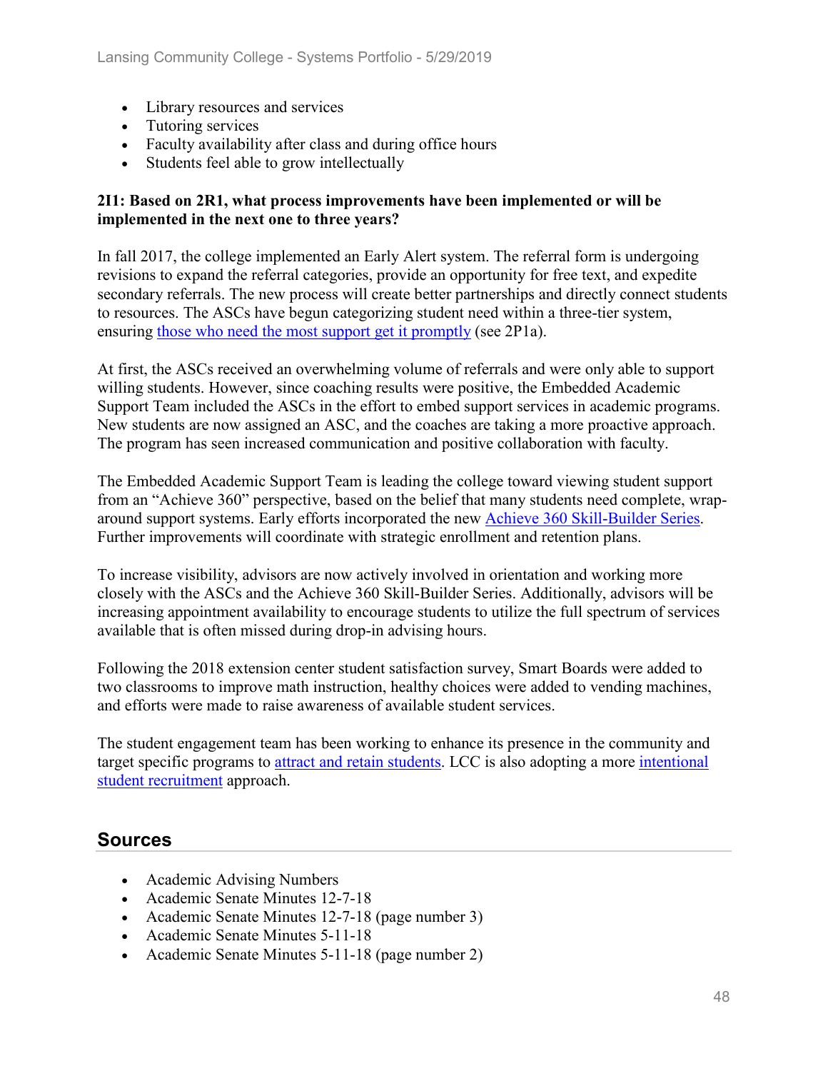- Library resources and services
- Tutoring services
- Faculty availability after class and during office hours
- Students feel able to grow intellectually

**2I1: Based on 2R1, what process improvements have been implemented or will be implemented in the next one to three years?**

In fall 2017, the college implemented an Early Alert system. The referral form is undergoing revisions to expand the referral categories, provide an opportunity for free text, and expedite secondary referrals. The new process will create better partnerships and directly connect students to resources. The ASCs have begun categorizing student need within a three-tier system, ensuring those who need the most support get it promptly (see 2P1a).

At first, the ASCs received an overwhelming volume of referrals and were only able to support willing students. However, since coaching results were positive, the Embedded Academic Support Team included the ASCs in the effort to embed support services in academic programs. New students are now assigned an ASC, and the coaches are taking a more proactive approach. The program has seen increased communication and positive collaboration with faculty.

The Embedded Academic Support Team is leading the college toward viewing student support from an "Achieve 360" perspective, based on the belief that many students need complete, wrap-around support systems. Early efforts incorporated the new Achieve 360 Skill-Builder Series. Further improvements will coordinate with strategic enrollment and retention plans.

To increase visibility, advisors are now actively involved in orientation and working more closely with the ASCs and the Achieve 360 Skill-Builder Series. Additionally, advisors will be increasing appointment availability to encourage students to utilize the full spectrum of services available that is often missed during drop-in advising hours.

Following the 2018 extension center student satisfaction survey, Smart Boards were added to two classrooms to improve math instruction, healthy choices were added to vending machines, and efforts were made to raise awareness of available student services.

The student engagement team has been working to enhance its presence in the community and target specific programs to attract and retain students. LCC is also adopting a more intentional student recruitment approach.

## Sources

- Academic Advising Numbers
- Academic Senate Minutes 12-7-18
- Academic Senate Minutes 12-7-18 (page number 3)
- Academic Senate Minutes 5-11-18
- Academic Senate Minutes 5-11-18 (page number 2)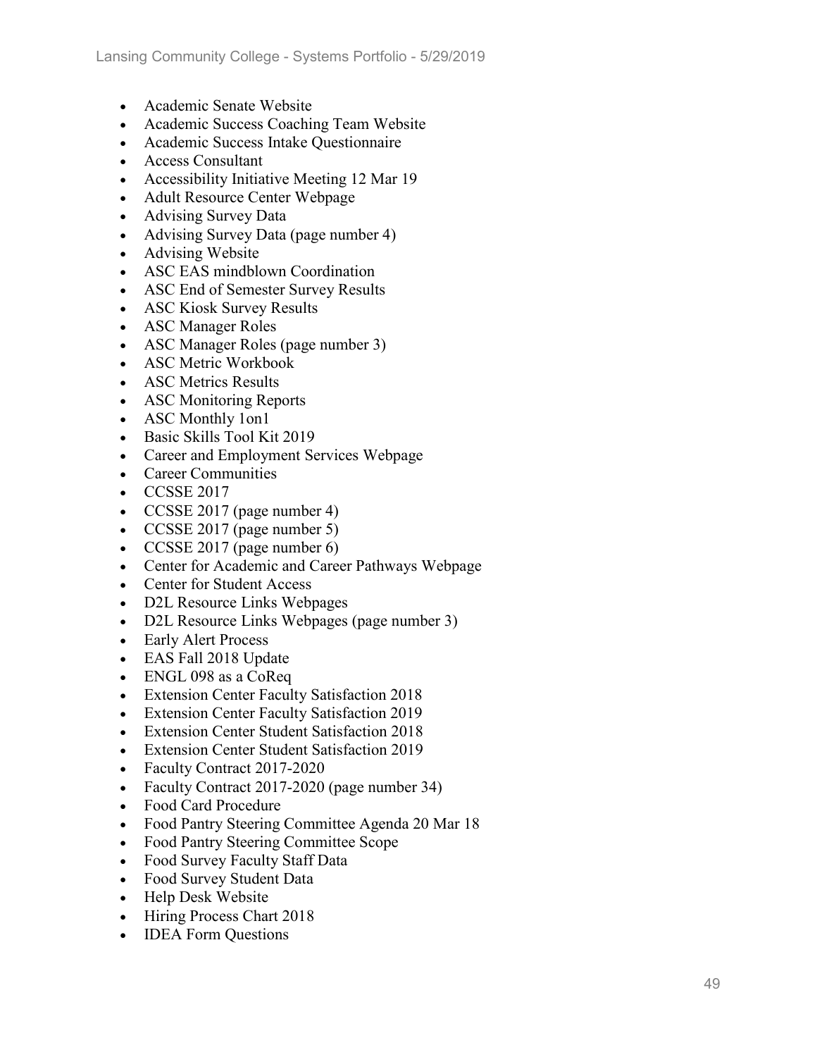- Academic Senate Website
- Academic Success Coaching Team Website
- Academic Success Intake Questionnaire
- Access Consultant
- Accessibility Initiative Meeting 12 Mar 19
- Adult Resource Center Webpage
- Advising Survey Data
- Advising Survey Data (page number 4)
- Advising Website
- ASC EAS mindblown Coordination
- ASC End of Semester Survey Results
- ASC Kiosk Survey Results
- ASC Manager Roles
- ASC Manager Roles (page number 3)
- ASC Metric Workbook
- ASC Metrics Results
- ASC Monitoring Reports
- ASC Monthly 1on1
- Basic Skills Tool Kit 2019
- Career and Employment Services Webpage
- Career Communities
- CCSSE 2017
- CCSSE 2017 (page number 4)
- CCSSE 2017 (page number 5)
- CCSSE 2017 (page number 6)
- Center for Academic and Career Pathways Webpage
- Center for Student Access
- D2L Resource Links Webpages
- D2L Resource Links Webpages (page number 3)
- Early Alert Process
- EAS Fall 2018 Update
- ENGL 098 as a CoReq
- Extension Center Faculty Satisfaction 2018
- Extension Center Faculty Satisfaction 2019
- Extension Center Student Satisfaction 2018
- Extension Center Student Satisfaction 2019
- Faculty Contract 2017-2020
- Faculty Contract 2017-2020 (page number 34)
- Food Card Procedure
- Food Pantry Steering Committee Agenda 20 Mar 18
- Food Pantry Steering Committee Scope
- Food Survey Faculty Staff Data
- Food Survey Student Data
- Help Desk Website
- Hiring Process Chart 2018
- IDEA Form Questions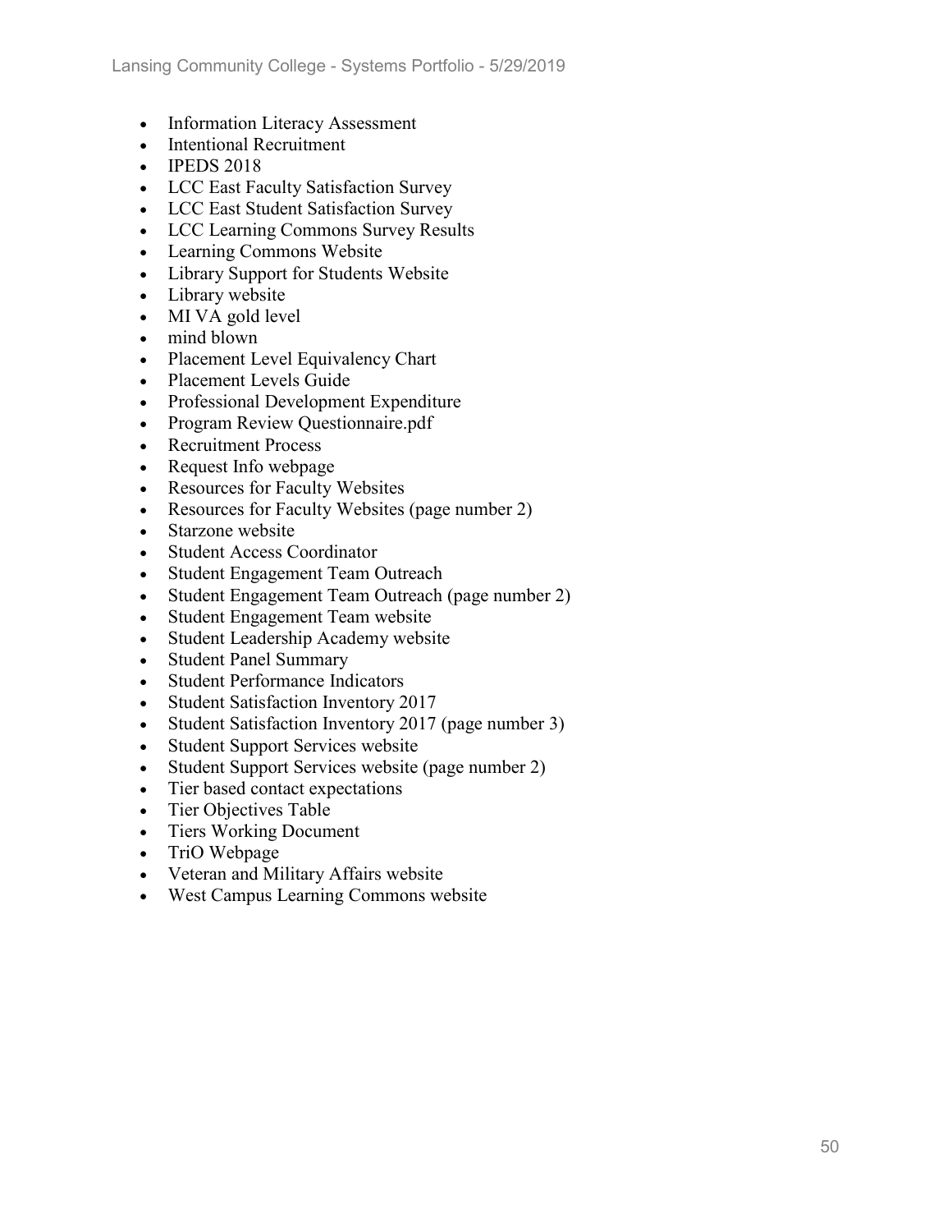- Information Literacy Assessment
- Intentional Recruitment
- IPEDS 2018
- LCC East Faculty Satisfaction Survey
- LCC East Student Satisfaction Survey
- LCC Learning Commons Survey Results
- Learning Commons Website
- Library Support for Students Website
- Library website
- MI VA gold level
- mind blown
- Placement Level Equivalency Chart
- Placement Levels Guide
- Professional Development Expenditure
- Program Review Questionnaire.pdf
- Recruitment Process
- Request Info webpage
- Resources for Faculty Websites
- Resources for Faculty Websites (page number 2)
- Starzone website
- Student Access Coordinator
- Student Engagement Team Outreach
- Student Engagement Team Outreach (page number 2)
- Student Engagement Team website
- Student Leadership Academy website
- Student Panel Summary
- Student Performance Indicators
- Student Satisfaction Inventory 2017
- Student Satisfaction Inventory 2017 (page number 3)
- Student Support Services website
- Student Support Services website (page number 2)
- Tier based contact expectations
- Tier Objectives Table
- Tiers Working Document
- TriO Webpage
- Veteran and Military Affairs website
- West Campus Learning Commons website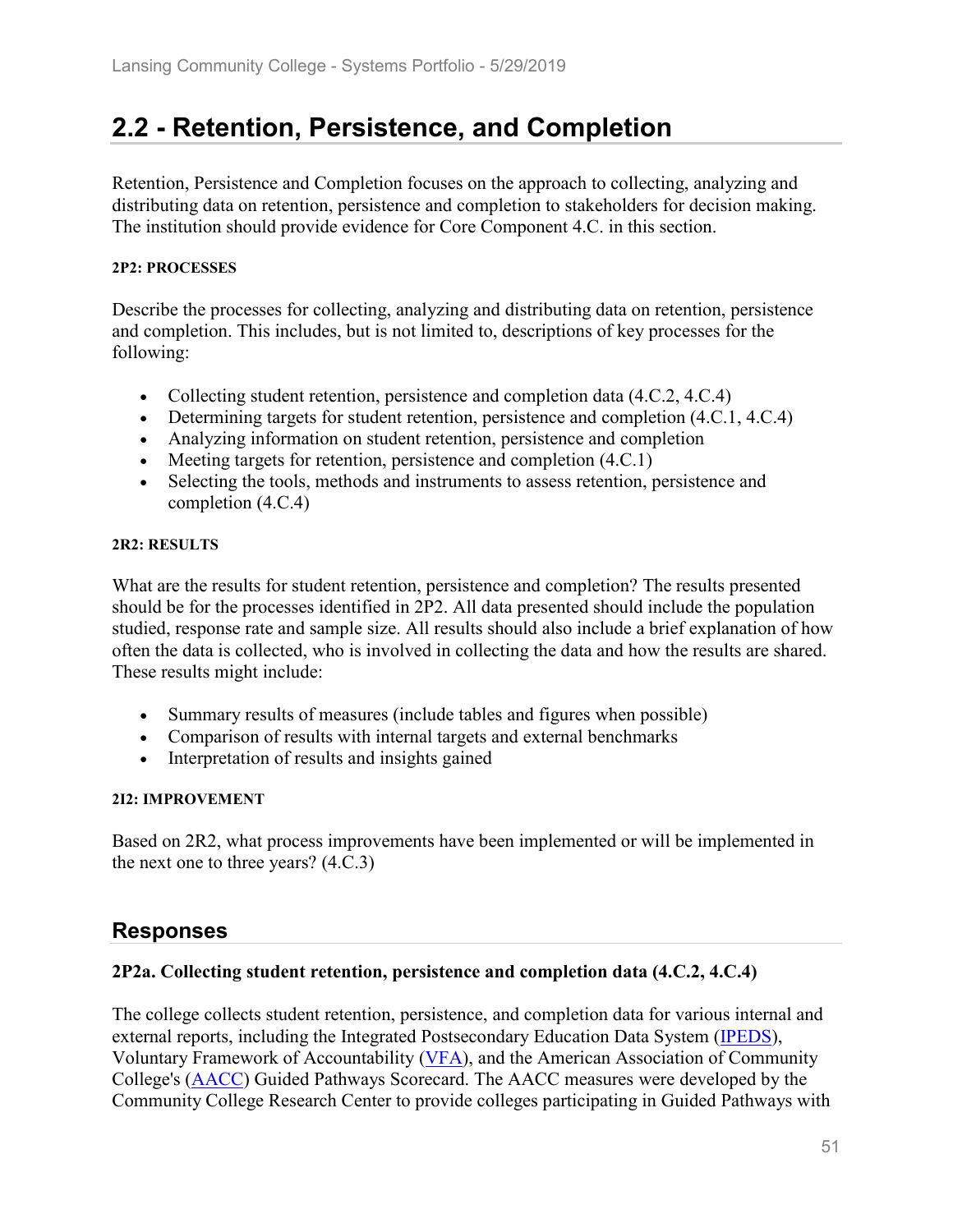## 2.2 - Retention, Persistence, and Completion

Retention, Persistence and Completion focuses on the approach to collecting, analyzing and distributing data on retention, persistence and completion to stakeholders for decision making. The institution should provide evidence for Core Component 4.C. in this section.

**2P2: PROCESSES**

Describe the processes for collecting, analyzing and distributing data on retention, persistence and completion. This includes, but is not limited to, descriptions of key processes for the following:

- Collecting student retention, persistence and completion data (4.C.2, 4.C.4)
- Determining targets for student retention, persistence and completion (4.C.1, 4.C.4)
- Analyzing information on student retention, persistence and completion
- Meeting targets for retention, persistence and completion (4.C.1)
- Selecting the tools, methods and instruments to assess retention, persistence and completion (4.C.4)

**2R2: RESULTS**

What are the results for student retention, persistence and completion? The results presented should be for the processes identified in 2P2. All data presented should include the population studied, response rate and sample size. All results should also include a brief explanation of how often the data is collected, who is involved in collecting the data and how the results are shared. These results might include:

- Summary results of measures (include tables and figures when possible)
- Comparison of results with internal targets and external benchmarks
- Interpretation of results and insights gained

**2I2: IMPROVEMENT**

Based on 2R2, what process improvements have been implemented or will be implemented in the next one to three years? (4.C.3)

## Responses

**2P2a. Collecting student retention, persistence and completion data (4.C.2, 4.C.4)**

The college collects student retention, persistence, and completion data for various internal and external reports, including the Integrated Postsecondary Education Data System (IPEDS), Voluntary Framework of Accountability (VFA), and the American Association of Community College's (AACC) Guided Pathways Scorecard. The AACC measures were developed by the Community College Research Center to provide colleges participating in Guided Pathways with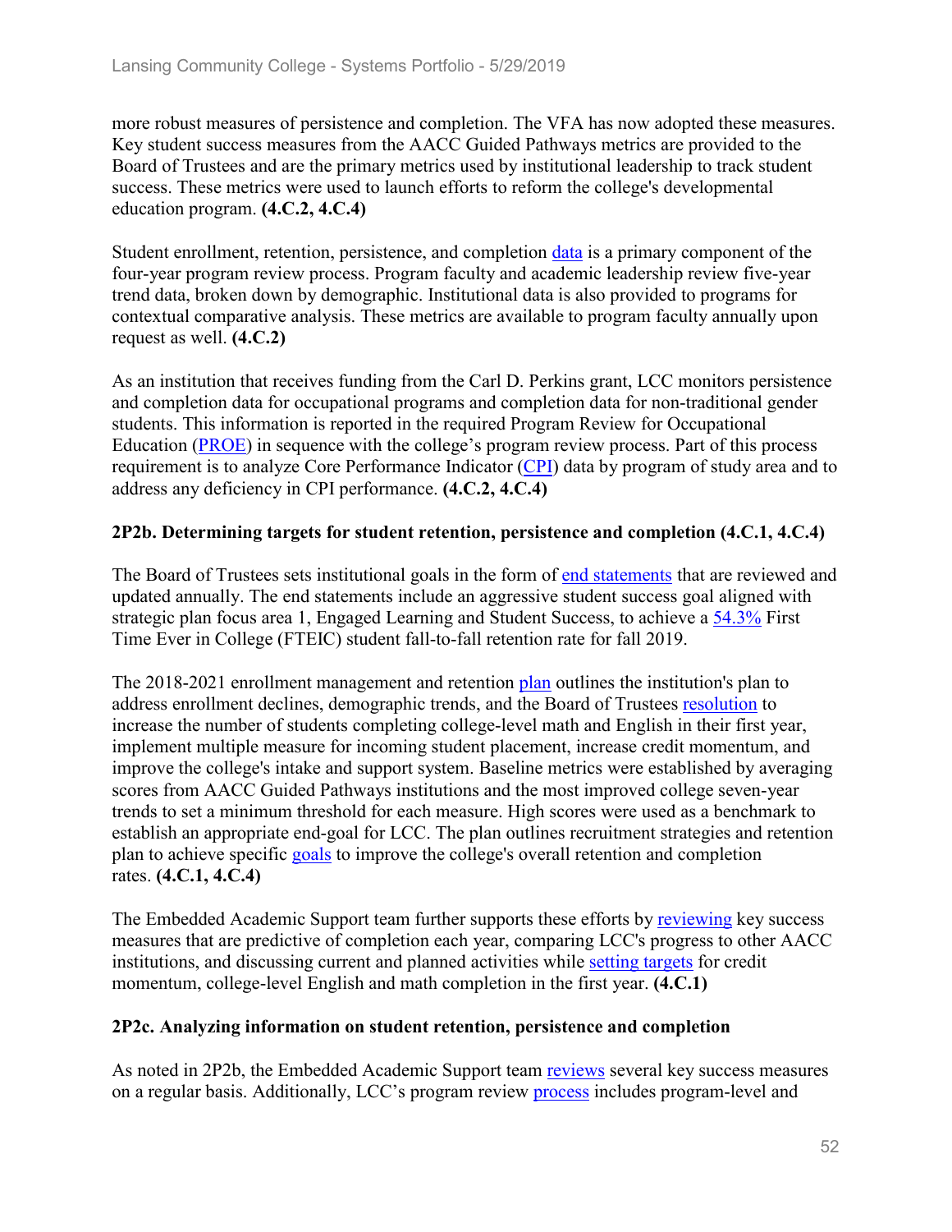more robust measures of persistence and completion. The VFA has now adopted these measures. Key student success measures from the AACC Guided Pathways metrics are provided to the Board of Trustees and are the primary metrics used by institutional leadership to track student success. These metrics were used to launch efforts to reform the college's developmental education program. **(4.C.2, 4.C.4)**

Student enrollment, retention, persistence, and completion data is a primary component of the four-year program review process. Program faculty and academic leadership review five-year trend data, broken down by demographic. Institutional data is also provided to programs for contextual comparative analysis. These metrics are available to program faculty annually upon request as well. **(4.C.2)**

As an institution that receives funding from the Carl D. Perkins grant, LCC monitors persistence and completion data for occupational programs and completion data for non-traditional gender students. This information is reported in the required Program Review for Occupational Education (PROE) in sequence with the college's program review process. Part of this process requirement is to analyze Core Performance Indicator (CPI) data by program of study area and to address any deficiency in CPI performance. **(4.C.2, 4.C.4)**

### 2P2b. Determining targets for student retention, persistence and completion (4.C.1, 4.C.4)

The Board of Trustees sets institutional goals in the form of end statements that are reviewed and updated annually. The end statements include an aggressive student success goal aligned with strategic plan focus area 1, Engaged Learning and Student Success, to achieve a 54.3% First Time Ever in College (FTEIC) student fall-to-fall retention rate for fall 2019.

The 2018-2021 enrollment management and retention plan outlines the institution's plan to address enrollment declines, demographic trends, and the Board of Trustees resolution to increase the number of students completing college-level math and English in their first year, implement multiple measure for incoming student placement, increase credit momentum, and improve the college's intake and support system. Baseline metrics were established by averaging scores from AACC Guided Pathways institutions and the most improved college seven-year trends to set a minimum threshold for each measure. High scores were used as a benchmark to establish an appropriate end-goal for LCC. The plan outlines recruitment strategies and retention plan to achieve specific goals to improve the college's overall retention and completion rates. **(4.C.1, 4.C.4)**

The Embedded Academic Support team further supports these efforts by reviewing key success measures that are predictive of completion each year, comparing LCC's progress to other AACC institutions, and discussing current and planned activities while setting targets for credit momentum, college-level English and math completion in the first year. **(4.C.1)**

### 2P2c. Analyzing information on student retention, persistence and completion

As noted in 2P2b, the Embedded Academic Support team reviews several key success measures on a regular basis. Additionally, LCC's program review process includes program-level and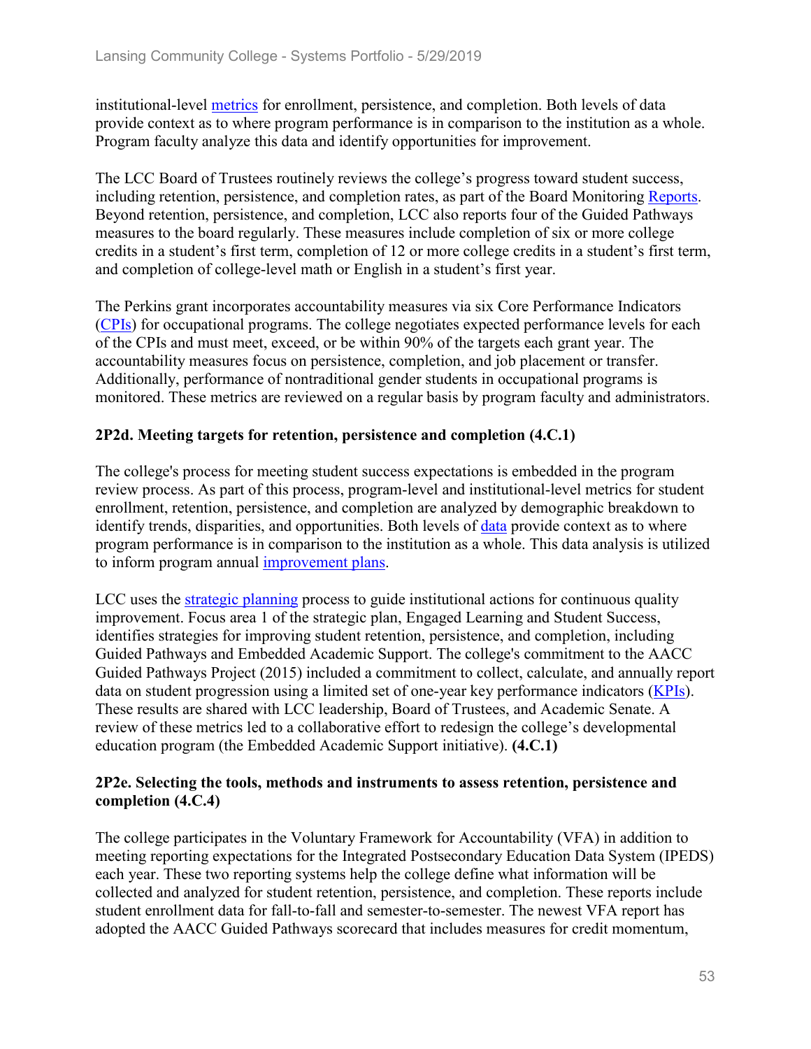institutional-level metrics for enrollment, persistence, and completion. Both levels of data provide context as to where program performance is in comparison to the institution as a whole. Program faculty analyze this data and identify opportunities for improvement.

The LCC Board of Trustees routinely reviews the college's progress toward student success, including retention, persistence, and completion rates, as part of the Board Monitoring Reports. Beyond retention, persistence, and completion, LCC also reports four of the Guided Pathways measures to the board regularly. These measures include completion of six or more college credits in a student's first term, completion of 12 or more college credits in a student's first term, and completion of college-level math or English in a student's first year.

The Perkins grant incorporates accountability measures via six Core Performance Indicators (CPIs) for occupational programs. The college negotiates expected performance levels for each of the CPIs and must meet, exceed, or be within 90% of the targets each grant year. The accountability measures focus on persistence, completion, and job placement or transfer. Additionally, performance of nontraditional gender students in occupational programs is monitored. These metrics are reviewed on a regular basis by program faculty and administrators.

**2P2d. Meeting targets for retention, persistence and completion (4.C.1)**

The college's process for meeting student success expectations is embedded in the program review process. As part of this process, program-level and institutional-level metrics for student enrollment, retention, persistence, and completion are analyzed by demographic breakdown to identify trends, disparities, and opportunities. Both levels of data provide context as to where program performance is in comparison to the institution as a whole. This data analysis is utilized to inform program annual improvement plans.

LCC uses the strategic planning process to guide institutional actions for continuous quality improvement. Focus area 1 of the strategic plan, Engaged Learning and Student Success, identifies strategies for improving student retention, persistence, and completion, including Guided Pathways and Embedded Academic Support. The college's commitment to the AACC Guided Pathways Project (2015) included a commitment to collect, calculate, and annually report data on student progression using a limited set of one-year key performance indicators (KPIs). These results are shared with LCC leadership, Board of Trustees, and Academic Senate. A review of these metrics led to a collaborative effort to redesign the college's developmental education program (the Embedded Academic Support initiative). **(4.C.1)**

**2P2e. Selecting the tools, methods and instruments to assess retention, persistence and completion (4.C.4)**

The college participates in the Voluntary Framework for Accountability (VFA) in addition to meeting reporting expectations for the Integrated Postsecondary Education Data System (IPEDS) each year. These two reporting systems help the college define what information will be collected and analyzed for student retention, persistence, and completion. These reports include student enrollment data for fall-to-fall and semester-to-semester. The newest VFA report has adopted the AACC Guided Pathways scorecard that includes measures for credit momentum,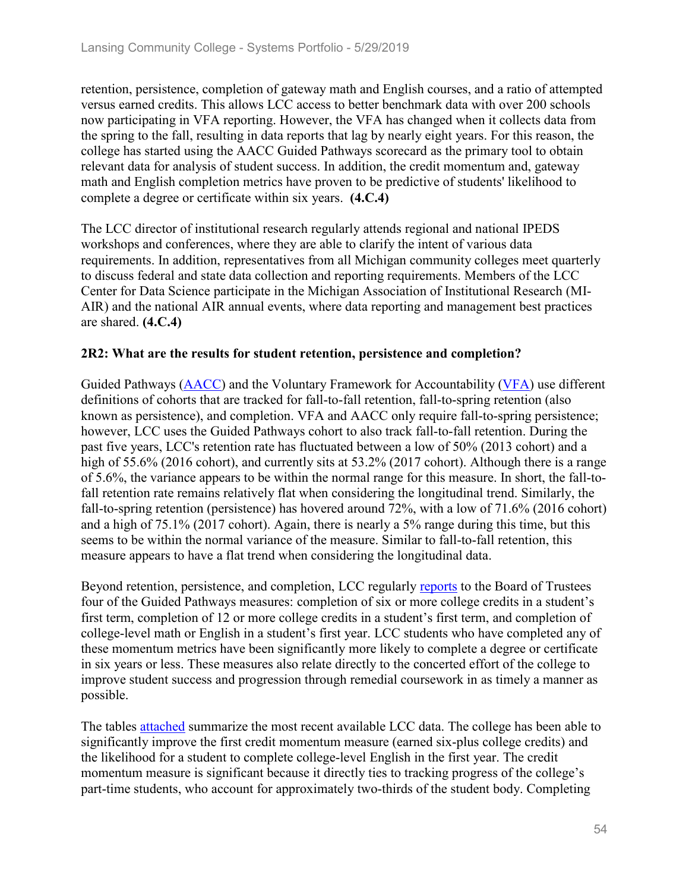retention, persistence, completion of gateway math and English courses, and a ratio of attempted versus earned credits. This allows LCC access to better benchmark data with over 200 schools now participating in VFA reporting. However, the VFA has changed when it collects data from the spring to the fall, resulting in data reports that lag by nearly eight years. For this reason, the college has started using the AACC Guided Pathways scorecard as the primary tool to obtain relevant data for analysis of student success. In addition, the credit momentum and, gateway math and English completion metrics have proven to be predictive of students' likelihood to complete a degree or certificate within six years. **(4.C.4)**

The LCC director of institutional research regularly attends regional and national IPEDS workshops and conferences, where they are able to clarify the intent of various data requirements. In addition, representatives from all Michigan community colleges meet quarterly to discuss federal and state data collection and reporting requirements. Members of the LCC Center for Data Science participate in the Michigan Association of Institutional Research (MI-AIR) and the national AIR annual events, where data reporting and management best practices are shared. **(4.C.4)**

**2R2: What are the results for student retention, persistence and completion?**

Guided Pathways (AACC) and the Voluntary Framework for Accountability (VFA) use different definitions of cohorts that are tracked for fall-to-fall retention, fall-to-spring retention (also known as persistence), and completion. VFA and AACC only require fall-to-spring persistence; however, LCC uses the Guided Pathways cohort to also track fall-to-fall retention. During the past five years, LCC's retention rate has fluctuated between a low of 50% (2013 cohort) and a high of 55.6% (2016 cohort), and currently sits at 53.2% (2017 cohort). Although there is a range of 5.6%, the variance appears to be within the normal range for this measure. In short, the fall-to-fall retention rate remains relatively flat when considering the longitudinal trend. Similarly, the fall-to-spring retention (persistence) has hovered around 72%, with a low of 71.6% (2016 cohort) and a high of 75.1% (2017 cohort). Again, there is nearly a 5% range during this time, but this seems to be within the normal variance of the measure. Similar to fall-to-fall retention, this measure appears to have a flat trend when considering the longitudinal data.

Beyond retention, persistence, and completion, LCC regularly reports to the Board of Trustees four of the Guided Pathways measures: completion of six or more college credits in a student's first term, completion of 12 or more college credits in a student's first term, and completion of college-level math or English in a student's first year. LCC students who have completed any of these momentum metrics have been significantly more likely to complete a degree or certificate in six years or less. These measures also relate directly to the concerted effort of the college to improve student success and progression through remedial coursework in as timely a manner as possible.

The tables attached summarize the most recent available LCC data. The college has been able to significantly improve the first credit momentum measure (earned six-plus college credits) and the likelihood for a student to complete college-level English in the first year. The credit momentum measure is significant because it directly ties to tracking progress of the college's part-time students, who account for approximately two-thirds of the student body. Completing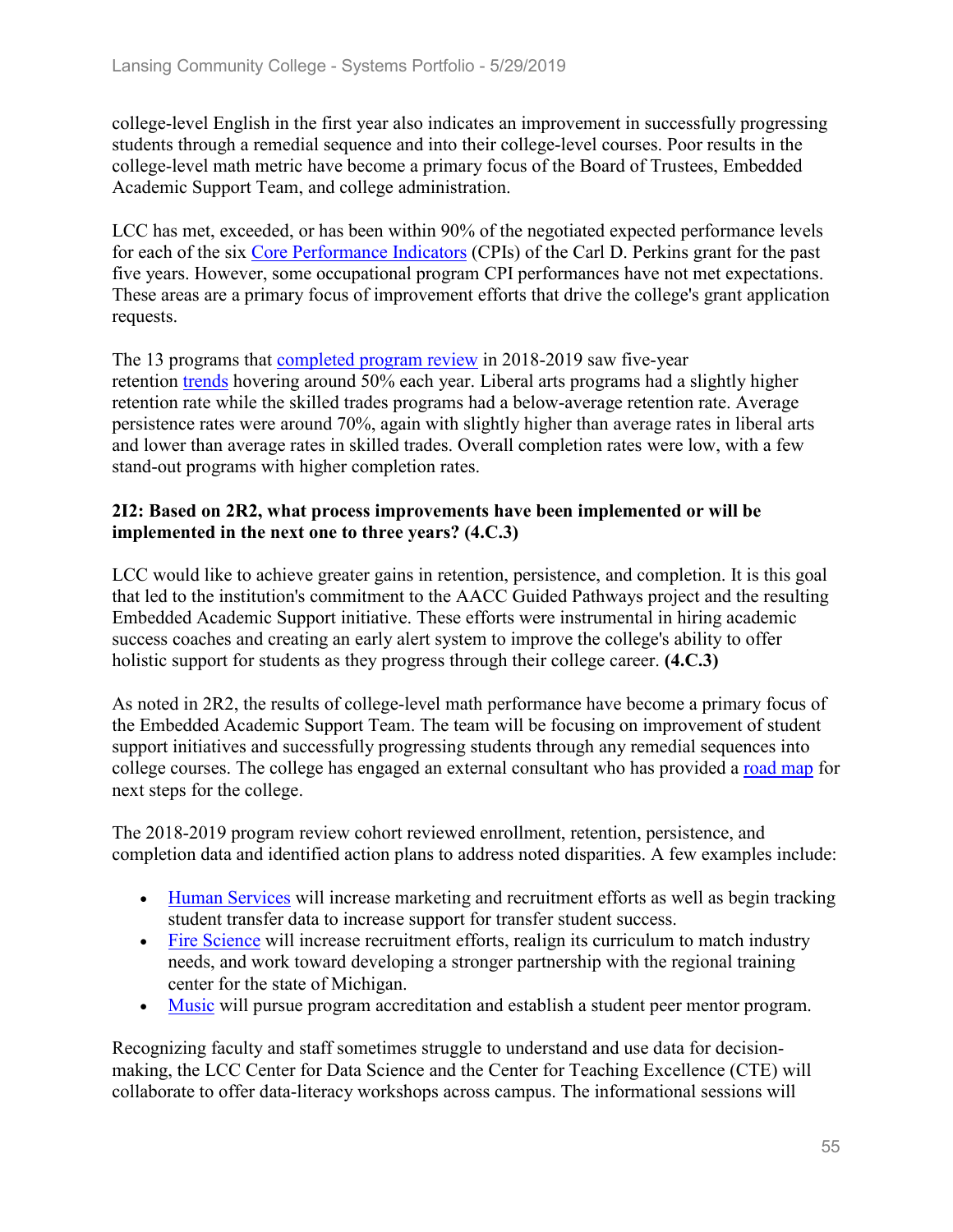college-level English in the first year also indicates an improvement in successfully progressing students through a remedial sequence and into their college-level courses. Poor results in the college-level math metric have become a primary focus of the Board of Trustees, Embedded Academic Support Team, and college administration.

LCC has met, exceeded, or has been within 90% of the negotiated expected performance levels for each of the six Core Performance Indicators (CPIs) of the Carl D. Perkins grant for the past five years. However, some occupational program CPI performances have not met expectations. These areas are a primary focus of improvement efforts that drive the college's grant application requests.

The 13 programs that completed program review in 2018-2019 saw five-year retention trends hovering around 50% each year. Liberal arts programs had a slightly higher retention rate while the skilled trades programs had a below-average retention rate. Average persistence rates were around 70%, again with slightly higher than average rates in liberal arts and lower than average rates in skilled trades. Overall completion rates were low, with a few stand-out programs with higher completion rates.

**2I2: Based on 2R2, what process improvements have been implemented or will be implemented in the next one to three years? (4.C.3)**

LCC would like to achieve greater gains in retention, persistence, and completion. It is this goal that led to the institution's commitment to the AACC Guided Pathways project and the resulting Embedded Academic Support initiative. These efforts were instrumental in hiring academic success coaches and creating an early alert system to improve the college's ability to offer holistic support for students as they progress through their college career. **(4.C.3)**

As noted in 2R2, the results of college-level math performance have become a primary focus of the Embedded Academic Support Team. The team will be focusing on improvement of student support initiatives and successfully progressing students through any remedial sequences into college courses. The college has engaged an external consultant who has provided a road map for next steps for the college.

The 2018-2019 program review cohort reviewed enrollment, retention, persistence, and completion data and identified action plans to address noted disparities. A few examples include:

- Human Services will increase marketing and recruitment efforts as well as begin tracking student transfer data to increase support for transfer student success.
- Fire Science will increase recruitment efforts, realign its curriculum to match industry needs, and work toward developing a stronger partnership with the regional training center for the state of Michigan.
- Music will pursue program accreditation and establish a student peer mentor program.

Recognizing faculty and staff sometimes struggle to understand and use data for decision-making, the LCC Center for Data Science and the Center for Teaching Excellence (CTE) will collaborate to offer data-literacy workshops across campus. The informational sessions will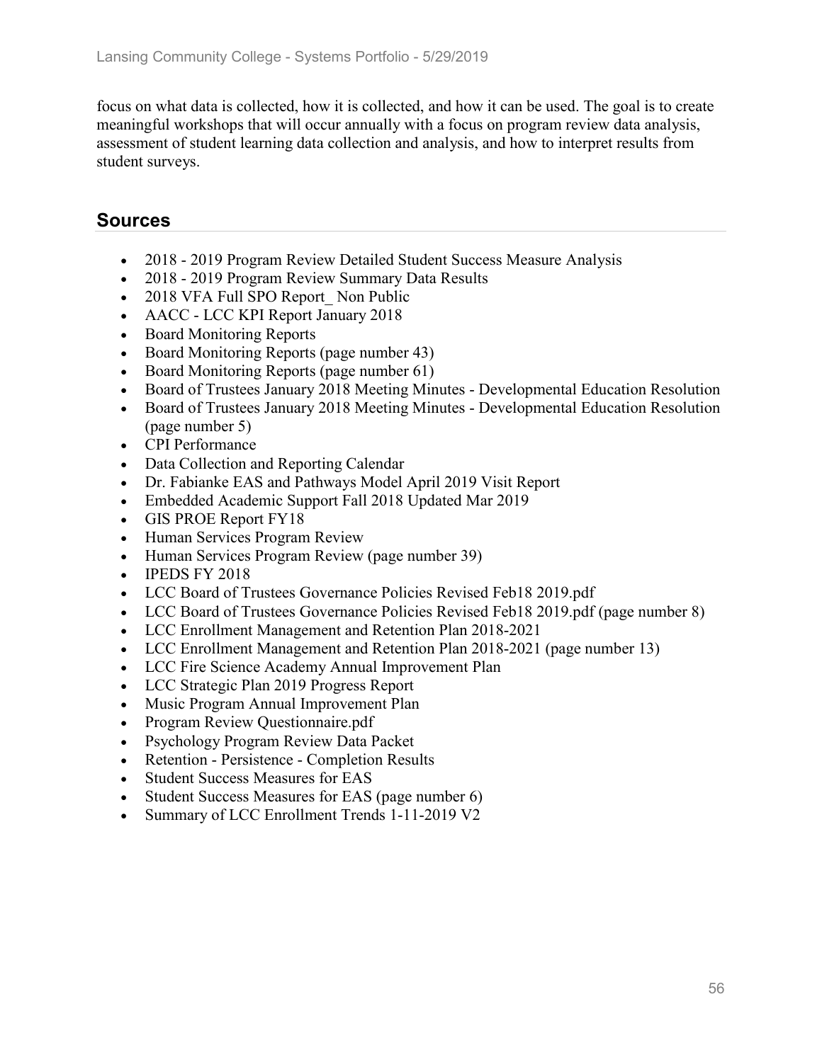focus on what data is collected, how it is collected, and how it can be used. The goal is to create meaningful workshops that will occur annually with a focus on program review data analysis, assessment of student learning data collection and analysis, and how to interpret results from student surveys.

## Sources

- 2018 - 2019 Program Review Detailed Student Success Measure Analysis
- 2018 - 2019 Program Review Summary Data Results
- 2018 VFA Full SPO Report_ Non Public
- AACC - LCC KPI Report January 2018
- Board Monitoring Reports
- Board Monitoring Reports (page number 43)
- Board Monitoring Reports (page number 61)
- Board of Trustees January 2018 Meeting Minutes - Developmental Education Resolution
- Board of Trustees January 2018 Meeting Minutes - Developmental Education Resolution (page number 5)
- CPI Performance
- Data Collection and Reporting Calendar
- Dr. Fabianke EAS and Pathways Model April 2019 Visit Report
- Embedded Academic Support Fall 2018 Updated Mar 2019
- GIS PROE Report FY18
- Human Services Program Review
- Human Services Program Review (page number 39)
- IPEDS FY 2018
- LCC Board of Trustees Governance Policies Revised Feb18 2019.pdf
- LCC Board of Trustees Governance Policies Revised Feb18 2019.pdf (page number 8)
- LCC Enrollment Management and Retention Plan 2018-2021
- LCC Enrollment Management and Retention Plan 2018-2021 (page number 13)
- LCC Fire Science Academy Annual Improvement Plan
- LCC Strategic Plan 2019 Progress Report
- Music Program Annual Improvement Plan
- Program Review Questionnaire.pdf
- Psychology Program Review Data Packet
- Retention - Persistence - Completion Results
- Student Success Measures for EAS
- Student Success Measures for EAS (page number 6)
- Summary of LCC Enrollment Trends 1-11-2019 V2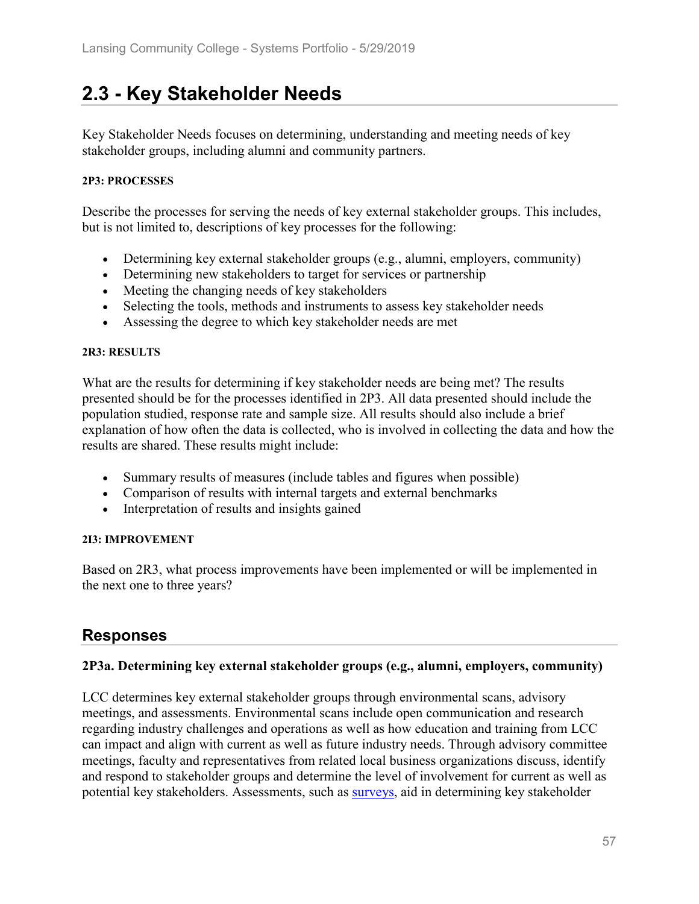## 2.3 - Key Stakeholder Needs

Key Stakeholder Needs focuses on determining, understanding and meeting needs of key stakeholder groups, including alumni and community partners.

**2P3: PROCESSES**

Describe the processes for serving the needs of key external stakeholder groups. This includes, but is not limited to, descriptions of key processes for the following:

- Determining key external stakeholder groups (e.g., alumni, employers, community)
- Determining new stakeholders to target for services or partnership
- Meeting the changing needs of key stakeholders
- Selecting the tools, methods and instruments to assess key stakeholder needs
- Assessing the degree to which key stakeholder needs are met

**2R3: RESULTS**

What are the results for determining if key stakeholder needs are being met? The results presented should be for the processes identified in 2P3. All data presented should include the population studied, response rate and sample size. All results should also include a brief explanation of how often the data is collected, who is involved in collecting the data and how the results are shared. These results might include:

- Summary results of measures (include tables and figures when possible)
- Comparison of results with internal targets and external benchmarks
- Interpretation of results and insights gained

**2I3: IMPROVEMENT**

Based on 2R3, what process improvements have been implemented or will be implemented in the next one to three years?

## Responses

### 2P3a. Determining key external stakeholder groups (e.g., alumni, employers, community)

LCC determines key external stakeholder groups through environmental scans, advisory meetings, and assessments. Environmental scans include open communication and research regarding industry challenges and operations as well as how education and training from LCC can impact and align with current as well as future industry needs. Through advisory committee meetings, faculty and representatives from related local business organizations discuss, identify and respond to stakeholder groups and determine the level of involvement for current as well as potential key stakeholders. Assessments, such as surveys, aid in determining key stakeholder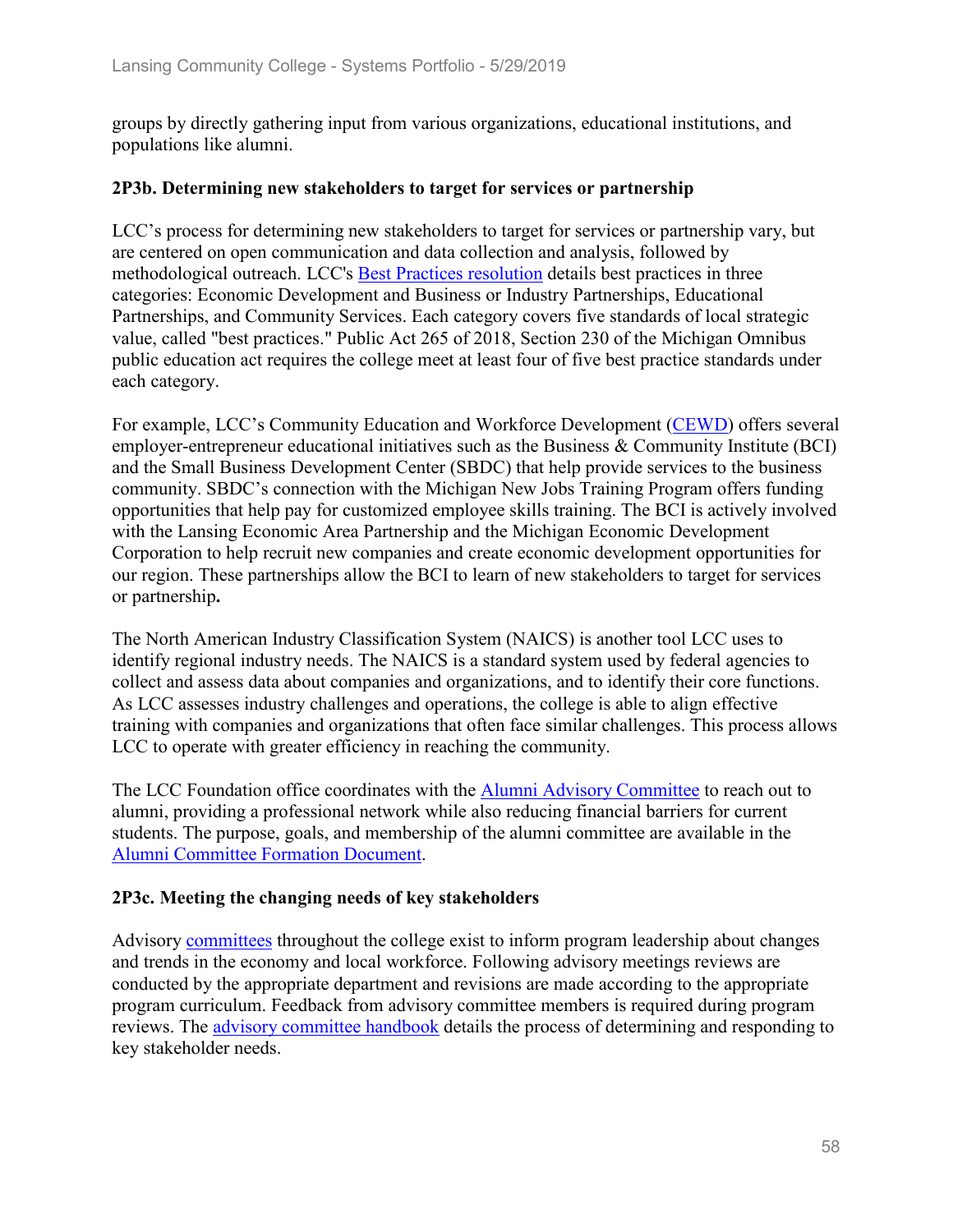groups by directly gathering input from various organizations, educational institutions, and populations like alumni.

### 2P3b. Determining new stakeholders to target for services or partnership

LCC's process for determining new stakeholders to target for services or partnership vary, but are centered on open communication and data collection and analysis, followed by methodological outreach. LCC's Best Practices resolution details best practices in three categories: Economic Development and Business or Industry Partnerships, Educational Partnerships, and Community Services. Each category covers five standards of local strategic value, called "best practices." Public Act 265 of 2018, Section 230 of the Michigan Omnibus public education act requires the college meet at least four of five best practice standards under each category.

For example, LCC's Community Education and Workforce Development (CEWD) offers several employer-entrepreneur educational initiatives such as the Business & Community Institute (BCI) and the Small Business Development Center (SBDC) that help provide services to the business community. SBDC's connection with the Michigan New Jobs Training Program offers funding opportunities that help pay for customized employee skills training. The BCI is actively involved with the Lansing Economic Area Partnership and the Michigan Economic Development Corporation to help recruit new companies and create economic development opportunities for our region. These partnerships allow the BCI to learn of new stakeholders to target for services or partnership**.**

The North American Industry Classification System (NAICS) is another tool LCC uses to identify regional industry needs. The NAICS is a standard system used by federal agencies to collect and assess data about companies and organizations, and to identify their core functions. As LCC assesses industry challenges and operations, the college is able to align effective training with companies and organizations that often face similar challenges. This process allows LCC to operate with greater efficiency in reaching the community.

The LCC Foundation office coordinates with the Alumni Advisory Committee to reach out to alumni, providing a professional network while also reducing financial barriers for current students. The purpose, goals, and membership of the alumni committee are available in the Alumni Committee Formation Document.

### 2P3c. Meeting the changing needs of key stakeholders

Advisory committees throughout the college exist to inform program leadership about changes and trends in the economy and local workforce. Following advisory meetings reviews are conducted by the appropriate department and revisions are made according to the appropriate program curriculum. Feedback from advisory committee members is required during program reviews. The advisory committee handbook details the process of determining and responding to key stakeholder needs.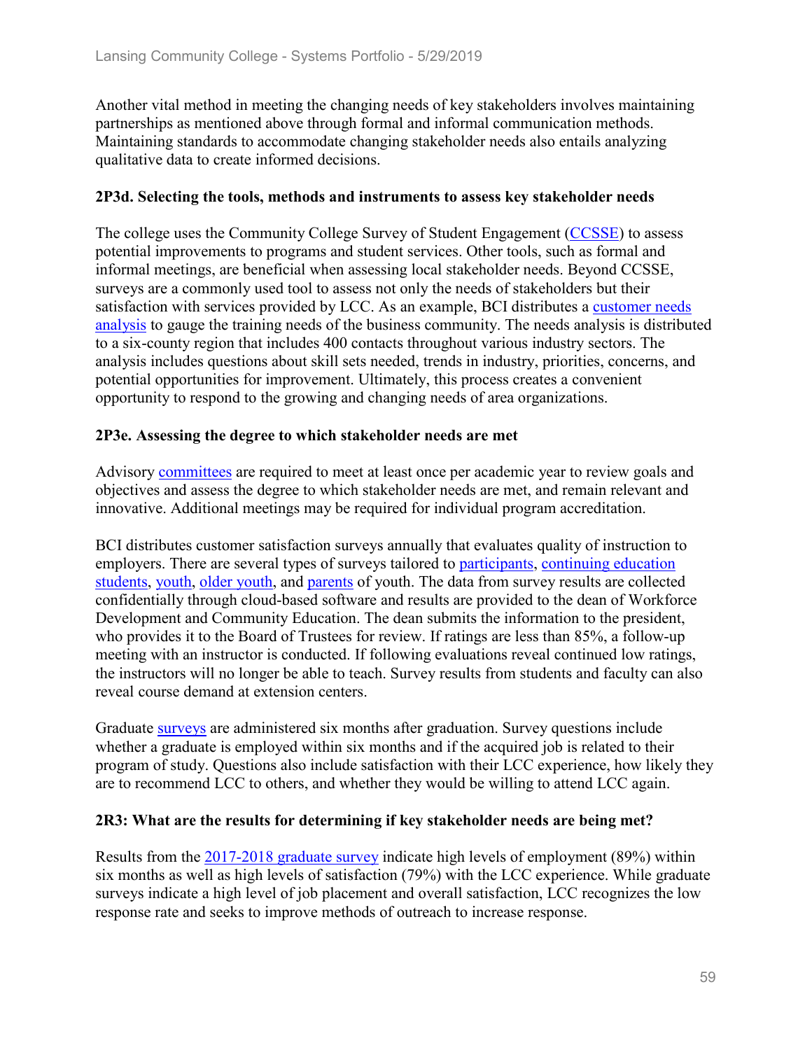Another vital method in meeting the changing needs of key stakeholders involves maintaining partnerships as mentioned above through formal and informal communication methods. Maintaining standards to accommodate changing stakeholder needs also entails analyzing qualitative data to create informed decisions.

**2P3d. Selecting the tools, methods and instruments to assess key stakeholder needs**

The college uses the Community College Survey of Student Engagement (CCSSE) to assess potential improvements to programs and student services. Other tools, such as formal and informal meetings, are beneficial when assessing local stakeholder needs. Beyond CCSSE, surveys are a commonly used tool to assess not only the needs of stakeholders but their satisfaction with services provided by LCC. As an example, BCI distributes a customer needs analysis to gauge the training needs of the business community. The needs analysis is distributed to a six-county region that includes 400 contacts throughout various industry sectors. The analysis includes questions about skill sets needed, trends in industry, priorities, concerns, and potential opportunities for improvement. Ultimately, this process creates a convenient opportunity to respond to the growing and changing needs of area organizations.

**2P3e. Assessing the degree to which stakeholder needs are met**

Advisory committees are required to meet at least once per academic year to review goals and objectives and assess the degree to which stakeholder needs are met, and remain relevant and innovative. Additional meetings may be required for individual program accreditation.

BCI distributes customer satisfaction surveys annually that evaluates quality of instruction to employers. There are several types of surveys tailored to participants, continuing education students, youth, older youth, and parents of youth. The data from survey results are collected confidentially through cloud-based software and results are provided to the dean of Workforce Development and Community Education. The dean submits the information to the president, who provides it to the Board of Trustees for review. If ratings are less than 85%, a follow-up meeting with an instructor is conducted. If following evaluations reveal continued low ratings, the instructors will no longer be able to teach. Survey results from students and faculty can also reveal course demand at extension centers.

Graduate surveys are administered six months after graduation. Survey questions include whether a graduate is employed within six months and if the acquired job is related to their program of study. Questions also include satisfaction with their LCC experience, how likely they are to recommend LCC to others, and whether they would be willing to attend LCC again.

**2R3: What are the results for determining if key stakeholder needs are being met?**

Results from the 2017-2018 graduate survey indicate high levels of employment (89%) within six months as well as high levels of satisfaction (79%) with the LCC experience. While graduate surveys indicate a high level of job placement and overall satisfaction, LCC recognizes the low response rate and seeks to improve methods of outreach to increase response.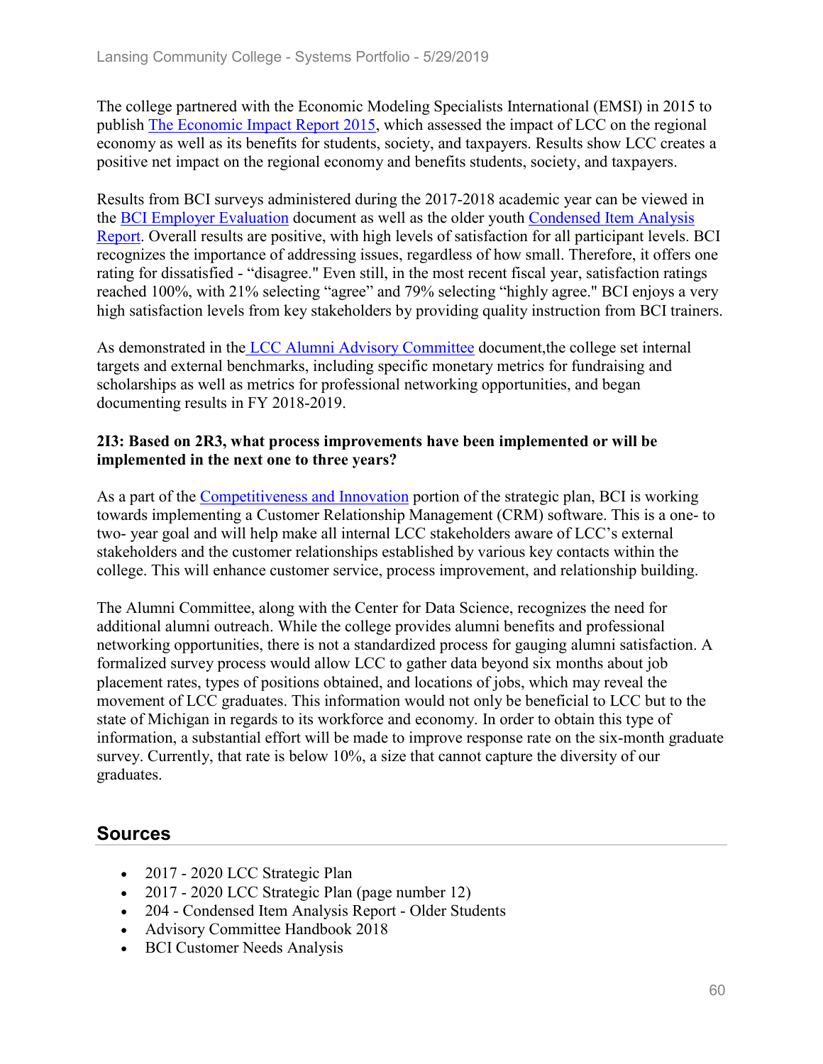The college partnered with the Economic Modeling Specialists International (EMSI) in 2015 to publish The Economic Impact Report 2015, which assessed the impact of LCC on the regional economy as well as its benefits for students, society, and taxpayers. Results show LCC creates a positive net impact on the regional economy and benefits students, society, and taxpayers.

Results from BCI surveys administered during the 2017-2018 academic year can be viewed in the BCI Employer Evaluation document as well as the older youth Condensed Item Analysis Report. Overall results are positive, with high levels of satisfaction for all participant levels. BCI recognizes the importance of addressing issues, regardless of how small. Therefore, it offers one rating for dissatisfied - "disagree." Even still, in the most recent fiscal year, satisfaction ratings reached 100%, with 21% selecting "agree" and 79% selecting "highly agree." BCI enjoys a very high satisfaction levels from key stakeholders by providing quality instruction from BCI trainers.

As demonstrated in the LCC Alumni Advisory Committee document,the college set internal targets and external benchmarks, including specific monetary metrics for fundraising and scholarships as well as metrics for professional networking opportunities, and began documenting results in FY 2018-2019.

**2I3: Based on 2R3, what process improvements have been implemented or will be implemented in the next one to three years?**

As a part of the Competitiveness and Innovation portion of the strategic plan, BCI is working towards implementing a Customer Relationship Management (CRM) software. This is a one- to two- year goal and will help make all internal LCC stakeholders aware of LCC's external stakeholders and the customer relationships established by various key contacts within the college. This will enhance customer service, process improvement, and relationship building.

The Alumni Committee, along with the Center for Data Science, recognizes the need for additional alumni outreach. While the college provides alumni benefits and professional networking opportunities, there is not a standardized process for gauging alumni satisfaction. A formalized survey process would allow LCC to gather data beyond six months about job placement rates, types of positions obtained, and locations of jobs, which may reveal the movement of LCC graduates. This information would not only be beneficial to LCC but to the state of Michigan in regards to its workforce and economy. In order to obtain this type of information, a substantial effort will be made to improve response rate on the six-month graduate survey. Currently, that rate is below 10%, a size that cannot capture the diversity of our graduates.

## Sources

- 2017 - 2020 LCC Strategic Plan
- 2017 - 2020 LCC Strategic Plan (page number 12)
- 204 - Condensed Item Analysis Report - Older Students
- Advisory Committee Handbook 2018
- BCI Customer Needs Analysis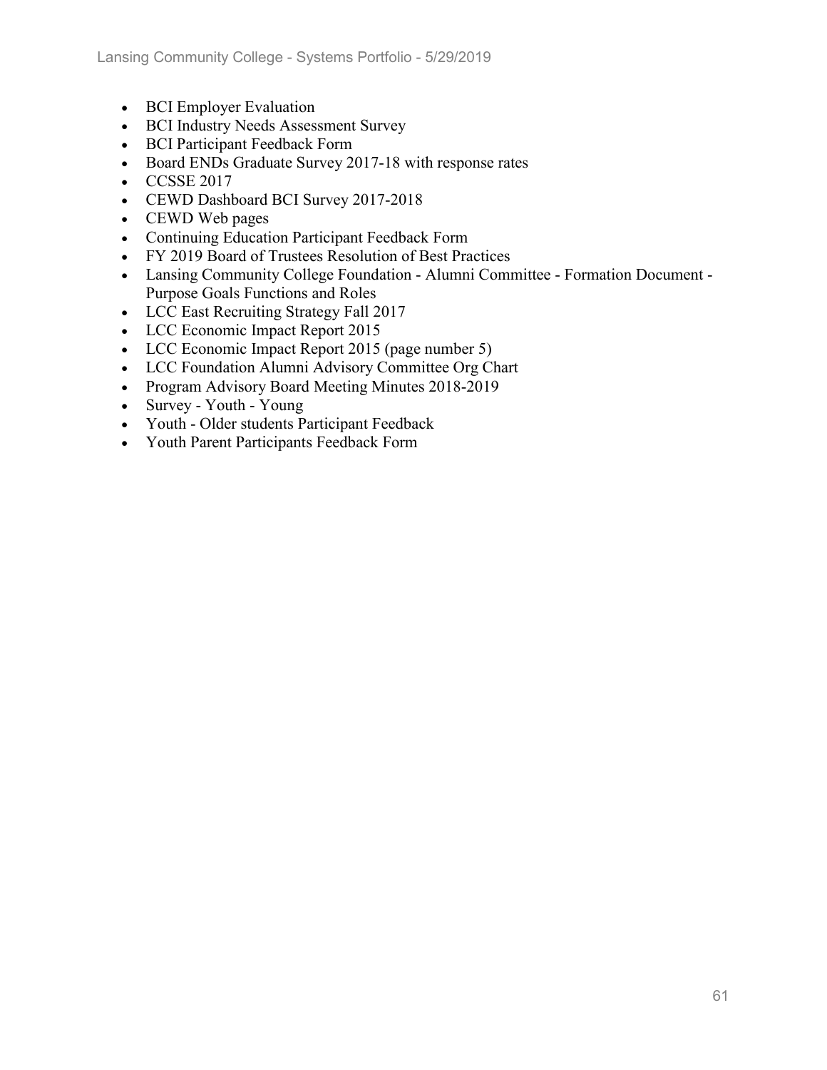- BCI Employer Evaluation
- BCI Industry Needs Assessment Survey
- BCI Participant Feedback Form
- Board ENDs Graduate Survey 2017-18 with response rates
- CCSSE 2017
- CEWD Dashboard BCI Survey 2017-2018
- CEWD Web pages
- Continuing Education Participant Feedback Form
- FY 2019 Board of Trustees Resolution of Best Practices
- Lansing Community College Foundation - Alumni Committee - Formation Document - Purpose Goals Functions and Roles
- LCC East Recruiting Strategy Fall 2017
- LCC Economic Impact Report 2015
- LCC Economic Impact Report 2015 (page number 5)
- LCC Foundation Alumni Advisory Committee Org Chart
- Program Advisory Board Meeting Minutes 2018-2019
- Survey - Youth - Young
- Youth - Older students Participant Feedback
- Youth Parent Participants Feedback Form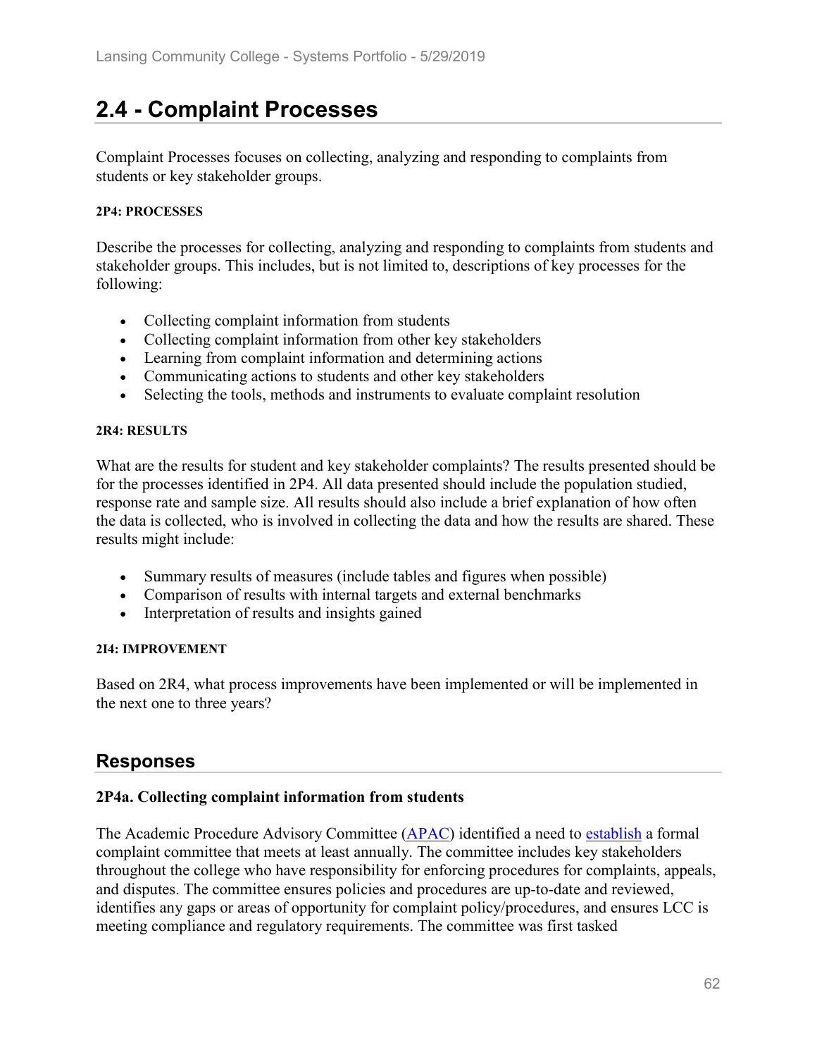## 2.4 - Complaint Processes

Complaint Processes focuses on collecting, analyzing and responding to complaints from students or key stakeholder groups.

#### 2P4: PROCESSES

Describe the processes for collecting, analyzing and responding to complaints from students and stakeholder groups. This includes, but is not limited to, descriptions of key processes for the following:

- Collecting complaint information from students
- Collecting complaint information from other key stakeholders
- Learning from complaint information and determining actions
- Communicating actions to students and other key stakeholders
- Selecting the tools, methods and instruments to evaluate complaint resolution

#### 2R4: RESULTS

What are the results for student and key stakeholder complaints? The results presented should be for the processes identified in 2P4. All data presented should include the population studied, response rate and sample size. All results should also include a brief explanation of how often the data is collected, who is involved in collecting the data and how the results are shared. These results might include:

- Summary results of measures (include tables and figures when possible)
- Comparison of results with internal targets and external benchmarks
- Interpretation of results and insights gained

#### 2I4: IMPROVEMENT

Based on 2R4, what process improvements have been implemented or will be implemented in the next one to three years?

### Responses

**2P4a. Collecting complaint information from students**

The Academic Procedure Advisory Committee (APAC) identified a need to establish a formal complaint committee that meets at least annually. The committee includes key stakeholders throughout the college who have responsibility for enforcing procedures for complaints, appeals, and disputes. The committee ensures policies and procedures are up-to-date and reviewed, identifies any gaps or areas of opportunity for complaint policy/procedures, and ensures LCC is meeting compliance and regulatory requirements. The committee was first tasked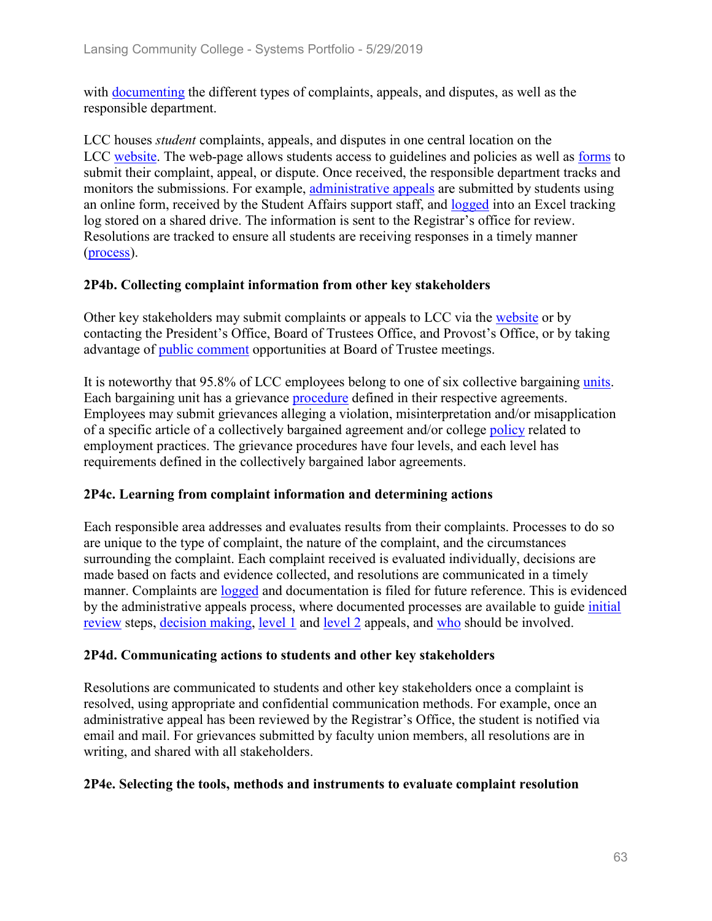with documenting the different types of complaints, appeals, and disputes, as well as the responsible department.

LCC houses *student* complaints, appeals, and disputes in one central location on the LCC website. The web-page allows students access to guidelines and policies as well as forms to submit their complaint, appeal, or dispute. Once received, the responsible department tracks and monitors the submissions. For example, administrative appeals are submitted by students using an online form, received by the Student Affairs support staff, and logged into an Excel tracking log stored on a shared drive. The information is sent to the Registrar's office for review. Resolutions are tracked to ensure all students are receiving responses in a timely manner (process).

### 2P4b. Collecting complaint information from other key stakeholders

Other key stakeholders may submit complaints or appeals to LCC via the website or by contacting the President's Office, Board of Trustees Office, and Provost's Office, or by taking advantage of public comment opportunities at Board of Trustee meetings.

It is noteworthy that 95.8% of LCC employees belong to one of six collective bargaining units. Each bargaining unit has a grievance procedure defined in their respective agreements. Employees may submit grievances alleging a violation, misinterpretation and/or misapplication of a specific article of a collectively bargained agreement and/or college policy related to employment practices. The grievance procedures have four levels, and each level has requirements defined in the collectively bargained labor agreements.

### 2P4c. Learning from complaint information and determining actions

Each responsible area addresses and evaluates results from their complaints. Processes to do so are unique to the type of complaint, the nature of the complaint, and the circumstances surrounding the complaint. Each complaint received is evaluated individually, decisions are made based on facts and evidence collected, and resolutions are communicated in a timely manner. Complaints are logged and documentation is filed for future reference. This is evidenced by the administrative appeals process, where documented processes are available to guide initial review steps, decision making, level 1 and level 2 appeals, and who should be involved.

### 2P4d. Communicating actions to students and other key stakeholders

Resolutions are communicated to students and other key stakeholders once a complaint is resolved, using appropriate and confidential communication methods. For example, once an administrative appeal has been reviewed by the Registrar's Office, the student is notified via email and mail. For grievances submitted by faculty union members, all resolutions are in writing, and shared with all stakeholders.

### 2P4e. Selecting the tools, methods and instruments to evaluate complaint resolution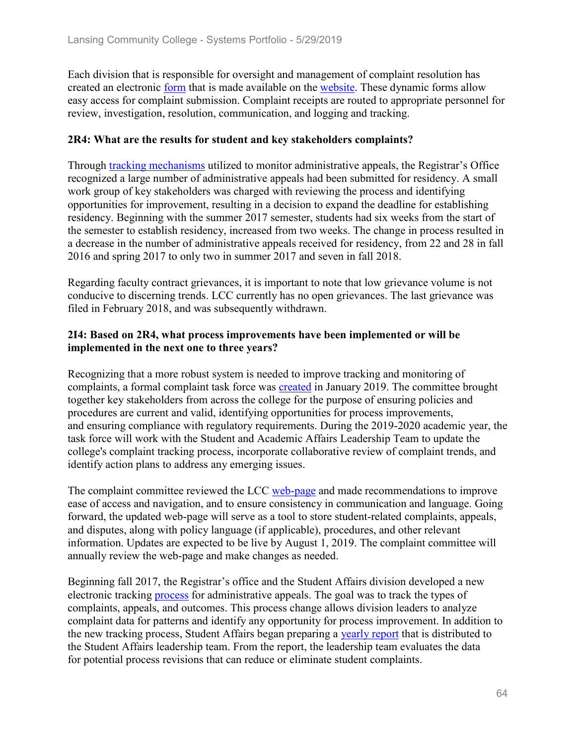Each division that is responsible for oversight and management of complaint resolution has created an electronic form that is made available on the website. These dynamic forms allow easy access for complaint submission. Complaint receipts are routed to appropriate personnel for review, investigation, resolution, communication, and logging and tracking.

**2R4: What are the results for student and key stakeholders complaints?**

Through tracking mechanisms utilized to monitor administrative appeals, the Registrar's Office recognized a large number of administrative appeals had been submitted for residency. A small work group of key stakeholders was charged with reviewing the process and identifying opportunities for improvement, resulting in a decision to expand the deadline for establishing residency. Beginning with the summer 2017 semester, students had six weeks from the start of the semester to establish residency, increased from two weeks. The change in process resulted in a decrease in the number of administrative appeals received for residency, from 22 and 28 in fall 2016 and spring 2017 to only two in summer 2017 and seven in fall 2018.

Regarding faculty contract grievances, it is important to note that low grievance volume is not conducive to discerning trends. LCC currently has no open grievances. The last grievance was filed in February 2018, and was subsequently withdrawn.

**2I4: Based on 2R4, what process improvements have been implemented or will be implemented in the next one to three years?**

Recognizing that a more robust system is needed to improve tracking and monitoring of complaints, a formal complaint task force was created in January 2019. The committee brought together key stakeholders from across the college for the purpose of ensuring policies and procedures are current and valid, identifying opportunities for process improvements, and ensuring compliance with regulatory requirements. During the 2019-2020 academic year, the task force will work with the Student and Academic Affairs Leadership Team to update the college's complaint tracking process, incorporate collaborative review of complaint trends, and identify action plans to address any emerging issues.

The complaint committee reviewed the LCC web-page and made recommendations to improve ease of access and navigation, and to ensure consistency in communication and language. Going forward, the updated web-page will serve as a tool to store student-related complaints, appeals, and disputes, along with policy language (if applicable), procedures, and other relevant information. Updates are expected to be live by August 1, 2019. The complaint committee will annually review the web-page and make changes as needed.

Beginning fall 2017, the Registrar's office and the Student Affairs division developed a new electronic tracking process for administrative appeals. The goal was to track the types of complaints, appeals, and outcomes. This process change allows division leaders to analyze complaint data for patterns and identify any opportunity for process improvement. In addition to the new tracking process, Student Affairs began preparing a yearly report that is distributed to the Student Affairs leadership team. From the report, the leadership team evaluates the data for potential process revisions that can reduce or eliminate student complaints.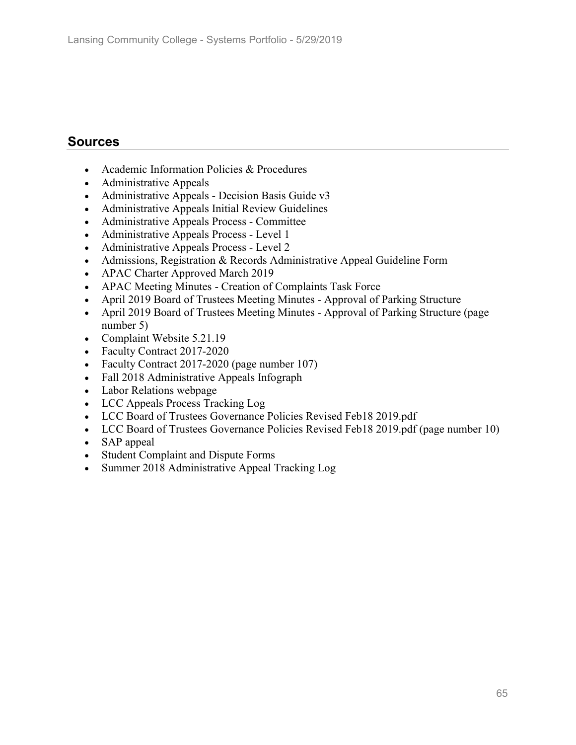## Sources

- Academic Information Policies & Procedures
- Administrative Appeals
- Administrative Appeals - Decision Basis Guide v3
- Administrative Appeals Initial Review Guidelines
- Administrative Appeals Process - Committee
- Administrative Appeals Process - Level 1
- Administrative Appeals Process - Level 2
- Admissions, Registration & Records Administrative Appeal Guideline Form
- APAC Charter Approved March 2019
- APAC Meeting Minutes - Creation of Complaints Task Force
- April 2019 Board of Trustees Meeting Minutes - Approval of Parking Structure
- April 2019 Board of Trustees Meeting Minutes - Approval of Parking Structure (page number 5)
- Complaint Website 5.21.19
- Faculty Contract 2017-2020
- Faculty Contract 2017-2020 (page number 107)
- Fall 2018 Administrative Appeals Infograph
- Labor Relations webpage
- LCC Appeals Process Tracking Log
- LCC Board of Trustees Governance Policies Revised Feb18 2019.pdf
- LCC Board of Trustees Governance Policies Revised Feb18 2019.pdf (page number 10)
- SAP appeal
- Student Complaint and Dispute Forms
- Summer 2018 Administrative Appeal Tracking Log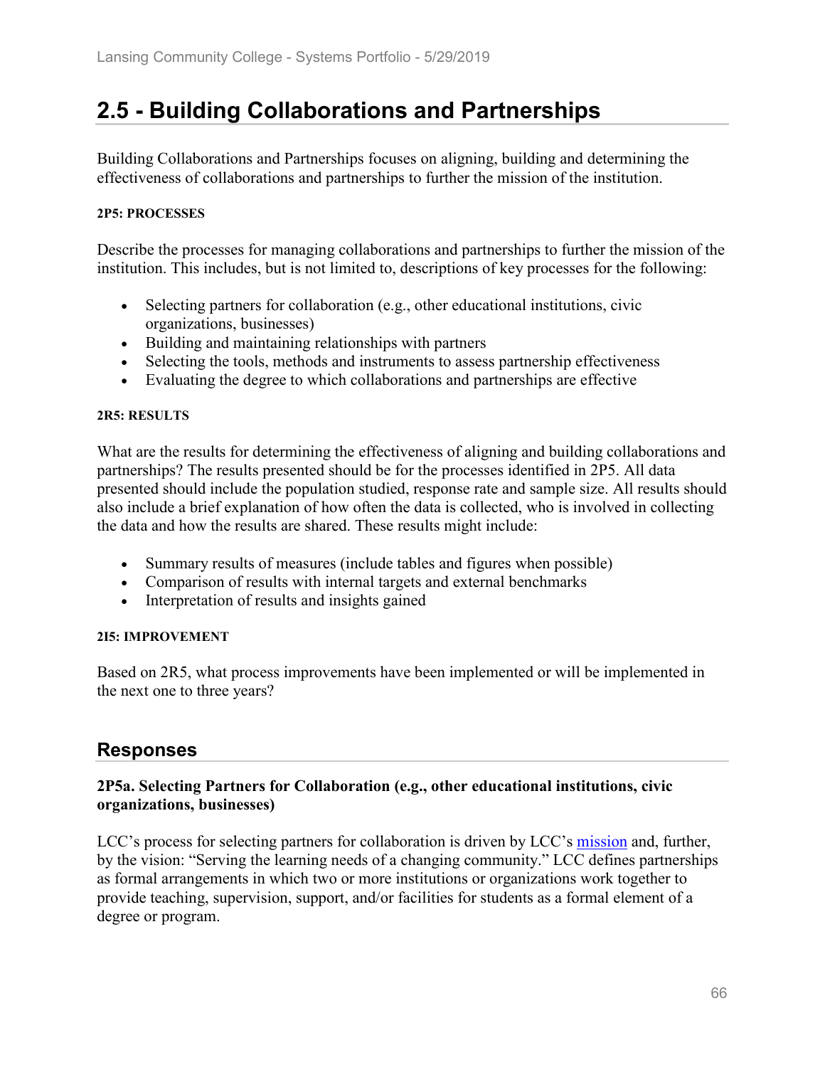## 2.5 - Building Collaborations and Partnerships

Building Collaborations and Partnerships focuses on aligning, building and determining the effectiveness of collaborations and partnerships to further the mission of the institution.

**2P5: PROCESSES**

Describe the processes for managing collaborations and partnerships to further the mission of the institution. This includes, but is not limited to, descriptions of key processes for the following:

- Selecting partners for collaboration (e.g., other educational institutions, civic organizations, businesses)
- Building and maintaining relationships with partners
- Selecting the tools, methods and instruments to assess partnership effectiveness
- Evaluating the degree to which collaborations and partnerships are effective

**2R5: RESULTS**

What are the results for determining the effectiveness of aligning and building collaborations and partnerships? The results presented should be for the processes identified in 2P5. All data presented should include the population studied, response rate and sample size. All results should also include a brief explanation of how often the data is collected, who is involved in collecting the data and how the results are shared. These results might include:

- Summary results of measures (include tables and figures when possible)
- Comparison of results with internal targets and external benchmarks
- Interpretation of results and insights gained

**2I5: IMPROVEMENT**

Based on 2R5, what process improvements have been implemented or will be implemented in the next one to three years?

### Responses

**2P5a. Selecting Partners for Collaboration (e.g., other educational institutions, civic organizations, businesses)**

LCC's process for selecting partners for collaboration is driven by LCC's mission and, further, by the vision: "Serving the learning needs of a changing community." LCC defines partnerships as formal arrangements in which two or more institutions or organizations work together to provide teaching, supervision, support, and/or facilities for students as a formal element of a degree or program.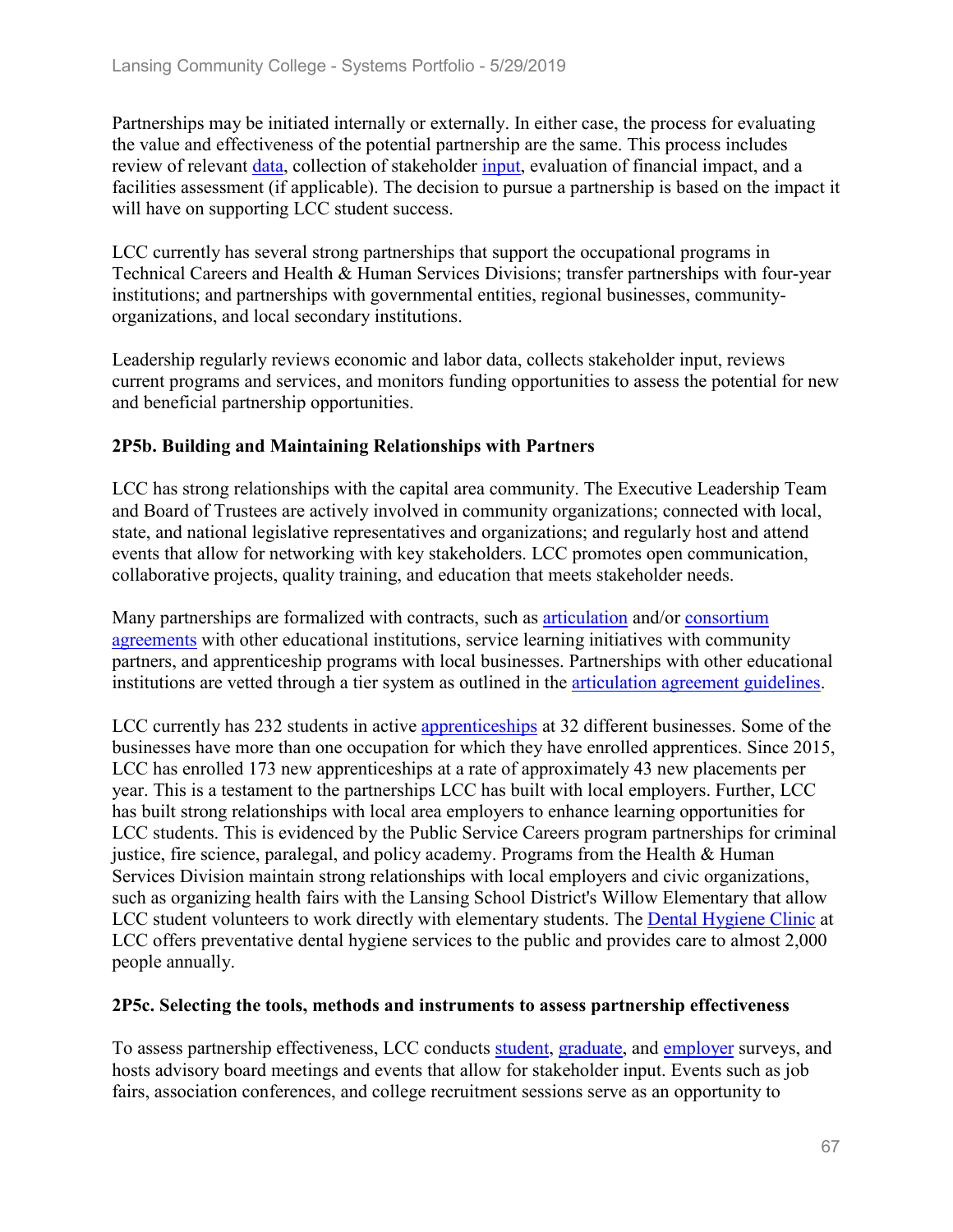Partnerships may be initiated internally or externally. In either case, the process for evaluating the value and effectiveness of the potential partnership are the same. This process includes review of relevant data, collection of stakeholder input, evaluation of financial impact, and a facilities assessment (if applicable). The decision to pursue a partnership is based on the impact it will have on supporting LCC student success.

LCC currently has several strong partnerships that support the occupational programs in Technical Careers and Health & Human Services Divisions; transfer partnerships with four-year institutions; and partnerships with governmental entities, regional businesses, community-organizations, and local secondary institutions.

Leadership regularly reviews economic and labor data, collects stakeholder input, reviews current programs and services, and monitors funding opportunities to assess the potential for new and beneficial partnership opportunities.

### 2P5b. Building and Maintaining Relationships with Partners

LCC has strong relationships with the capital area community. The Executive Leadership Team and Board of Trustees are actively involved in community organizations; connected with local, state, and national legislative representatives and organizations; and regularly host and attend events that allow for networking with key stakeholders. LCC promotes open communication, collaborative projects, quality training, and education that meets stakeholder needs.

Many partnerships are formalized with contracts, such as articulation and/or consortium agreements with other educational institutions, service learning initiatives with community partners, and apprenticeship programs with local businesses. Partnerships with other educational institutions are vetted through a tier system as outlined in the articulation agreement guidelines.

LCC currently has 232 students in active apprenticeships at 32 different businesses. Some of the businesses have more than one occupation for which they have enrolled apprentices. Since 2015, LCC has enrolled 173 new apprenticeships at a rate of approximately 43 new placements per year. This is a testament to the partnerships LCC has built with local employers. Further, LCC has built strong relationships with local area employers to enhance learning opportunities for LCC students. This is evidenced by the Public Service Careers program partnerships for criminal justice, fire science, paralegal, and policy academy. Programs from the Health & Human Services Division maintain strong relationships with local employers and civic organizations, such as organizing health fairs with the Lansing School District's Willow Elementary that allow LCC student volunteers to work directly with elementary students. The Dental Hygiene Clinic at LCC offers preventative dental hygiene services to the public and provides care to almost 2,000 people annually.

### 2P5c. Selecting the tools, methods and instruments to assess partnership effectiveness

To assess partnership effectiveness, LCC conducts student, graduate, and employer surveys, and hosts advisory board meetings and events that allow for stakeholder input. Events such as job fairs, association conferences, and college recruitment sessions serve as an opportunity to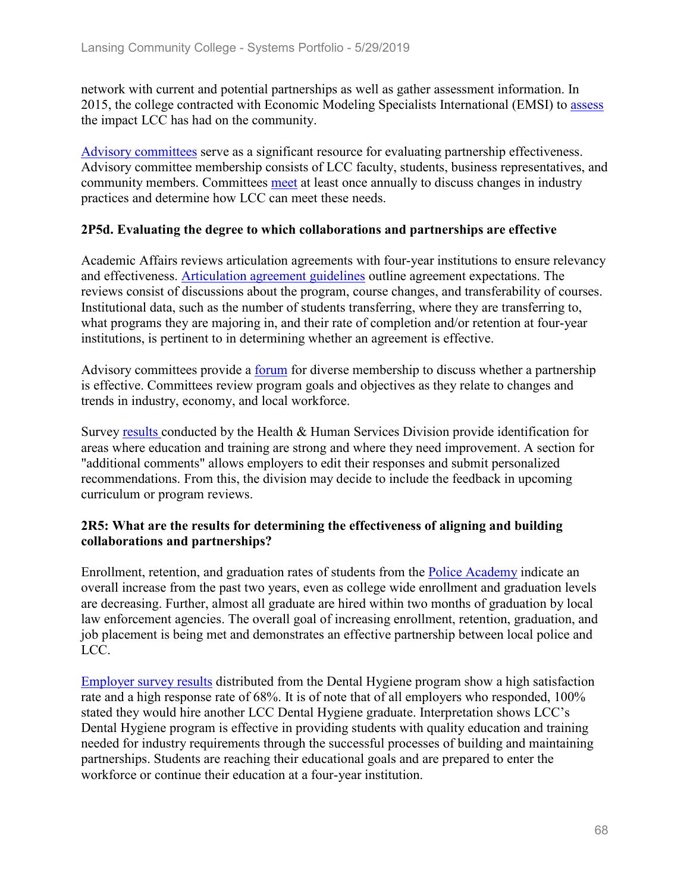network with current and potential partnerships as well as gather assessment information. In 2015, the college contracted with Economic Modeling Specialists International (EMSI) to assess the impact LCC has had on the community.

Advisory committees serve as a significant resource for evaluating partnership effectiveness. Advisory committee membership consists of LCC faculty, students, business representatives, and community members. Committees meet at least once annually to discuss changes in industry practices and determine how LCC can meet these needs.

**2P5d. Evaluating the degree to which collaborations and partnerships are effective**

Academic Affairs reviews articulation agreements with four-year institutions to ensure relevancy and effectiveness. Articulation agreement guidelines outline agreement expectations. The reviews consist of discussions about the program, course changes, and transferability of courses. Institutional data, such as the number of students transferring, where they are transferring to, what programs they are majoring in, and their rate of completion and/or retention at four-year institutions, is pertinent to in determining whether an agreement is effective.

Advisory committees provide a forum for diverse membership to discuss whether a partnership is effective. Committees review program goals and objectives as they relate to changes and trends in industry, economy, and local workforce.

Survey results conducted by the Health & Human Services Division provide identification for areas where education and training are strong and where they need improvement. A section for "additional comments" allows employers to edit their responses and submit personalized recommendations. From this, the division may decide to include the feedback in upcoming curriculum or program reviews.

**2R5: What are the results for determining the effectiveness of aligning and building collaborations and partnerships?**

Enrollment, retention, and graduation rates of students from the Police Academy indicate an overall increase from the past two years, even as college wide enrollment and graduation levels are decreasing. Further, almost all graduate are hired within two months of graduation by local law enforcement agencies. The overall goal of increasing enrollment, retention, graduation, and job placement is being met and demonstrates an effective partnership between local police and LCC.

Employer survey results distributed from the Dental Hygiene program show a high satisfaction rate and a high response rate of 68%. It is of note that of all employers who responded, 100% stated they would hire another LCC Dental Hygiene graduate. Interpretation shows LCC's Dental Hygiene program is effective in providing students with quality education and training needed for industry requirements through the successful processes of building and maintaining partnerships. Students are reaching their educational goals and are prepared to enter the workforce or continue their education at a four-year institution.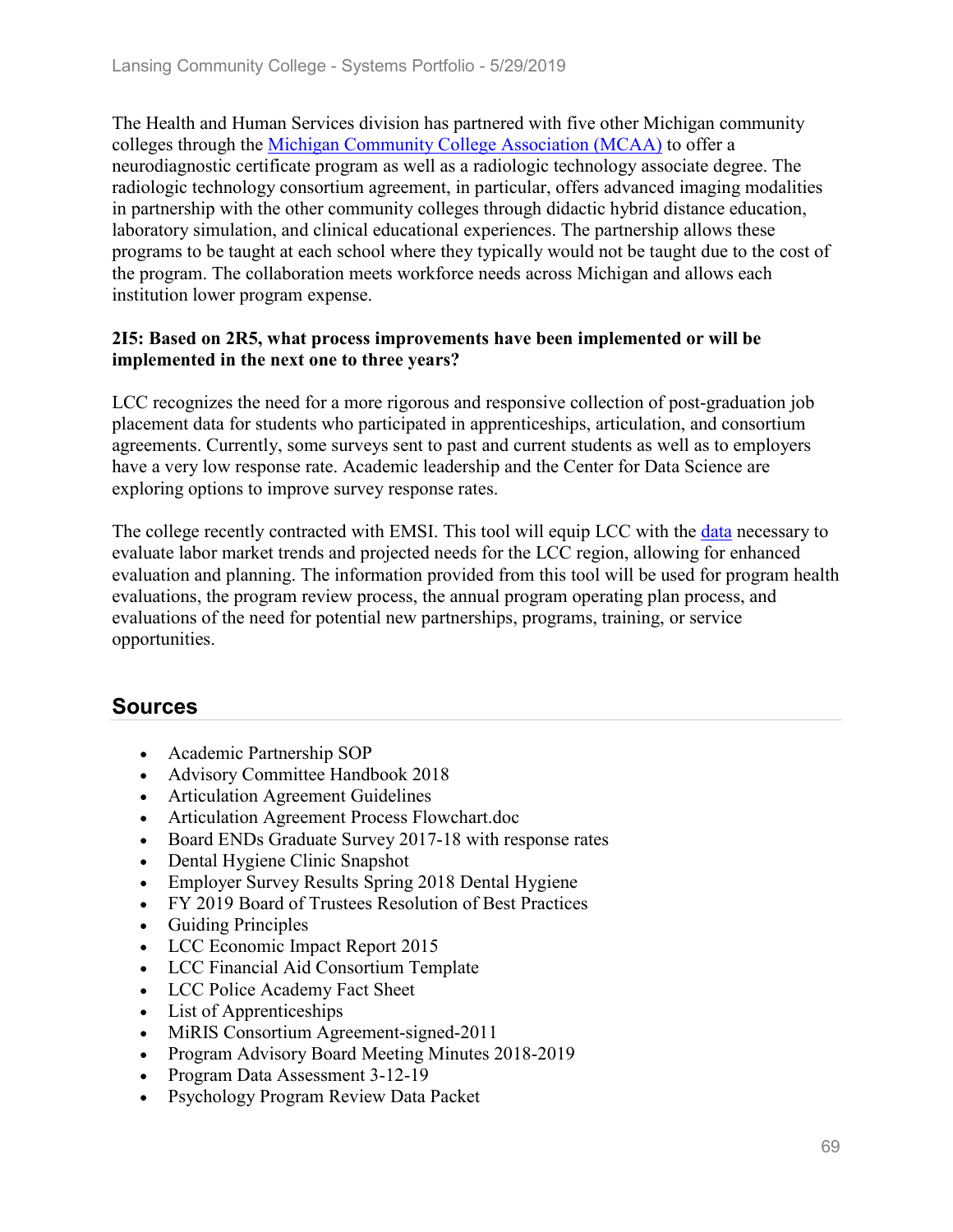The Health and Human Services division has partnered with five other Michigan community colleges through the Michigan Community College Association (MCAA) to offer a neurodiagnostic certificate program as well as a radiologic technology associate degree. The radiologic technology consortium agreement, in particular, offers advanced imaging modalities in partnership with the other community colleges through didactic hybrid distance education, laboratory simulation, and clinical educational experiences. The partnership allows these programs to be taught at each school where they typically would not be taught due to the cost of the program. The collaboration meets workforce needs across Michigan and allows each institution lower program expense.

**2I5: Based on 2R5, what process improvements have been implemented or will be implemented in the next one to three years?**

LCC recognizes the need for a more rigorous and responsive collection of post-graduation job placement data for students who participated in apprenticeships, articulation, and consortium agreements. Currently, some surveys sent to past and current students as well as to employers have a very low response rate. Academic leadership and the Center for Data Science are exploring options to improve survey response rates.

The college recently contracted with EMSI. This tool will equip LCC with the data necessary to evaluate labor market trends and projected needs for the LCC region, allowing for enhanced evaluation and planning. The information provided from this tool will be used for program health evaluations, the program review process, the annual program operating plan process, and evaluations of the need for potential new partnerships, programs, training, or service opportunities.

## Sources

- Academic Partnership SOP
- Advisory Committee Handbook 2018
- Articulation Agreement Guidelines
- Articulation Agreement Process Flowchart.doc
- Board ENDs Graduate Survey 2017-18 with response rates
- Dental Hygiene Clinic Snapshot
- Employer Survey Results Spring 2018 Dental Hygiene
- FY 2019 Board of Trustees Resolution of Best Practices
- Guiding Principles
- LCC Economic Impact Report 2015
- LCC Financial Aid Consortium Template
- LCC Police Academy Fact Sheet
- List of Apprenticeships
- MiRIS Consortium Agreement-signed-2011
- Program Advisory Board Meeting Minutes 2018-2019
- Program Data Assessment 3-12-19
- Psychology Program Review Data Packet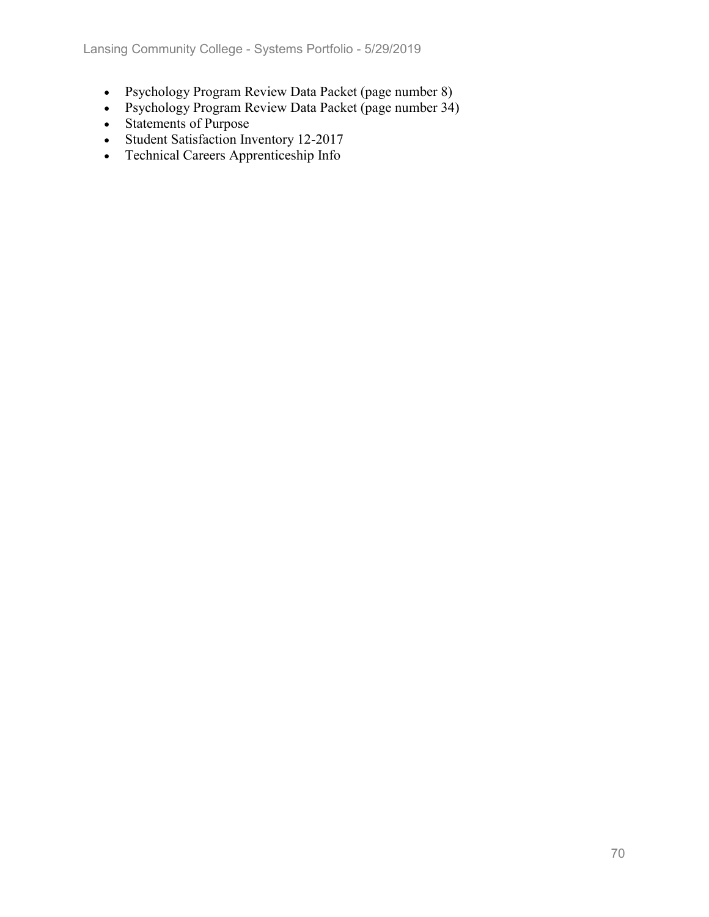- Psychology Program Review Data Packet (page number 8)
- Psychology Program Review Data Packet (page number 34)
- Statements of Purpose
- Student Satisfaction Inventory 12-2017
- Technical Careers Apprenticeship Info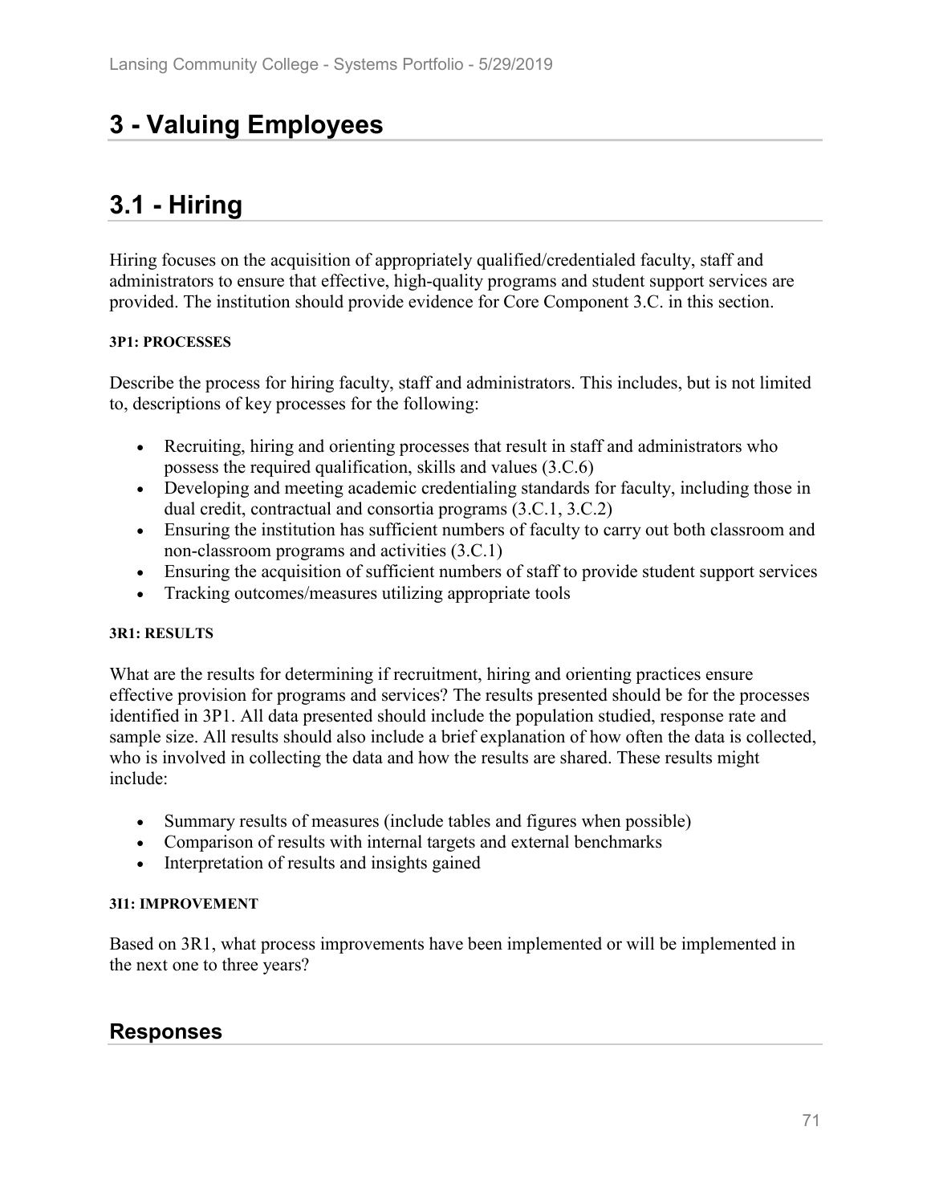# 3 - Valuing Employees

# 3.1 - Hiring

Hiring focuses on the acquisition of appropriately qualified/credentialed faculty, staff and administrators to ensure that effective, high-quality programs and student support services are provided. The institution should provide evidence for Core Component 3.C. in this section.

**3P1: PROCESSES**

Describe the process for hiring faculty, staff and administrators. This includes, but is not limited to, descriptions of key processes for the following:

- Recruiting, hiring and orienting processes that result in staff and administrators who possess the required qualification, skills and values (3.C.6)
- Developing and meeting academic credentialing standards for faculty, including those in dual credit, contractual and consortia programs (3.C.1, 3.C.2)
- Ensuring the institution has sufficient numbers of faculty to carry out both classroom and non-classroom programs and activities (3.C.1)
- Ensuring the acquisition of sufficient numbers of staff to provide student support services
- Tracking outcomes/measures utilizing appropriate tools

**3R1: RESULTS**

What are the results for determining if recruitment, hiring and orienting practices ensure effective provision for programs and services? The results presented should be for the processes identified in 3P1. All data presented should include the population studied, response rate and sample size. All results should also include a brief explanation of how often the data is collected, who is involved in collecting the data and how the results are shared. These results might include:

- Summary results of measures (include tables and figures when possible)
- Comparison of results with internal targets and external benchmarks
- Interpretation of results and insights gained

**3I1: IMPROVEMENT**

Based on 3R1, what process improvements have been implemented or will be implemented in the next one to three years?

## Responses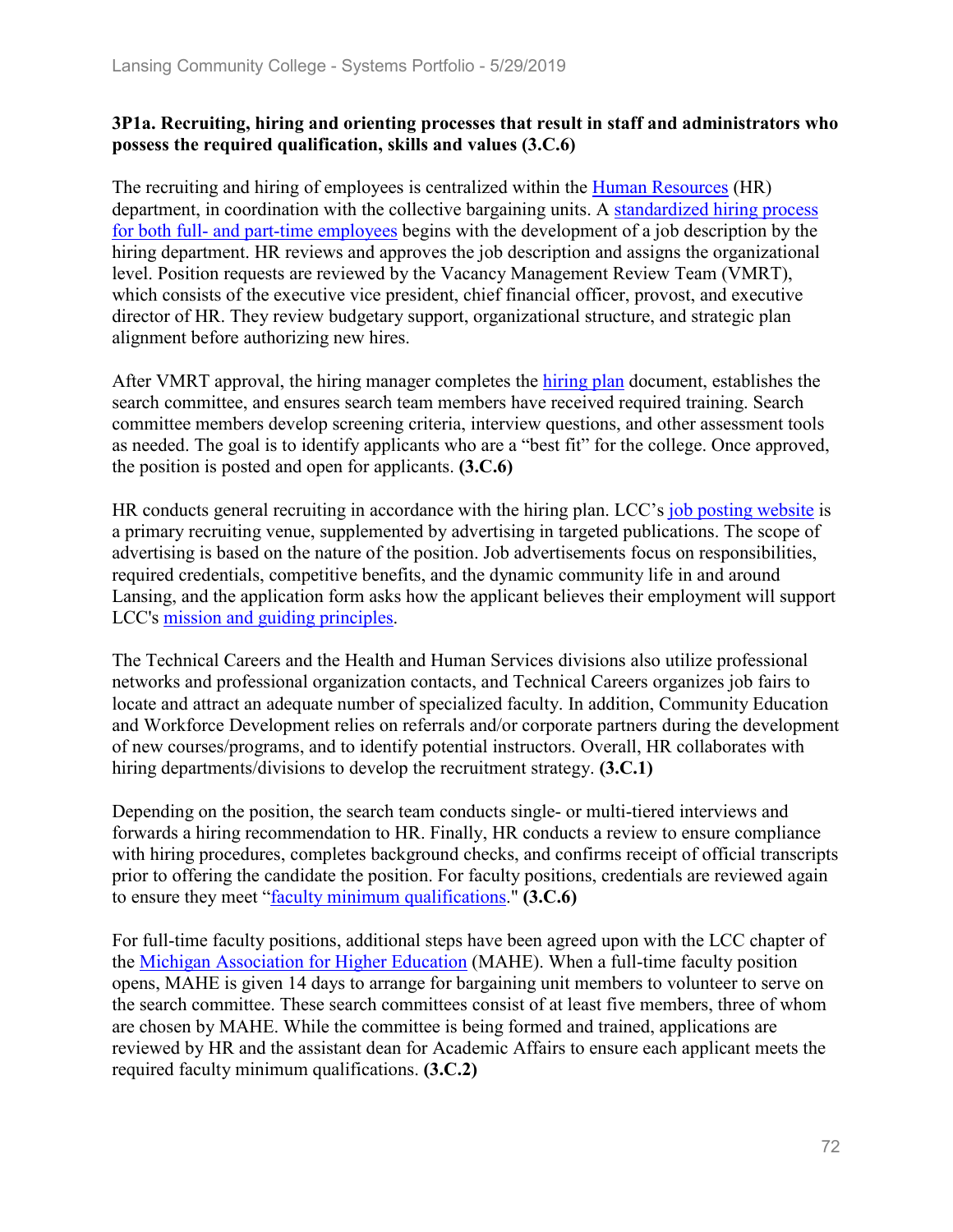### 3P1a. Recruiting, hiring and orienting processes that result in staff and administrators who possess the required qualification, skills and values (3.C.6)

The recruiting and hiring of employees is centralized within the Human Resources (HR) department, in coordination with the collective bargaining units. A standardized hiring process for both full- and part-time employees begins with the development of a job description by the hiring department. HR reviews and approves the job description and assigns the organizational level. Position requests are reviewed by the Vacancy Management Review Team (VMRT), which consists of the executive vice president, chief financial officer, provost, and executive director of HR. They review budgetary support, organizational structure, and strategic plan alignment before authorizing new hires.

After VMRT approval, the hiring manager completes the hiring plan document, establishes the search committee, and ensures search team members have received required training. Search committee members develop screening criteria, interview questions, and other assessment tools as needed. The goal is to identify applicants who are a "best fit" for the college. Once approved, the position is posted and open for applicants. **(3.C.6)**

HR conducts general recruiting in accordance with the hiring plan. LCC's job posting website is a primary recruiting venue, supplemented by advertising in targeted publications. The scope of advertising is based on the nature of the position. Job advertisements focus on responsibilities, required credentials, competitive benefits, and the dynamic community life in and around Lansing, and the application form asks how the applicant believes their employment will support LCC's mission and guiding principles.

The Technical Careers and the Health and Human Services divisions also utilize professional networks and professional organization contacts, and Technical Careers organizes job fairs to locate and attract an adequate number of specialized faculty. In addition, Community Education and Workforce Development relies on referrals and/or corporate partners during the development of new courses/programs, and to identify potential instructors. Overall, HR collaborates with hiring departments/divisions to develop the recruitment strategy. **(3.C.1)**

Depending on the position, the search team conducts single- or multi-tiered interviews and forwards a hiring recommendation to HR. Finally, HR conducts a review to ensure compliance with hiring procedures, completes background checks, and confirms receipt of official transcripts prior to offering the candidate the position. For faculty positions, credentials are reviewed again to ensure they meet "faculty minimum qualifications." **(3.C.6)**

For full-time faculty positions, additional steps have been agreed upon with the LCC chapter of the Michigan Association for Higher Education (MAHE). When a full-time faculty position opens, MAHE is given 14 days to arrange for bargaining unit members to volunteer to serve on the search committee. These search committees consist of at least five members, three of whom are chosen by MAHE. While the committee is being formed and trained, applications are reviewed by HR and the assistant dean for Academic Affairs to ensure each applicant meets the required faculty minimum qualifications. **(3.C.2)**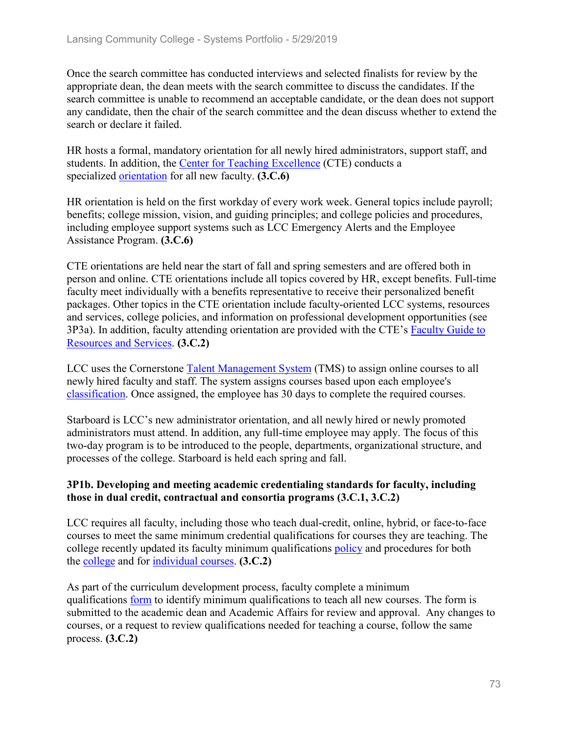Once the search committee has conducted interviews and selected finalists for review by the appropriate dean, the dean meets with the search committee to discuss the candidates. If the search committee is unable to recommend an acceptable candidate, or the dean does not support any candidate, then the chair of the search committee and the dean discuss whether to extend the search or declare it failed.

HR hosts a formal, mandatory orientation for all newly hired administrators, support staff, and students. In addition, the Center for Teaching Excellence (CTE) conducts a specialized orientation for all new faculty. **(3.C.6)**

HR orientation is held on the first workday of every work week. General topics include payroll; benefits; college mission, vision, and guiding principles; and college policies and procedures, including employee support systems such as LCC Emergency Alerts and the Employee Assistance Program. **(3.C.6)**

CTE orientations are held near the start of fall and spring semesters and are offered both in person and online. CTE orientations include all topics covered by HR, except benefits. Full-time faculty meet individually with a benefits representative to receive their personalized benefit packages. Other topics in the CTE orientation include faculty-oriented LCC systems, resources and services, college policies, and information on professional development opportunities (see 3P3a). In addition, faculty attending orientation are provided with the CTE's Faculty Guide to Resources and Services. **(3.C.2)**

LCC uses the Cornerstone Talent Management System (TMS) to assign online courses to all newly hired faculty and staff. The system assigns courses based upon each employee's classification. Once assigned, the employee has 30 days to complete the required courses.

Starboard is LCC's new administrator orientation, and all newly hired or newly promoted administrators must attend. In addition, any full-time employee may apply. The focus of this two-day program is to be introduced to the people, departments, organizational structure, and processes of the college. Starboard is held each spring and fall.

### 3P1b. Developing and meeting academic credentialing standards for faculty, including those in dual credit, contractual and consortia programs (3.C.1, 3.C.2)

LCC requires all faculty, including those who teach dual-credit, online, hybrid, or face-to-face courses to meet the same minimum credential qualifications for courses they are teaching. The college recently updated its faculty minimum qualifications policy and procedures for both the college and for individual courses. **(3.C.2)**

As part of the curriculum development process, faculty complete a minimum qualifications form to identify minimum qualifications to teach all new courses. The form is submitted to the academic dean and Academic Affairs for review and approval. Any changes to courses, or a request to review qualifications needed for teaching a course, follow the same process. **(3.C.2)**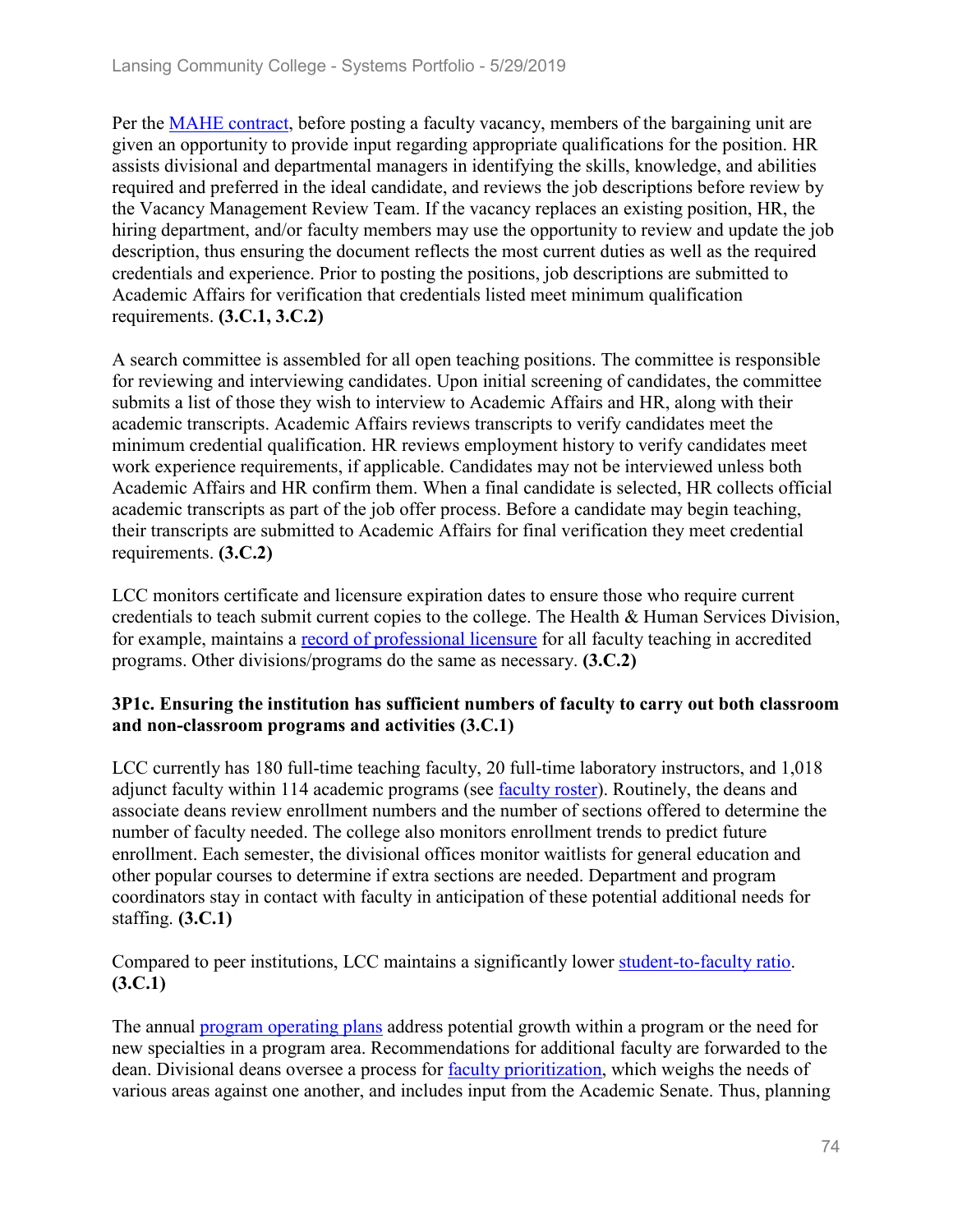Per the MAHE contract, before posting a faculty vacancy, members of the bargaining unit are given an opportunity to provide input regarding appropriate qualifications for the position. HR assists divisional and departmental managers in identifying the skills, knowledge, and abilities required and preferred in the ideal candidate, and reviews the job descriptions before review by the Vacancy Management Review Team. If the vacancy replaces an existing position, HR, the hiring department, and/or faculty members may use the opportunity to review and update the job description, thus ensuring the document reflects the most current duties as well as the required credentials and experience. Prior to posting the positions, job descriptions are submitted to Academic Affairs for verification that credentials listed meet minimum qualification requirements. **(3.C.1, 3.C.2)**

A search committee is assembled for all open teaching positions. The committee is responsible for reviewing and interviewing candidates. Upon initial screening of candidates, the committee submits a list of those they wish to interview to Academic Affairs and HR, along with their academic transcripts. Academic Affairs reviews transcripts to verify candidates meet the minimum credential qualification. HR reviews employment history to verify candidates meet work experience requirements, if applicable. Candidates may not be interviewed unless both Academic Affairs and HR confirm them. When a final candidate is selected, HR collects official academic transcripts as part of the job offer process. Before a candidate may begin teaching, their transcripts are submitted to Academic Affairs for final verification they meet credential requirements. **(3.C.2)**

LCC monitors certificate and licensure expiration dates to ensure those who require current credentials to teach submit current copies to the college. The Health & Human Services Division, for example, maintains a record of professional licensure for all faculty teaching in accredited programs. Other divisions/programs do the same as necessary. **(3.C.2)**

### 3P1c. Ensuring the institution has sufficient numbers of faculty to carry out both classroom and non-classroom programs and activities (3.C.1)

LCC currently has 180 full-time teaching faculty, 20 full-time laboratory instructors, and 1,018 adjunct faculty within 114 academic programs (see faculty roster). Routinely, the deans and associate deans review enrollment numbers and the number of sections offered to determine the number of faculty needed. The college also monitors enrollment trends to predict future enrollment. Each semester, the divisional offices monitor waitlists for general education and other popular courses to determine if extra sections are needed. Department and program coordinators stay in contact with faculty in anticipation of these potential additional needs for staffing. **(3.C.1)**

Compared to peer institutions, LCC maintains a significantly lower student-to-faculty ratio. **(3.C.1)**

The annual program operating plans address potential growth within a program or the need for new specialties in a program area. Recommendations for additional faculty are forwarded to the dean. Divisional deans oversee a process for faculty prioritization, which weighs the needs of various areas against one another, and includes input from the Academic Senate. Thus, planning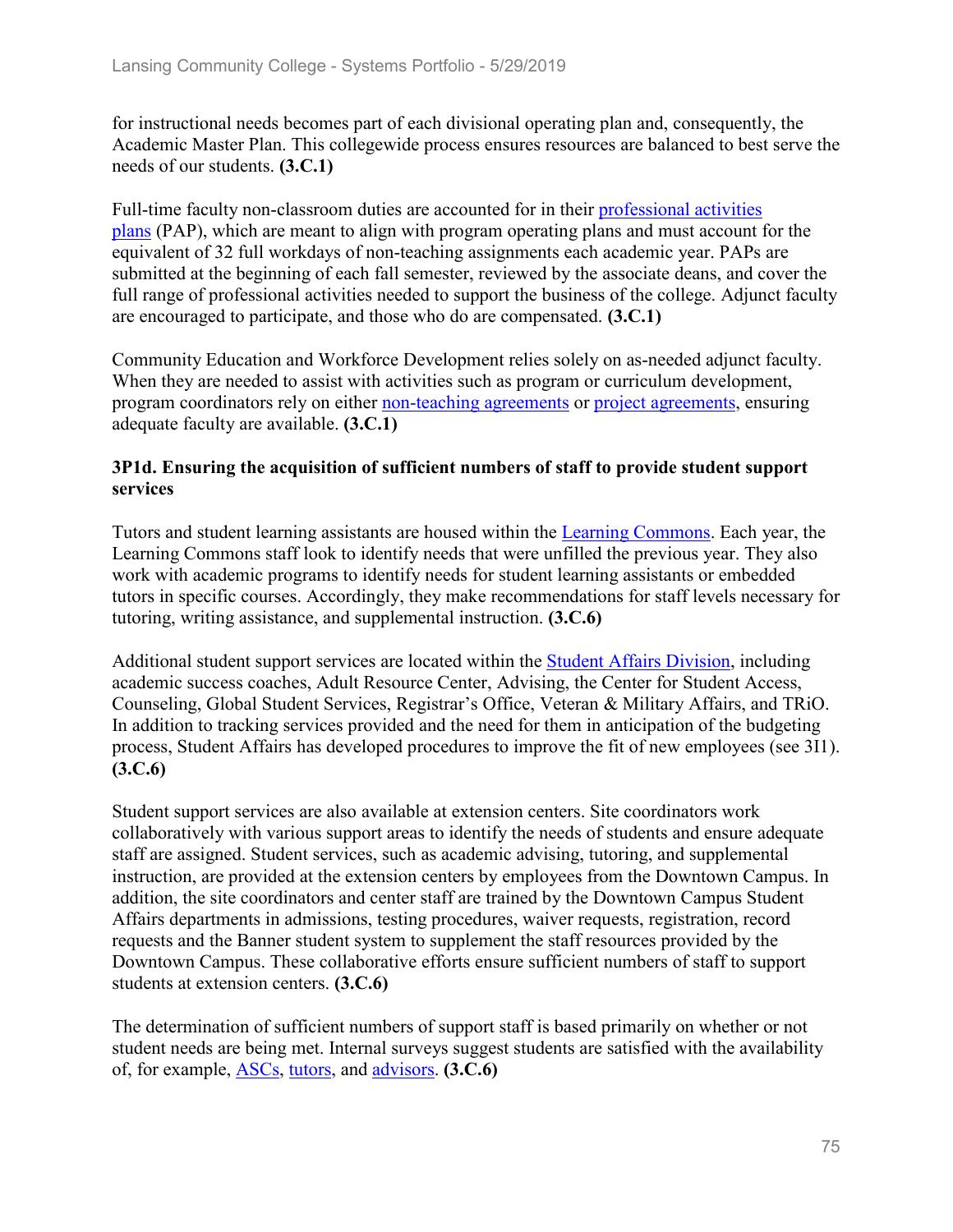for instructional needs becomes part of each divisional operating plan and, consequently, the Academic Master Plan. This collegewide process ensures resources are balanced to best serve the needs of our students. **(3.C.1)**

Full-time faculty non-classroom duties are accounted for in their professional activities plans (PAP), which are meant to align with program operating plans and must account for the equivalent of 32 full workdays of non-teaching assignments each academic year. PAPs are submitted at the beginning of each fall semester, reviewed by the associate deans, and cover the full range of professional activities needed to support the business of the college. Adjunct faculty are encouraged to participate, and those who do are compensated. **(3.C.1)**

Community Education and Workforce Development relies solely on as-needed adjunct faculty. When they are needed to assist with activities such as program or curriculum development, program coordinators rely on either non-teaching agreements or project agreements, ensuring adequate faculty are available. **(3.C.1)**

### 3P1d. Ensuring the acquisition of sufficient numbers of staff to provide student support services

Tutors and student learning assistants are housed within the Learning Commons. Each year, the Learning Commons staff look to identify needs that were unfilled the previous year. They also work with academic programs to identify needs for student learning assistants or embedded tutors in specific courses. Accordingly, they make recommendations for staff levels necessary for tutoring, writing assistance, and supplemental instruction. **(3.C.6)**

Additional student support services are located within the Student Affairs Division, including academic success coaches, Adult Resource Center, Advising, the Center for Student Access, Counseling, Global Student Services, Registrar's Office, Veteran & Military Affairs, and TRiO. In addition to tracking services provided and the need for them in anticipation of the budgeting process, Student Affairs has developed procedures to improve the fit of new employees (see 3I1). **(3.C.6)**

Student support services are also available at extension centers. Site coordinators work collaboratively with various support areas to identify the needs of students and ensure adequate staff are assigned. Student services, such as academic advising, tutoring, and supplemental instruction, are provided at the extension centers by employees from the Downtown Campus. In addition, the site coordinators and center staff are trained by the Downtown Campus Student Affairs departments in admissions, testing procedures, waiver requests, registration, record requests and the Banner student system to supplement the staff resources provided by the Downtown Campus. These collaborative efforts ensure sufficient numbers of staff to support students at extension centers. **(3.C.6)**

The determination of sufficient numbers of support staff is based primarily on whether or not student needs are being met. Internal surveys suggest students are satisfied with the availability of, for example, ASCs, tutors, and advisors. **(3.C.6)**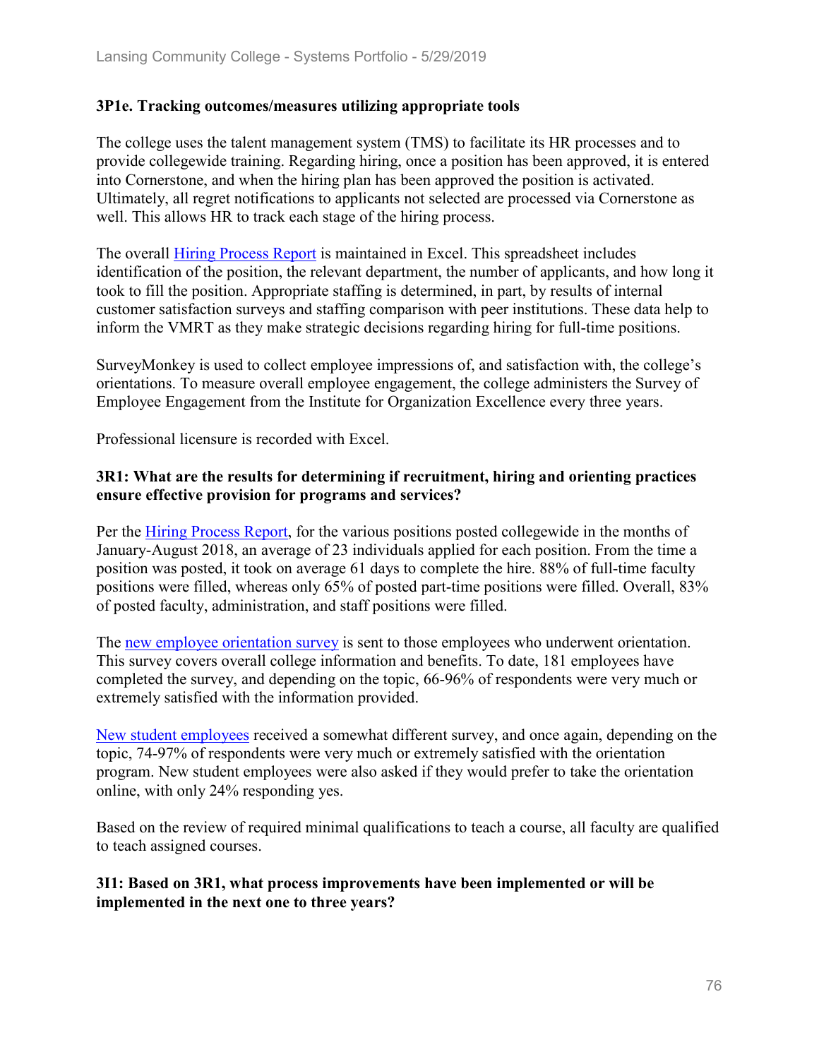### 3P1e. Tracking outcomes/measures utilizing appropriate tools

The college uses the talent management system (TMS) to facilitate its HR processes and to provide collegewide training. Regarding hiring, once a position has been approved, it is entered into Cornerstone, and when the hiring plan has been approved the position is activated. Ultimately, all regret notifications to applicants not selected are processed via Cornerstone as well. This allows HR to track each stage of the hiring process.

The overall Hiring Process Report is maintained in Excel. This spreadsheet includes identification of the position, the relevant department, the number of applicants, and how long it took to fill the position. Appropriate staffing is determined, in part, by results of internal customer satisfaction surveys and staffing comparison with peer institutions. These data help to inform the VMRT as they make strategic decisions regarding hiring for full-time positions.

SurveyMonkey is used to collect employee impressions of, and satisfaction with, the college's orientations. To measure overall employee engagement, the college administers the Survey of Employee Engagement from the Institute for Organization Excellence every three years.

Professional licensure is recorded with Excel.

### 3R1: What are the results for determining if recruitment, hiring and orienting practices ensure effective provision for programs and services?

Per the Hiring Process Report, for the various positions posted collegewide in the months of January-August 2018, an average of 23 individuals applied for each position. From the time a position was posted, it took on average 61 days to complete the hire. 88% of full-time faculty positions were filled, whereas only 65% of posted part-time positions were filled. Overall, 83% of posted faculty, administration, and staff positions were filled.

The new employee orientation survey is sent to those employees who underwent orientation. This survey covers overall college information and benefits. To date, 181 employees have completed the survey, and depending on the topic, 66-96% of respondents were very much or extremely satisfied with the information provided.

New student employees received a somewhat different survey, and once again, depending on the topic, 74-97% of respondents were very much or extremely satisfied with the orientation program. New student employees were also asked if they would prefer to take the orientation online, with only 24% responding yes.

Based on the review of required minimal qualifications to teach a course, all faculty are qualified to teach assigned courses.

### 3I1: Based on 3R1, what process improvements have been implemented or will be implemented in the next one to three years?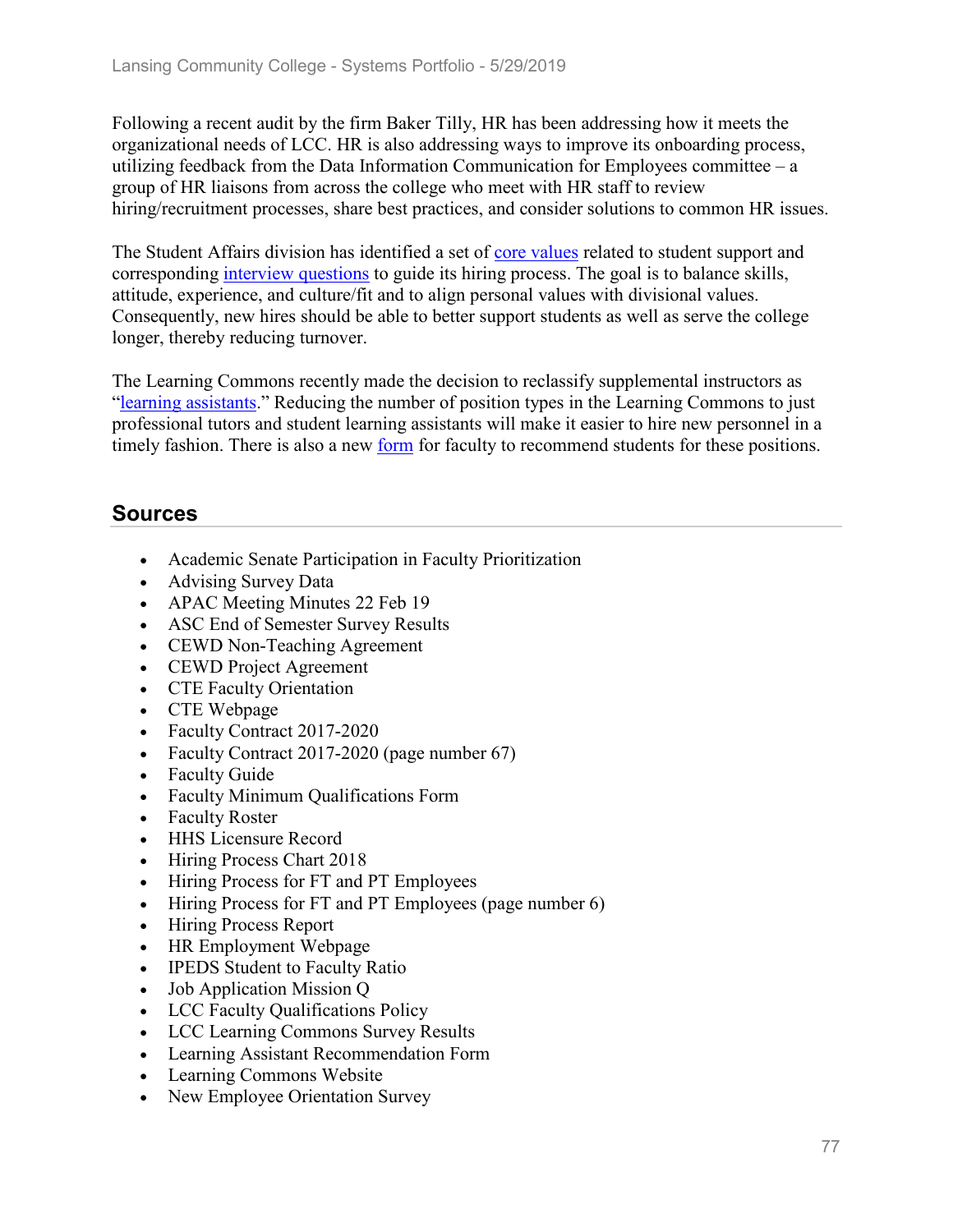Following a recent audit by the firm Baker Tilly, HR has been addressing how it meets the organizational needs of LCC. HR is also addressing ways to improve its onboarding process, utilizing feedback from the Data Information Communication for Employees committee – a group of HR liaisons from across the college who meet with HR staff to review hiring/recruitment processes, share best practices, and consider solutions to common HR issues.

The Student Affairs division has identified a set of core values related to student support and corresponding interview questions to guide its hiring process. The goal is to balance skills, attitude, experience, and culture/fit and to align personal values with divisional values. Consequently, new hires should be able to better support students as well as serve the college longer, thereby reducing turnover.

The Learning Commons recently made the decision to reclassify supplemental instructors as "learning assistants." Reducing the number of position types in the Learning Commons to just professional tutors and student learning assistants will make it easier to hire new personnel in a timely fashion. There is also a new form for faculty to recommend students for these positions.

## Sources

- Academic Senate Participation in Faculty Prioritization
- Advising Survey Data
- APAC Meeting Minutes 22 Feb 19
- ASC End of Semester Survey Results
- CEWD Non-Teaching Agreement
- CEWD Project Agreement
- CTE Faculty Orientation
- CTE Webpage
- Faculty Contract 2017-2020
- Faculty Contract 2017-2020 (page number 67)
- Faculty Guide
- Faculty Minimum Qualifications Form
- Faculty Roster
- HHS Licensure Record
- Hiring Process Chart 2018
- Hiring Process for FT and PT Employees
- Hiring Process for FT and PT Employees (page number 6)
- Hiring Process Report
- HR Employment Webpage
- IPEDS Student to Faculty Ratio
- Job Application Mission Q
- LCC Faculty Qualifications Policy
- LCC Learning Commons Survey Results
- Learning Assistant Recommendation Form
- Learning Commons Website
- New Employee Orientation Survey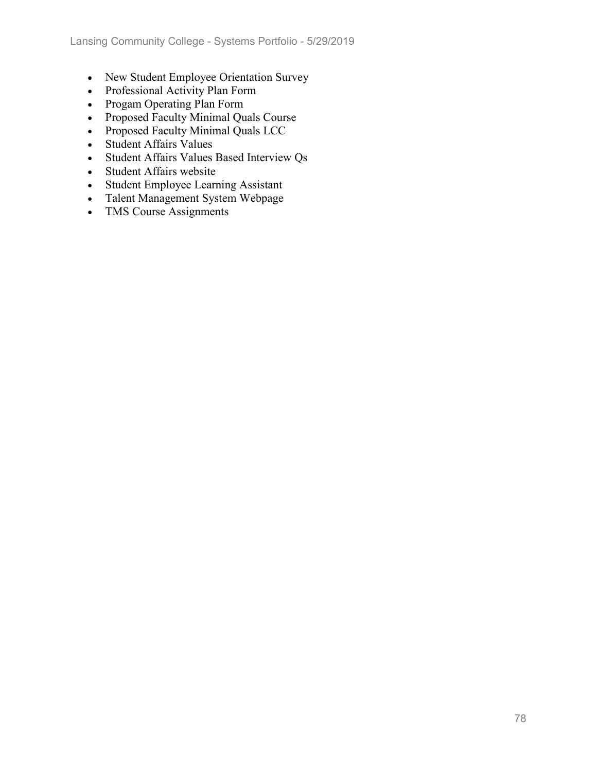- New Student Employee Orientation Survey
- Professional Activity Plan Form
- Progam Operating Plan Form
- Proposed Faculty Minimal Quals Course
- Proposed Faculty Minimal Quals LCC
- Student Affairs Values
- Student Affairs Values Based Interview Qs
- Student Affairs website
- Student Employee Learning Assistant
- Talent Management System Webpage
- TMS Course Assignments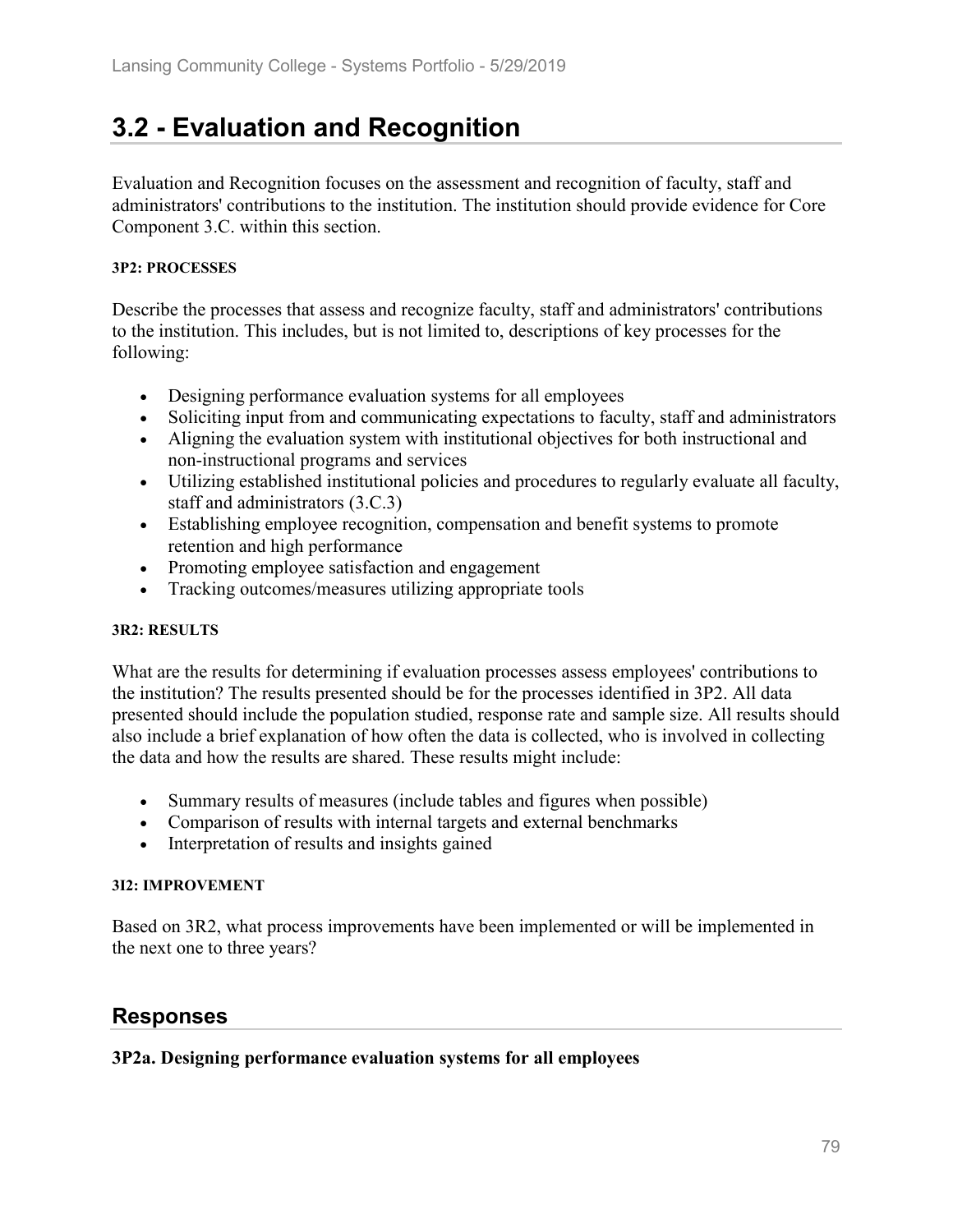# 3.2 - Evaluation and Recognition

Evaluation and Recognition focuses on the assessment and recognition of faculty, staff and administrators' contributions to the institution. The institution should provide evidence for Core Component 3.C. within this section.

#### 3P2: PROCESSES

Describe the processes that assess and recognize faculty, staff and administrators' contributions to the institution. This includes, but is not limited to, descriptions of key processes for the following:

- Designing performance evaluation systems for all employees
- Soliciting input from and communicating expectations to faculty, staff and administrators
- Aligning the evaluation system with institutional objectives for both instructional and non-instructional programs and services
- Utilizing established institutional policies and procedures to regularly evaluate all faculty, staff and administrators (3.C.3)
- Establishing employee recognition, compensation and benefit systems to promote retention and high performance
- Promoting employee satisfaction and engagement
- Tracking outcomes/measures utilizing appropriate tools

#### 3R2: RESULTS

What are the results for determining if evaluation processes assess employees' contributions to the institution? The results presented should be for the processes identified in 3P2. All data presented should include the population studied, response rate and sample size. All results should also include a brief explanation of how often the data is collected, who is involved in collecting the data and how the results are shared. These results might include:

- Summary results of measures (include tables and figures when possible)
- Comparison of results with internal targets and external benchmarks
- Interpretation of results and insights gained

#### 3I2: IMPROVEMENT

Based on 3R2, what process improvements have been implemented or will be implemented in the next one to three years?

## Responses

**3P2a. Designing performance evaluation systems for all employees**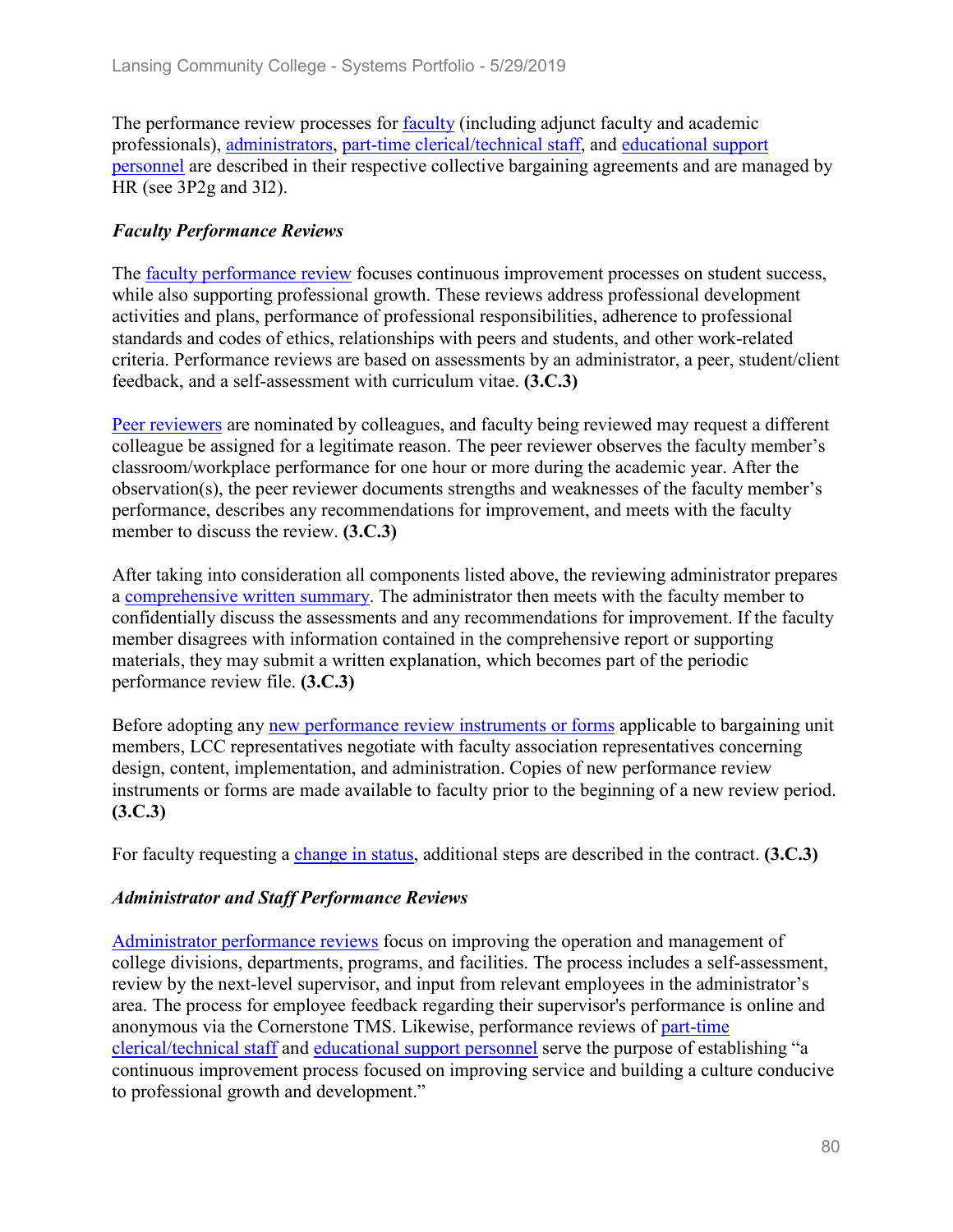The performance review processes for faculty (including adjunct faculty and academic professionals), administrators, part-time clerical/technical staff, and educational support personnel are described in their respective collective bargaining agreements and are managed by HR (see 3P2g and 3I2).

### *Faculty Performance Reviews*

The faculty performance review focuses continuous improvement processes on student success, while also supporting professional growth. These reviews address professional development activities and plans, performance of professional responsibilities, adherence to professional standards and codes of ethics, relationships with peers and students, and other work-related criteria. Performance reviews are based on assessments by an administrator, a peer, student/client feedback, and a self-assessment with curriculum vitae. **(3.C.3)**

Peer reviewers are nominated by colleagues, and faculty being reviewed may request a different colleague be assigned for a legitimate reason. The peer reviewer observes the faculty member's classroom/workplace performance for one hour or more during the academic year. After the observation(s), the peer reviewer documents strengths and weaknesses of the faculty member's performance, describes any recommendations for improvement, and meets with the faculty member to discuss the review. **(3.C.3)**

After taking into consideration all components listed above, the reviewing administrator prepares a comprehensive written summary. The administrator then meets with the faculty member to confidentially discuss the assessments and any recommendations for improvement. If the faculty member disagrees with information contained in the comprehensive report or supporting materials, they may submit a written explanation, which becomes part of the periodic performance review file. **(3.C.3)**

Before adopting any new performance review instruments or forms applicable to bargaining unit members, LCC representatives negotiate with faculty association representatives concerning design, content, implementation, and administration. Copies of new performance review instruments or forms are made available to faculty prior to the beginning of a new review period. **(3.C.3)**

For faculty requesting a change in status, additional steps are described in the contract. **(3.C.3)**

### *Administrator and Staff Performance Reviews*

Administrator performance reviews focus on improving the operation and management of college divisions, departments, programs, and facilities. The process includes a self-assessment, review by the next-level supervisor, and input from relevant employees in the administrator's area. The process for employee feedback regarding their supervisor's performance is online and anonymous via the Cornerstone TMS. Likewise, performance reviews of part-time clerical/technical staff and educational support personnel serve the purpose of establishing "a continuous improvement process focused on improving service and building a culture conducive to professional growth and development."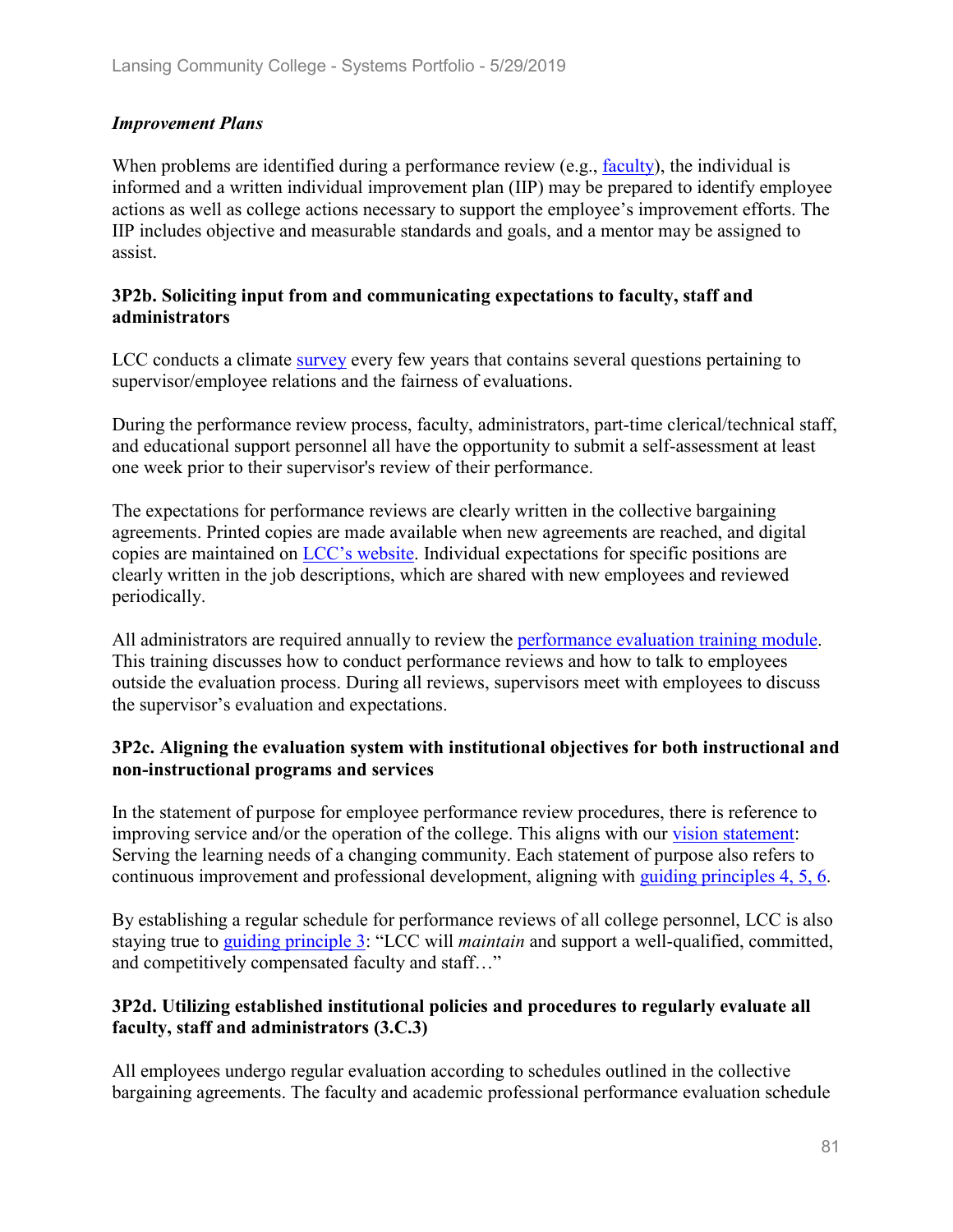***Improvement Plans***

When problems are identified during a performance review (e.g., faculty), the individual is informed and a written individual improvement plan (IIP) may be prepared to identify employee actions as well as college actions necessary to support the employee's improvement efforts. The IIP includes objective and measurable standards and goals, and a mentor may be assigned to assist.

**3P2b. Soliciting input from and communicating expectations to faculty, staff and administrators**

LCC conducts a climate survey every few years that contains several questions pertaining to supervisor/employee relations and the fairness of evaluations.

During the performance review process, faculty, administrators, part-time clerical/technical staff, and educational support personnel all have the opportunity to submit a self-assessment at least one week prior to their supervisor's review of their performance.

The expectations for performance reviews are clearly written in the collective bargaining agreements. Printed copies are made available when new agreements are reached, and digital copies are maintained on LCC's website. Individual expectations for specific positions are clearly written in the job descriptions, which are shared with new employees and reviewed periodically.

All administrators are required annually to review the performance evaluation training module. This training discusses how to conduct performance reviews and how to talk to employees outside the evaluation process. During all reviews, supervisors meet with employees to discuss the supervisor's evaluation and expectations.

**3P2c. Aligning the evaluation system with institutional objectives for both instructional and non-instructional programs and services**

In the statement of purpose for employee performance review procedures, there is reference to improving service and/or the operation of the college. This aligns with our vision statement: Serving the learning needs of a changing community. Each statement of purpose also refers to continuous improvement and professional development, aligning with guiding principles 4, 5, 6.

By establishing a regular schedule for performance reviews of all college personnel, LCC is also staying true to guiding principle 3: "LCC will *maintain* and support a well-qualified, committed, and competitively compensated faculty and staff…"

**3P2d. Utilizing established institutional policies and procedures to regularly evaluate all faculty, staff and administrators (3.C.3)**

All employees undergo regular evaluation according to schedules outlined in the collective bargaining agreements. The faculty and academic professional performance evaluation schedule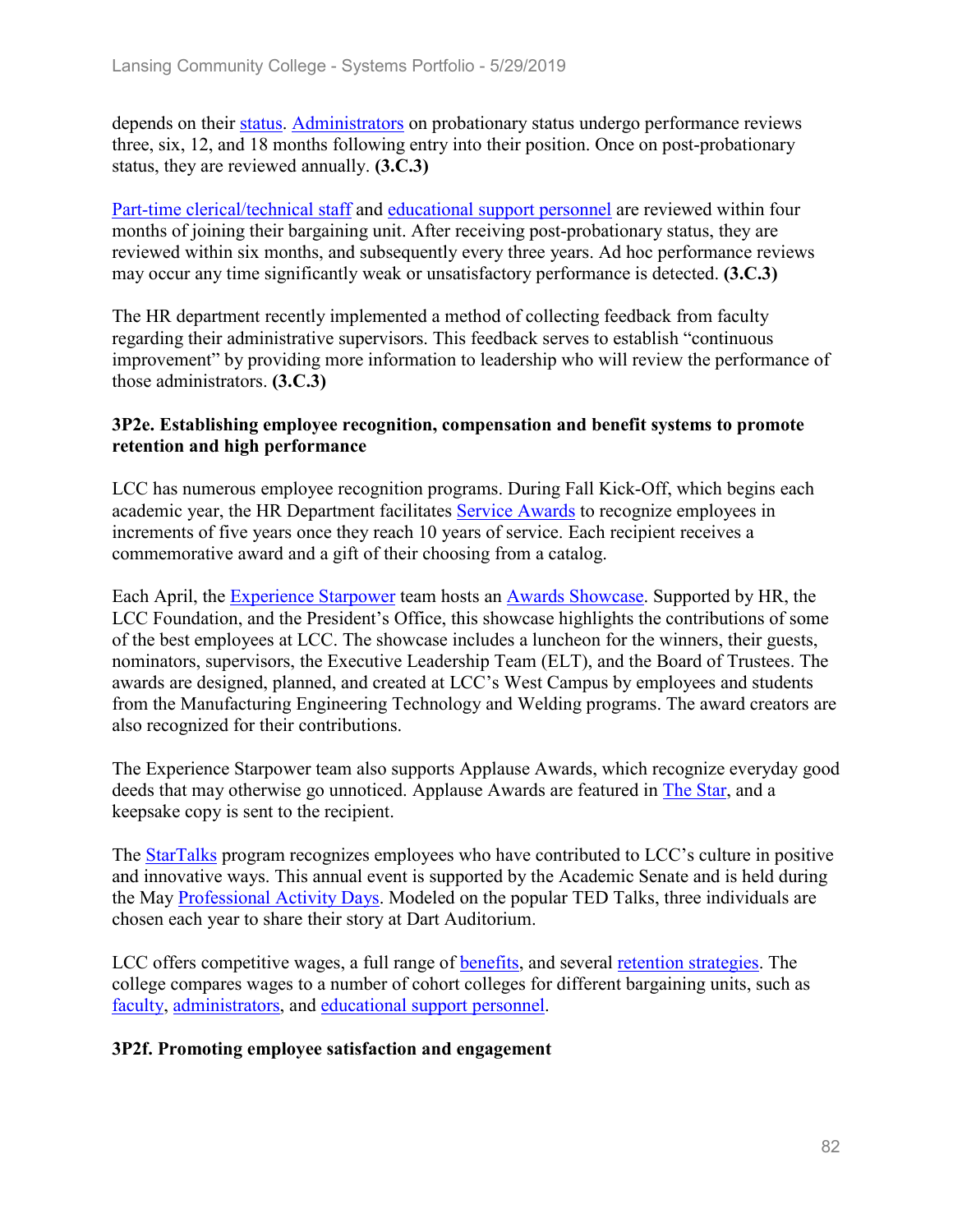depends on their status. Administrators on probationary status undergo performance reviews three, six, 12, and 18 months following entry into their position. Once on post-probationary status, they are reviewed annually. **(3.C.3)**

Part-time clerical/technical staff and educational support personnel are reviewed within four months of joining their bargaining unit. After receiving post-probationary status, they are reviewed within six months, and subsequently every three years. Ad hoc performance reviews may occur any time significantly weak or unsatisfactory performance is detected. **(3.C.3)**

The HR department recently implemented a method of collecting feedback from faculty regarding their administrative supervisors. This feedback serves to establish "continuous improvement" by providing more information to leadership who will review the performance of those administrators. **(3.C.3)**

### 3P2e. Establishing employee recognition, compensation and benefit systems to promote retention and high performance

LCC has numerous employee recognition programs. During Fall Kick-Off, which begins each academic year, the HR Department facilitates Service Awards to recognize employees in increments of five years once they reach 10 years of service. Each recipient receives a commemorative award and a gift of their choosing from a catalog.

Each April, the Experience Starpower team hosts an Awards Showcase. Supported by HR, the LCC Foundation, and the President's Office, this showcase highlights the contributions of some of the best employees at LCC. The showcase includes a luncheon for the winners, their guests, nominators, supervisors, the Executive Leadership Team (ELT), and the Board of Trustees. The awards are designed, planned, and created at LCC's West Campus by employees and students from the Manufacturing Engineering Technology and Welding programs. The award creators are also recognized for their contributions.

The Experience Starpower team also supports Applause Awards, which recognize everyday good deeds that may otherwise go unnoticed. Applause Awards are featured in The Star, and a keepsake copy is sent to the recipient.

The StarTalks program recognizes employees who have contributed to LCC's culture in positive and innovative ways. This annual event is supported by the Academic Senate and is held during the May Professional Activity Days. Modeled on the popular TED Talks, three individuals are chosen each year to share their story at Dart Auditorium.

LCC offers competitive wages, a full range of benefits, and several retention strategies. The college compares wages to a number of cohort colleges for different bargaining units, such as faculty, administrators, and educational support personnel.

### 3P2f. Promoting employee satisfaction and engagement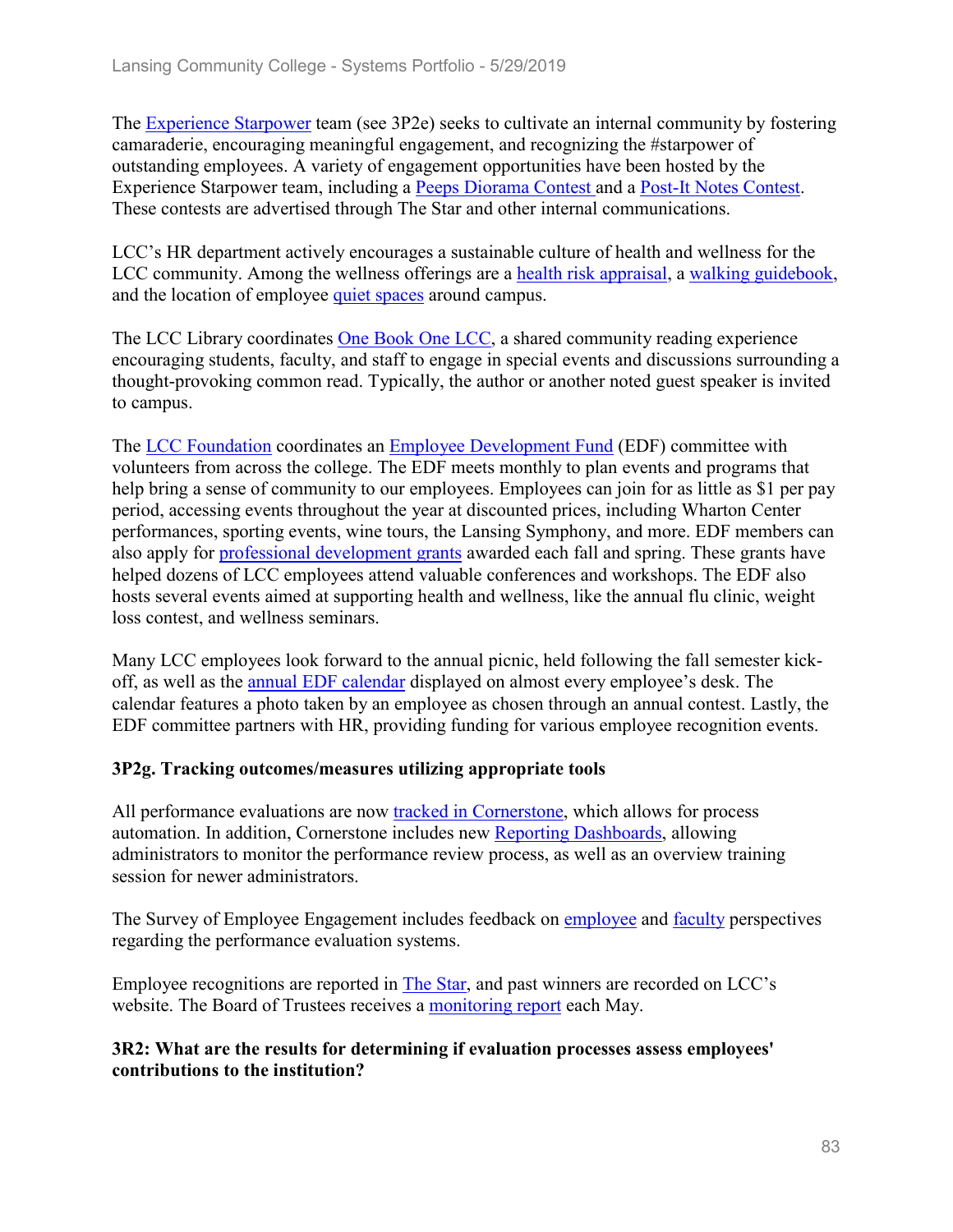The Experience Starpower team (see 3P2e) seeks to cultivate an internal community by fostering camaraderie, encouraging meaningful engagement, and recognizing the #starpower of outstanding employees. A variety of engagement opportunities have been hosted by the Experience Starpower team, including a Peeps Diorama Contest and a Post-It Notes Contest. These contests are advertised through The Star and other internal communications.

LCC's HR department actively encourages a sustainable culture of health and wellness for the LCC community. Among the wellness offerings are a health risk appraisal, a walking guidebook, and the location of employee quiet spaces around campus.

The LCC Library coordinates One Book One LCC, a shared community reading experience encouraging students, faculty, and staff to engage in special events and discussions surrounding a thought-provoking common read. Typically, the author or another noted guest speaker is invited to campus.

The LCC Foundation coordinates an Employee Development Fund (EDF) committee with volunteers from across the college. The EDF meets monthly to plan events and programs that help bring a sense of community to our employees. Employees can join for as little as $1 per pay period, accessing events throughout the year at discounted prices, including Wharton Center performances, sporting events, wine tours, the Lansing Symphony, and more. EDF members can also apply for professional development grants awarded each fall and spring. These grants have helped dozens of LCC employees attend valuable conferences and workshops. The EDF also hosts several events aimed at supporting health and wellness, like the annual flu clinic, weight loss contest, and wellness seminars.

Many LCC employees look forward to the annual picnic, held following the fall semester kick-off, as well as the annual EDF calendar displayed on almost every employee's desk. The calendar features a photo taken by an employee as chosen through an annual contest. Lastly, the EDF committee partners with HR, providing funding for various employee recognition events.

### 3P2g. Tracking outcomes/measures utilizing appropriate tools

All performance evaluations are now tracked in Cornerstone, which allows for process automation. In addition, Cornerstone includes new Reporting Dashboards, allowing administrators to monitor the performance review process, as well as an overview training session for newer administrators.

The Survey of Employee Engagement includes feedback on employee and faculty perspectives regarding the performance evaluation systems.

Employee recognitions are reported in The Star, and past winners are recorded on LCC's website. The Board of Trustees receives a monitoring report each May.

### 3R2: What are the results for determining if evaluation processes assess employees' contributions to the institution?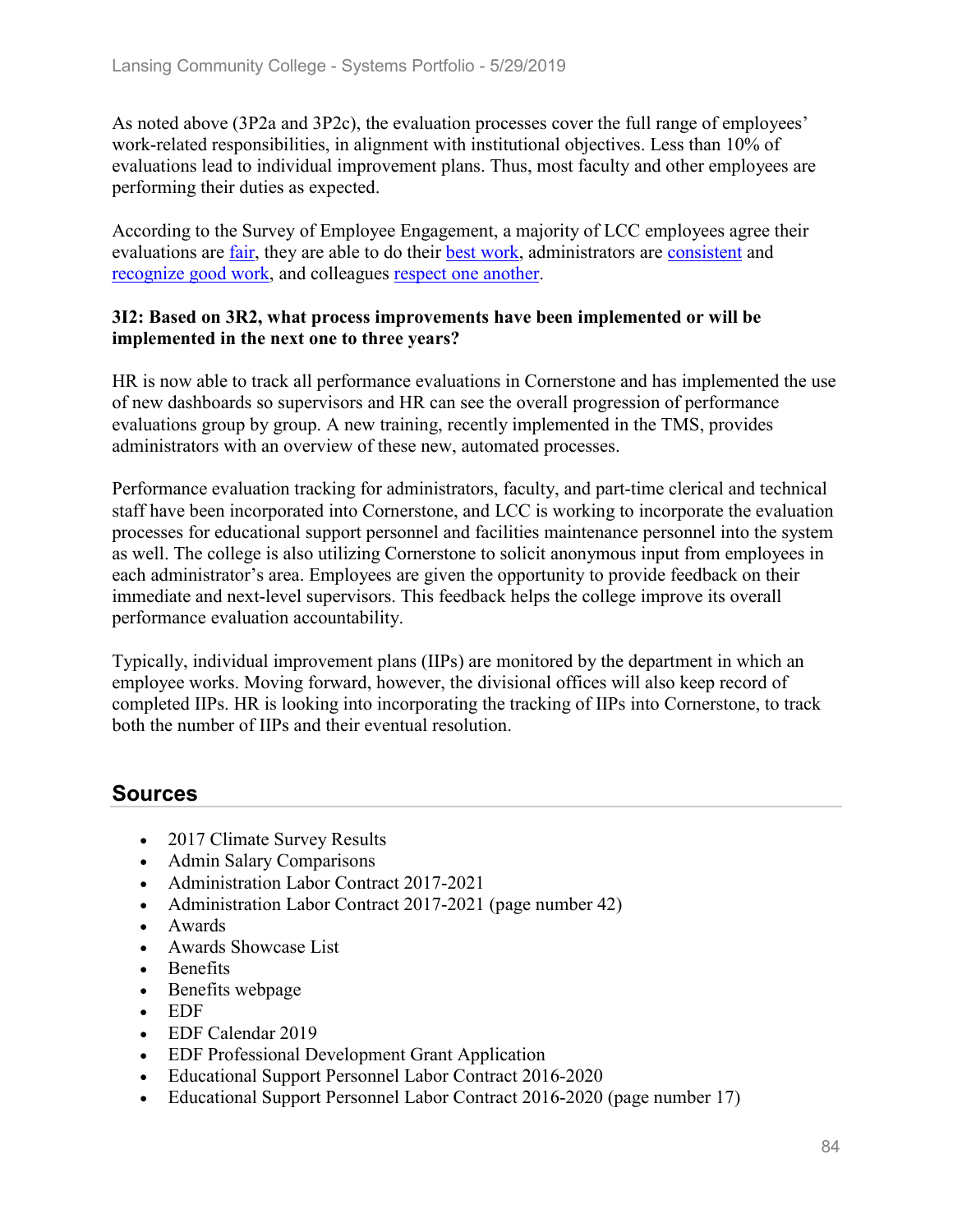As noted above (3P2a and 3P2c), the evaluation processes cover the full range of employees' work-related responsibilities, in alignment with institutional objectives. Less than 10% of evaluations lead to individual improvement plans. Thus, most faculty and other employees are performing their duties as expected.

According to the Survey of Employee Engagement, a majority of LCC employees agree their evaluations are fair, they are able to do their best work, administrators are consistent and recognize good work, and colleagues respect one another.

**3I2: Based on 3R2, what process improvements have been implemented or will be implemented in the next one to three years?**

HR is now able to track all performance evaluations in Cornerstone and has implemented the use of new dashboards so supervisors and HR can see the overall progression of performance evaluations group by group. A new training, recently implemented in the TMS, provides administrators with an overview of these new, automated processes.

Performance evaluation tracking for administrators, faculty, and part-time clerical and technical staff have been incorporated into Cornerstone, and LCC is working to incorporate the evaluation processes for educational support personnel and facilities maintenance personnel into the system as well. The college is also utilizing Cornerstone to solicit anonymous input from employees in each administrator's area. Employees are given the opportunity to provide feedback on their immediate and next-level supervisors. This feedback helps the college improve its overall performance evaluation accountability.

Typically, individual improvement plans (IIPs) are monitored by the department in which an employee works. Moving forward, however, the divisional offices will also keep record of completed IIPs. HR is looking into incorporating the tracking of IIPs into Cornerstone, to track both the number of IIPs and their eventual resolution.

## Sources

- 2017 Climate Survey Results
- Admin Salary Comparisons
- Administration Labor Contract 2017-2021
- Administration Labor Contract 2017-2021 (page number 42)
- Awards
- Awards Showcase List
- Benefits
- Benefits webpage
- EDF
- EDF Calendar 2019
- EDF Professional Development Grant Application
- Educational Support Personnel Labor Contract 2016-2020
- Educational Support Personnel Labor Contract 2016-2020 (page number 17)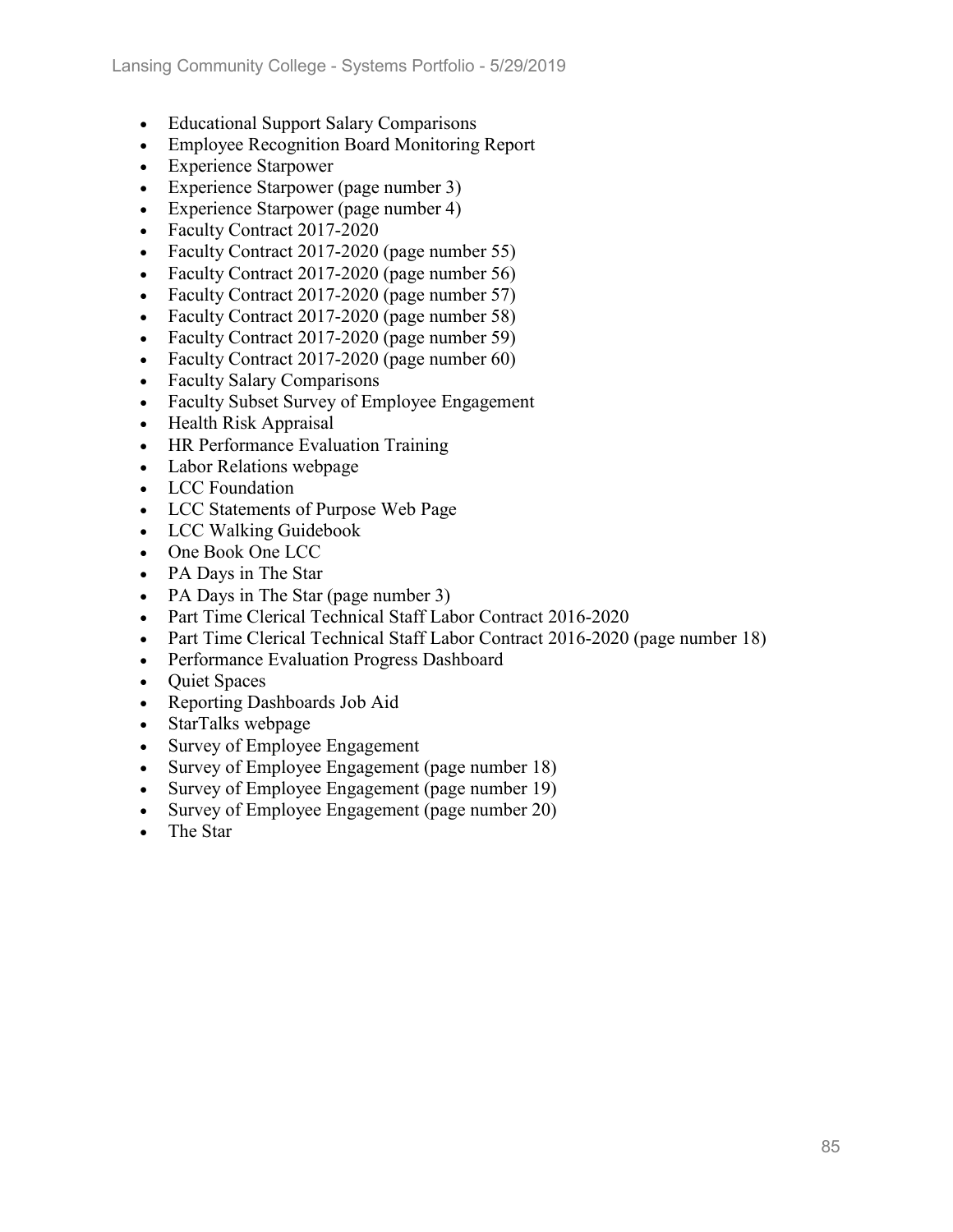- Educational Support Salary Comparisons
- Employee Recognition Board Monitoring Report
- Experience Starpower
- Experience Starpower (page number 3)
- Experience Starpower (page number 4)
- Faculty Contract 2017-2020
- Faculty Contract 2017-2020 (page number 55)
- Faculty Contract 2017-2020 (page number 56)
- Faculty Contract 2017-2020 (page number 57)
- Faculty Contract 2017-2020 (page number 58)
- Faculty Contract 2017-2020 (page number 59)
- Faculty Contract 2017-2020 (page number 60)
- Faculty Salary Comparisons
- Faculty Subset Survey of Employee Engagement
- Health Risk Appraisal
- HR Performance Evaluation Training
- Labor Relations webpage
- LCC Foundation
- LCC Statements of Purpose Web Page
- LCC Walking Guidebook
- One Book One LCC
- PA Days in The Star
- PA Days in The Star (page number 3)
- Part Time Clerical Technical Staff Labor Contract 2016-2020
- Part Time Clerical Technical Staff Labor Contract 2016-2020 (page number 18)
- Performance Evaluation Progress Dashboard
- Quiet Spaces
- Reporting Dashboards Job Aid
- StarTalks webpage
- Survey of Employee Engagement
- Survey of Employee Engagement (page number 18)
- Survey of Employee Engagement (page number 19)
- Survey of Employee Engagement (page number 20)
- The Star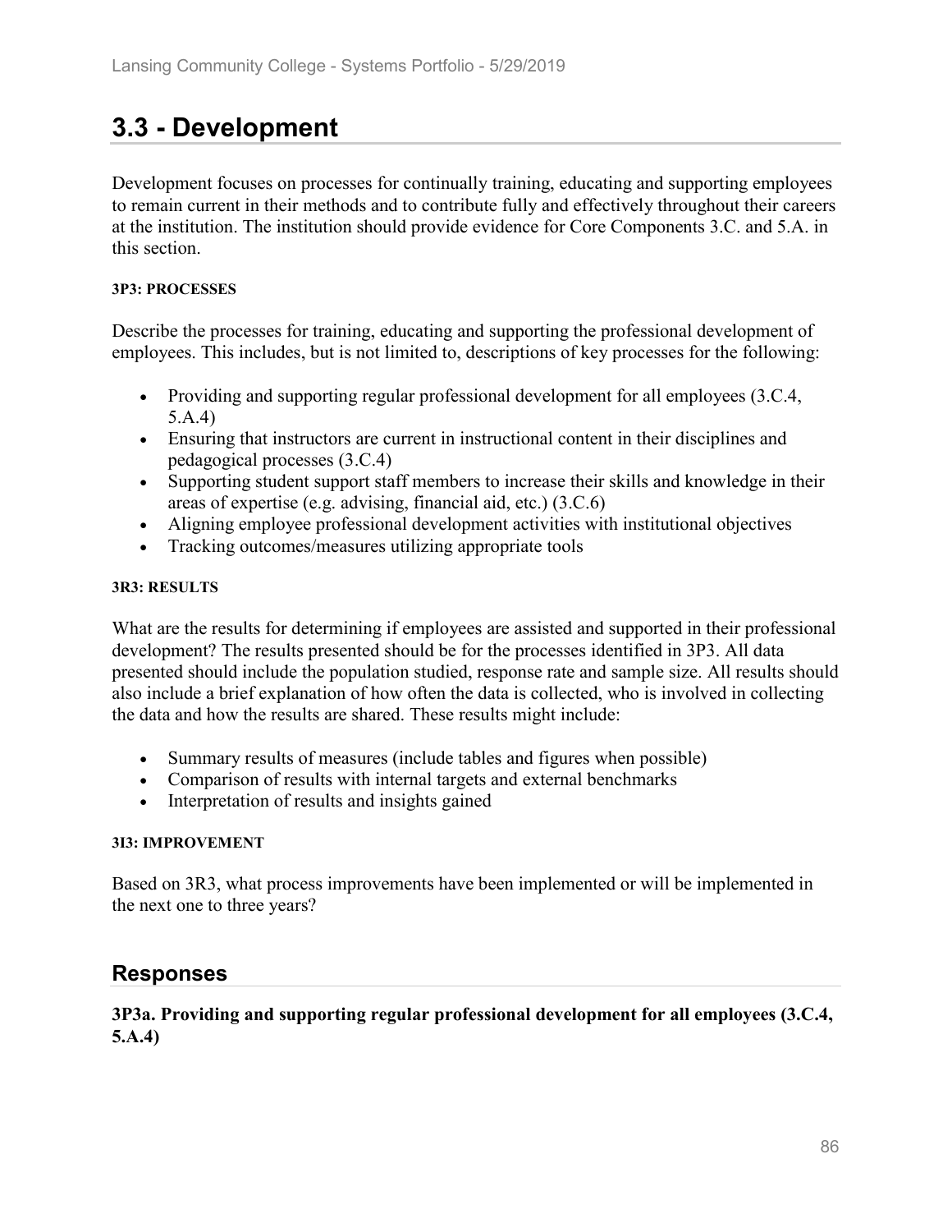# 3.3 - Development

Development focuses on processes for continually training, educating and supporting employees to remain current in their methods and to contribute fully and effectively throughout their careers at the institution. The institution should provide evidence for Core Components 3.C. and 5.A. in this section.

#### 3P3: PROCESSES

Describe the processes for training, educating and supporting the professional development of employees. This includes, but is not limited to, descriptions of key processes for the following:

- Providing and supporting regular professional development for all employees (3.C.4, 5.A.4)
- Ensuring that instructors are current in instructional content in their disciplines and pedagogical processes (3.C.4)
- Supporting student support staff members to increase their skills and knowledge in their areas of expertise (e.g. advising, financial aid, etc.) (3.C.6)
- Aligning employee professional development activities with institutional objectives
- Tracking outcomes/measures utilizing appropriate tools

#### 3R3: RESULTS

What are the results for determining if employees are assisted and supported in their professional development? The results presented should be for the processes identified in 3P3. All data presented should include the population studied, response rate and sample size. All results should also include a brief explanation of how often the data is collected, who is involved in collecting the data and how the results are shared. These results might include:

- Summary results of measures (include tables and figures when possible)
- Comparison of results with internal targets and external benchmarks
- Interpretation of results and insights gained

#### 3I3: IMPROVEMENT

Based on 3R3, what process improvements have been implemented or will be implemented in the next one to three years?

## Responses

**3P3a. Providing and supporting regular professional development for all employees (3.C.4, 5.A.4)**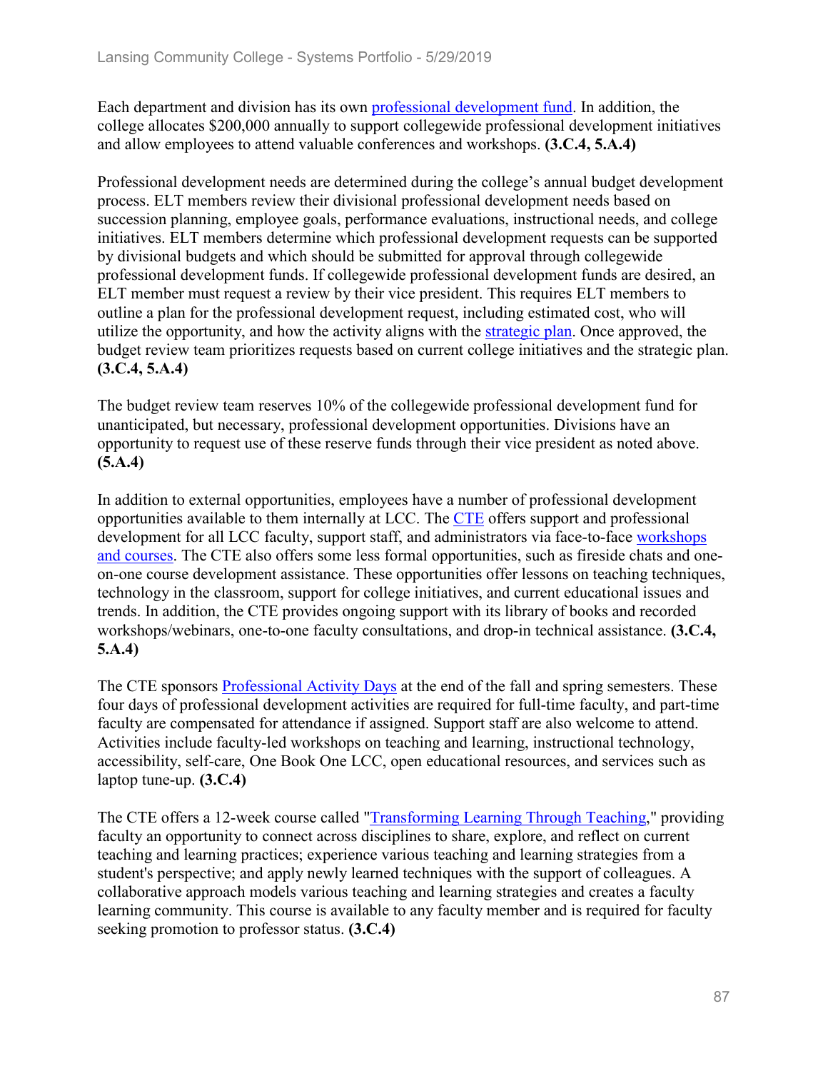Each department and division has its own professional development fund. In addition, the college allocates $200,000 annually to support collegewide professional development initiatives and allow employees to attend valuable conferences and workshops. **(3.C.4, 5.A.4)**

Professional development needs are determined during the college's annual budget development process. ELT members review their divisional professional development needs based on succession planning, employee goals, performance evaluations, instructional needs, and college initiatives. ELT members determine which professional development requests can be supported by divisional budgets and which should be submitted for approval through collegewide professional development funds. If collegewide professional development funds are desired, an ELT member must request a review by their vice president. This requires ELT members to outline a plan for the professional development request, including estimated cost, who will utilize the opportunity, and how the activity aligns with the strategic plan. Once approved, the budget review team prioritizes requests based on current college initiatives and the strategic plan. **(3.C.4, 5.A.4)**

The budget review team reserves 10% of the collegewide professional development fund for unanticipated, but necessary, professional development opportunities. Divisions have an opportunity to request use of these reserve funds through their vice president as noted above. **(5.A.4)**

In addition to external opportunities, employees have a number of professional development opportunities available to them internally at LCC. The CTE offers support and professional development for all LCC faculty, support staff, and administrators via face-to-face workshops and courses. The CTE also offers some less formal opportunities, such as fireside chats and one-on-one course development assistance. These opportunities offer lessons on teaching techniques, technology in the classroom, support for college initiatives, and current educational issues and trends. In addition, the CTE provides ongoing support with its library of books and recorded workshops/webinars, one-to-one faculty consultations, and drop-in technical assistance. **(3.C.4, 5.A.4)**

The CTE sponsors Professional Activity Days at the end of the fall and spring semesters. These four days of professional development activities are required for full-time faculty, and part-time faculty are compensated for attendance if assigned. Support staff are also welcome to attend. Activities include faculty-led workshops on teaching and learning, instructional technology, accessibility, self-care, One Book One LCC, open educational resources, and services such as laptop tune-up. **(3.C.4)**

The CTE offers a 12-week course called "Transforming Learning Through Teaching," providing faculty an opportunity to connect across disciplines to share, explore, and reflect on current teaching and learning practices; experience various teaching and learning strategies from a student's perspective; and apply newly learned techniques with the support of colleagues. A collaborative approach models various teaching and learning strategies and creates a faculty learning community. This course is available to any faculty member and is required for faculty seeking promotion to professor status. **(3.C.4)**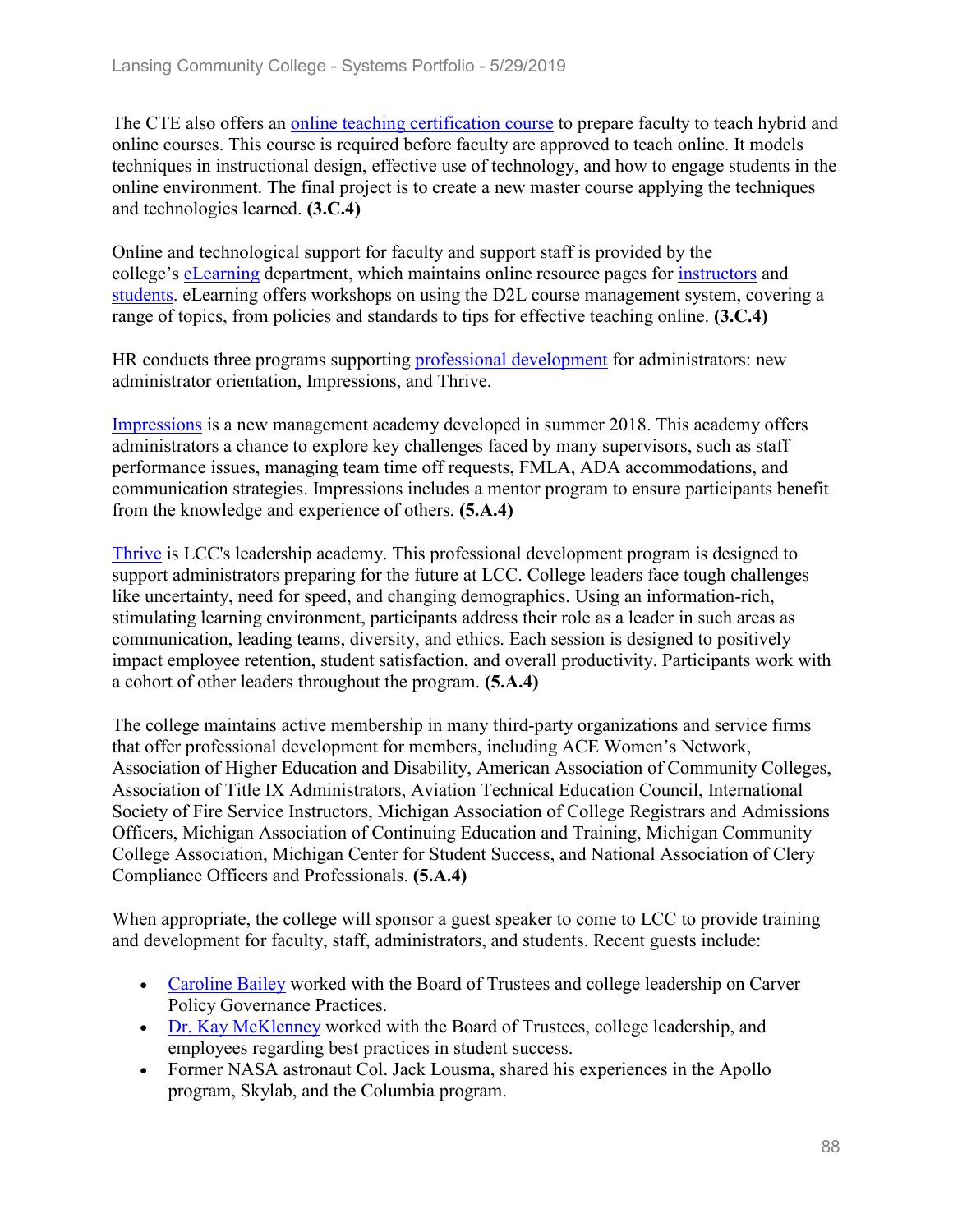The CTE also offers an online teaching certification course to prepare faculty to teach hybrid and online courses. This course is required before faculty are approved to teach online. It models techniques in instructional design, effective use of technology, and how to engage students in the online environment. The final project is to create a new master course applying the techniques and technologies learned. **(3.C.4)**

Online and technological support for faculty and support staff is provided by the college's eLearning department, which maintains online resource pages for instructors and students. eLearning offers workshops on using the D2L course management system, covering a range of topics, from policies and standards to tips for effective teaching online. **(3.C.4)**

HR conducts three programs supporting professional development for administrators: new administrator orientation, Impressions, and Thrive.

Impressions is a new management academy developed in summer 2018. This academy offers administrators a chance to explore key challenges faced by many supervisors, such as staff performance issues, managing team time off requests, FMLA, ADA accommodations, and communication strategies. Impressions includes a mentor program to ensure participants benefit from the knowledge and experience of others. **(5.A.4)**

Thrive is LCC's leadership academy. This professional development program is designed to support administrators preparing for the future at LCC. College leaders face tough challenges like uncertainty, need for speed, and changing demographics. Using an information-rich, stimulating learning environment, participants address their role as a leader in such areas as communication, leading teams, diversity, and ethics. Each session is designed to positively impact employee retention, student satisfaction, and overall productivity. Participants work with a cohort of other leaders throughout the program. **(5.A.4)**

The college maintains active membership in many third-party organizations and service firms that offer professional development for members, including ACE Women's Network, Association of Higher Education and Disability, American Association of Community Colleges, Association of Title IX Administrators, Aviation Technical Education Council, International Society of Fire Service Instructors, Michigan Association of College Registrars and Admissions Officers, Michigan Association of Continuing Education and Training, Michigan Community College Association, Michigan Center for Student Success, and National Association of Clery Compliance Officers and Professionals. **(5.A.4)**

When appropriate, the college will sponsor a guest speaker to come to LCC to provide training and development for faculty, staff, administrators, and students. Recent guests include:

- Caroline Bailey worked with the Board of Trustees and college leadership on Carver Policy Governance Practices.
- Dr. Kay McKlenney worked with the Board of Trustees, college leadership, and employees regarding best practices in student success.
- Former NASA astronaut Col. Jack Lousma, shared his experiences in the Apollo program, Skylab, and the Columbia program.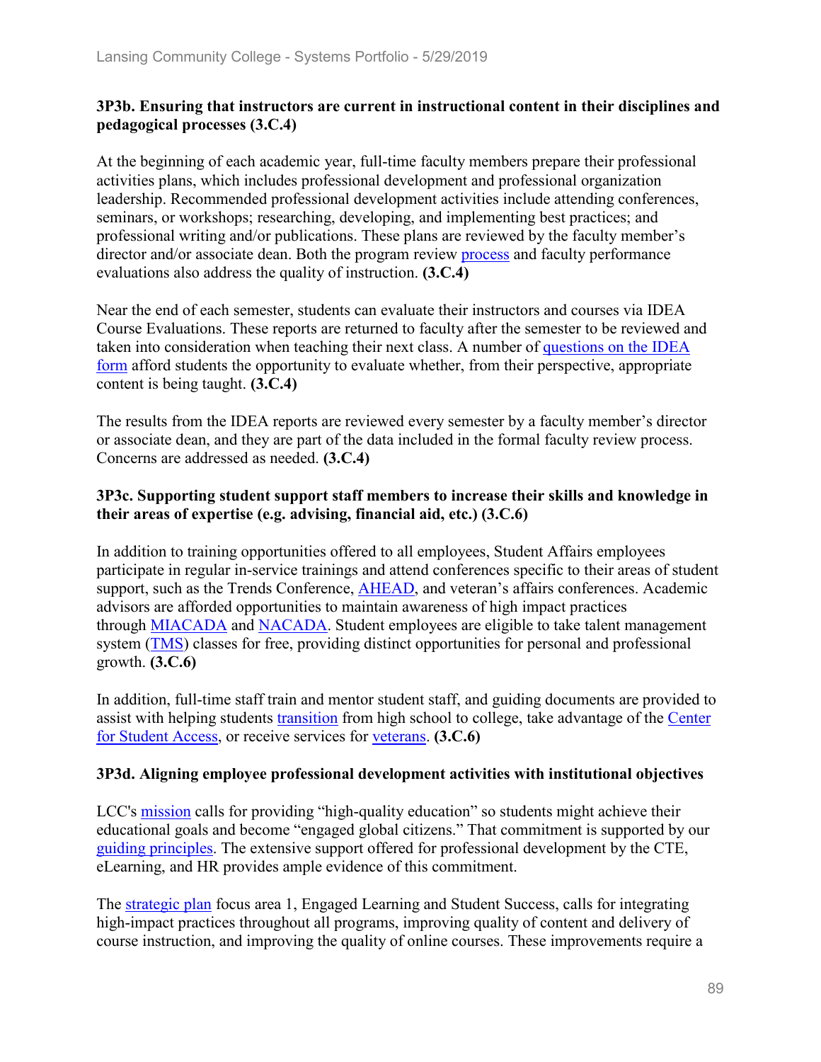### 3P3b. Ensuring that instructors are current in instructional content in their disciplines and pedagogical processes (3.C.4)

At the beginning of each academic year, full-time faculty members prepare their professional activities plans, which includes professional development and professional organization leadership. Recommended professional development activities include attending conferences, seminars, or workshops; researching, developing, and implementing best practices; and professional writing and/or publications. These plans are reviewed by the faculty member's director and/or associate dean. Both the program review process and faculty performance evaluations also address the quality of instruction. **(3.C.4)**

Near the end of each semester, students can evaluate their instructors and courses via IDEA Course Evaluations. These reports are returned to faculty after the semester to be reviewed and taken into consideration when teaching their next class. A number of questions on the IDEA form afford students the opportunity to evaluate whether, from their perspective, appropriate content is being taught. **(3.C.4)**

The results from the IDEA reports are reviewed every semester by a faculty member's director or associate dean, and they are part of the data included in the formal faculty review process. Concerns are addressed as needed. **(3.C.4)**

### 3P3c. Supporting student support staff members to increase their skills and knowledge in their areas of expertise (e.g. advising, financial aid, etc.) (3.C.6)

In addition to training opportunities offered to all employees, Student Affairs employees participate in regular in-service trainings and attend conferences specific to their areas of student support, such as the Trends Conference, AHEAD, and veteran's affairs conferences. Academic advisors are afforded opportunities to maintain awareness of high impact practices through MIACADA and NACADA. Student employees are eligible to take talent management system (TMS) classes for free, providing distinct opportunities for personal and professional growth. **(3.C.6)**

In addition, full-time staff train and mentor student staff, and guiding documents are provided to assist with helping students transition from high school to college, take advantage of the Center for Student Access, or receive services for veterans. **(3.C.6)**

### 3P3d. Aligning employee professional development activities with institutional objectives

LCC's mission calls for providing "high-quality education" so students might achieve their educational goals and become "engaged global citizens." That commitment is supported by our guiding principles. The extensive support offered for professional development by the CTE, eLearning, and HR provides ample evidence of this commitment.

The strategic plan focus area 1, Engaged Learning and Student Success, calls for integrating high-impact practices throughout all programs, improving quality of content and delivery of course instruction, and improving the quality of online courses. These improvements require a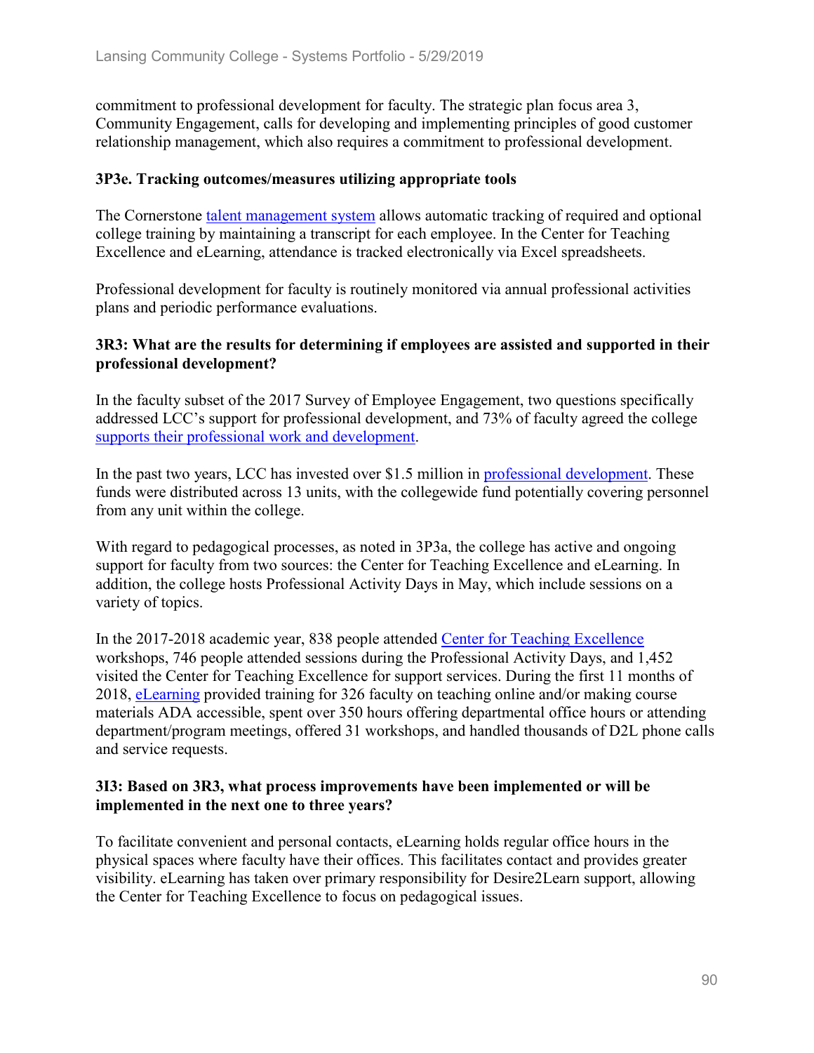commitment to professional development for faculty. The strategic plan focus area 3, Community Engagement, calls for developing and implementing principles of good customer relationship management, which also requires a commitment to professional development.

**3P3e. Tracking outcomes/measures utilizing appropriate tools**

The Cornerstone talent management system allows automatic tracking of required and optional college training by maintaining a transcript for each employee. In the Center for Teaching Excellence and eLearning, attendance is tracked electronically via Excel spreadsheets.

Professional development for faculty is routinely monitored via annual professional activities plans and periodic performance evaluations.

**3R3: What are the results for determining if employees are assisted and supported in their professional development?**

In the faculty subset of the 2017 Survey of Employee Engagement, two questions specifically addressed LCC's support for professional development, and 73% of faculty agreed the college supports their professional work and development.

In the past two years, LCC has invested over $1.5 million in professional development. These funds were distributed across 13 units, with the collegewide fund potentially covering personnel from any unit within the college.

With regard to pedagogical processes, as noted in 3P3a, the college has active and ongoing support for faculty from two sources: the Center for Teaching Excellence and eLearning. In addition, the college hosts Professional Activity Days in May, which include sessions on a variety of topics.

In the 2017-2018 academic year, 838 people attended Center for Teaching Excellence workshops, 746 people attended sessions during the Professional Activity Days, and 1,452 visited the Center for Teaching Excellence for support services. During the first 11 months of 2018, eLearning provided training for 326 faculty on teaching online and/or making course materials ADA accessible, spent over 350 hours offering departmental office hours or attending department/program meetings, offered 31 workshops, and handled thousands of D2L phone calls and service requests.

**3I3: Based on 3R3, what process improvements have been implemented or will be implemented in the next one to three years?**

To facilitate convenient and personal contacts, eLearning holds regular office hours in the physical spaces where faculty have their offices. This facilitates contact and provides greater visibility. eLearning has taken over primary responsibility for Desire2Learn support, allowing the Center for Teaching Excellence to focus on pedagogical issues.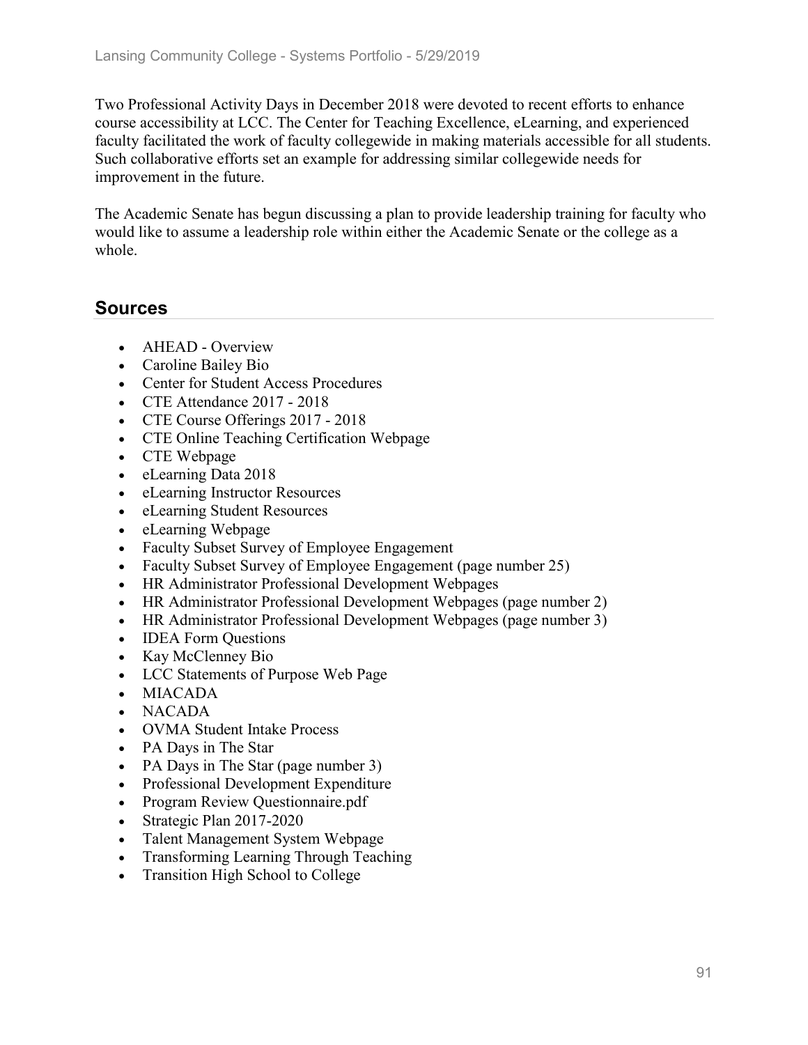Two Professional Activity Days in December 2018 were devoted to recent efforts to enhance course accessibility at LCC. The Center for Teaching Excellence, eLearning, and experienced faculty facilitated the work of faculty collegewide in making materials accessible for all students. Such collaborative efforts set an example for addressing similar collegewide needs for improvement in the future.

The Academic Senate has begun discussing a plan to provide leadership training for faculty who would like to assume a leadership role within either the Academic Senate or the college as a whole.

## Sources

- AHEAD - Overview
- Caroline Bailey Bio
- Center for Student Access Procedures
- CTE Attendance 2017 - 2018
- CTE Course Offerings 2017 - 2018
- CTE Online Teaching Certification Webpage
- CTE Webpage
- eLearning Data 2018
- eLearning Instructor Resources
- eLearning Student Resources
- eLearning Webpage
- Faculty Subset Survey of Employee Engagement
- Faculty Subset Survey of Employee Engagement (page number 25)
- HR Administrator Professional Development Webpages
- HR Administrator Professional Development Webpages (page number 2)
- HR Administrator Professional Development Webpages (page number 3)
- IDEA Form Questions
- Kay McClenney Bio
- LCC Statements of Purpose Web Page
- MIACADA
- NACADA
- OVMA Student Intake Process
- PA Days in The Star
- PA Days in The Star (page number 3)
- Professional Development Expenditure
- Program Review Questionnaire.pdf
- Strategic Plan 2017-2020
- Talent Management System Webpage
- Transforming Learning Through Teaching
- Transition High School to College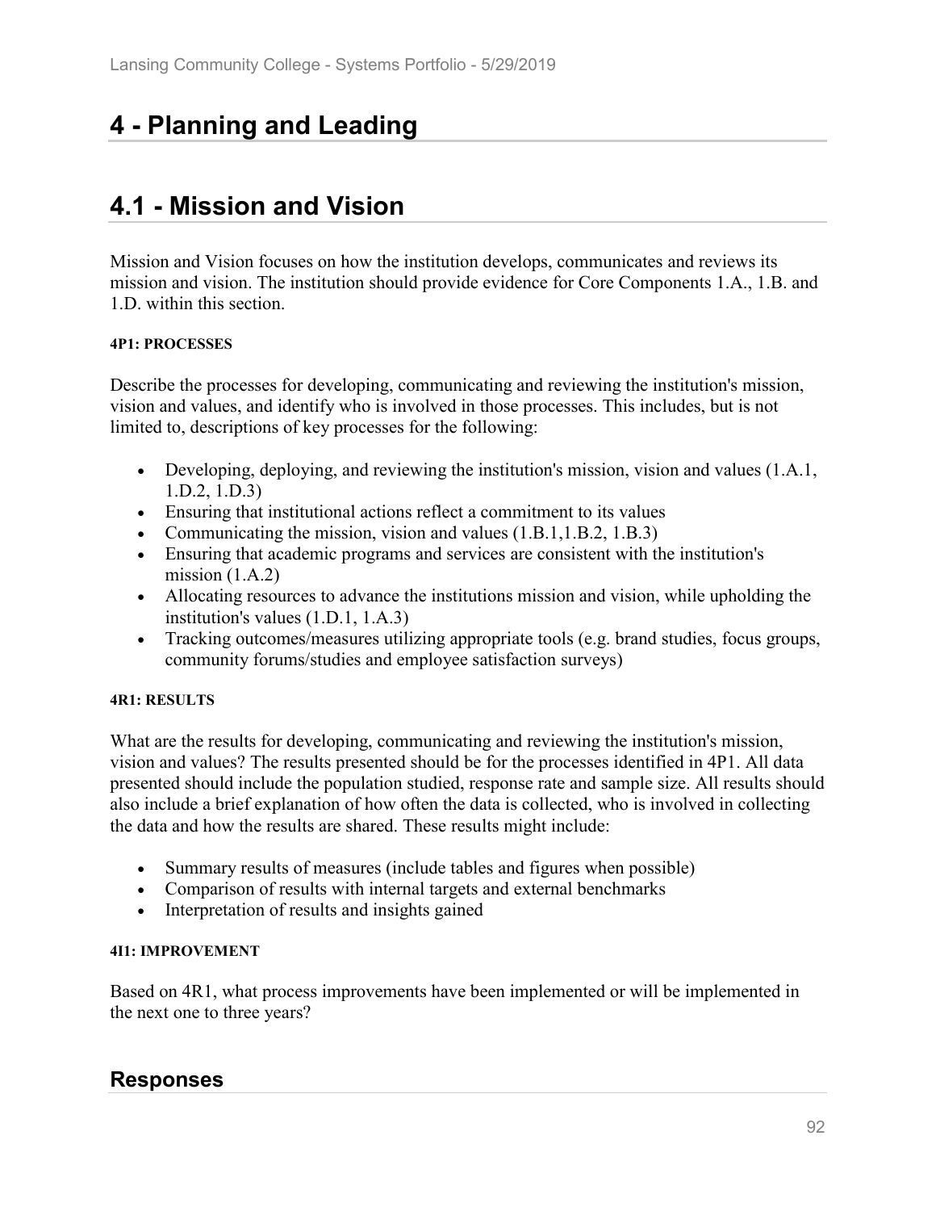# 4 - Planning and Leading

# 4.1 - Mission and Vision

Mission and Vision focuses on how the institution develops, communicates and reviews its mission and vision. The institution should provide evidence for Core Components 1.A., 1.B. and 1.D. within this section.

#### 4P1: PROCESSES

Describe the processes for developing, communicating and reviewing the institution's mission, vision and values, and identify who is involved in those processes. This includes, but is not limited to, descriptions of key processes for the following:

- Developing, deploying, and reviewing the institution's mission, vision and values (1.A.1, 1.D.2, 1.D.3)
- Ensuring that institutional actions reflect a commitment to its values
- Communicating the mission, vision and values (1.B.1,1.B.2, 1.B.3)
- Ensuring that academic programs and services are consistent with the institution's mission (1.A.2)
- Allocating resources to advance the institutions mission and vision, while upholding the institution's values (1.D.1, 1.A.3)
- Tracking outcomes/measures utilizing appropriate tools (e.g. brand studies, focus groups, community forums/studies and employee satisfaction surveys)

#### 4R1: RESULTS

What are the results for developing, communicating and reviewing the institution's mission, vision and values? The results presented should be for the processes identified in 4P1. All data presented should include the population studied, response rate and sample size. All results should also include a brief explanation of how often the data is collected, who is involved in collecting the data and how the results are shared. These results might include:

- Summary results of measures (include tables and figures when possible)
- Comparison of results with internal targets and external benchmarks
- Interpretation of results and insights gained

#### 4I1: IMPROVEMENT

Based on 4R1, what process improvements have been implemented or will be implemented in the next one to three years?

## Responses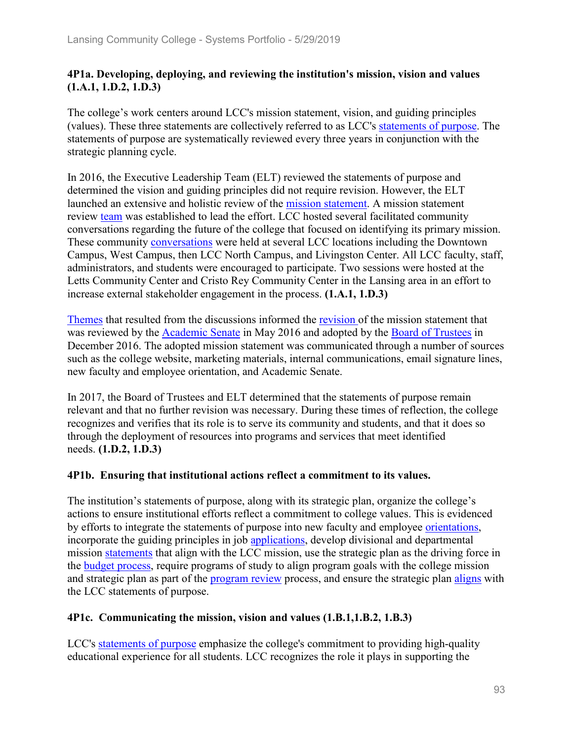### 4P1a. Developing, deploying, and reviewing the institution's mission, vision and values (1.A.1, 1.D.2, 1.D.3)

The college's work centers around LCC's mission statement, vision, and guiding principles (values). These three statements are collectively referred to as LCC's statements of purpose. The statements of purpose are systematically reviewed every three years in conjunction with the strategic planning cycle.

In 2016, the Executive Leadership Team (ELT) reviewed the statements of purpose and determined the vision and guiding principles did not require revision. However, the ELT launched an extensive and holistic review of the mission statement. A mission statement review team was established to lead the effort. LCC hosted several facilitated community conversations regarding the future of the college that focused on identifying its primary mission. These community conversations were held at several LCC locations including the Downtown Campus, West Campus, then LCC North Campus, and Livingston Center. All LCC faculty, staff, administrators, and students were encouraged to participate. Two sessions were hosted at the Letts Community Center and Cristo Rey Community Center in the Lansing area in an effort to increase external stakeholder engagement in the process. **(1.A.1, 1.D.3)**

Themes that resulted from the discussions informed the revision of the mission statement that was reviewed by the Academic Senate in May 2016 and adopted by the Board of Trustees in December 2016. The adopted mission statement was communicated through a number of sources such as the college website, marketing materials, internal communications, email signature lines, new faculty and employee orientation, and Academic Senate.

In 2017, the Board of Trustees and ELT determined that the statements of purpose remain relevant and that no further revision was necessary. During these times of reflection, the college recognizes and verifies that its role is to serve its community and students, and that it does so through the deployment of resources into programs and services that meet identified needs. **(1.D.2, 1.D.3)**

### 4P1b. Ensuring that institutional actions reflect a commitment to its values.

The institution's statements of purpose, along with its strategic plan, organize the college's actions to ensure institutional efforts reflect a commitment to college values. This is evidenced by efforts to integrate the statements of purpose into new faculty and employee orientations, incorporate the guiding principles in job applications, develop divisional and departmental mission statements that align with the LCC mission, use the strategic plan as the driving force in the budget process, require programs of study to align program goals with the college mission and strategic plan as part of the program review process, and ensure the strategic plan aligns with the LCC statements of purpose.

### 4P1c. Communicating the mission, vision and values (1.B.1,1.B.2, 1.B.3)

LCC's statements of purpose emphasize the college's commitment to providing high-quality educational experience for all students. LCC recognizes the role it plays in supporting the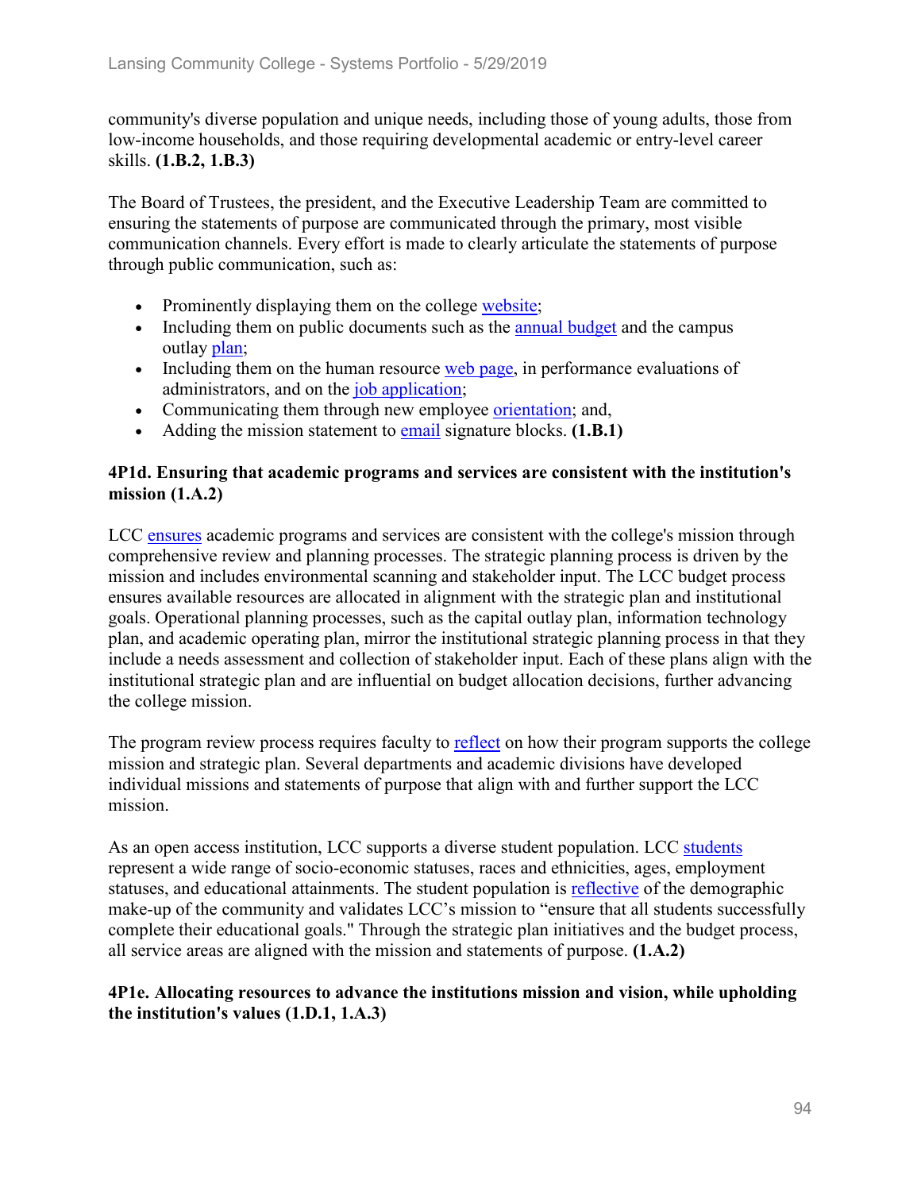community's diverse population and unique needs, including those of young adults, those from low-income households, and those requiring developmental academic or entry-level career skills. **(1.B.2, 1.B.3)**

The Board of Trustees, the president, and the Executive Leadership Team are committed to ensuring the statements of purpose are communicated through the primary, most visible communication channels. Every effort is made to clearly articulate the statements of purpose through public communication, such as:

- Prominently displaying them on the college website;
- Including them on public documents such as the annual budget and the campus outlay plan;
- Including them on the human resource web page, in performance evaluations of administrators, and on the job application;
- Communicating them through new employee orientation; and,
- Adding the mission statement to email signature blocks. **(1.B.1)**

### 4P1d. Ensuring that academic programs and services are consistent with the institution's mission (1.A.2)

LCC ensures academic programs and services are consistent with the college's mission through comprehensive review and planning processes. The strategic planning process is driven by the mission and includes environmental scanning and stakeholder input. The LCC budget process ensures available resources are allocated in alignment with the strategic plan and institutional goals. Operational planning processes, such as the capital outlay plan, information technology plan, and academic operating plan, mirror the institutional strategic planning process in that they include a needs assessment and collection of stakeholder input. Each of these plans align with the institutional strategic plan and are influential on budget allocation decisions, further advancing the college mission.

The program review process requires faculty to reflect on how their program supports the college mission and strategic plan. Several departments and academic divisions have developed individual missions and statements of purpose that align with and further support the LCC mission.

As an open access institution, LCC supports a diverse student population. LCC students represent a wide range of socio-economic statuses, races and ethnicities, ages, employment statuses, and educational attainments. The student population is reflective of the demographic make-up of the community and validates LCC's mission to "ensure that all students successfully complete their educational goals." Through the strategic plan initiatives and the budget process, all service areas are aligned with the mission and statements of purpose. **(1.A.2)**

### 4P1e. Allocating resources to advance the institutions mission and vision, while upholding the institution's values (1.D.1, 1.A.3)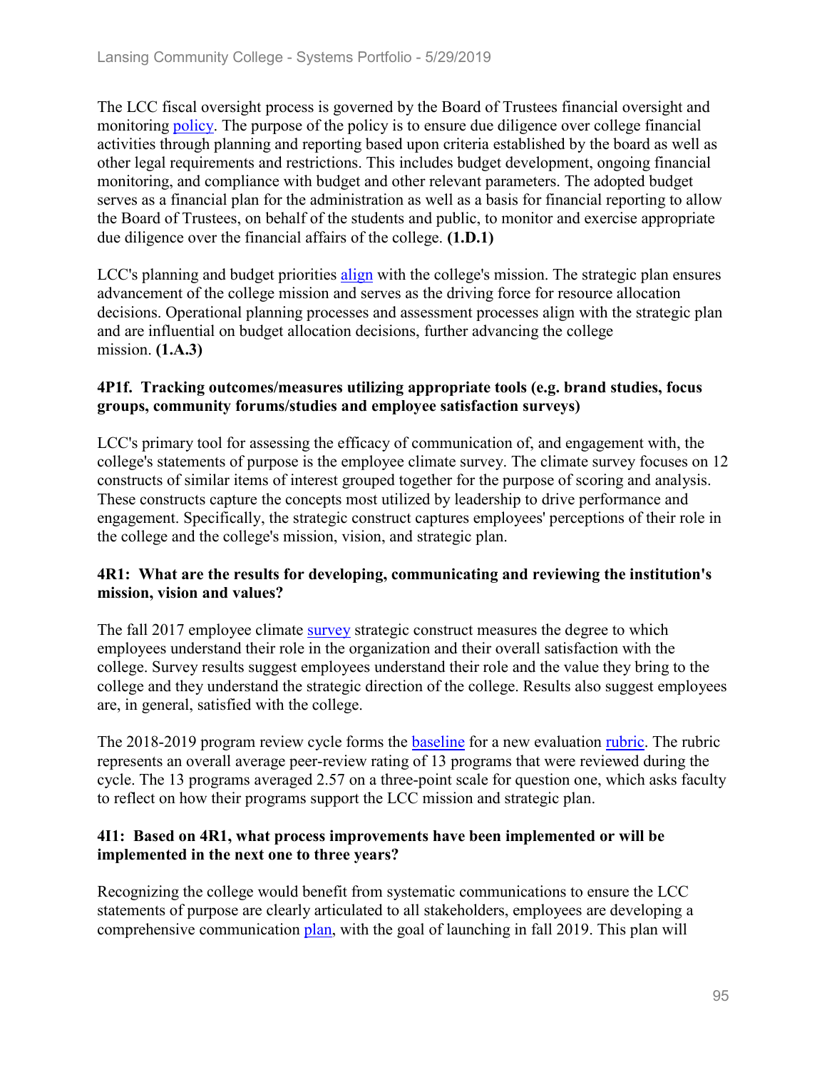The LCC fiscal oversight process is governed by the Board of Trustees financial oversight and monitoring policy. The purpose of the policy is to ensure due diligence over college financial activities through planning and reporting based upon criteria established by the board as well as other legal requirements and restrictions. This includes budget development, ongoing financial monitoring, and compliance with budget and other relevant parameters. The adopted budget serves as a financial plan for the administration as well as a basis for financial reporting to allow the Board of Trustees, on behalf of the students and public, to monitor and exercise appropriate due diligence over the financial affairs of the college. **(1.D.1)**

LCC's planning and budget priorities align with the college's mission. The strategic plan ensures advancement of the college mission and serves as the driving force for resource allocation decisions. Operational planning processes and assessment processes align with the strategic plan and are influential on budget allocation decisions, further advancing the college mission. **(1.A.3)**

### 4P1f. Tracking outcomes/measures utilizing appropriate tools (e.g. brand studies, focus groups, community forums/studies and employee satisfaction surveys)

LCC's primary tool for assessing the efficacy of communication of, and engagement with, the college's statements of purpose is the employee climate survey. The climate survey focuses on 12 constructs of similar items of interest grouped together for the purpose of scoring and analysis. These constructs capture the concepts most utilized by leadership to drive performance and engagement. Specifically, the strategic construct captures employees' perceptions of their role in the college and the college's mission, vision, and strategic plan.

### 4R1: What are the results for developing, communicating and reviewing the institution's mission, vision and values?

The fall 2017 employee climate survey strategic construct measures the degree to which employees understand their role in the organization and their overall satisfaction with the college. Survey results suggest employees understand their role and the value they bring to the college and they understand the strategic direction of the college. Results also suggest employees are, in general, satisfied with the college.

The 2018-2019 program review cycle forms the baseline for a new evaluation rubric. The rubric represents an overall average peer-review rating of 13 programs that were reviewed during the cycle. The 13 programs averaged 2.57 on a three-point scale for question one, which asks faculty to reflect on how their programs support the LCC mission and strategic plan.

### 4I1: Based on 4R1, what process improvements have been implemented or will be implemented in the next one to three years?

Recognizing the college would benefit from systematic communications to ensure the LCC statements of purpose are clearly articulated to all stakeholders, employees are developing a comprehensive communication plan, with the goal of launching in fall 2019. This plan will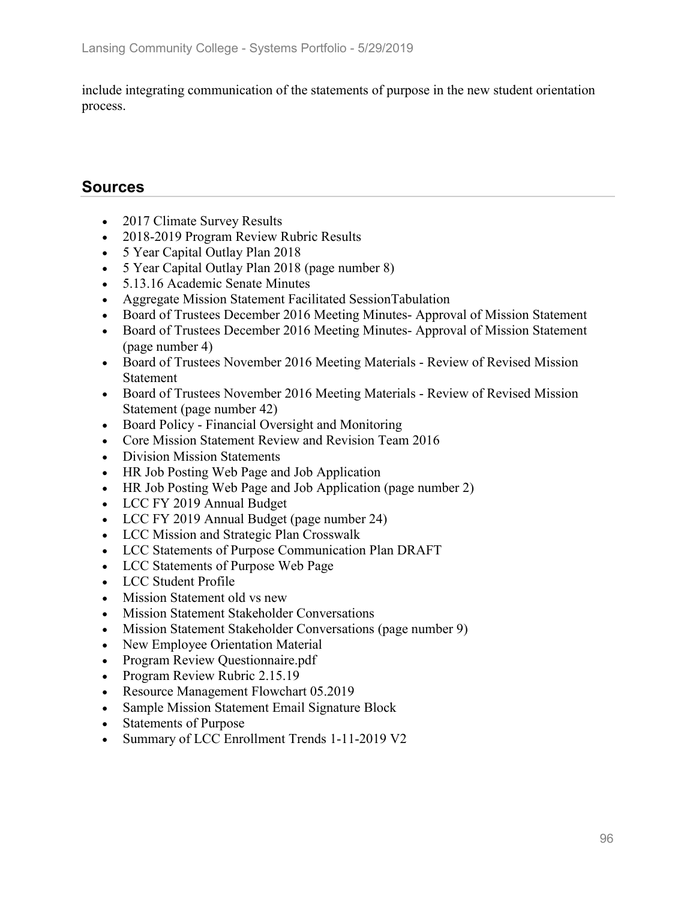include integrating communication of the statements of purpose in the new student orientation process.

## Sources

- 2017 Climate Survey Results
- 2018-2019 Program Review Rubric Results
- 5 Year Capital Outlay Plan 2018
- 5 Year Capital Outlay Plan 2018 (page number 8)
- 5.13.16 Academic Senate Minutes
- Aggregate Mission Statement Facilitated SessionTabulation
- Board of Trustees December 2016 Meeting Minutes- Approval of Mission Statement
- Board of Trustees December 2016 Meeting Minutes- Approval of Mission Statement (page number 4)
- Board of Trustees November 2016 Meeting Materials - Review of Revised Mission Statement
- Board of Trustees November 2016 Meeting Materials - Review of Revised Mission Statement (page number 42)
- Board Policy - Financial Oversight and Monitoring
- Core Mission Statement Review and Revision Team 2016
- Division Mission Statements
- HR Job Posting Web Page and Job Application
- HR Job Posting Web Page and Job Application (page number 2)
- LCC FY 2019 Annual Budget
- LCC FY 2019 Annual Budget (page number 24)
- LCC Mission and Strategic Plan Crosswalk
- LCC Statements of Purpose Communication Plan DRAFT
- LCC Statements of Purpose Web Page
- LCC Student Profile
- Mission Statement old vs new
- Mission Statement Stakeholder Conversations
- Mission Statement Stakeholder Conversations (page number 9)
- New Employee Orientation Material
- Program Review Questionnaire.pdf
- Program Review Rubric 2.15.19
- Resource Management Flowchart 05.2019
- Sample Mission Statement Email Signature Block
- Statements of Purpose
- Summary of LCC Enrollment Trends 1-11-2019 V2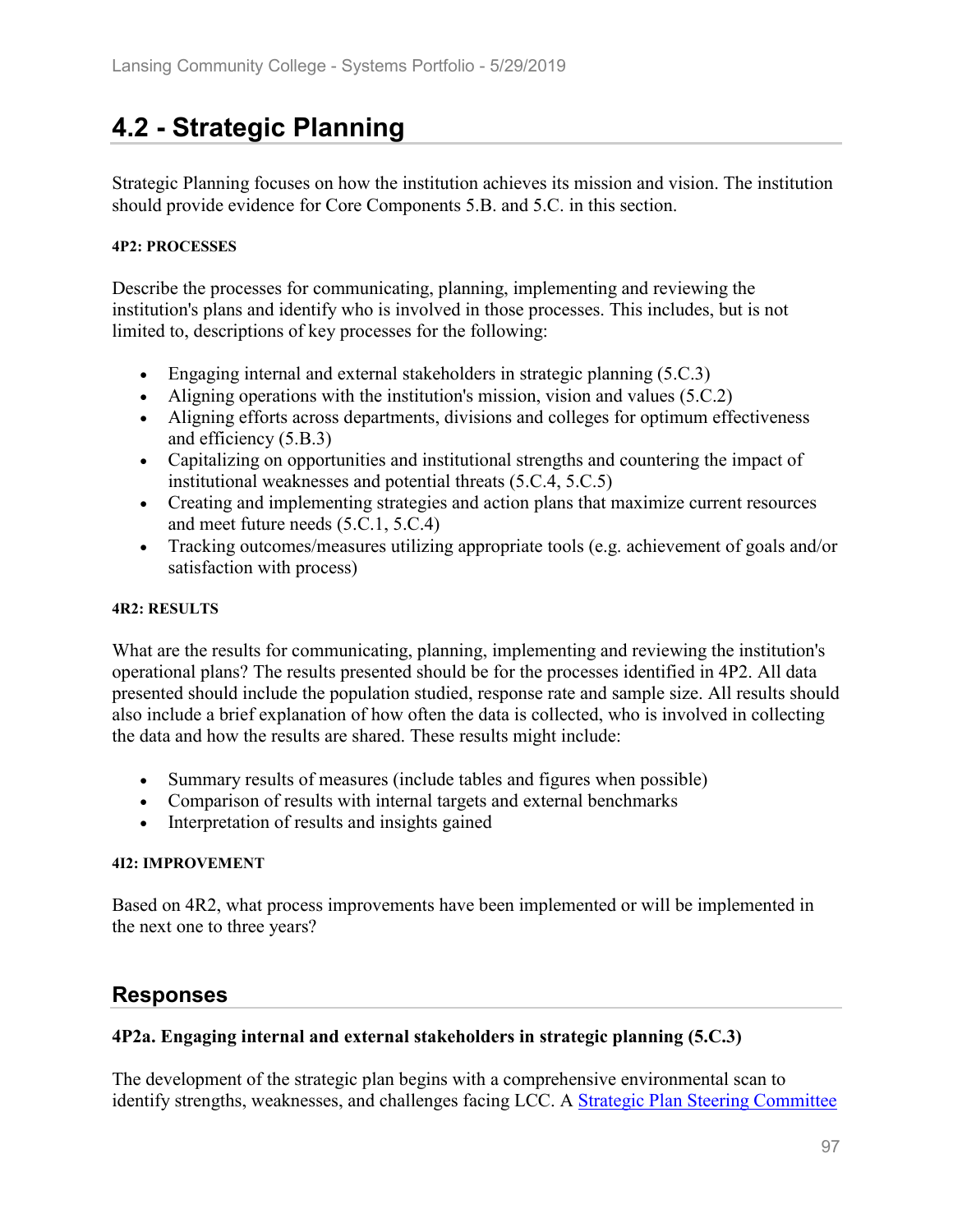# 4.2 - Strategic Planning

Strategic Planning focuses on how the institution achieves its mission and vision. The institution should provide evidence for Core Components 5.B. and 5.C. in this section.

**4P2: PROCESSES**

Describe the processes for communicating, planning, implementing and reviewing the institution's plans and identify who is involved in those processes. This includes, but is not limited to, descriptions of key processes for the following:

- Engaging internal and external stakeholders in strategic planning (5.C.3)
- Aligning operations with the institution's mission, vision and values (5.C.2)
- Aligning efforts across departments, divisions and colleges for optimum effectiveness and efficiency (5.B.3)
- Capitalizing on opportunities and institutional strengths and countering the impact of institutional weaknesses and potential threats (5.C.4, 5.C.5)
- Creating and implementing strategies and action plans that maximize current resources and meet future needs (5.C.1, 5.C.4)
- Tracking outcomes/measures utilizing appropriate tools (e.g. achievement of goals and/or satisfaction with process)

**4R2: RESULTS**

What are the results for communicating, planning, implementing and reviewing the institution's operational plans? The results presented should be for the processes identified in 4P2. All data presented should include the population studied, response rate and sample size. All results should also include a brief explanation of how often the data is collected, who is involved in collecting the data and how the results are shared. These results might include:

- Summary results of measures (include tables and figures when possible)
- Comparison of results with internal targets and external benchmarks
- Interpretation of results and insights gained

**4I2: IMPROVEMENT**

Based on 4R2, what process improvements have been implemented or will be implemented in the next one to three years?

## Responses

**4P2a. Engaging internal and external stakeholders in strategic planning (5.C.3)**

The development of the strategic plan begins with a comprehensive environmental scan to identify strengths, weaknesses, and challenges facing LCC. A Strategic Plan Steering Committee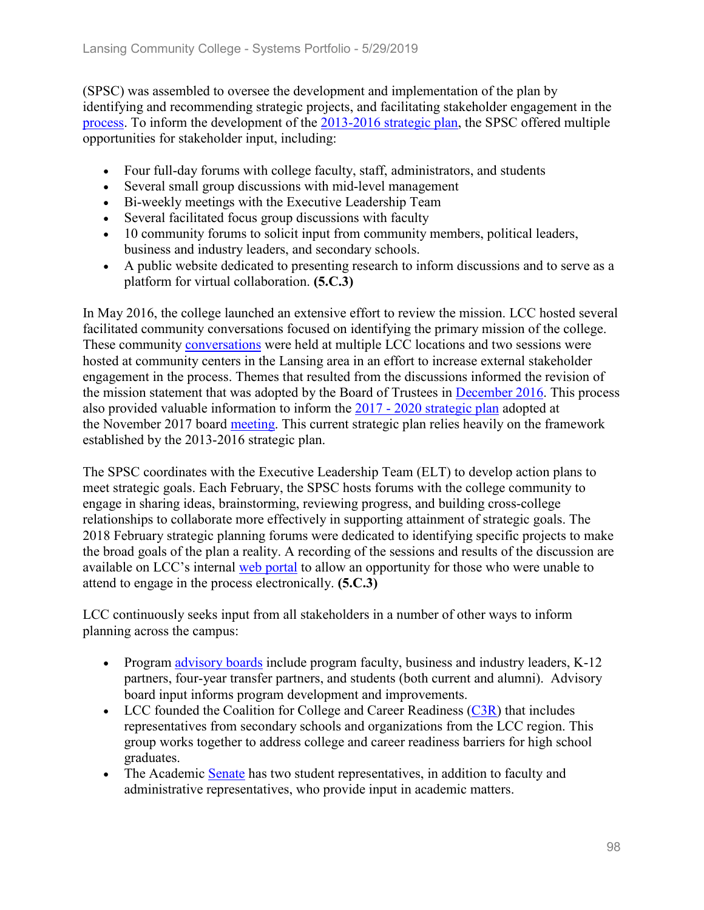(SPSC) was assembled to oversee the development and implementation of the plan by identifying and recommending strategic projects, and facilitating stakeholder engagement in the process. To inform the development of the 2013-2016 strategic plan, the SPSC offered multiple opportunities for stakeholder input, including:

- Four full-day forums with college faculty, staff, administrators, and students
- Several small group discussions with mid-level management
- Bi-weekly meetings with the Executive Leadership Team
- Several facilitated focus group discussions with faculty
- 10 community forums to solicit input from community members, political leaders, business and industry leaders, and secondary schools.
- A public website dedicated to presenting research to inform discussions and to serve as a platform for virtual collaboration. **(5.C.3)**

In May 2016, the college launched an extensive effort to review the mission. LCC hosted several facilitated community conversations focused on identifying the primary mission of the college. These community conversations were held at multiple LCC locations and two sessions were hosted at community centers in the Lansing area in an effort to increase external stakeholder engagement in the process. Themes that resulted from the discussions informed the revision of the mission statement that was adopted by the Board of Trustees in December 2016. This process also provided valuable information to inform the 2017 - 2020 strategic plan adopted at the November 2017 board meeting. This current strategic plan relies heavily on the framework established by the 2013-2016 strategic plan.

The SPSC coordinates with the Executive Leadership Team (ELT) to develop action plans to meet strategic goals. Each February, the SPSC hosts forums with the college community to engage in sharing ideas, brainstorming, reviewing progress, and building cross-college relationships to collaborate more effectively in supporting attainment of strategic goals. The 2018 February strategic planning forums were dedicated to identifying specific projects to make the broad goals of the plan a reality. A recording of the sessions and results of the discussion are available on LCC's internal web portal to allow an opportunity for those who were unable to attend to engage in the process electronically. **(5.C.3)**

LCC continuously seeks input from all stakeholders in a number of other ways to inform planning across the campus:

- Program advisory boards include program faculty, business and industry leaders, K-12 partners, four-year transfer partners, and students (both current and alumni). Advisory board input informs program development and improvements.
- LCC founded the Coalition for College and Career Readiness (C3R) that includes representatives from secondary schools and organizations from the LCC region. This group works together to address college and career readiness barriers for high school graduates.
- The Academic Senate has two student representatives, in addition to faculty and administrative representatives, who provide input in academic matters.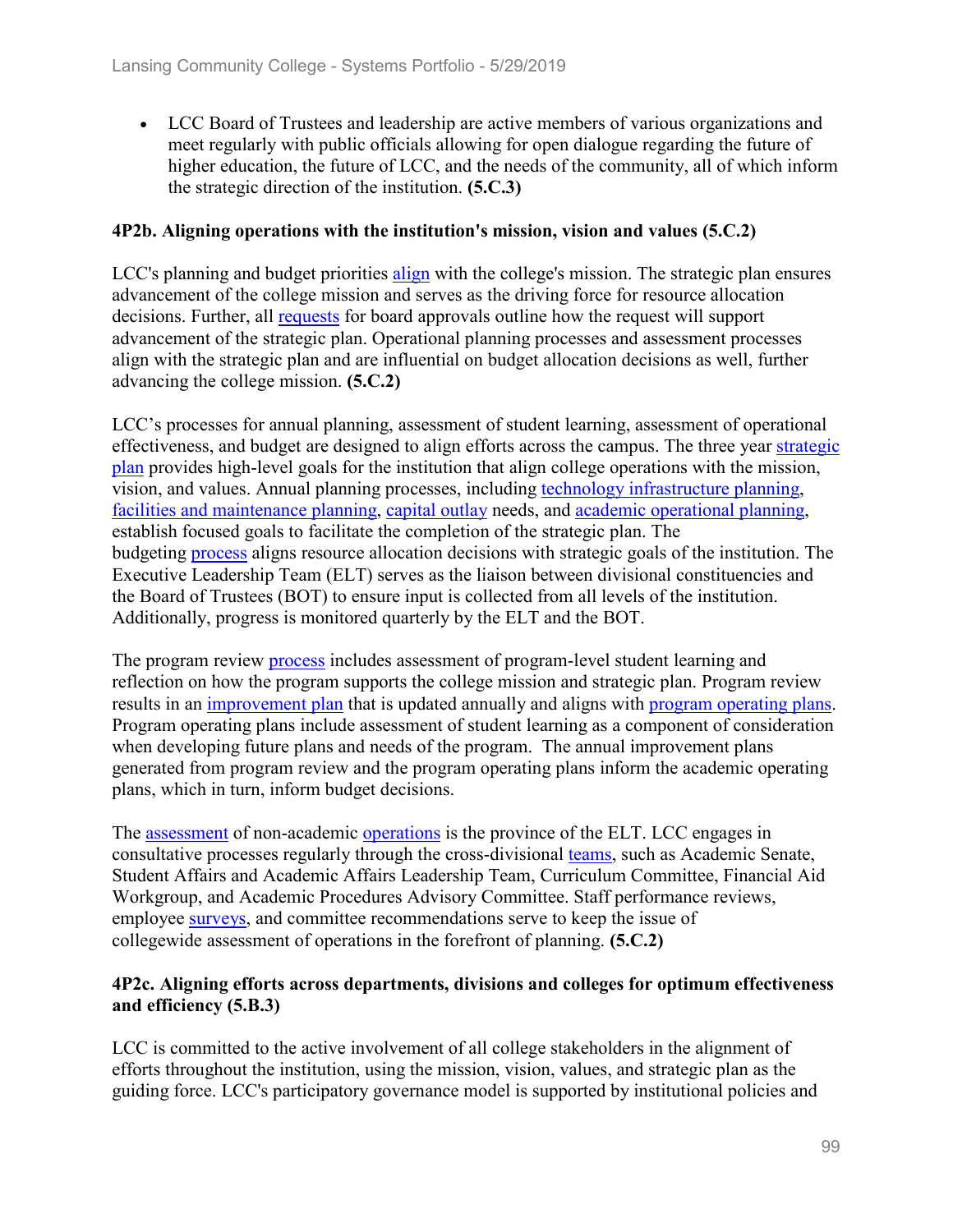- LCC Board of Trustees and leadership are active members of various organizations and meet regularly with public officials allowing for open dialogue regarding the future of higher education, the future of LCC, and the needs of the community, all of which inform the strategic direction of the institution. **(5.C.3)**

**4P2b. Aligning operations with the institution's mission, vision and values (5.C.2)**

LCC's planning and budget priorities align with the college's mission. The strategic plan ensures advancement of the college mission and serves as the driving force for resource allocation decisions. Further, all requests for board approvals outline how the request will support advancement of the strategic plan. Operational planning processes and assessment processes align with the strategic plan and are influential on budget allocation decisions as well, further advancing the college mission. **(5.C.2)**

LCC's processes for annual planning, assessment of student learning, assessment of operational effectiveness, and budget are designed to align efforts across the campus. The three year strategic plan provides high-level goals for the institution that align college operations with the mission, vision, and values. Annual planning processes, including technology infrastructure planning, facilities and maintenance planning, capital outlay needs, and academic operational planning, establish focused goals to facilitate the completion of the strategic plan. The budgeting process aligns resource allocation decisions with strategic goals of the institution. The Executive Leadership Team (ELT) serves as the liaison between divisional constituencies and the Board of Trustees (BOT) to ensure input is collected from all levels of the institution. Additionally, progress is monitored quarterly by the ELT and the BOT.

The program review process includes assessment of program-level student learning and reflection on how the program supports the college mission and strategic plan. Program review results in an improvement plan that is updated annually and aligns with program operating plans. Program operating plans include assessment of student learning as a component of consideration when developing future plans and needs of the program. The annual improvement plans generated from program review and the program operating plans inform the academic operating plans, which in turn, inform budget decisions.

The assessment of non-academic operations is the province of the ELT. LCC engages in consultative processes regularly through the cross-divisional teams, such as Academic Senate, Student Affairs and Academic Affairs Leadership Team, Curriculum Committee, Financial Aid Workgroup, and Academic Procedures Advisory Committee. Staff performance reviews, employee surveys, and committee recommendations serve to keep the issue of collegewide assessment of operations in the forefront of planning. **(5.C.2)**

**4P2c. Aligning efforts across departments, divisions and colleges for optimum effectiveness and efficiency (5.B.3)**

LCC is committed to the active involvement of all college stakeholders in the alignment of efforts throughout the institution, using the mission, vision, values, and strategic plan as the guiding force. LCC's participatory governance model is supported by institutional policies and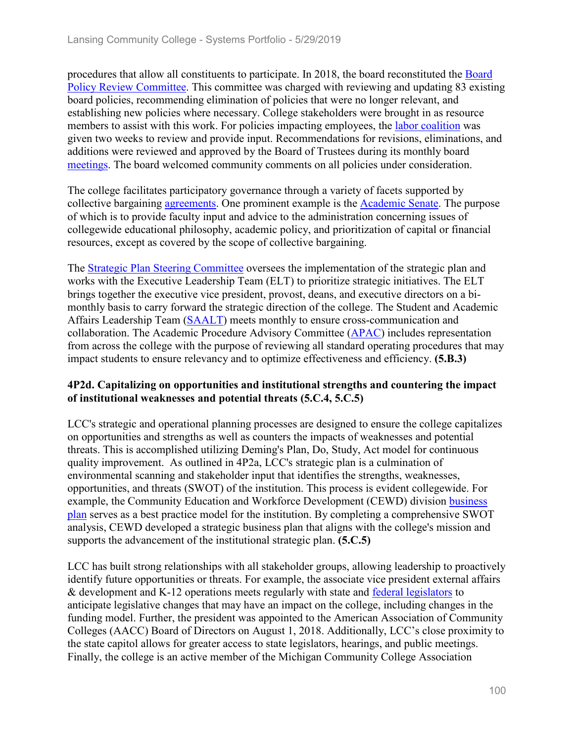procedures that allow all constituents to participate. In 2018, the board reconstituted the Board Policy Review Committee. This committee was charged with reviewing and updating 83 existing board policies, recommending elimination of policies that were no longer relevant, and establishing new policies where necessary. College stakeholders were brought in as resource members to assist with this work. For policies impacting employees, the labor coalition was given two weeks to review and provide input. Recommendations for revisions, eliminations, and additions were reviewed and approved by the Board of Trustees during its monthly board meetings. The board welcomed community comments on all policies under consideration.

The college facilitates participatory governance through a variety of facets supported by collective bargaining agreements. One prominent example is the Academic Senate. The purpose of which is to provide faculty input and advice to the administration concerning issues of collegewide educational philosophy, academic policy, and prioritization of capital or financial resources, except as covered by the scope of collective bargaining.

The Strategic Plan Steering Committee oversees the implementation of the strategic plan and works with the Executive Leadership Team (ELT) to prioritize strategic initiatives. The ELT brings together the executive vice president, provost, deans, and executive directors on a bi-monthly basis to carry forward the strategic direction of the college. The Student and Academic Affairs Leadership Team (SAALT) meets monthly to ensure cross-communication and collaboration. The Academic Procedure Advisory Committee (APAC) includes representation from across the college with the purpose of reviewing all standard operating procedures that may impact students to ensure relevancy and to optimize effectiveness and efficiency. **(5.B.3)**

#### 4P2d. Capitalizing on opportunities and institutional strengths and countering the impact of institutional weaknesses and potential threats (5.C.4, 5.C.5)

LCC's strategic and operational planning processes are designed to ensure the college capitalizes on opportunities and strengths as well as counters the impacts of weaknesses and potential threats. This is accomplished utilizing Deming's Plan, Do, Study, Act model for continuous quality improvement. As outlined in 4P2a, LCC's strategic plan is a culmination of environmental scanning and stakeholder input that identifies the strengths, weaknesses, opportunities, and threats (SWOT) of the institution. This process is evident collegewide. For example, the Community Education and Workforce Development (CEWD) division business plan serves as a best practice model for the institution. By completing a comprehensive SWOT analysis, CEWD developed a strategic business plan that aligns with the college's mission and supports the advancement of the institutional strategic plan. **(5.C.5)**

LCC has built strong relationships with all stakeholder groups, allowing leadership to proactively identify future opportunities or threats. For example, the associate vice president external affairs & development and K-12 operations meets regularly with state and federal legislators to anticipate legislative changes that may have an impact on the college, including changes in the funding model. Further, the president was appointed to the American Association of Community Colleges (AACC) Board of Directors on August 1, 2018. Additionally, LCC's close proximity to the state capitol allows for greater access to state legislators, hearings, and public meetings. Finally, the college is an active member of the Michigan Community College Association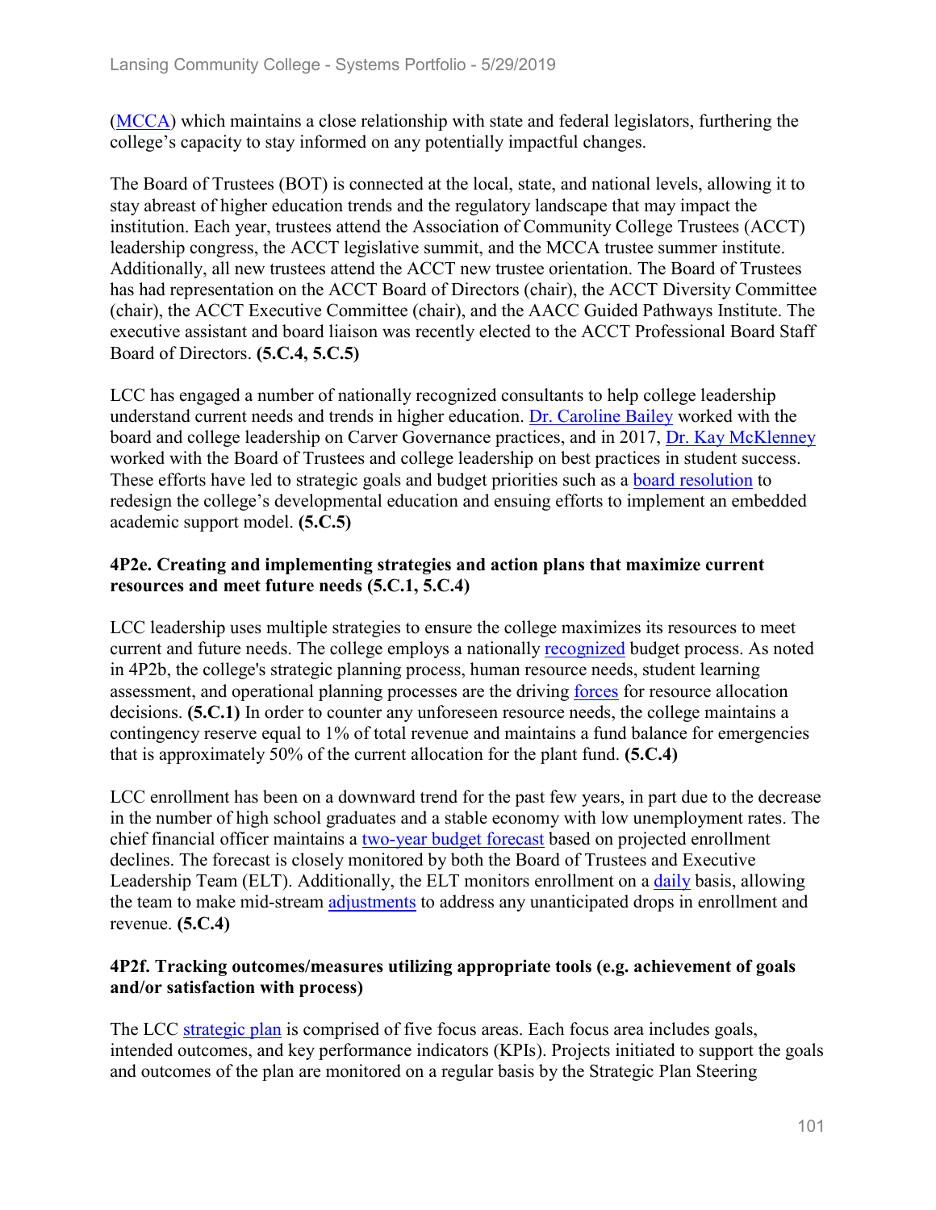(MCCA) which maintains a close relationship with state and federal legislators, furthering the college's capacity to stay informed on any potentially impactful changes.

The Board of Trustees (BOT) is connected at the local, state, and national levels, allowing it to stay abreast of higher education trends and the regulatory landscape that may impact the institution. Each year, trustees attend the Association of Community College Trustees (ACCT) leadership congress, the ACCT legislative summit, and the MCCA trustee summer institute. Additionally, all new trustees attend the ACCT new trustee orientation. The Board of Trustees has had representation on the ACCT Board of Directors (chair), the ACCT Diversity Committee (chair), the ACCT Executive Committee (chair), and the AACC Guided Pathways Institute. The executive assistant and board liaison was recently elected to the ACCT Professional Board Staff Board of Directors. **(5.C.4, 5.C.5)**

LCC has engaged a number of nationally recognized consultants to help college leadership understand current needs and trends in higher education. Dr. Caroline Bailey worked with the board and college leadership on Carver Governance practices, and in 2017, Dr. Kay McKlenney worked with the Board of Trustees and college leadership on best practices in student success. These efforts have led to strategic goals and budget priorities such as a board resolution to redesign the college's developmental education and ensuing efforts to implement an embedded academic support model. **(5.C.5)**

**4P2e. Creating and implementing strategies and action plans that maximize current resources and meet future needs (5.C.1, 5.C.4)**

LCC leadership uses multiple strategies to ensure the college maximizes its resources to meet current and future needs. The college employs a nationally recognized budget process. As noted in 4P2b, the college's strategic planning process, human resource needs, student learning assessment, and operational planning processes are the driving forces for resource allocation decisions. **(5.C.1)** In order to counter any unforeseen resource needs, the college maintains a contingency reserve equal to 1% of total revenue and maintains a fund balance for emergencies that is approximately 50% of the current allocation for the plant fund. **(5.C.4)**

LCC enrollment has been on a downward trend for the past few years, in part due to the decrease in the number of high school graduates and a stable economy with low unemployment rates. The chief financial officer maintains a two-year budget forecast based on projected enrollment declines. The forecast is closely monitored by both the Board of Trustees and Executive Leadership Team (ELT). Additionally, the ELT monitors enrollment on a daily basis, allowing the team to make mid-stream adjustments to address any unanticipated drops in enrollment and revenue. **(5.C.4)**

**4P2f. Tracking outcomes/measures utilizing appropriate tools (e.g. achievement of goals and/or satisfaction with process)**

The LCC strategic plan is comprised of five focus areas. Each focus area includes goals, intended outcomes, and key performance indicators (KPIs). Projects initiated to support the goals and outcomes of the plan are monitored on a regular basis by the Strategic Plan Steering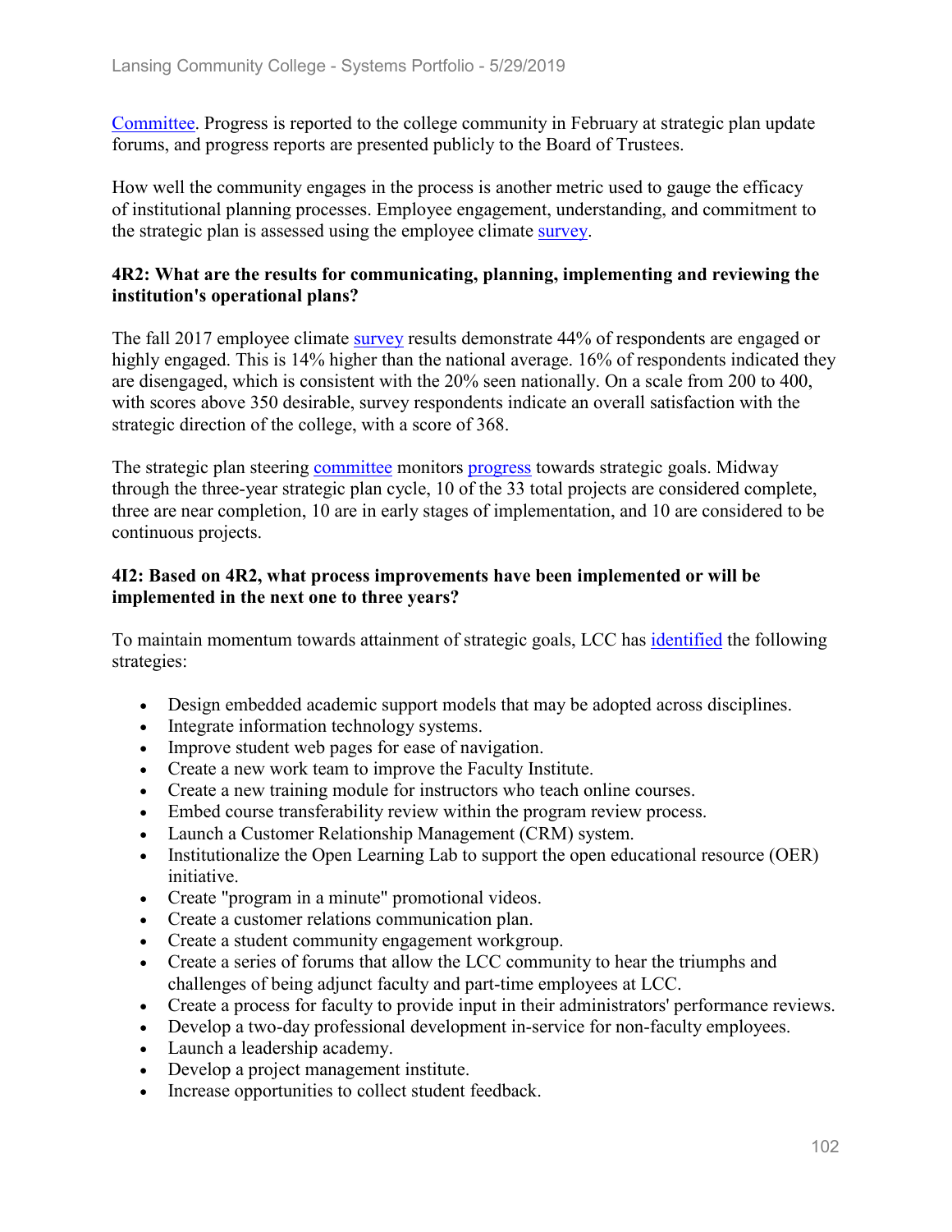Committee. Progress is reported to the college community in February at strategic plan update forums, and progress reports are presented publicly to the Board of Trustees.

How well the community engages in the process is another metric used to gauge the efficacy of institutional planning processes. Employee engagement, understanding, and commitment to the strategic plan is assessed using the employee climate survey.

**4R2: What are the results for communicating, planning, implementing and reviewing the institution's operational plans?**

The fall 2017 employee climate survey results demonstrate 44% of respondents are engaged or highly engaged. This is 14% higher than the national average. 16% of respondents indicated they are disengaged, which is consistent with the 20% seen nationally. On a scale from 200 to 400, with scores above 350 desirable, survey respondents indicate an overall satisfaction with the strategic direction of the college, with a score of 368.

The strategic plan steering committee monitors progress towards strategic goals. Midway through the three-year strategic plan cycle, 10 of the 33 total projects are considered complete, three are near completion, 10 are in early stages of implementation, and 10 are considered to be continuous projects.

**4I2: Based on 4R2, what process improvements have been implemented or will be implemented in the next one to three years?**

To maintain momentum towards attainment of strategic goals, LCC has identified the following strategies:

- Design embedded academic support models that may be adopted across disciplines.
- Integrate information technology systems.
- Improve student web pages for ease of navigation.
- Create a new work team to improve the Faculty Institute.
- Create a new training module for instructors who teach online courses.
- Embed course transferability review within the program review process.
- Launch a Customer Relationship Management (CRM) system.
- Institutionalize the Open Learning Lab to support the open educational resource (OER) initiative.
- Create "program in a minute" promotional videos.
- Create a customer relations communication plan.
- Create a student community engagement workgroup.
- Create a series of forums that allow the LCC community to hear the triumphs and challenges of being adjunct faculty and part-time employees at LCC.
- Create a process for faculty to provide input in their administrators' performance reviews.
- Develop a two-day professional development in-service for non-faculty employees.
- Launch a leadership academy.
- Develop a project management institute.
- Increase opportunities to collect student feedback.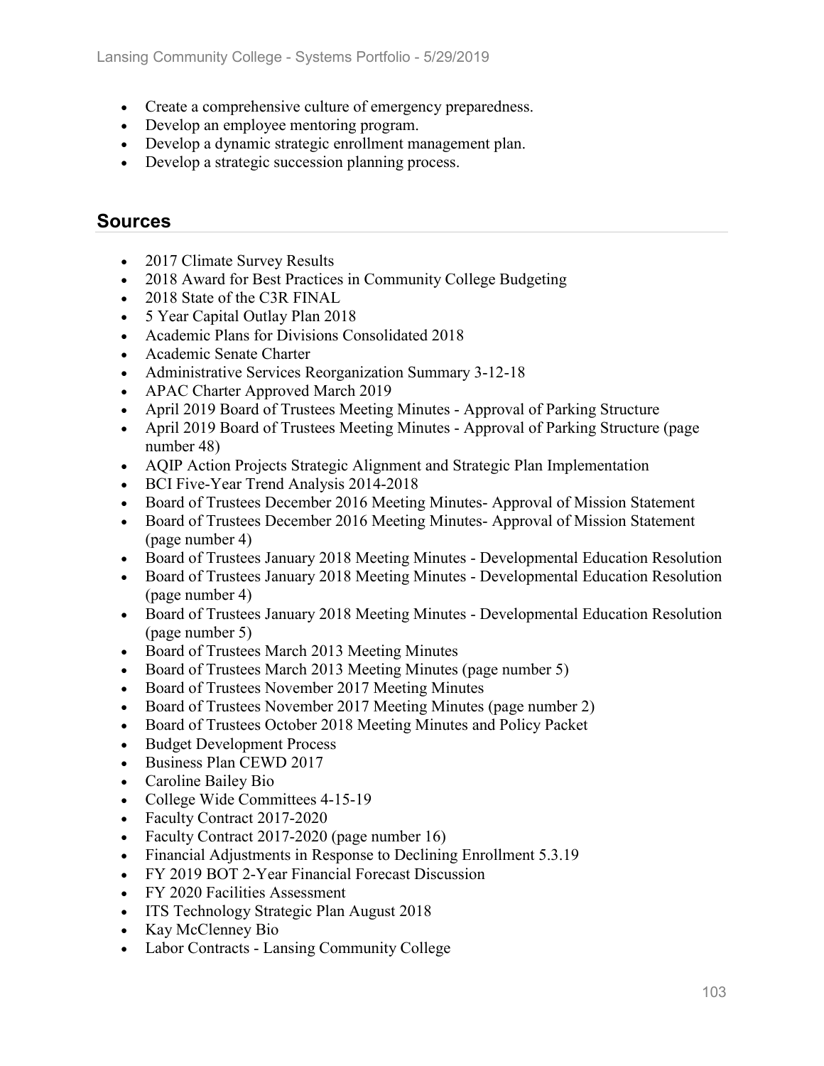- Create a comprehensive culture of emergency preparedness.
- Develop an employee mentoring program.
- Develop a dynamic strategic enrollment management plan.
- Develop a strategic succession planning process.

## Sources

- 2017 Climate Survey Results
- 2018 Award for Best Practices in Community College Budgeting
- 2018 State of the C3R FINAL
- 5 Year Capital Outlay Plan 2018
- Academic Plans for Divisions Consolidated 2018
- Academic Senate Charter
- Administrative Services Reorganization Summary 3-12-18
- APAC Charter Approved March 2019
- April 2019 Board of Trustees Meeting Minutes - Approval of Parking Structure
- April 2019 Board of Trustees Meeting Minutes - Approval of Parking Structure (page number 48)
- AQIP Action Projects Strategic Alignment and Strategic Plan Implementation
- BCI Five-Year Trend Analysis 2014-2018
- Board of Trustees December 2016 Meeting Minutes- Approval of Mission Statement
- Board of Trustees December 2016 Meeting Minutes- Approval of Mission Statement (page number 4)
- Board of Trustees January 2018 Meeting Minutes - Developmental Education Resolution
- Board of Trustees January 2018 Meeting Minutes - Developmental Education Resolution (page number 4)
- Board of Trustees January 2018 Meeting Minutes - Developmental Education Resolution (page number 5)
- Board of Trustees March 2013 Meeting Minutes
- Board of Trustees March 2013 Meeting Minutes (page number 5)
- Board of Trustees November 2017 Meeting Minutes
- Board of Trustees November 2017 Meeting Minutes (page number 2)
- Board of Trustees October 2018 Meeting Minutes and Policy Packet
- Budget Development Process
- Business Plan CEWD 2017
- Caroline Bailey Bio
- College Wide Committees 4-15-19
- Faculty Contract 2017-2020
- Faculty Contract 2017-2020 (page number 16)
- Financial Adjustments in Response to Declining Enrollment 5.3.19
- FY 2019 BOT 2-Year Financial Forecast Discussion
- FY 2020 Facilities Assessment
- ITS Technology Strategic Plan August 2018
- Kay McClenney Bio
- Labor Contracts - Lansing Community College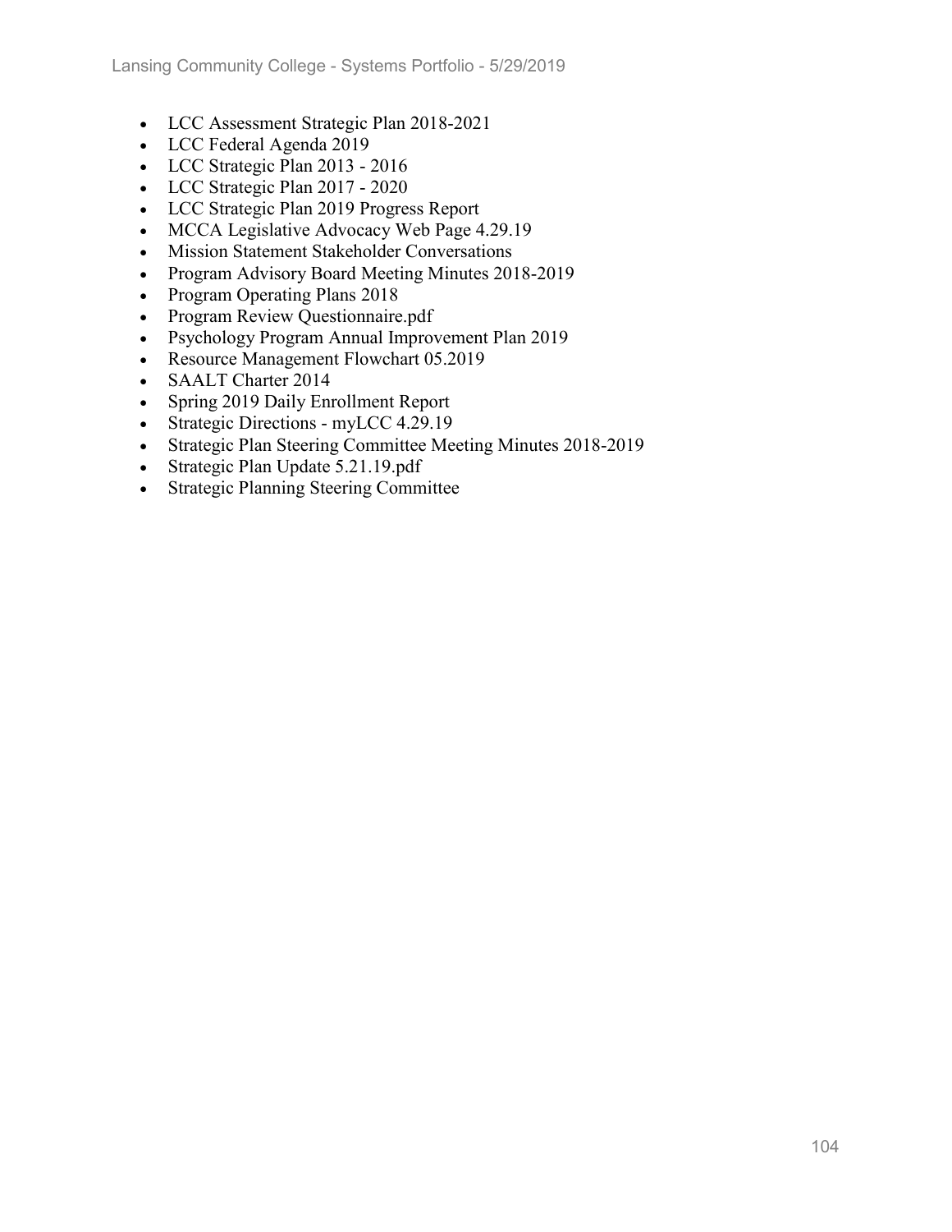- LCC Assessment Strategic Plan 2018-2021
- LCC Federal Agenda 2019
- LCC Strategic Plan 2013 - 2016
- LCC Strategic Plan 2017 - 2020
- LCC Strategic Plan 2019 Progress Report
- MCCA Legislative Advocacy Web Page 4.29.19
- Mission Statement Stakeholder Conversations
- Program Advisory Board Meeting Minutes 2018-2019
- Program Operating Plans 2018
- Program Review Questionnaire.pdf
- Psychology Program Annual Improvement Plan 2019
- Resource Management Flowchart 05.2019
- SAALT Charter 2014
- Spring 2019 Daily Enrollment Report
- Strategic Directions - myLCC 4.29.19
- Strategic Plan Steering Committee Meeting Minutes 2018-2019
- Strategic Plan Update 5.21.19.pdf
- Strategic Planning Steering Committee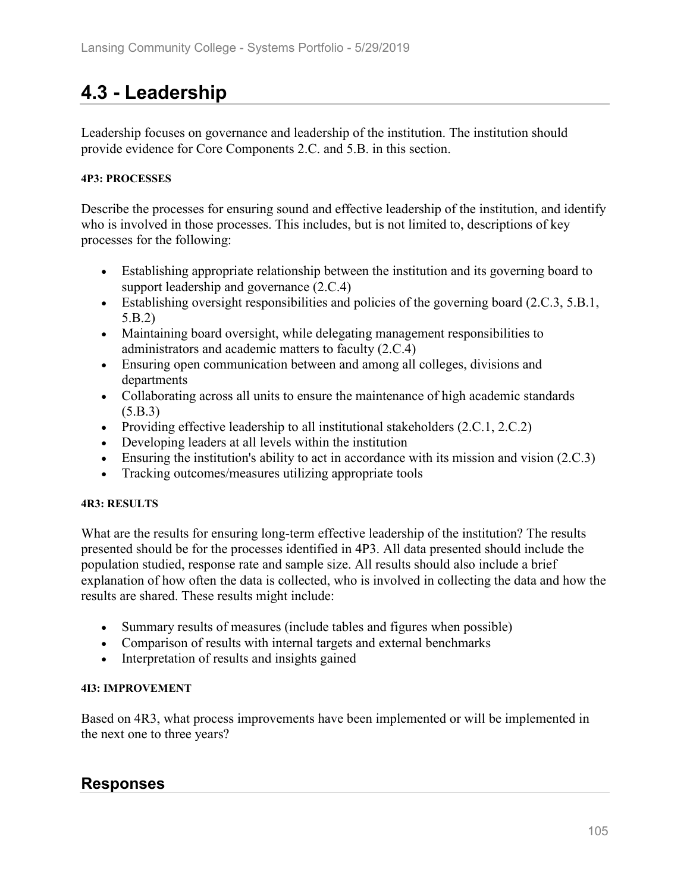# 4.3 - Leadership

Leadership focuses on governance and leadership of the institution. The institution should provide evidence for Core Components 2.C. and 5.B. in this section.

#### 4P3: PROCESSES

Describe the processes for ensuring sound and effective leadership of the institution, and identify who is involved in those processes. This includes, but is not limited to, descriptions of key processes for the following:

- Establishing appropriate relationship between the institution and its governing board to support leadership and governance (2.C.4)
- Establishing oversight responsibilities and policies of the governing board (2.C.3, 5.B.1, 5.B.2)
- Maintaining board oversight, while delegating management responsibilities to administrators and academic matters to faculty (2.C.4)
- Ensuring open communication between and among all colleges, divisions and departments
- Collaborating across all units to ensure the maintenance of high academic standards (5.B.3)
- Providing effective leadership to all institutional stakeholders (2.C.1, 2.C.2)
- Developing leaders at all levels within the institution
- Ensuring the institution's ability to act in accordance with its mission and vision (2.C.3)
- Tracking outcomes/measures utilizing appropriate tools

#### 4R3: RESULTS

What are the results for ensuring long-term effective leadership of the institution? The results presented should be for the processes identified in 4P3. All data presented should include the population studied, response rate and sample size. All results should also include a brief explanation of how often the data is collected, who is involved in collecting the data and how the results are shared. These results might include:

- Summary results of measures (include tables and figures when possible)
- Comparison of results with internal targets and external benchmarks
- Interpretation of results and insights gained

#### 4I3: IMPROVEMENT

Based on 4R3, what process improvements have been implemented or will be implemented in the next one to three years?

## Responses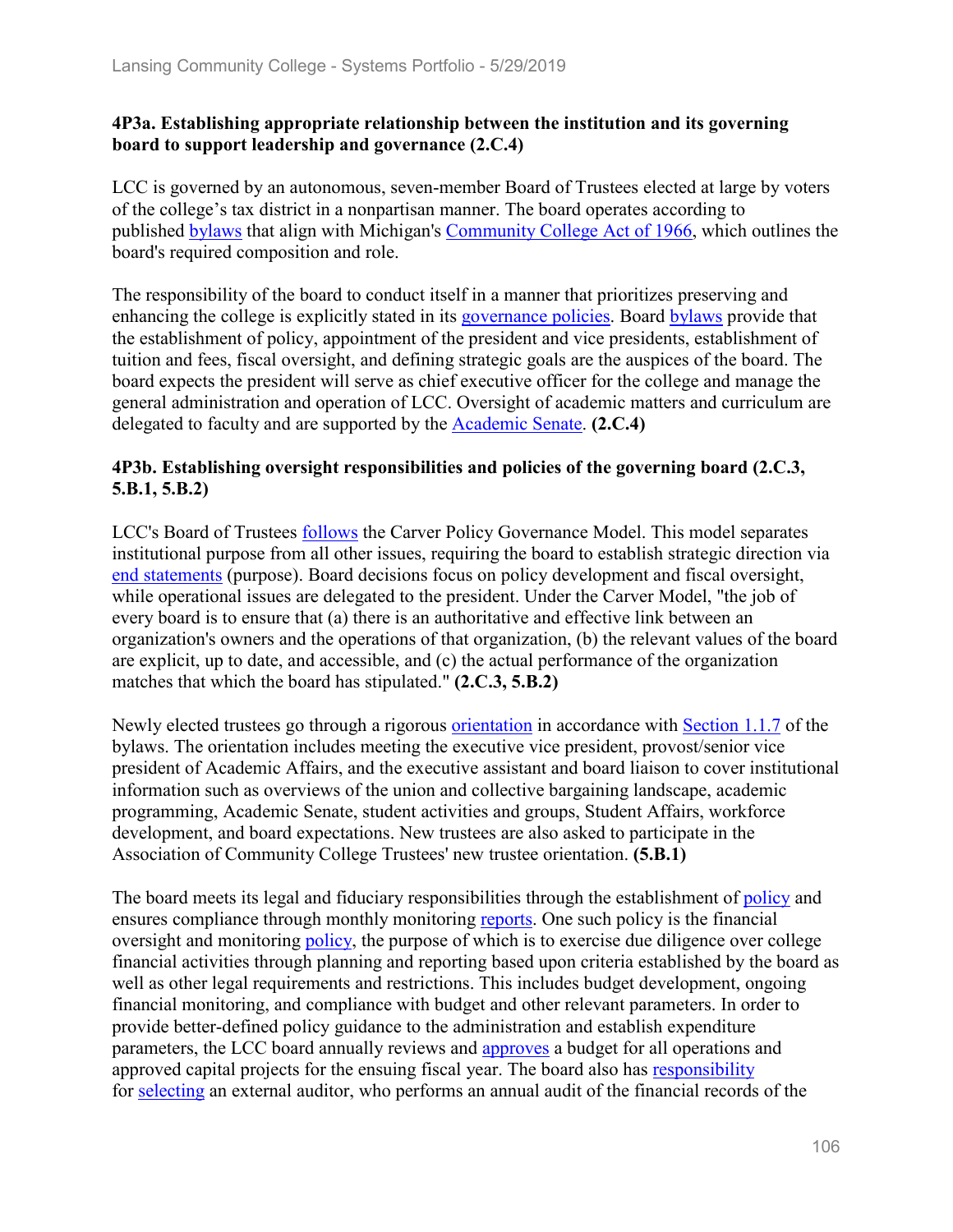**4P3a. Establishing appropriate relationship between the institution and its governing board to support leadership and governance (2.C.4)**

LCC is governed by an autonomous, seven-member Board of Trustees elected at large by voters of the college's tax district in a nonpartisan manner. The board operates according to published bylaws that align with Michigan's Community College Act of 1966, which outlines the board's required composition and role.

The responsibility of the board to conduct itself in a manner that prioritizes preserving and enhancing the college is explicitly stated in its governance policies. Board bylaws provide that the establishment of policy, appointment of the president and vice presidents, establishment of tuition and fees, fiscal oversight, and defining strategic goals are the auspices of the board. The board expects the president will serve as chief executive officer for the college and manage the general administration and operation of LCC. Oversight of academic matters and curriculum are delegated to faculty and are supported by the Academic Senate. **(2.C.4)**

**4P3b. Establishing oversight responsibilities and policies of the governing board (2.C.3, 5.B.1, 5.B.2)**

LCC's Board of Trustees follows the Carver Policy Governance Model. This model separates institutional purpose from all other issues, requiring the board to establish strategic direction via end statements (purpose). Board decisions focus on policy development and fiscal oversight, while operational issues are delegated to the president. Under the Carver Model, "the job of every board is to ensure that (a) there is an authoritative and effective link between an organization's owners and the operations of that organization, (b) the relevant values of the board are explicit, up to date, and accessible, and (c) the actual performance of the organization matches that which the board has stipulated." **(2.C.3, 5.B.2)**

Newly elected trustees go through a rigorous orientation in accordance with Section 1.1.7 of the bylaws. The orientation includes meeting the executive vice president, provost/senior vice president of Academic Affairs, and the executive assistant and board liaison to cover institutional information such as overviews of the union and collective bargaining landscape, academic programming, Academic Senate, student activities and groups, Student Affairs, workforce development, and board expectations. New trustees are also asked to participate in the Association of Community College Trustees' new trustee orientation. **(5.B.1)**

The board meets its legal and fiduciary responsibilities through the establishment of policy and ensures compliance through monthly monitoring reports. One such policy is the financial oversight and monitoring policy, the purpose of which is to exercise due diligence over college financial activities through planning and reporting based upon criteria established by the board as well as other legal requirements and restrictions. This includes budget development, ongoing financial monitoring, and compliance with budget and other relevant parameters. In order to provide better-defined policy guidance to the administration and establish expenditure parameters, the LCC board annually reviews and approves a budget for all operations and approved capital projects for the ensuing fiscal year. The board also has responsibility for selecting an external auditor, who performs an annual audit of the financial records of the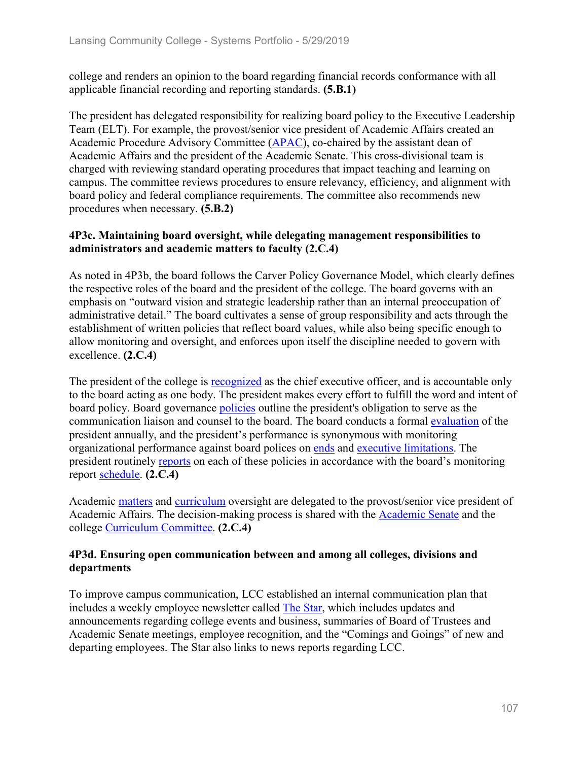college and renders an opinion to the board regarding financial records conformance with all applicable financial recording and reporting standards. **(5.B.1)**

The president has delegated responsibility for realizing board policy to the Executive Leadership Team (ELT). For example, the provost/senior vice president of Academic Affairs created an Academic Procedure Advisory Committee (APAC), co-chaired by the assistant dean of Academic Affairs and the president of the Academic Senate. This cross-divisional team is charged with reviewing standard operating procedures that impact teaching and learning on campus. The committee reviews procedures to ensure relevancy, efficiency, and alignment with board policy and federal compliance requirements. The committee also recommends new procedures when necessary. **(5.B.2)**

**4P3c. Maintaining board oversight, while delegating management responsibilities to administrators and academic matters to faculty (2.C.4)**

As noted in 4P3b, the board follows the Carver Policy Governance Model, which clearly defines the respective roles of the board and the president of the college. The board governs with an emphasis on "outward vision and strategic leadership rather than an internal preoccupation of administrative detail." The board cultivates a sense of group responsibility and acts through the establishment of written policies that reflect board values, while also being specific enough to allow monitoring and oversight, and enforces upon itself the discipline needed to govern with excellence. **(2.C.4)**

The president of the college is recognized as the chief executive officer, and is accountable only to the board acting as one body. The president makes every effort to fulfill the word and intent of board policy. Board governance policies outline the president's obligation to serve as the communication liaison and counsel to the board. The board conducts a formal evaluation of the president annually, and the president's performance is synonymous with monitoring organizational performance against board polices on ends and executive limitations. The president routinely reports on each of these policies in accordance with the board's monitoring report schedule. **(2.C.4)**

Academic matters and curriculum oversight are delegated to the provost/senior vice president of Academic Affairs. The decision-making process is shared with the Academic Senate and the college Curriculum Committee. **(2.C.4)**

**4P3d. Ensuring open communication between and among all colleges, divisions and departments**

To improve campus communication, LCC established an internal communication plan that includes a weekly employee newsletter called The Star, which includes updates and announcements regarding college events and business, summaries of Board of Trustees and Academic Senate meetings, employee recognition, and the "Comings and Goings" of new and departing employees. The Star also links to news reports regarding LCC.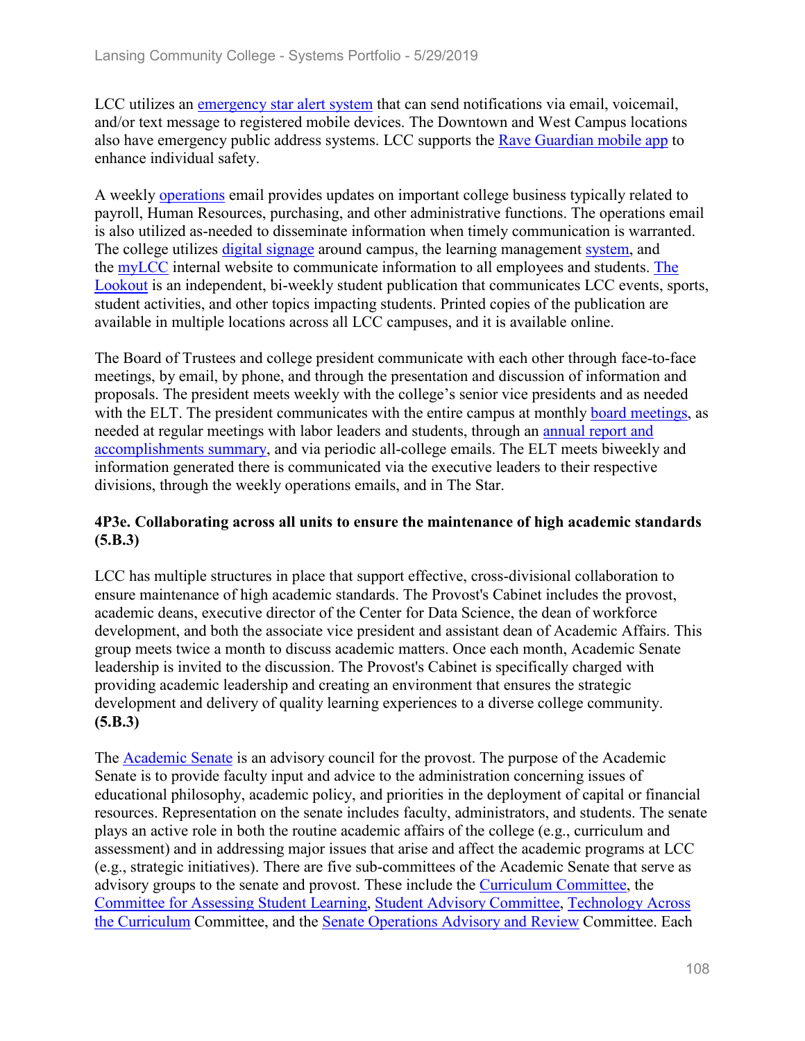LCC utilizes an emergency star alert system that can send notifications via email, voicemail, and/or text message to registered mobile devices. The Downtown and West Campus locations also have emergency public address systems. LCC supports the Rave Guardian mobile app to enhance individual safety.

A weekly operations email provides updates on important college business typically related to payroll, Human Resources, purchasing, and other administrative functions. The operations email is also utilized as-needed to disseminate information when timely communication is warranted. The college utilizes digital signage around campus, the learning management system, and the myLCC internal website to communicate information to all employees and students. The Lookout is an independent, bi-weekly student publication that communicates LCC events, sports, student activities, and other topics impacting students. Printed copies of the publication are available in multiple locations across all LCC campuses, and it is available online.

The Board of Trustees and college president communicate with each other through face-to-face meetings, by email, by phone, and through the presentation and discussion of information and proposals. The president meets weekly with the college's senior vice presidents and as needed with the ELT. The president communicates with the entire campus at monthly board meetings, as needed at regular meetings with labor leaders and students, through an annual report and accomplishments summary, and via periodic all-college emails. The ELT meets biweekly and information generated there is communicated via the executive leaders to their respective divisions, through the weekly operations emails, and in The Star.

**4P3e. Collaborating across all units to ensure the maintenance of high academic standards (5.B.3)**

LCC has multiple structures in place that support effective, cross-divisional collaboration to ensure maintenance of high academic standards. The Provost's Cabinet includes the provost, academic deans, executive director of the Center for Data Science, the dean of workforce development, and both the associate vice president and assistant dean of Academic Affairs. This group meets twice a month to discuss academic matters. Once each month, Academic Senate leadership is invited to the discussion. The Provost's Cabinet is specifically charged with providing academic leadership and creating an environment that ensures the strategic development and delivery of quality learning experiences to a diverse college community. **(5.B.3)**

The Academic Senate is an advisory council for the provost. The purpose of the Academic Senate is to provide faculty input and advice to the administration concerning issues of educational philosophy, academic policy, and priorities in the deployment of capital or financial resources. Representation on the senate includes faculty, administrators, and students. The senate plays an active role in both the routine academic affairs of the college (e.g., curriculum and assessment) and in addressing major issues that arise and affect the academic programs at LCC (e.g., strategic initiatives). There are five sub-committees of the Academic Senate that serve as advisory groups to the senate and provost. These include the Curriculum Committee, the Committee for Assessing Student Learning, Student Advisory Committee, Technology Across the Curriculum Committee, and the Senate Operations Advisory and Review Committee. Each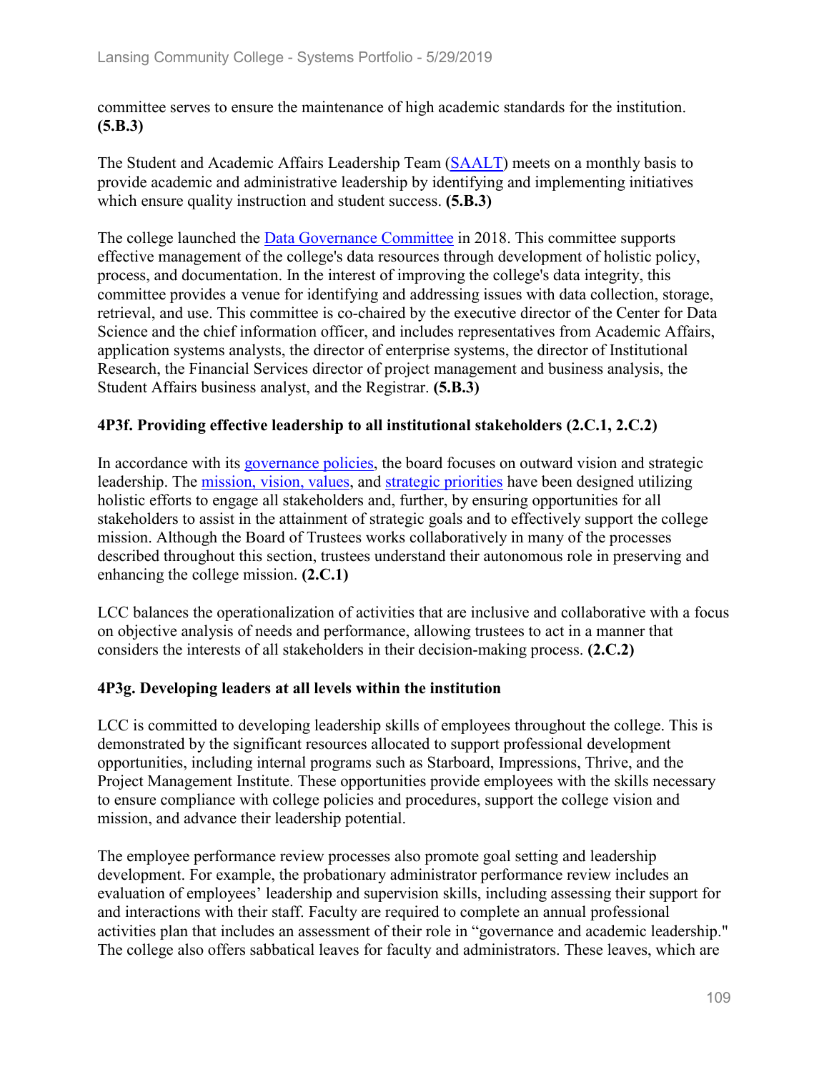committee serves to ensure the maintenance of high academic standards for the institution. **(5.B.3)**

The Student and Academic Affairs Leadership Team (SAALT) meets on a monthly basis to provide academic and administrative leadership by identifying and implementing initiatives which ensure quality instruction and student success. **(5.B.3)**

The college launched the Data Governance Committee in 2018. This committee supports effective management of the college's data resources through development of holistic policy, process, and documentation. In the interest of improving the college's data integrity, this committee provides a venue for identifying and addressing issues with data collection, storage, retrieval, and use. This committee is co-chaired by the executive director of the Center for Data Science and the chief information officer, and includes representatives from Academic Affairs, application systems analysts, the director of enterprise systems, the director of Institutional Research, the Financial Services director of project management and business analysis, the Student Affairs business analyst, and the Registrar. **(5.B.3)**

### 4P3f. Providing effective leadership to all institutional stakeholders (2.C.1, 2.C.2)

In accordance with its governance policies, the board focuses on outward vision and strategic leadership. The mission, vision, values, and strategic priorities have been designed utilizing holistic efforts to engage all stakeholders and, further, by ensuring opportunities for all stakeholders to assist in the attainment of strategic goals and to effectively support the college mission. Although the Board of Trustees works collaboratively in many of the processes described throughout this section, trustees understand their autonomous role in preserving and enhancing the college mission. **(2.C.1)**

LCC balances the operationalization of activities that are inclusive and collaborative with a focus on objective analysis of needs and performance, allowing trustees to act in a manner that considers the interests of all stakeholders in their decision-making process. **(2.C.2)**

### 4P3g. Developing leaders at all levels within the institution

LCC is committed to developing leadership skills of employees throughout the college. This is demonstrated by the significant resources allocated to support professional development opportunities, including internal programs such as Starboard, Impressions, Thrive, and the Project Management Institute. These opportunities provide employees with the skills necessary to ensure compliance with college policies and procedures, support the college vision and mission, and advance their leadership potential.

The employee performance review processes also promote goal setting and leadership development. For example, the probationary administrator performance review includes an evaluation of employees' leadership and supervision skills, including assessing their support for and interactions with their staff. Faculty are required to complete an annual professional activities plan that includes an assessment of their role in "governance and academic leadership." The college also offers sabbatical leaves for faculty and administrators. These leaves, which are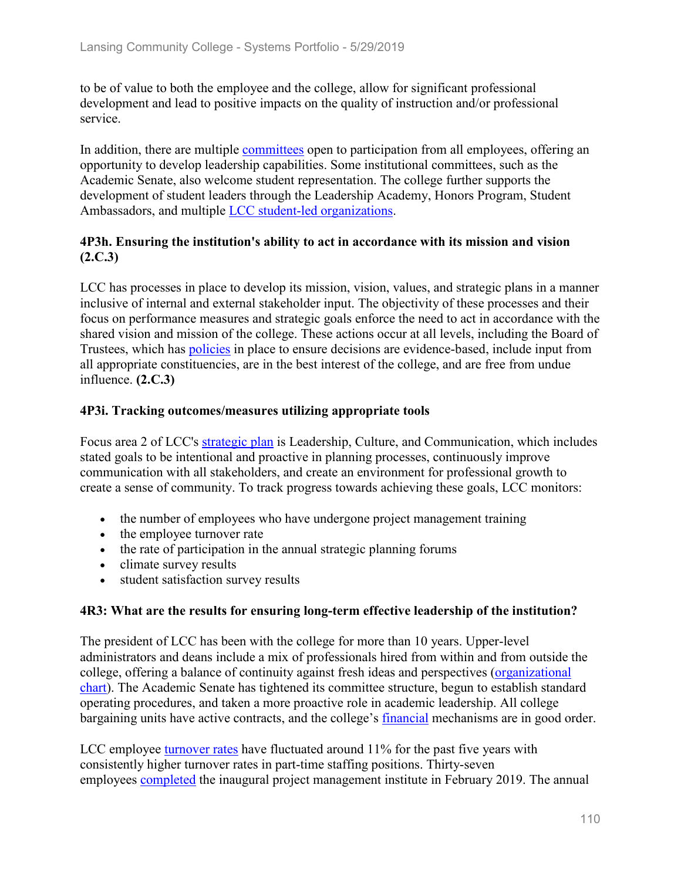to be of value to both the employee and the college, allow for significant professional development and lead to positive impacts on the quality of instruction and/or professional service.

In addition, there are multiple committees open to participation from all employees, offering an opportunity to develop leadership capabilities. Some institutional committees, such as the Academic Senate, also welcome student representation. The college further supports the development of student leaders through the Leadership Academy, Honors Program, Student Ambassadors, and multiple LCC student-led organizations.

**4P3h. Ensuring the institution's ability to act in accordance with its mission and vision (2.C.3)**

LCC has processes in place to develop its mission, vision, values, and strategic plans in a manner inclusive of internal and external stakeholder input. The objectivity of these processes and their focus on performance measures and strategic goals enforce the need to act in accordance with the shared vision and mission of the college. These actions occur at all levels, including the Board of Trustees, which has policies in place to ensure decisions are evidence-based, include input from all appropriate constituencies, are in the best interest of the college, and are free from undue influence. **(2.C.3)**

**4P3i. Tracking outcomes/measures utilizing appropriate tools**

Focus area 2 of LCC's strategic plan is Leadership, Culture, and Communication, which includes stated goals to be intentional and proactive in planning processes, continuously improve communication with all stakeholders, and create an environment for professional growth to create a sense of community. To track progress towards achieving these goals, LCC monitors:

- the number of employees who have undergone project management training
- the employee turnover rate
- the rate of participation in the annual strategic planning forums
- climate survey results
- student satisfaction survey results

**4R3: What are the results for ensuring long-term effective leadership of the institution?**

The president of LCC has been with the college for more than 10 years. Upper-level administrators and deans include a mix of professionals hired from within and from outside the college, offering a balance of continuity against fresh ideas and perspectives (organizational chart). The Academic Senate has tightened its committee structure, begun to establish standard operating procedures, and taken a more proactive role in academic leadership. All college bargaining units have active contracts, and the college's financial mechanisms are in good order.

LCC employee turnover rates have fluctuated around 11% for the past five years with consistently higher turnover rates in part-time staffing positions. Thirty-seven employees completed the inaugural project management institute in February 2019. The annual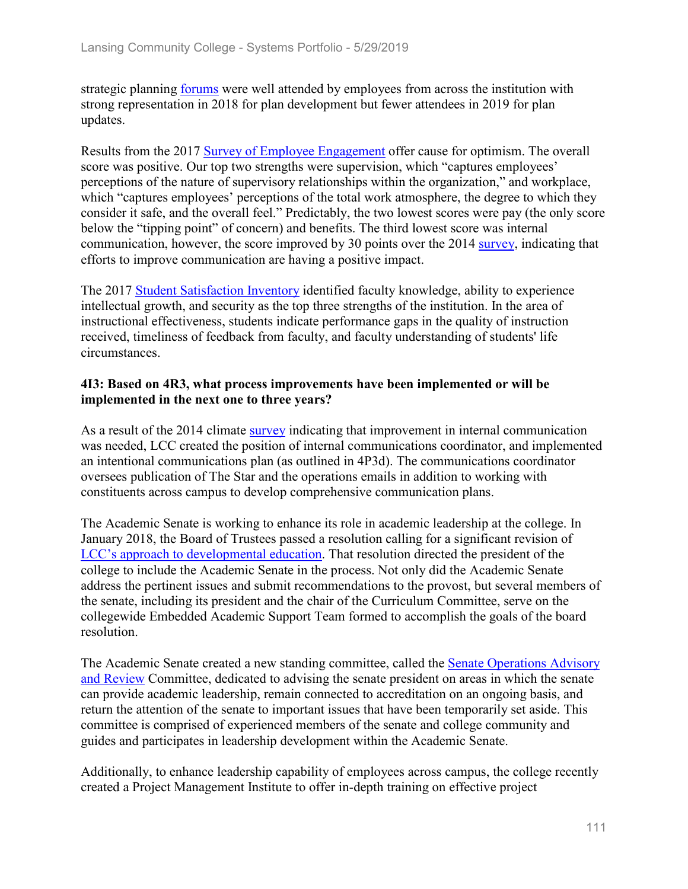strategic planning forums were well attended by employees from across the institution with strong representation in 2018 for plan development but fewer attendees in 2019 for plan updates.

Results from the 2017 Survey of Employee Engagement offer cause for optimism. The overall score was positive. Our top two strengths were supervision, which "captures employees' perceptions of the nature of supervisory relationships within the organization," and workplace, which "captures employees' perceptions of the total work atmosphere, the degree to which they consider it safe, and the overall feel." Predictably, the two lowest scores were pay (the only score below the "tipping point" of concern) and benefits. The third lowest score was internal communication, however, the score improved by 30 points over the 2014 survey, indicating that efforts to improve communication are having a positive impact.

The 2017 Student Satisfaction Inventory identified faculty knowledge, ability to experience intellectual growth, and security as the top three strengths of the institution. In the area of instructional effectiveness, students indicate performance gaps in the quality of instruction received, timeliness of feedback from faculty, and faculty understanding of students' life circumstances.

**4I3: Based on 4R3, what process improvements have been implemented or will be implemented in the next one to three years?**

As a result of the 2014 climate survey indicating that improvement in internal communication was needed, LCC created the position of internal communications coordinator, and implemented an intentional communications plan (as outlined in 4P3d). The communications coordinator oversees publication of The Star and the operations emails in addition to working with constituents across campus to develop comprehensive communication plans.

The Academic Senate is working to enhance its role in academic leadership at the college. In January 2018, the Board of Trustees passed a resolution calling for a significant revision of LCC's approach to developmental education. That resolution directed the president of the college to include the Academic Senate in the process. Not only did the Academic Senate address the pertinent issues and submit recommendations to the provost, but several members of the senate, including its president and the chair of the Curriculum Committee, serve on the collegewide Embedded Academic Support Team formed to accomplish the goals of the board resolution.

The Academic Senate created a new standing committee, called the Senate Operations Advisory and Review Committee, dedicated to advising the senate president on areas in which the senate can provide academic leadership, remain connected to accreditation on an ongoing basis, and return the attention of the senate to important issues that have been temporarily set aside. This committee is comprised of experienced members of the senate and college community and guides and participates in leadership development within the Academic Senate.

Additionally, to enhance leadership capability of employees across campus, the college recently created a Project Management Institute to offer in-depth training on effective project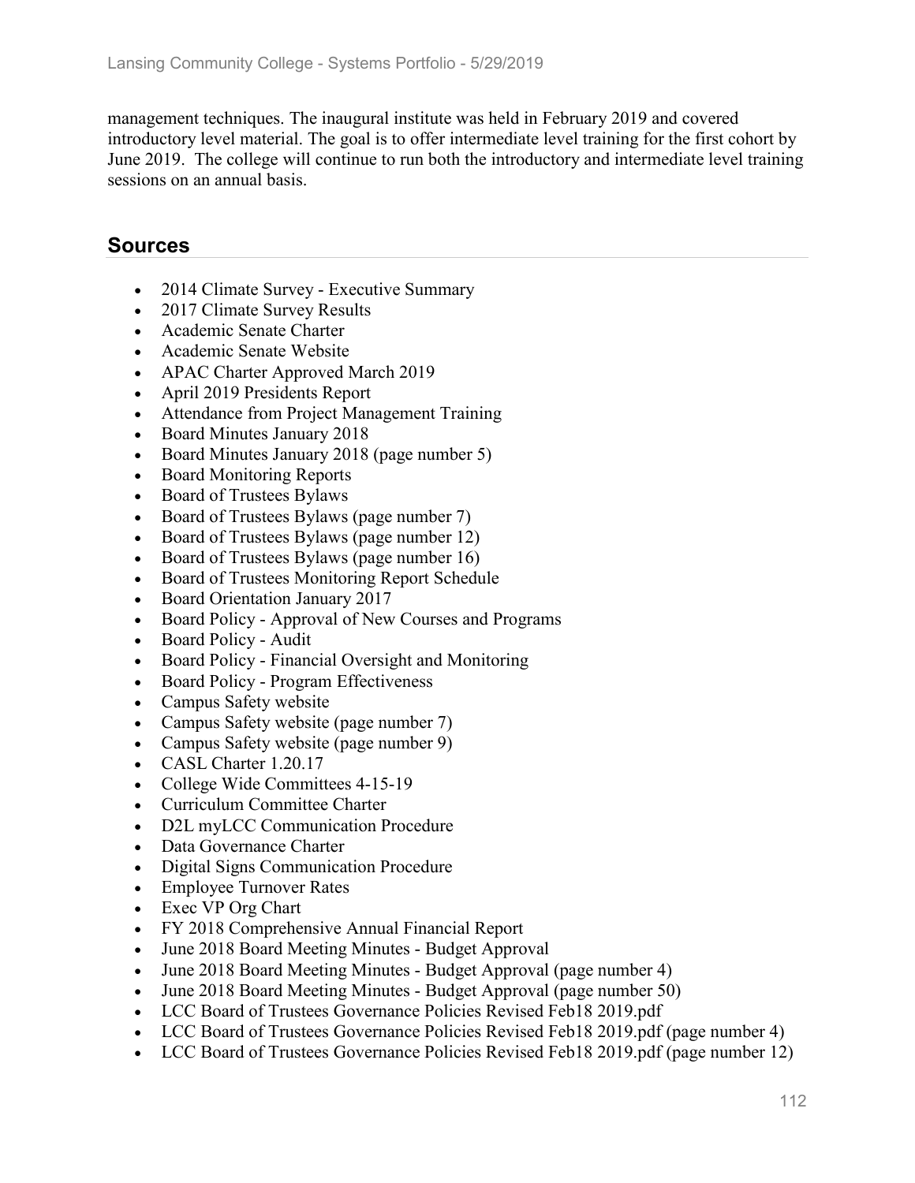management techniques. The inaugural institute was held in February 2019 and covered introductory level material. The goal is to offer intermediate level training for the first cohort by June 2019. The college will continue to run both the introductory and intermediate level training sessions on an annual basis.

## Sources

- 2014 Climate Survey - Executive Summary
- 2017 Climate Survey Results
- Academic Senate Charter
- Academic Senate Website
- APAC Charter Approved March 2019
- April 2019 Presidents Report
- Attendance from Project Management Training
- Board Minutes January 2018
- Board Minutes January 2018 (page number 5)
- Board Monitoring Reports
- Board of Trustees Bylaws
- Board of Trustees Bylaws (page number 7)
- Board of Trustees Bylaws (page number 12)
- Board of Trustees Bylaws (page number 16)
- Board of Trustees Monitoring Report Schedule
- Board Orientation January 2017
- Board Policy - Approval of New Courses and Programs
- Board Policy - Audit
- Board Policy - Financial Oversight and Monitoring
- Board Policy - Program Effectiveness
- Campus Safety website
- Campus Safety website (page number 7)
- Campus Safety website (page number 9)
- CASL Charter 1.20.17
- College Wide Committees 4-15-19
- Curriculum Committee Charter
- D2L myLCC Communication Procedure
- Data Governance Charter
- Digital Signs Communication Procedure
- Employee Turnover Rates
- Exec VP Org Chart
- FY 2018 Comprehensive Annual Financial Report
- June 2018 Board Meeting Minutes - Budget Approval
- June 2018 Board Meeting Minutes - Budget Approval (page number 4)
- June 2018 Board Meeting Minutes - Budget Approval (page number 50)
- LCC Board of Trustees Governance Policies Revised Feb18 2019.pdf
- LCC Board of Trustees Governance Policies Revised Feb18 2019.pdf (page number 4)
- LCC Board of Trustees Governance Policies Revised Feb18 2019.pdf (page number 12)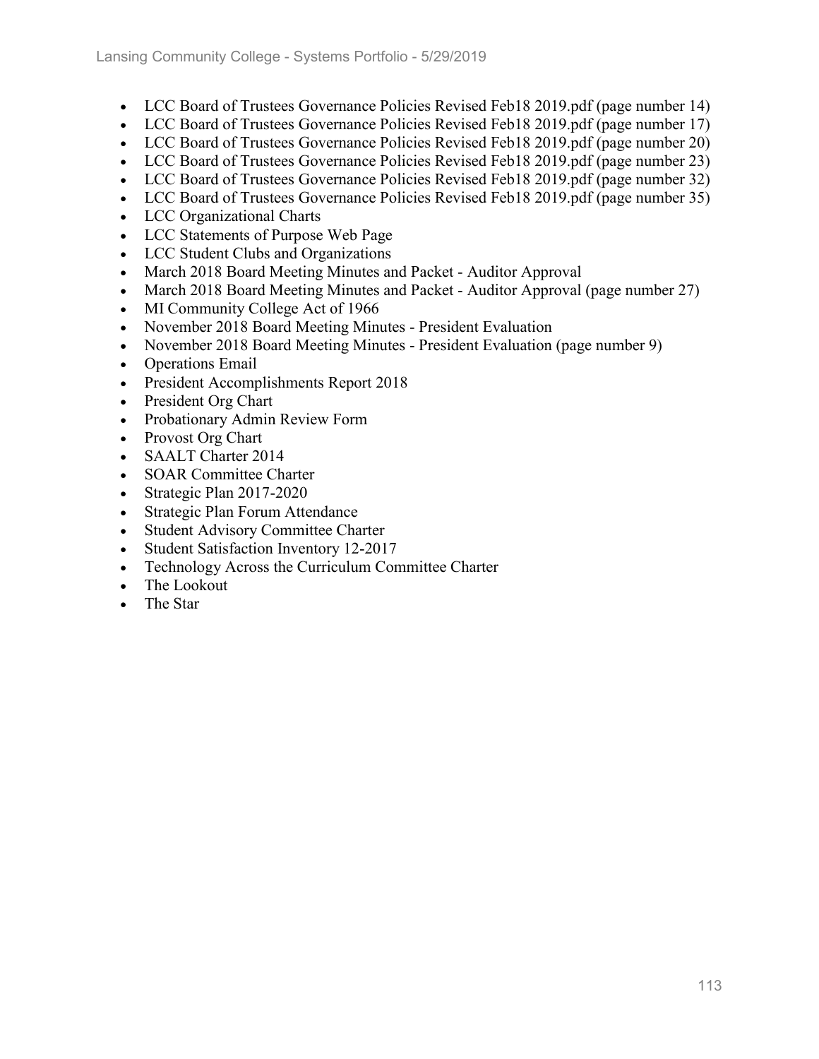- LCC Board of Trustees Governance Policies Revised Feb18 2019.pdf (page number 14)
- LCC Board of Trustees Governance Policies Revised Feb18 2019.pdf (page number 17)
- LCC Board of Trustees Governance Policies Revised Feb18 2019.pdf (page number 20)
- LCC Board of Trustees Governance Policies Revised Feb18 2019.pdf (page number 23)
- LCC Board of Trustees Governance Policies Revised Feb18 2019.pdf (page number 32)
- LCC Board of Trustees Governance Policies Revised Feb18 2019.pdf (page number 35)
- LCC Organizational Charts
- LCC Statements of Purpose Web Page
- LCC Student Clubs and Organizations
- March 2018 Board Meeting Minutes and Packet - Auditor Approval
- March 2018 Board Meeting Minutes and Packet - Auditor Approval (page number 27)
- MI Community College Act of 1966
- November 2018 Board Meeting Minutes - President Evaluation
- November 2018 Board Meeting Minutes - President Evaluation (page number 9)
- Operations Email
- President Accomplishments Report 2018
- President Org Chart
- Probationary Admin Review Form
- Provost Org Chart
- SAALT Charter 2014
- SOAR Committee Charter
- Strategic Plan 2017-2020
- Strategic Plan Forum Attendance
- Student Advisory Committee Charter
- Student Satisfaction Inventory 12-2017
- Technology Across the Curriculum Committee Charter
- The Lookout
- The Star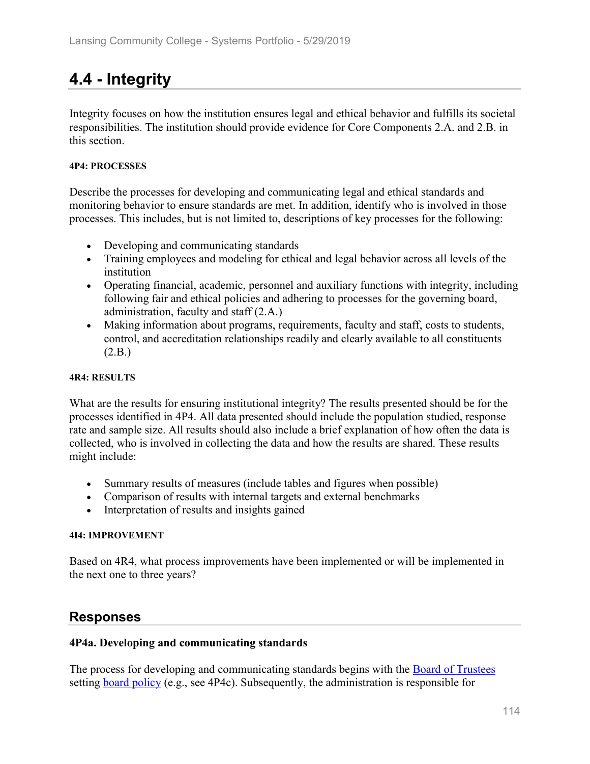# 4.4 - Integrity

Integrity focuses on how the institution ensures legal and ethical behavior and fulfills its societal responsibilities. The institution should provide evidence for Core Components 2.A. and 2.B. in this section.

#### 4P4: PROCESSES

Describe the processes for developing and communicating legal and ethical standards and monitoring behavior to ensure standards are met. In addition, identify who is involved in those processes. This includes, but is not limited to, descriptions of key processes for the following:

- Developing and communicating standards
- Training employees and modeling for ethical and legal behavior across all levels of the institution
- Operating financial, academic, personnel and auxiliary functions with integrity, including following fair and ethical policies and adhering to processes for the governing board, administration, faculty and staff (2.A.)
- Making information about programs, requirements, faculty and staff, costs to students, control, and accreditation relationships readily and clearly available to all constituents (2.B.)

#### 4R4: RESULTS

What are the results for ensuring institutional integrity? The results presented should be for the processes identified in 4P4. All data presented should include the population studied, response rate and sample size. All results should also include a brief explanation of how often the data is collected, who is involved in collecting the data and how the results are shared. These results might include:

- Summary results of measures (include tables and figures when possible)
- Comparison of results with internal targets and external benchmarks
- Interpretation of results and insights gained

#### 4I4: IMPROVEMENT

Based on 4R4, what process improvements have been implemented or will be implemented in the next one to three years?

## Responses

**4P4a. Developing and communicating standards**

The process for developing and communicating standards begins with the Board of Trustees setting board policy (e.g., see 4P4c). Subsequently, the administration is responsible for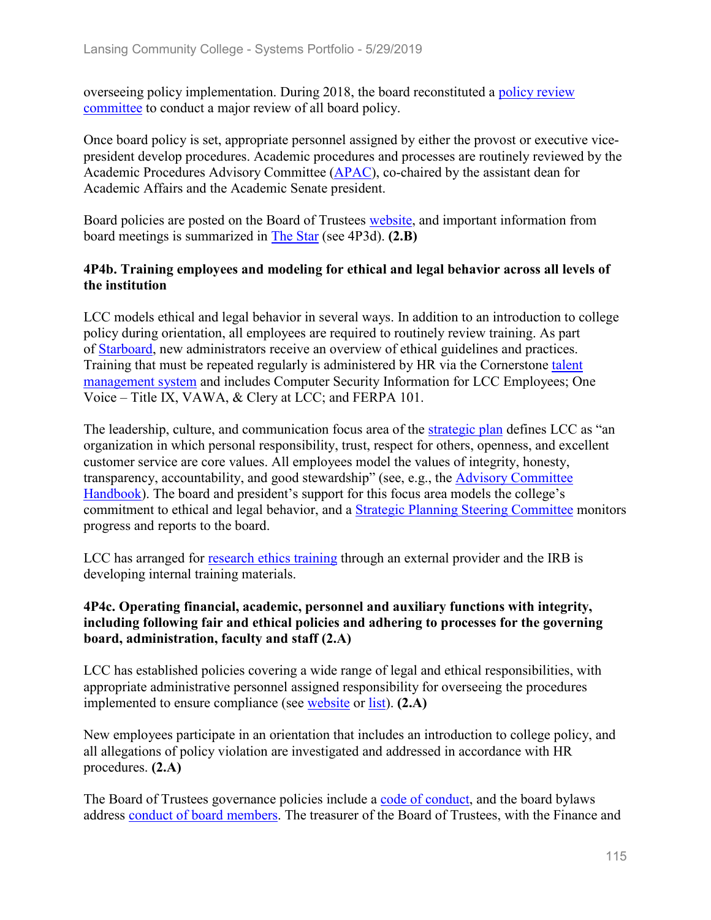overseeing policy implementation. During 2018, the board reconstituted a policy review committee to conduct a major review of all board policy.

Once board policy is set, appropriate personnel assigned by either the provost or executive vice-president develop procedures. Academic procedures and processes are routinely reviewed by the Academic Procedures Advisory Committee (APAC), co-chaired by the assistant dean for Academic Affairs and the Academic Senate president.

Board policies are posted on the Board of Trustees website, and important information from board meetings is summarized in The Star (see 4P3d). **(2.B)**

### 4P4b. Training employees and modeling for ethical and legal behavior across all levels of the institution

LCC models ethical and legal behavior in several ways. In addition to an introduction to college policy during orientation, all employees are required to routinely review training. As part of Starboard, new administrators receive an overview of ethical guidelines and practices. Training that must be repeated regularly is administered by HR via the Cornerstone talent management system and includes Computer Security Information for LCC Employees; One Voice – Title IX, VAWA, & Clery at LCC; and FERPA 101.

The leadership, culture, and communication focus area of the strategic plan defines LCC as "an organization in which personal responsibility, trust, respect for others, openness, and excellent customer service are core values. All employees model the values of integrity, honesty, transparency, accountability, and good stewardship" (see, e.g., the Advisory Committee Handbook). The board and president's support for this focus area models the college's commitment to ethical and legal behavior, and a Strategic Planning Steering Committee monitors progress and reports to the board.

LCC has arranged for research ethics training through an external provider and the IRB is developing internal training materials.

### 4P4c. Operating financial, academic, personnel and auxiliary functions with integrity, including following fair and ethical policies and adhering to processes for the governing board, administration, faculty and staff (2.A)

LCC has established policies covering a wide range of legal and ethical responsibilities, with appropriate administrative personnel assigned responsibility for overseeing the procedures implemented to ensure compliance (see website or list). **(2.A)**

New employees participate in an orientation that includes an introduction to college policy, and all allegations of policy violation are investigated and addressed in accordance with HR procedures. **(2.A)**

The Board of Trustees governance policies include a code of conduct, and the board bylaws address conduct of board members. The treasurer of the Board of Trustees, with the Finance and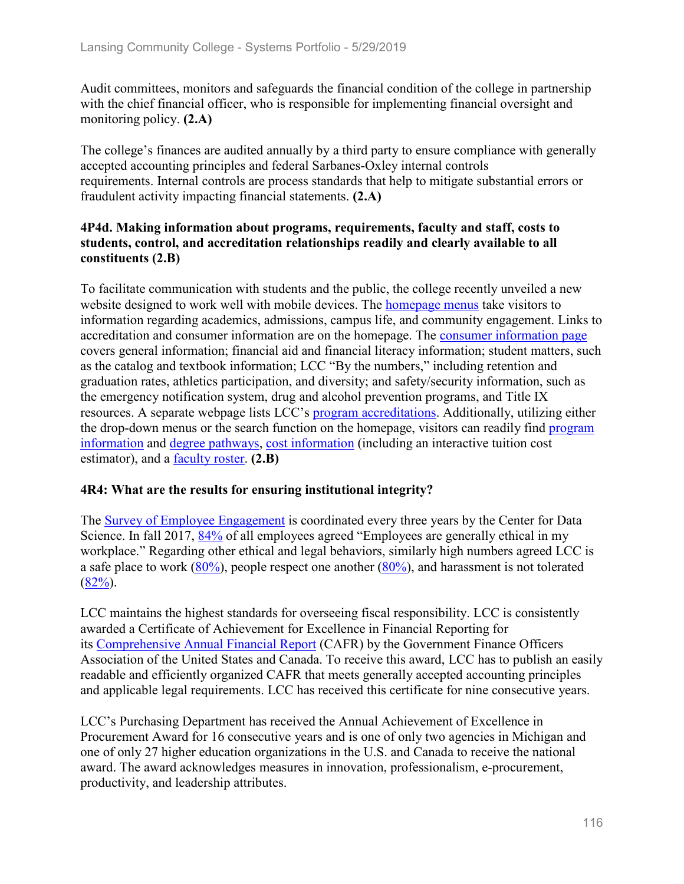Audit committees, monitors and safeguards the financial condition of the college in partnership with the chief financial officer, who is responsible for implementing financial oversight and monitoring policy. **(2.A)**

The college's finances are audited annually by a third party to ensure compliance with generally accepted accounting principles and federal Sarbanes-Oxley internal controls requirements. Internal controls are process standards that help to mitigate substantial errors or fraudulent activity impacting financial statements. **(2.A)**

### 4P4d. Making information about programs, requirements, faculty and staff, costs to students, control, and accreditation relationships readily and clearly available to all constituents (2.B)

To facilitate communication with students and the public, the college recently unveiled a new website designed to work well with mobile devices. The homepage menus take visitors to information regarding academics, admissions, campus life, and community engagement. Links to accreditation and consumer information are on the homepage. The consumer information page covers general information; financial aid and financial literacy information; student matters, such as the catalog and textbook information; LCC "By the numbers," including retention and graduation rates, athletics participation, and diversity; and safety/security information, such as the emergency notification system, drug and alcohol prevention programs, and Title IX resources. A separate webpage lists LCC's program accreditations. Additionally, utilizing either the drop-down menus or the search function on the homepage, visitors can readily find program information and degree pathways, cost information (including an interactive tuition cost estimator), and a faculty roster. **(2.B)**

### 4R4: What are the results for ensuring institutional integrity?

The Survey of Employee Engagement is coordinated every three years by the Center for Data Science. In fall 2017, 84% of all employees agreed "Employees are generally ethical in my workplace." Regarding other ethical and legal behaviors, similarly high numbers agreed LCC is a safe place to work (80%), people respect one another (80%), and harassment is not tolerated (82%).

LCC maintains the highest standards for overseeing fiscal responsibility. LCC is consistently awarded a Certificate of Achievement for Excellence in Financial Reporting for its Comprehensive Annual Financial Report (CAFR) by the Government Finance Officers Association of the United States and Canada. To receive this award, LCC has to publish an easily readable and efficiently organized CAFR that meets generally accepted accounting principles and applicable legal requirements. LCC has received this certificate for nine consecutive years.

LCC's Purchasing Department has received the Annual Achievement of Excellence in Procurement Award for 16 consecutive years and is one of only two agencies in Michigan and one of only 27 higher education organizations in the U.S. and Canada to receive the national award. The award acknowledges measures in innovation, professionalism, e-procurement, productivity, and leadership attributes.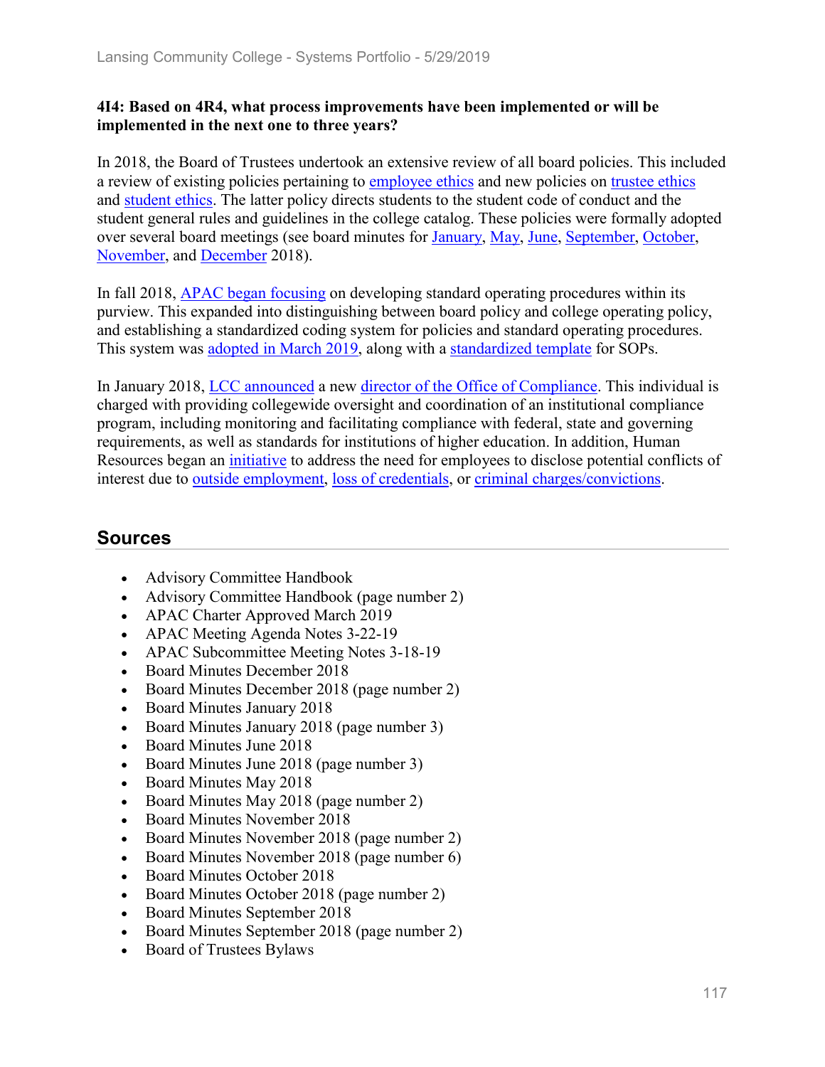**4I4: Based on 4R4, what process improvements have been implemented or will be implemented in the next one to three years?**

In 2018, the Board of Trustees undertook an extensive review of all board policies. This included a review of existing policies pertaining to employee ethics and new policies on trustee ethics and student ethics. The latter policy directs students to the student code of conduct and the student general rules and guidelines in the college catalog. These policies were formally adopted over several board meetings (see board minutes for January, May, June, September, October, November, and December 2018).

In fall 2018, APAC began focusing on developing standard operating procedures within its purview. This expanded into distinguishing between board policy and college operating policy, and establishing a standardized coding system for policies and standard operating procedures. This system was adopted in March 2019, along with a standardized template for SOPs.

In January 2018, LCC announced a new director of the Office of Compliance. This individual is charged with providing collegewide oversight and coordination of an institutional compliance program, including monitoring and facilitating compliance with federal, state and governing requirements, as well as standards for institutions of higher education. In addition, Human Resources began an initiative to address the need for employees to disclose potential conflicts of interest due to outside employment, loss of credentials, or criminal charges/convictions.

## Sources

- Advisory Committee Handbook
- Advisory Committee Handbook (page number 2)
- APAC Charter Approved March 2019
- APAC Meeting Agenda Notes 3-22-19
- APAC Subcommittee Meeting Notes 3-18-19
- Board Minutes December 2018
- Board Minutes December 2018 (page number 2)
- Board Minutes January 2018
- Board Minutes January 2018 (page number 3)
- Board Minutes June 2018
- Board Minutes June 2018 (page number 3)
- Board Minutes May 2018
- Board Minutes May 2018 (page number 2)
- Board Minutes November 2018
- Board Minutes November 2018 (page number 2)
- Board Minutes November 2018 (page number 6)
- Board Minutes October 2018
- Board Minutes October 2018 (page number 2)
- Board Minutes September 2018
- Board Minutes September 2018 (page number 2)
- Board of Trustees Bylaws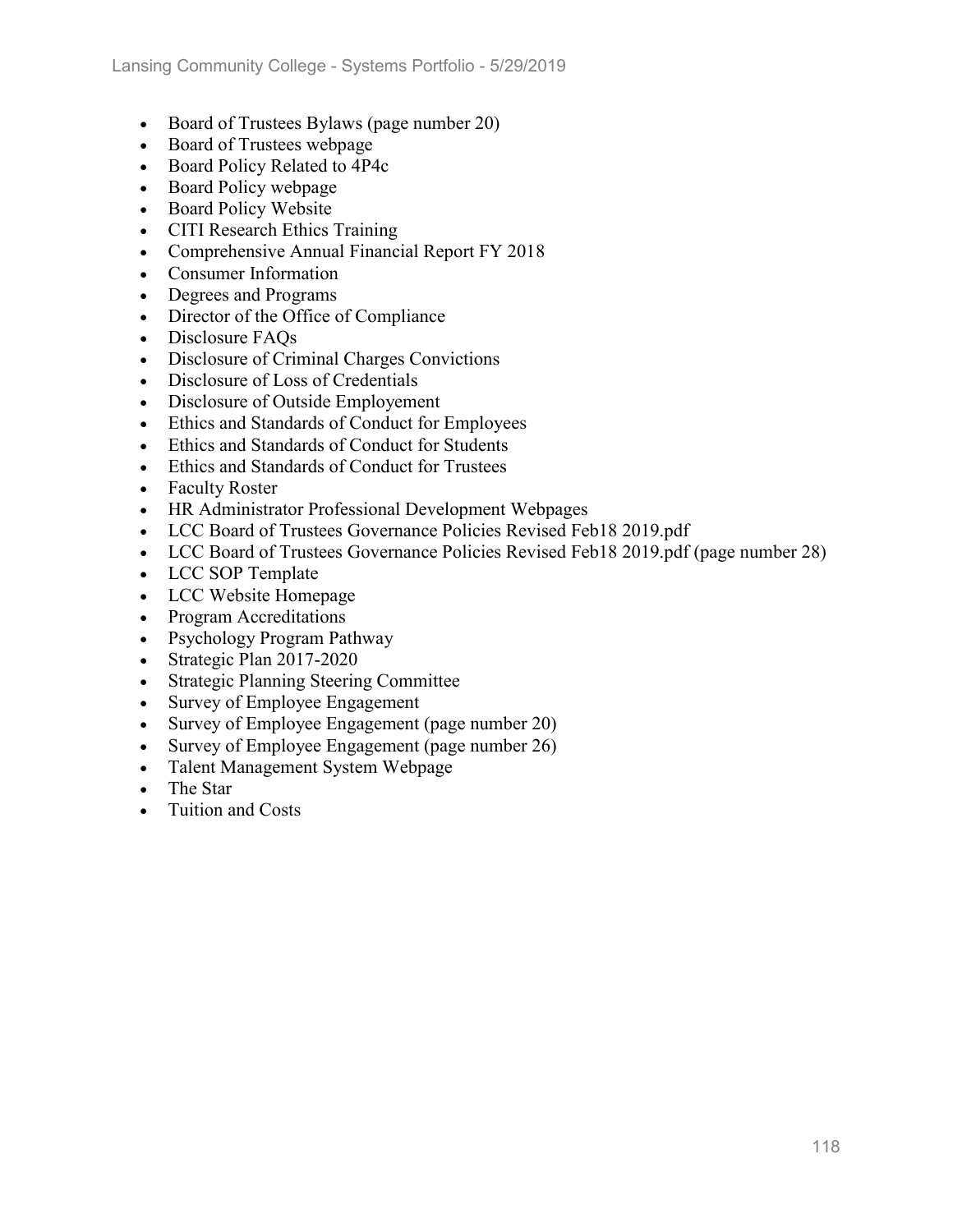- Board of Trustees Bylaws (page number 20)
- Board of Trustees webpage
- Board Policy Related to 4P4c
- Board Policy webpage
- Board Policy Website
- CITI Research Ethics Training
- Comprehensive Annual Financial Report FY 2018
- Consumer Information
- Degrees and Programs
- Director of the Office of Compliance
- Disclosure FAQs
- Disclosure of Criminal Charges Convictions
- Disclosure of Loss of Credentials
- Disclosure of Outside Employement
- Ethics and Standards of Conduct for Employees
- Ethics and Standards of Conduct for Students
- Ethics and Standards of Conduct for Trustees
- Faculty Roster
- HR Administrator Professional Development Webpages
- LCC Board of Trustees Governance Policies Revised Feb18 2019.pdf
- LCC Board of Trustees Governance Policies Revised Feb18 2019.pdf (page number 28)
- LCC SOP Template
- LCC Website Homepage
- Program Accreditations
- Psychology Program Pathway
- Strategic Plan 2017-2020
- Strategic Planning Steering Committee
- Survey of Employee Engagement
- Survey of Employee Engagement (page number 20)
- Survey of Employee Engagement (page number 26)
- Talent Management System Webpage
- The Star
- Tuition and Costs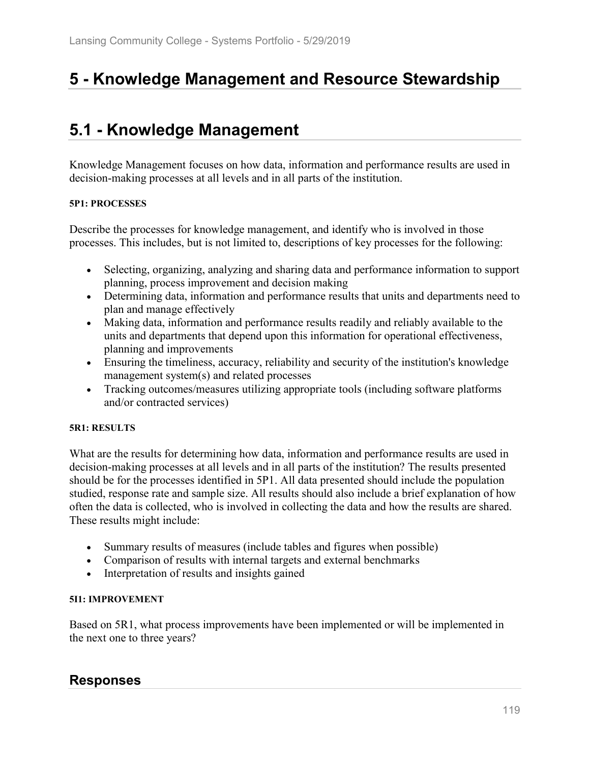# 5 - Knowledge Management and Resource Stewardship

# 5.1 - Knowledge Management

Knowledge Management focuses on how data, information and performance results are used in decision-making processes at all levels and in all parts of the institution.

**5P1: PROCESSES**

Describe the processes for knowledge management, and identify who is involved in those processes. This includes, but is not limited to, descriptions of key processes for the following:

- Selecting, organizing, analyzing and sharing data and performance information to support planning, process improvement and decision making
- Determining data, information and performance results that units and departments need to plan and manage effectively
- Making data, information and performance results readily and reliably available to the units and departments that depend upon this information for operational effectiveness, planning and improvements
- Ensuring the timeliness, accuracy, reliability and security of the institution's knowledge management system(s) and related processes
- Tracking outcomes/measures utilizing appropriate tools (including software platforms and/or contracted services)

**5R1: RESULTS**

What are the results for determining how data, information and performance results are used in decision-making processes at all levels and in all parts of the institution? The results presented should be for the processes identified in 5P1. All data presented should include the population studied, response rate and sample size. All results should also include a brief explanation of how often the data is collected, who is involved in collecting the data and how the results are shared. These results might include:

- Summary results of measures (include tables and figures when possible)
- Comparison of results with internal targets and external benchmarks
- Interpretation of results and insights gained

**5I1: IMPROVEMENT**

Based on 5R1, what process improvements have been implemented or will be implemented in the next one to three years?

## Responses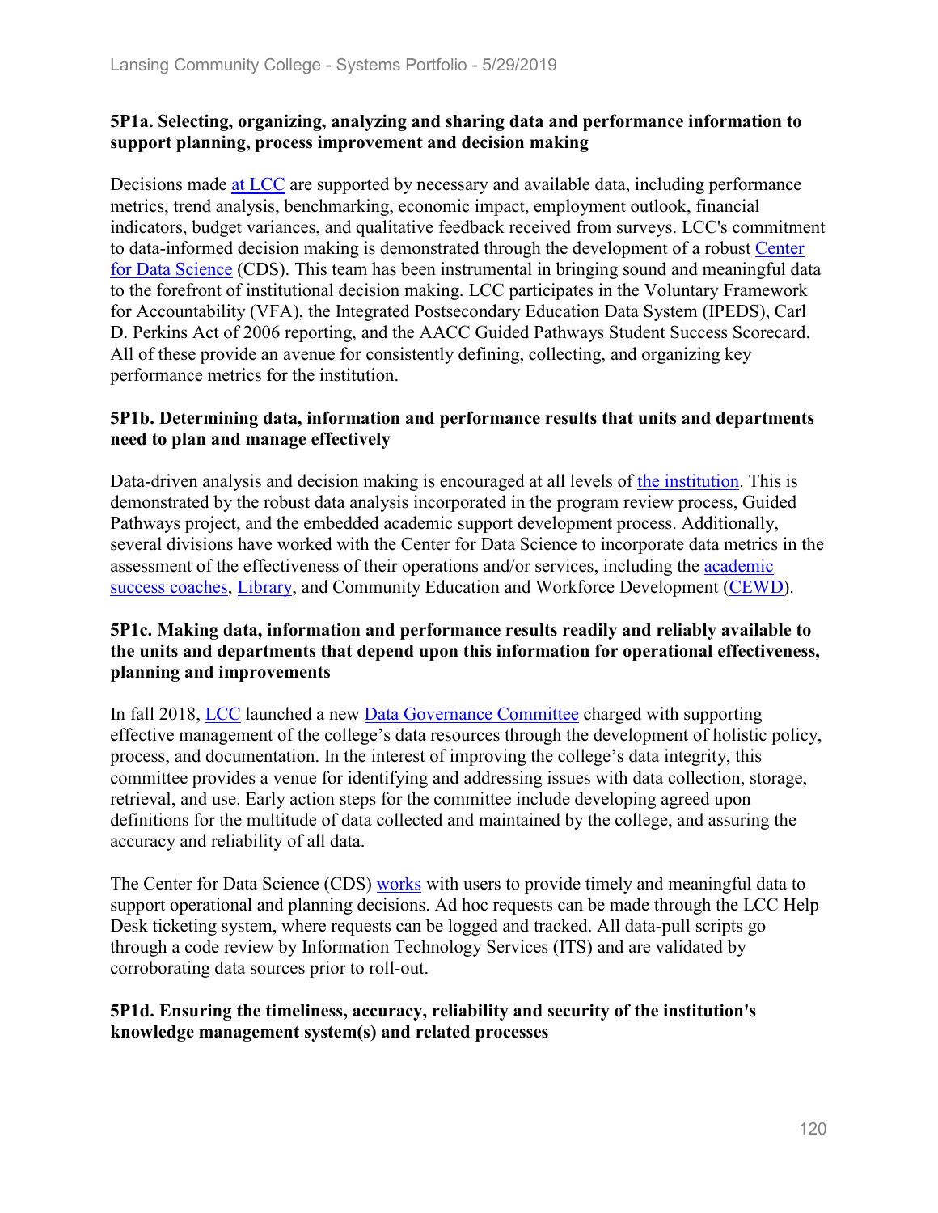### 5P1a. Selecting, organizing, analyzing and sharing data and performance information to support planning, process improvement and decision making

Decisions made at LCC are supported by necessary and available data, including performance metrics, trend analysis, benchmarking, economic impact, employment outlook, financial indicators, budget variances, and qualitative feedback received from surveys. LCC's commitment to data-informed decision making is demonstrated through the development of a robust Center for Data Science (CDS). This team has been instrumental in bringing sound and meaningful data to the forefront of institutional decision making. LCC participates in the Voluntary Framework for Accountability (VFA), the Integrated Postsecondary Education Data System (IPEDS), Carl D. Perkins Act of 2006 reporting, and the AACC Guided Pathways Student Success Scorecard. All of these provide an avenue for consistently defining, collecting, and organizing key performance metrics for the institution.

### 5P1b. Determining data, information and performance results that units and departments need to plan and manage effectively

Data-driven analysis and decision making is encouraged at all levels of the institution. This is demonstrated by the robust data analysis incorporated in the program review process, Guided Pathways project, and the embedded academic support development process. Additionally, several divisions have worked with the Center for Data Science to incorporate data metrics in the assessment of the effectiveness of their operations and/or services, including the academic success coaches, Library, and Community Education and Workforce Development (CEWD).

### 5P1c. Making data, information and performance results readily and reliably available to the units and departments that depend upon this information for operational effectiveness, planning and improvements

In fall 2018, LCC launched a new Data Governance Committee charged with supporting effective management of the college's data resources through the development of holistic policy, process, and documentation. In the interest of improving the college's data integrity, this committee provides a venue for identifying and addressing issues with data collection, storage, retrieval, and use. Early action steps for the committee include developing agreed upon definitions for the multitude of data collected and maintained by the college, and assuring the accuracy and reliability of all data.

The Center for Data Science (CDS) works with users to provide timely and meaningful data to support operational and planning decisions. Ad hoc requests can be made through the LCC Help Desk ticketing system, where requests can be logged and tracked. All data-pull scripts go through a code review by Information Technology Services (ITS) and are validated by corroborating data sources prior to roll-out.

### 5P1d. Ensuring the timeliness, accuracy, reliability and security of the institution's knowledge management system(s) and related processes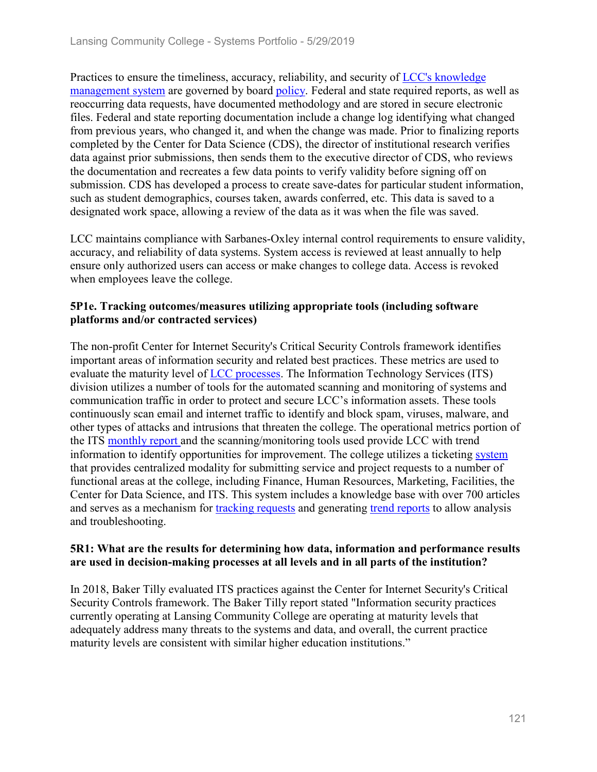Practices to ensure the timeliness, accuracy, reliability, and security of LCC's knowledge management system are governed by board policy. Federal and state required reports, as well as reoccurring data requests, have documented methodology and are stored in secure electronic files. Federal and state reporting documentation include a change log identifying what changed from previous years, who changed it, and when the change was made. Prior to finalizing reports completed by the Center for Data Science (CDS), the director of institutional research verifies data against prior submissions, then sends them to the executive director of CDS, who reviews the documentation and recreates a few data points to verify validity before signing off on submission. CDS has developed a process to create save-dates for particular student information, such as student demographics, courses taken, awards conferred, etc. This data is saved to a designated work space, allowing a review of the data as it was when the file was saved.

LCC maintains compliance with Sarbanes-Oxley internal control requirements to ensure validity, accuracy, and reliability of data systems. System access is reviewed at least annually to help ensure only authorized users can access or make changes to college data. Access is revoked when employees leave the college.

**5P1e. Tracking outcomes/measures utilizing appropriate tools (including software platforms and/or contracted services)**

The non-profit Center for Internet Security's Critical Security Controls framework identifies important areas of information security and related best practices. These metrics are used to evaluate the maturity level of LCC processes. The Information Technology Services (ITS) division utilizes a number of tools for the automated scanning and monitoring of systems and communication traffic in order to protect and secure LCC's information assets. These tools continuously scan email and internet traffic to identify and block spam, viruses, malware, and other types of attacks and intrusions that threaten the college. The operational metrics portion of the ITS monthly report and the scanning/monitoring tools used provide LCC with trend information to identify opportunities for improvement. The college utilizes a ticketing system that provides centralized modality for submitting service and project requests to a number of functional areas at the college, including Finance, Human Resources, Marketing, Facilities, the Center for Data Science, and ITS. This system includes a knowledge base with over 700 articles and serves as a mechanism for tracking requests and generating trend reports to allow analysis and troubleshooting.

**5R1: What are the results for determining how data, information and performance results are used in decision-making processes at all levels and in all parts of the institution?**

In 2018, Baker Tilly evaluated ITS practices against the Center for Internet Security's Critical Security Controls framework. The Baker Tilly report stated "Information security practices currently operating at Lansing Community College are operating at maturity levels that adequately address many threats to the systems and data, and overall, the current practice maturity levels are consistent with similar higher education institutions."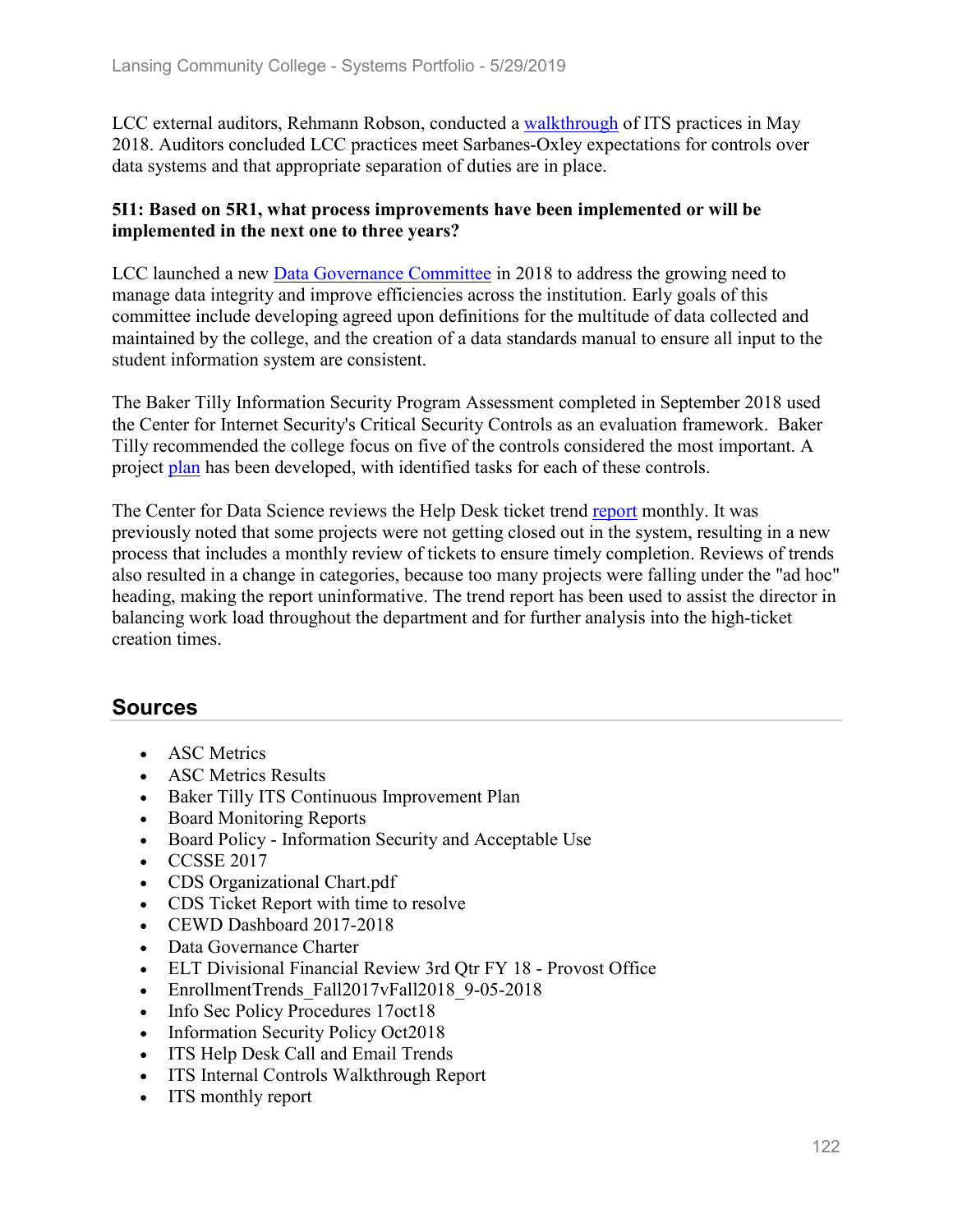LCC external auditors, Rehmann Robson, conducted a walkthrough of ITS practices in May 2018. Auditors concluded LCC practices meet Sarbanes-Oxley expectations for controls over data systems and that appropriate separation of duties are in place.

**5I1: Based on 5R1, what process improvements have been implemented or will be implemented in the next one to three years?**

LCC launched a new Data Governance Committee in 2018 to address the growing need to manage data integrity and improve efficiencies across the institution. Early goals of this committee include developing agreed upon definitions for the multitude of data collected and maintained by the college, and the creation of a data standards manual to ensure all input to the student information system are consistent.

The Baker Tilly Information Security Program Assessment completed in September 2018 used the Center for Internet Security's Critical Security Controls as an evaluation framework. Baker Tilly recommended the college focus on five of the controls considered the most important. A project plan has been developed, with identified tasks for each of these controls.

The Center for Data Science reviews the Help Desk ticket trend report monthly. It was previously noted that some projects were not getting closed out in the system, resulting in a new process that includes a monthly review of tickets to ensure timely completion. Reviews of trends also resulted in a change in categories, because too many projects were falling under the "ad hoc" heading, making the report uninformative. The trend report has been used to assist the director in balancing work load throughout the department and for further analysis into the high-ticket creation times.

## Sources

- ASC Metrics
- ASC Metrics Results
- Baker Tilly ITS Continuous Improvement Plan
- Board Monitoring Reports
- Board Policy - Information Security and Acceptable Use
- CCSSE 2017
- CDS Organizational Chart.pdf
- CDS Ticket Report with time to resolve
- CEWD Dashboard 2017-2018
- Data Governance Charter
- ELT Divisional Financial Review 3rd Qtr FY 18 - Provost Office
- EnrollmentTrends_Fall2017vFall2018_9-05-2018
- Info Sec Policy Procedures 17oct18
- Information Security Policy Oct2018
- ITS Help Desk Call and Email Trends
- ITS Internal Controls Walkthrough Report
- ITS monthly report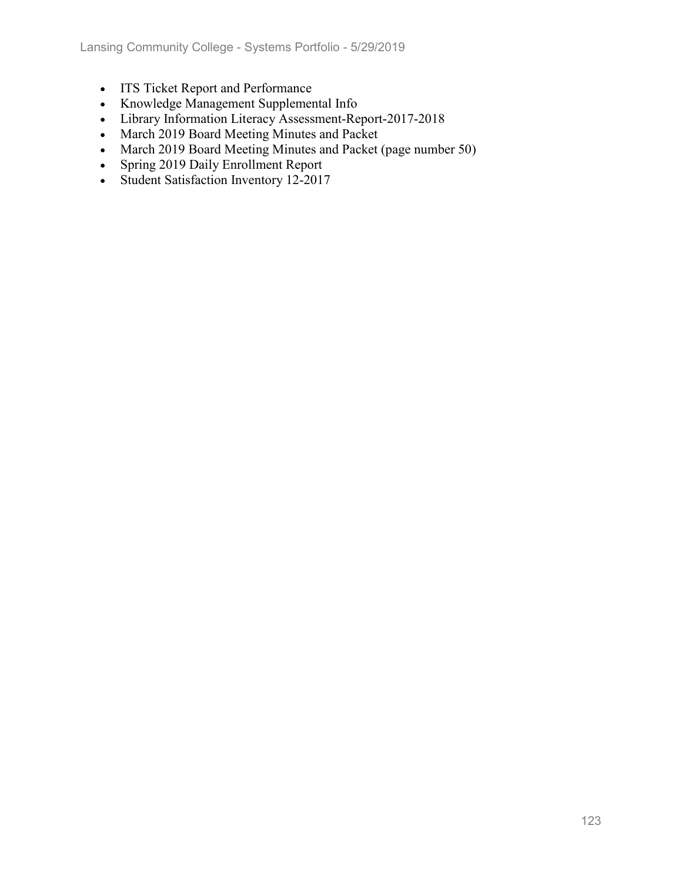- ITS Ticket Report and Performance
- Knowledge Management Supplemental Info
- Library Information Literacy Assessment-Report-2017-2018
- March 2019 Board Meeting Minutes and Packet
- March 2019 Board Meeting Minutes and Packet (page number 50)
- Spring 2019 Daily Enrollment Report
- Student Satisfaction Inventory 12-2017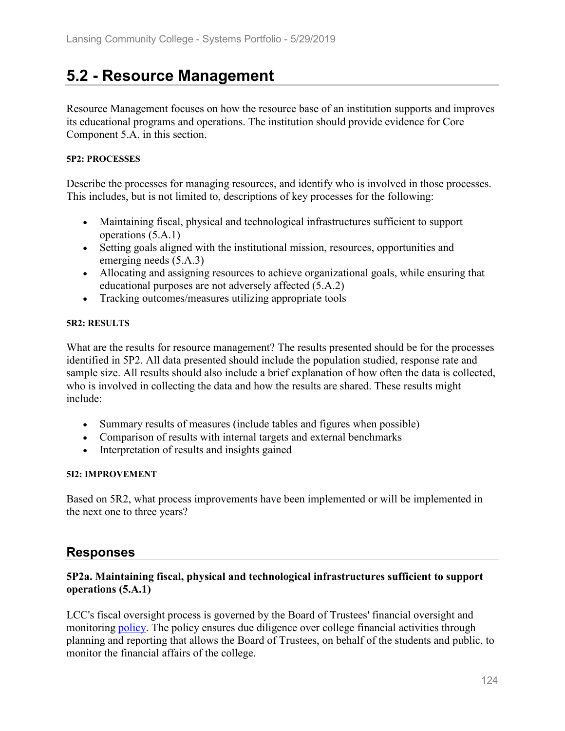## 5.2 - Resource Management

Resource Management focuses on how the resource base of an institution supports and improves its educational programs and operations. The institution should provide evidence for Core Component 5.A. in this section.

**5P2: PROCESSES**

Describe the processes for managing resources, and identify who is involved in those processes. This includes, but is not limited to, descriptions of key processes for the following:

- Maintaining fiscal, physical and technological infrastructures sufficient to support operations (5.A.1)
- Setting goals aligned with the institutional mission, resources, opportunities and emerging needs (5.A.3)
- Allocating and assigning resources to achieve organizational goals, while ensuring that educational purposes are not adversely affected (5.A.2)
- Tracking outcomes/measures utilizing appropriate tools

**5R2: RESULTS**

What are the results for resource management? The results presented should be for the processes identified in 5P2. All data presented should include the population studied, response rate and sample size. All results should also include a brief explanation of how often the data is collected, who is involved in collecting the data and how the results are shared. These results might include:

- Summary results of measures (include tables and figures when possible)
- Comparison of results with internal targets and external benchmarks
- Interpretation of results and insights gained

**5I2: IMPROVEMENT**

Based on 5R2, what process improvements have been implemented or will be implemented in the next one to three years?

### Responses

**5P2a. Maintaining fiscal, physical and technological infrastructures sufficient to support operations (5.A.1)**

LCC's fiscal oversight process is governed by the Board of Trustees' financial oversight and monitoring policy. The policy ensures due diligence over college financial activities through planning and reporting that allows the Board of Trustees, on behalf of the students and public, to monitor the financial affairs of the college.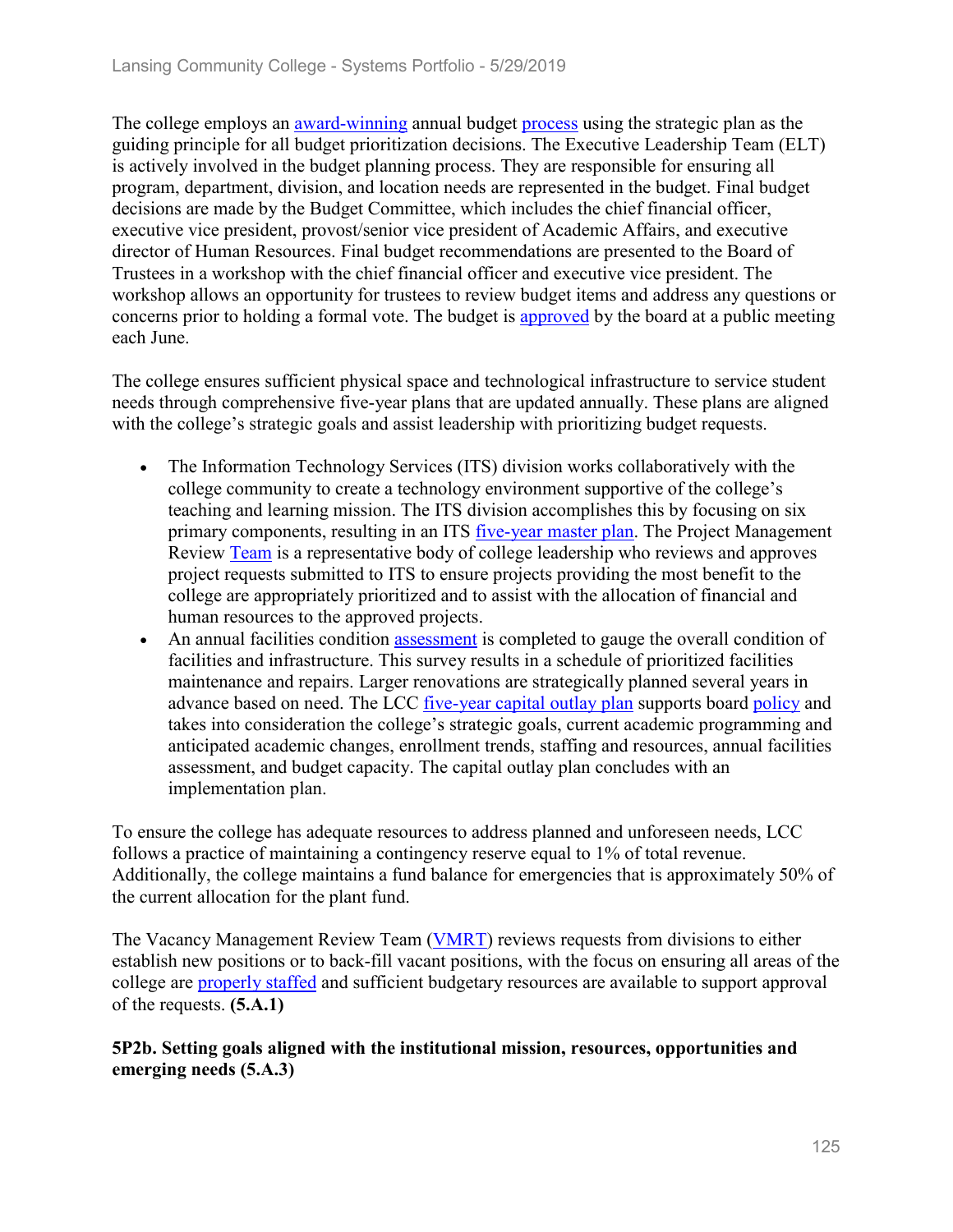The college employs an award-winning annual budget process using the strategic plan as the guiding principle for all budget prioritization decisions. The Executive Leadership Team (ELT) is actively involved in the budget planning process. They are responsible for ensuring all program, department, division, and location needs are represented in the budget. Final budget decisions are made by the Budget Committee, which includes the chief financial officer, executive vice president, provost/senior vice president of Academic Affairs, and executive director of Human Resources. Final budget recommendations are presented to the Board of Trustees in a workshop with the chief financial officer and executive vice president. The workshop allows an opportunity for trustees to review budget items and address any questions or concerns prior to holding a formal vote. The budget is approved by the board at a public meeting each June.

The college ensures sufficient physical space and technological infrastructure to service student needs through comprehensive five-year plans that are updated annually. These plans are aligned with the college's strategic goals and assist leadership with prioritizing budget requests.

- The Information Technology Services (ITS) division works collaboratively with the college community to create a technology environment supportive of the college's teaching and learning mission. The ITS division accomplishes this by focusing on six primary components, resulting in an ITS five-year master plan. The Project Management Review Team is a representative body of college leadership who reviews and approves project requests submitted to ITS to ensure projects providing the most benefit to the college are appropriately prioritized and to assist with the allocation of financial and human resources to the approved projects.
- An annual facilities condition assessment is completed to gauge the overall condition of facilities and infrastructure. This survey results in a schedule of prioritized facilities maintenance and repairs. Larger renovations are strategically planned several years in advance based on need. The LCC five-year capital outlay plan supports board policy and takes into consideration the college's strategic goals, current academic programming and anticipated academic changes, enrollment trends, staffing and resources, annual facilities assessment, and budget capacity. The capital outlay plan concludes with an implementation plan.

To ensure the college has adequate resources to address planned and unforeseen needs, LCC follows a practice of maintaining a contingency reserve equal to 1% of total revenue. Additionally, the college maintains a fund balance for emergencies that is approximately 50% of the current allocation for the plant fund.

The Vacancy Management Review Team (VMRT) reviews requests from divisions to either establish new positions or to back-fill vacant positions, with the focus on ensuring all areas of the college are properly staffed and sufficient budgetary resources are available to support approval of the requests. **(5.A.1)**

**5P2b. Setting goals aligned with the institutional mission, resources, opportunities and emerging needs (5.A.3)**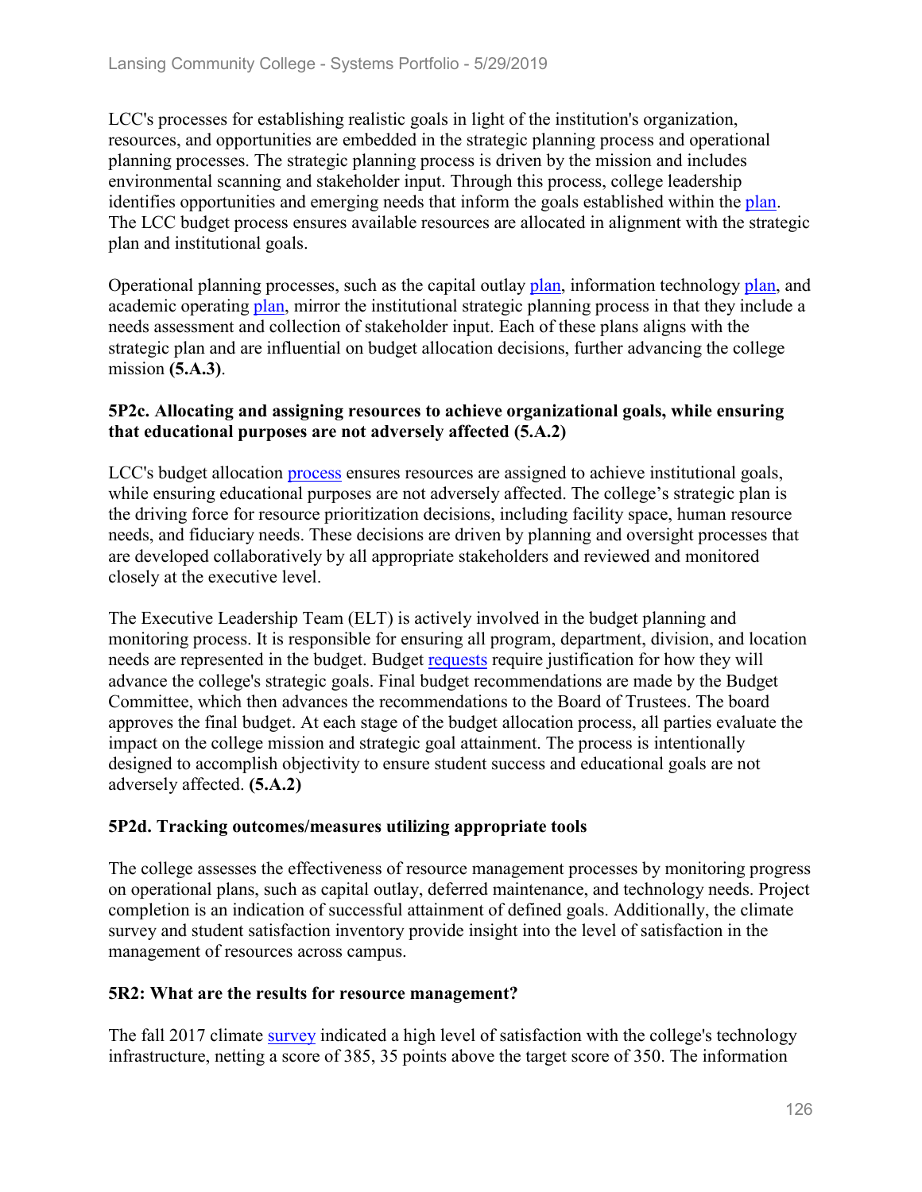LCC's processes for establishing realistic goals in light of the institution's organization, resources, and opportunities are embedded in the strategic planning process and operational planning processes. The strategic planning process is driven by the mission and includes environmental scanning and stakeholder input. Through this process, college leadership identifies opportunities and emerging needs that inform the goals established within the plan. The LCC budget process ensures available resources are allocated in alignment with the strategic plan and institutional goals.

Operational planning processes, such as the capital outlay plan, information technology plan, and academic operating plan, mirror the institutional strategic planning process in that they include a needs assessment and collection of stakeholder input. Each of these plans aligns with the strategic plan and are influential on budget allocation decisions, further advancing the college mission **(5.A.3)**.

### 5P2c. Allocating and assigning resources to achieve organizational goals, while ensuring that educational purposes are not adversely affected (5.A.2)

LCC's budget allocation process ensures resources are assigned to achieve institutional goals, while ensuring educational purposes are not adversely affected. The college's strategic plan is the driving force for resource prioritization decisions, including facility space, human resource needs, and fiduciary needs. These decisions are driven by planning and oversight processes that are developed collaboratively by all appropriate stakeholders and reviewed and monitored closely at the executive level.

The Executive Leadership Team (ELT) is actively involved in the budget planning and monitoring process. It is responsible for ensuring all program, department, division, and location needs are represented in the budget. Budget requests require justification for how they will advance the college's strategic goals. Final budget recommendations are made by the Budget Committee, which then advances the recommendations to the Board of Trustees. The board approves the final budget. At each stage of the budget allocation process, all parties evaluate the impact on the college mission and strategic goal attainment. The process is intentionally designed to accomplish objectivity to ensure student success and educational goals are not adversely affected. **(5.A.2)**

### 5P2d. Tracking outcomes/measures utilizing appropriate tools

The college assesses the effectiveness of resource management processes by monitoring progress on operational plans, such as capital outlay, deferred maintenance, and technology needs. Project completion is an indication of successful attainment of defined goals. Additionally, the climate survey and student satisfaction inventory provide insight into the level of satisfaction in the management of resources across campus.

### 5R2: What are the results for resource management?

The fall 2017 climate survey indicated a high level of satisfaction with the college's technology infrastructure, netting a score of 385, 35 points above the target score of 350. The information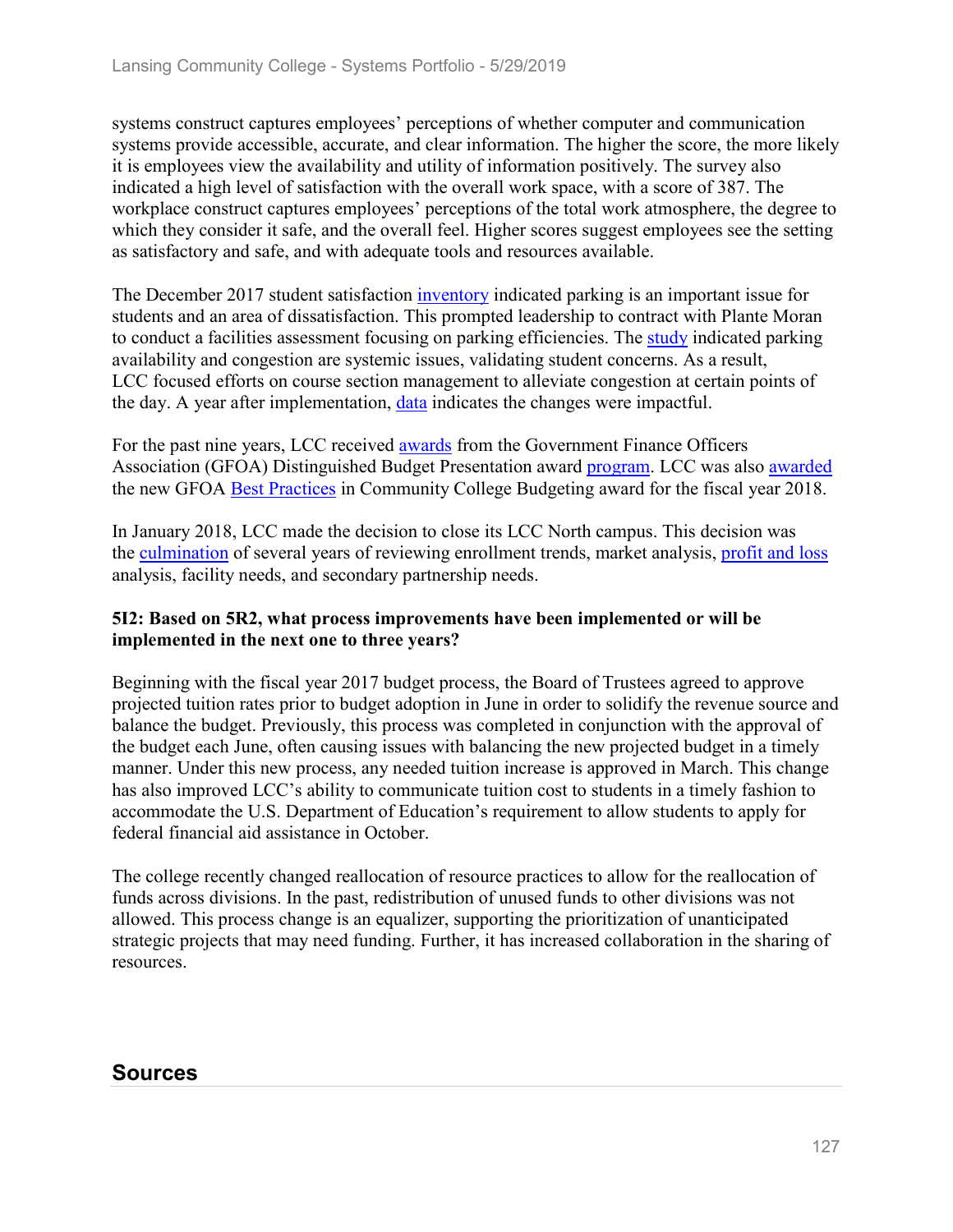systems construct captures employees' perceptions of whether computer and communication systems provide accessible, accurate, and clear information. The higher the score, the more likely it is employees view the availability and utility of information positively. The survey also indicated a high level of satisfaction with the overall work space, with a score of 387. The workplace construct captures employees' perceptions of the total work atmosphere, the degree to which they consider it safe, and the overall feel. Higher scores suggest employees see the setting as satisfactory and safe, and with adequate tools and resources available.

The December 2017 student satisfaction inventory indicated parking is an important issue for students and an area of dissatisfaction. This prompted leadership to contract with Plante Moran to conduct a facilities assessment focusing on parking efficiencies. The study indicated parking availability and congestion are systemic issues, validating student concerns. As a result, LCC focused efforts on course section management to alleviate congestion at certain points of the day. A year after implementation, data indicates the changes were impactful.

For the past nine years, LCC received awards from the Government Finance Officers Association (GFOA) Distinguished Budget Presentation award program. LCC was also awarded the new GFOA Best Practices in Community College Budgeting award for the fiscal year 2018.

In January 2018, LCC made the decision to close its LCC North campus. This decision was the culmination of several years of reviewing enrollment trends, market analysis, profit and loss analysis, facility needs, and secondary partnership needs.

**5I2: Based on 5R2, what process improvements have been implemented or will be implemented in the next one to three years?**

Beginning with the fiscal year 2017 budget process, the Board of Trustees agreed to approve projected tuition rates prior to budget adoption in June in order to solidify the revenue source and balance the budget. Previously, this process was completed in conjunction with the approval of the budget each June, often causing issues with balancing the new projected budget in a timely manner. Under this new process, any needed tuition increase is approved in March. This change has also improved LCC's ability to communicate tuition cost to students in a timely fashion to accommodate the U.S. Department of Education's requirement to allow students to apply for federal financial aid assistance in October.

The college recently changed reallocation of resource practices to allow for the reallocation of funds across divisions. In the past, redistribution of unused funds to other divisions was not allowed. This process change is an equalizer, supporting the prioritization of unanticipated strategic projects that may need funding. Further, it has increased collaboration in the sharing of resources.

## Sources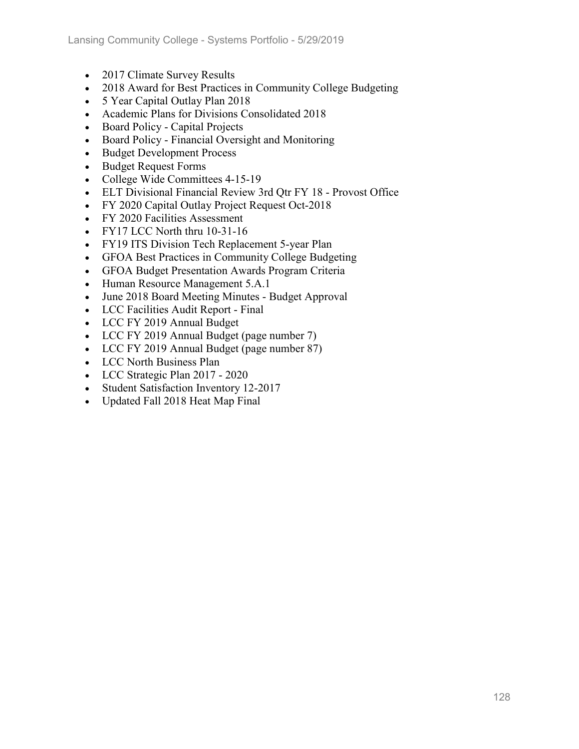- 2017 Climate Survey Results
- 2018 Award for Best Practices in Community College Budgeting
- 5 Year Capital Outlay Plan 2018
- Academic Plans for Divisions Consolidated 2018
- Board Policy - Capital Projects
- Board Policy - Financial Oversight and Monitoring
- Budget Development Process
- Budget Request Forms
- College Wide Committees 4-15-19
- ELT Divisional Financial Review 3rd Qtr FY 18 - Provost Office
- FY 2020 Capital Outlay Project Request Oct-2018
- FY 2020 Facilities Assessment
- FY17 LCC North thru 10-31-16
- FY19 ITS Division Tech Replacement 5-year Plan
- GFOA Best Practices in Community College Budgeting
- GFOA Budget Presentation Awards Program Criteria
- Human Resource Management 5.A.1
- June 2018 Board Meeting Minutes - Budget Approval
- LCC Facilities Audit Report - Final
- LCC FY 2019 Annual Budget
- LCC FY 2019 Annual Budget (page number 7)
- LCC FY 2019 Annual Budget (page number 87)
- LCC North Business Plan
- LCC Strategic Plan 2017 - 2020
- Student Satisfaction Inventory 12-2017
- Updated Fall 2018 Heat Map Final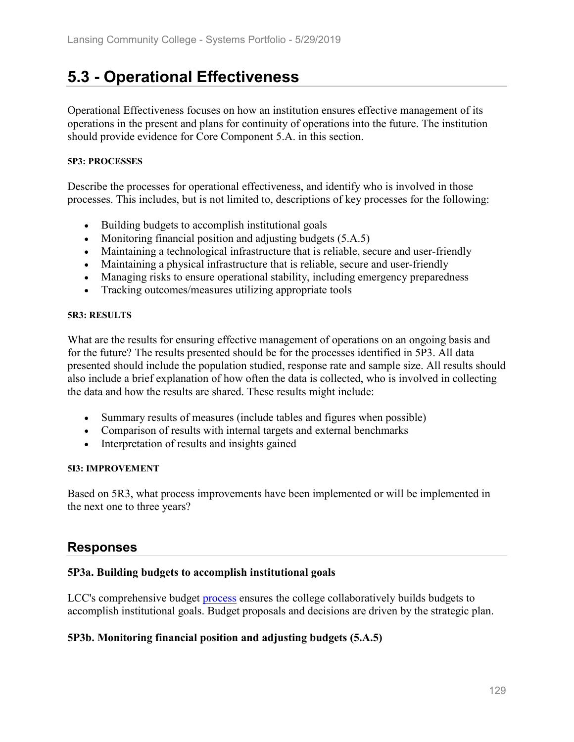## 5.3 - Operational Effectiveness

Operational Effectiveness focuses on how an institution ensures effective management of its operations in the present and plans for continuity of operations into the future. The institution should provide evidence for Core Component 5.A. in this section.

**5P3: PROCESSES**

Describe the processes for operational effectiveness, and identify who is involved in those processes. This includes, but is not limited to, descriptions of key processes for the following:

- Building budgets to accomplish institutional goals
- Monitoring financial position and adjusting budgets (5.A.5)
- Maintaining a technological infrastructure that is reliable, secure and user-friendly
- Maintaining a physical infrastructure that is reliable, secure and user-friendly
- Managing risks to ensure operational stability, including emergency preparedness
- Tracking outcomes/measures utilizing appropriate tools

**5R3: RESULTS**

What are the results for ensuring effective management of operations on an ongoing basis and for the future? The results presented should be for the processes identified in 5P3. All data presented should include the population studied, response rate and sample size. All results should also include a brief explanation of how often the data is collected, who is involved in collecting the data and how the results are shared. These results might include:

- Summary results of measures (include tables and figures when possible)
- Comparison of results with internal targets and external benchmarks
- Interpretation of results and insights gained

**5I3: IMPROVEMENT**

Based on 5R3, what process improvements have been implemented or will be implemented in the next one to three years?

### Responses

**5P3a. Building budgets to accomplish institutional goals**

LCC's comprehensive budget process ensures the college collaboratively builds budgets to accomplish institutional goals. Budget proposals and decisions are driven by the strategic plan.

**5P3b. Monitoring financial position and adjusting budgets (5.A.5)**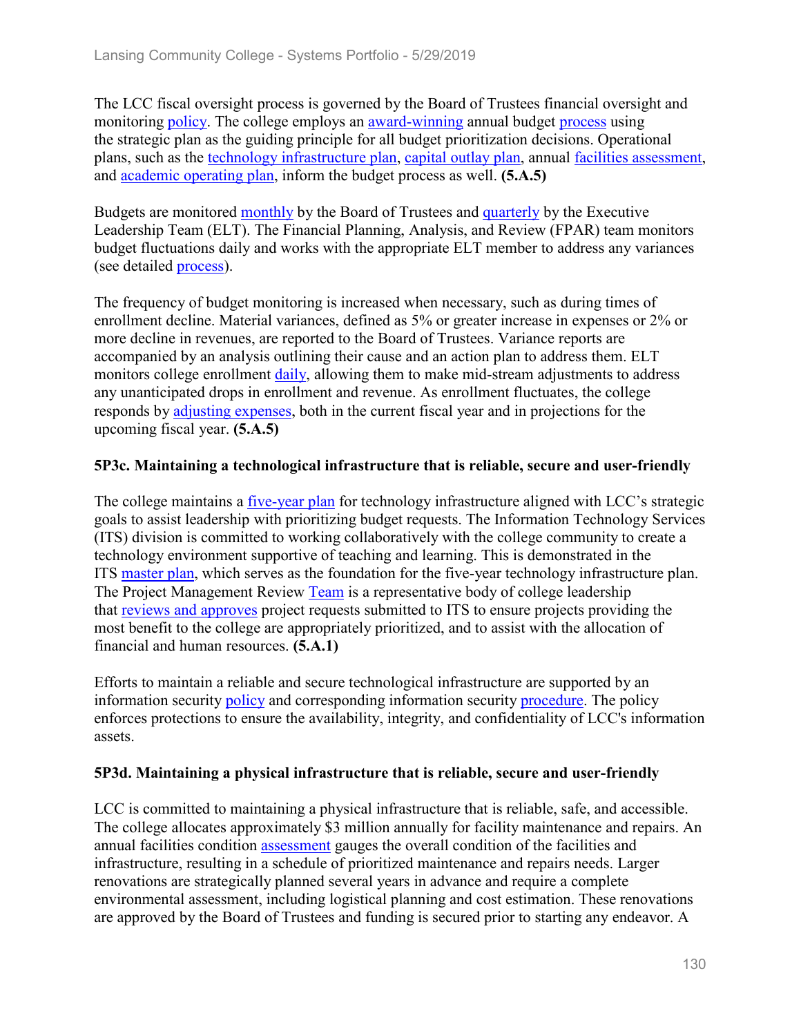The LCC fiscal oversight process is governed by the Board of Trustees financial oversight and monitoring policy. The college employs an award-winning annual budget process using the strategic plan as the guiding principle for all budget prioritization decisions. Operational plans, such as the technology infrastructure plan, capital outlay plan, annual facilities assessment, and academic operating plan, inform the budget process as well. **(5.A.5)**

Budgets are monitored monthly by the Board of Trustees and quarterly by the Executive Leadership Team (ELT). The Financial Planning, Analysis, and Review (FPAR) team monitors budget fluctuations daily and works with the appropriate ELT member to address any variances (see detailed process).

The frequency of budget monitoring is increased when necessary, such as during times of enrollment decline. Material variances, defined as 5% or greater increase in expenses or 2% or more decline in revenues, are reported to the Board of Trustees. Variance reports are accompanied by an analysis outlining their cause and an action plan to address them. ELT monitors college enrollment daily, allowing them to make mid-stream adjustments to address any unanticipated drops in enrollment and revenue. As enrollment fluctuates, the college responds by adjusting expenses, both in the current fiscal year and in projections for the upcoming fiscal year. **(5.A.5)**

### 5P3c. Maintaining a technological infrastructure that is reliable, secure and user-friendly

The college maintains a five-year plan for technology infrastructure aligned with LCC's strategic goals to assist leadership with prioritizing budget requests. The Information Technology Services (ITS) division is committed to working collaboratively with the college community to create a technology environment supportive of teaching and learning. This is demonstrated in the ITS master plan, which serves as the foundation for the five-year technology infrastructure plan. The Project Management Review Team is a representative body of college leadership that reviews and approves project requests submitted to ITS to ensure projects providing the most benefit to the college are appropriately prioritized, and to assist with the allocation of financial and human resources. **(5.A.1)**

Efforts to maintain a reliable and secure technological infrastructure are supported by an information security policy and corresponding information security procedure. The policy enforces protections to ensure the availability, integrity, and confidentiality of LCC's information assets.

### 5P3d. Maintaining a physical infrastructure that is reliable, secure and user-friendly

LCC is committed to maintaining a physical infrastructure that is reliable, safe, and accessible. The college allocates approximately $3 million annually for facility maintenance and repairs. An annual facilities condition assessment gauges the overall condition of the facilities and infrastructure, resulting in a schedule of prioritized maintenance and repairs needs. Larger renovations are strategically planned several years in advance and require a complete environmental assessment, including logistical planning and cost estimation. These renovations are approved by the Board of Trustees and funding is secured prior to starting any endeavor. A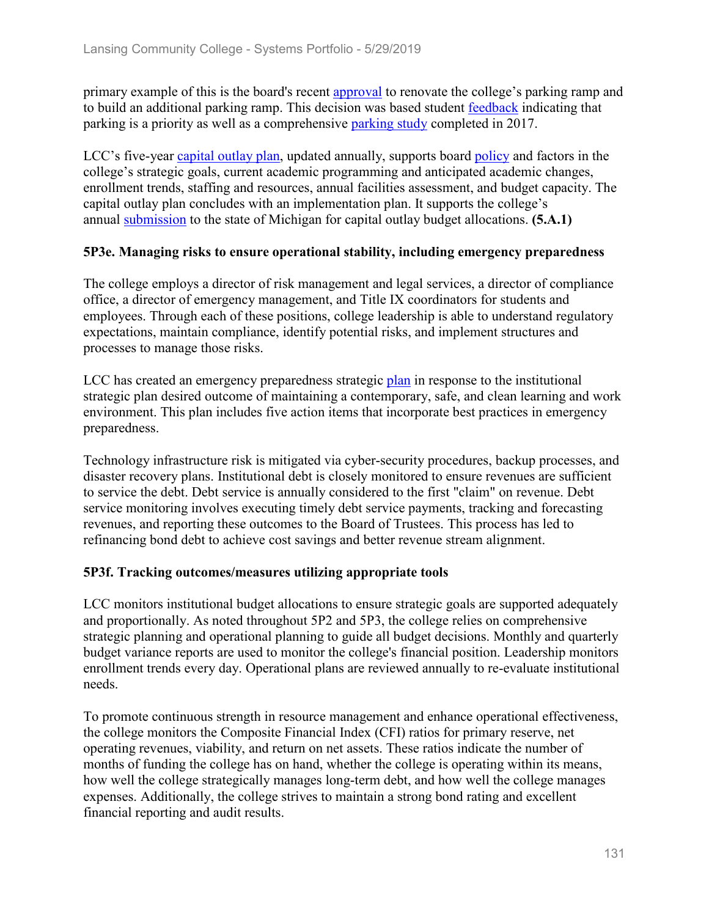primary example of this is the board's recent approval to renovate the college's parking ramp and to build an additional parking ramp. This decision was based student feedback indicating that parking is a priority as well as a comprehensive parking study completed in 2017.

LCC's five-year capital outlay plan, updated annually, supports board policy and factors in the college's strategic goals, current academic programming and anticipated academic changes, enrollment trends, staffing and resources, annual facilities assessment, and budget capacity. The capital outlay plan concludes with an implementation plan. It supports the college's annual submission to the state of Michigan for capital outlay budget allocations. **(5.A.1)**

### 5P3e. Managing risks to ensure operational stability, including emergency preparedness

The college employs a director of risk management and legal services, a director of compliance office, a director of emergency management, and Title IX coordinators for students and employees. Through each of these positions, college leadership is able to understand regulatory expectations, maintain compliance, identify potential risks, and implement structures and processes to manage those risks.

LCC has created an emergency preparedness strategic plan in response to the institutional strategic plan desired outcome of maintaining a contemporary, safe, and clean learning and work environment. This plan includes five action items that incorporate best practices in emergency preparedness.

Technology infrastructure risk is mitigated via cyber-security procedures, backup processes, and disaster recovery plans. Institutional debt is closely monitored to ensure revenues are sufficient to service the debt. Debt service is annually considered to the first "claim" on revenue. Debt service monitoring involves executing timely debt service payments, tracking and forecasting revenues, and reporting these outcomes to the Board of Trustees. This process has led to refinancing bond debt to achieve cost savings and better revenue stream alignment.

### 5P3f. Tracking outcomes/measures utilizing appropriate tools

LCC monitors institutional budget allocations to ensure strategic goals are supported adequately and proportionally. As noted throughout 5P2 and 5P3, the college relies on comprehensive strategic planning and operational planning to guide all budget decisions. Monthly and quarterly budget variance reports are used to monitor the college's financial position. Leadership monitors enrollment trends every day. Operational plans are reviewed annually to re-evaluate institutional needs.

To promote continuous strength in resource management and enhance operational effectiveness, the college monitors the Composite Financial Index (CFI) ratios for primary reserve, net operating revenues, viability, and return on net assets. These ratios indicate the number of months of funding the college has on hand, whether the college is operating within its means, how well the college strategically manages long-term debt, and how well the college manages expenses. Additionally, the college strives to maintain a strong bond rating and excellent financial reporting and audit results.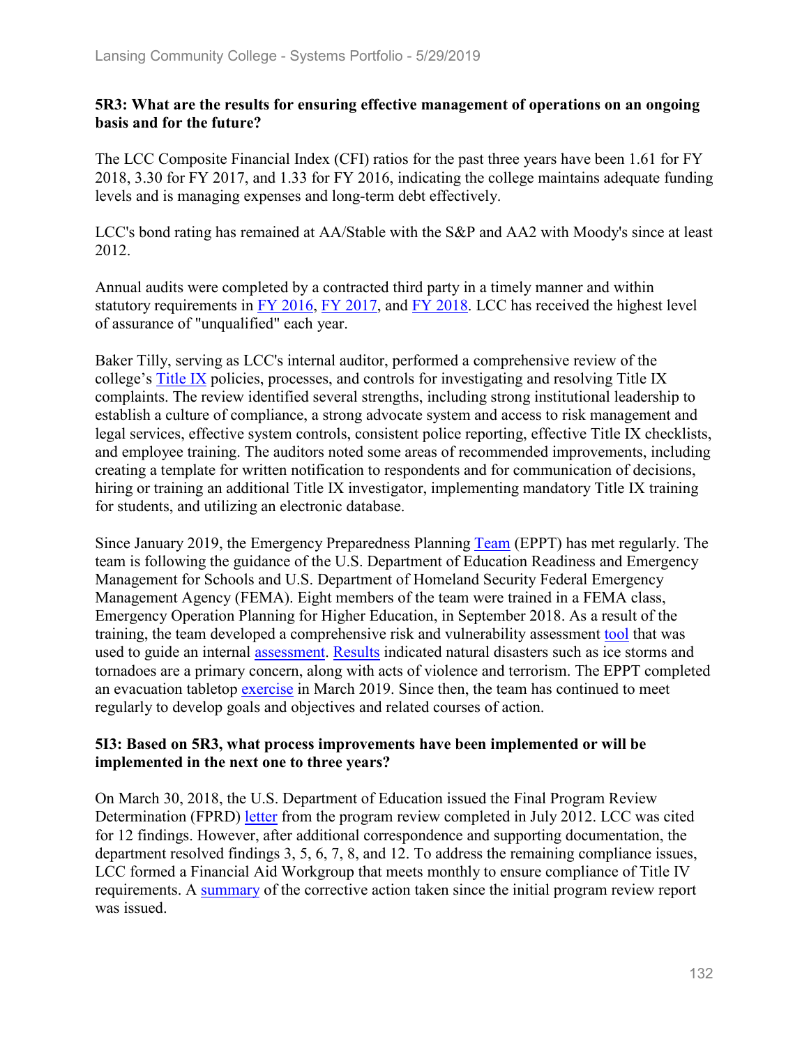**5R3: What are the results for ensuring effective management of operations on an ongoing basis and for the future?**

The LCC Composite Financial Index (CFI) ratios for the past three years have been 1.61 for FY 2018, 3.30 for FY 2017, and 1.33 for FY 2016, indicating the college maintains adequate funding levels and is managing expenses and long-term debt effectively.

LCC's bond rating has remained at AA/Stable with the S&P and AA2 with Moody's since at least 2012.

Annual audits were completed by a contracted third party in a timely manner and within statutory requirements in FY 2016, FY 2017, and FY 2018. LCC has received the highest level of assurance of "unqualified" each year.

Baker Tilly, serving as LCC's internal auditor, performed a comprehensive review of the college's Title IX policies, processes, and controls for investigating and resolving Title IX complaints. The review identified several strengths, including strong institutional leadership to establish a culture of compliance, a strong advocate system and access to risk management and legal services, effective system controls, consistent police reporting, effective Title IX checklists, and employee training. The auditors noted some areas of recommended improvements, including creating a template for written notification to respondents and for communication of decisions, hiring or training an additional Title IX investigator, implementing mandatory Title IX training for students, and utilizing an electronic database.

Since January 2019, the Emergency Preparedness Planning Team (EPPT) has met regularly. The team is following the guidance of the U.S. Department of Education Readiness and Emergency Management for Schools and U.S. Department of Homeland Security Federal Emergency Management Agency (FEMA). Eight members of the team were trained in a FEMA class, Emergency Operation Planning for Higher Education, in September 2018. As a result of the training, the team developed a comprehensive risk and vulnerability assessment tool that was used to guide an internal assessment. Results indicated natural disasters such as ice storms and tornadoes are a primary concern, along with acts of violence and terrorism. The EPPT completed an evacuation tabletop exercise in March 2019. Since then, the team has continued to meet regularly to develop goals and objectives and related courses of action.

**5I3: Based on 5R3, what process improvements have been implemented or will be implemented in the next one to three years?**

On March 30, 2018, the U.S. Department of Education issued the Final Program Review Determination (FPRD) letter from the program review completed in July 2012. LCC was cited for 12 findings. However, after additional correspondence and supporting documentation, the department resolved findings 3, 5, 6, 7, 8, and 12. To address the remaining compliance issues, LCC formed a Financial Aid Workgroup that meets monthly to ensure compliance of Title IV requirements. A summary of the corrective action taken since the initial program review report was issued.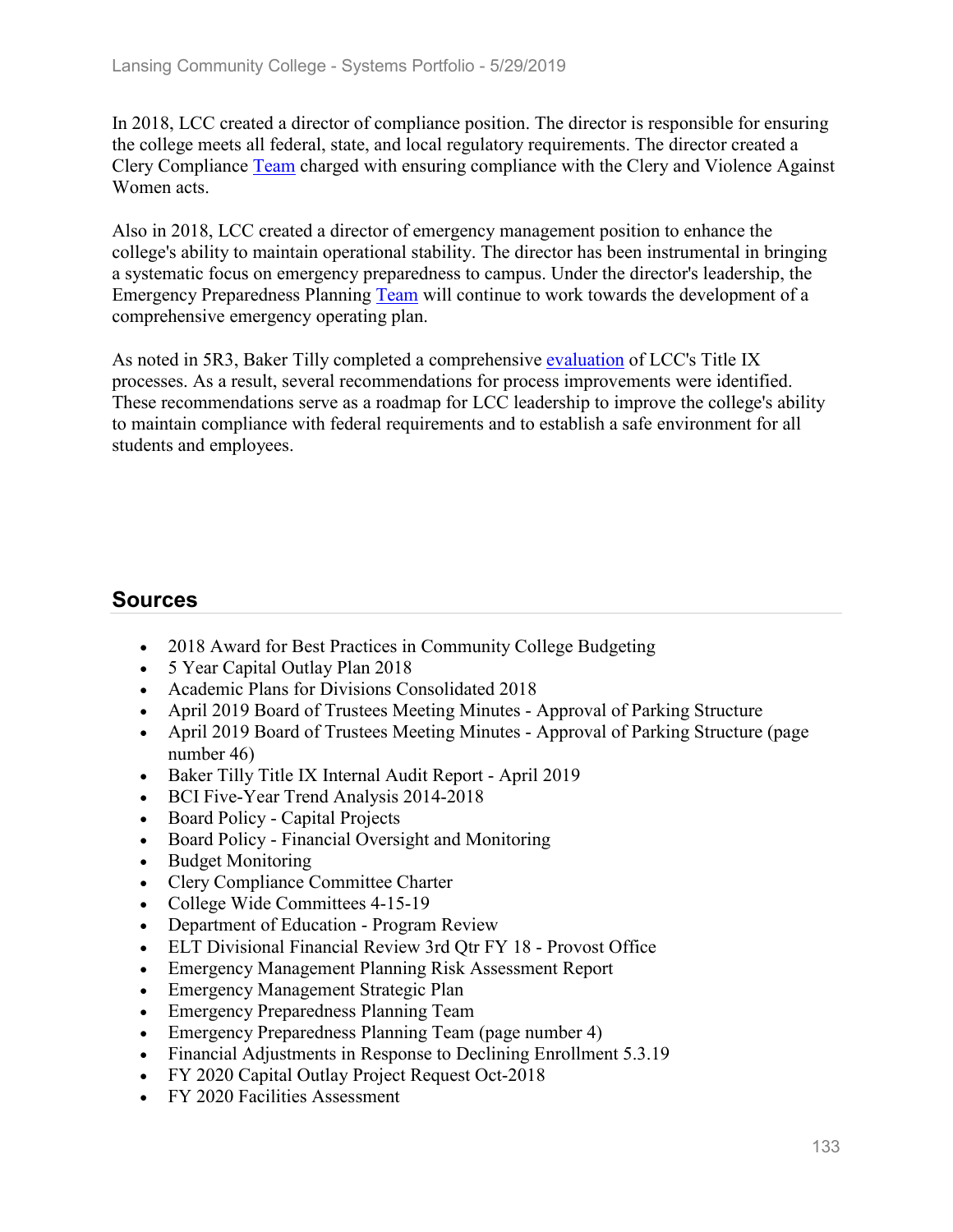In 2018, LCC created a director of compliance position. The director is responsible for ensuring the college meets all federal, state, and local regulatory requirements. The director created a Clery Compliance Team charged with ensuring compliance with the Clery and Violence Against Women acts.

Also in 2018, LCC created a director of emergency management position to enhance the college's ability to maintain operational stability. The director has been instrumental in bringing a systematic focus on emergency preparedness to campus. Under the director's leadership, the Emergency Preparedness Planning Team will continue to work towards the development of a comprehensive emergency operating plan.

As noted in 5R3, Baker Tilly completed a comprehensive evaluation of LCC's Title IX processes. As a result, several recommendations for process improvements were identified. These recommendations serve as a roadmap for LCC leadership to improve the college's ability to maintain compliance with federal requirements and to establish a safe environment for all students and employees.

## Sources

- 2018 Award for Best Practices in Community College Budgeting
- 5 Year Capital Outlay Plan 2018
- Academic Plans for Divisions Consolidated 2018
- April 2019 Board of Trustees Meeting Minutes - Approval of Parking Structure
- April 2019 Board of Trustees Meeting Minutes - Approval of Parking Structure (page number 46)
- Baker Tilly Title IX Internal Audit Report - April 2019
- BCI Five-Year Trend Analysis 2014-2018
- Board Policy - Capital Projects
- Board Policy - Financial Oversight and Monitoring
- Budget Monitoring
- Clery Compliance Committee Charter
- College Wide Committees 4-15-19
- Department of Education - Program Review
- ELT Divisional Financial Review 3rd Qtr FY 18 - Provost Office
- Emergency Management Planning Risk Assessment Report
- Emergency Management Strategic Plan
- Emergency Preparedness Planning Team
- Emergency Preparedness Planning Team (page number 4)
- Financial Adjustments in Response to Declining Enrollment 5.3.19
- FY 2020 Capital Outlay Project Request Oct-2018
- FY 2020 Facilities Assessment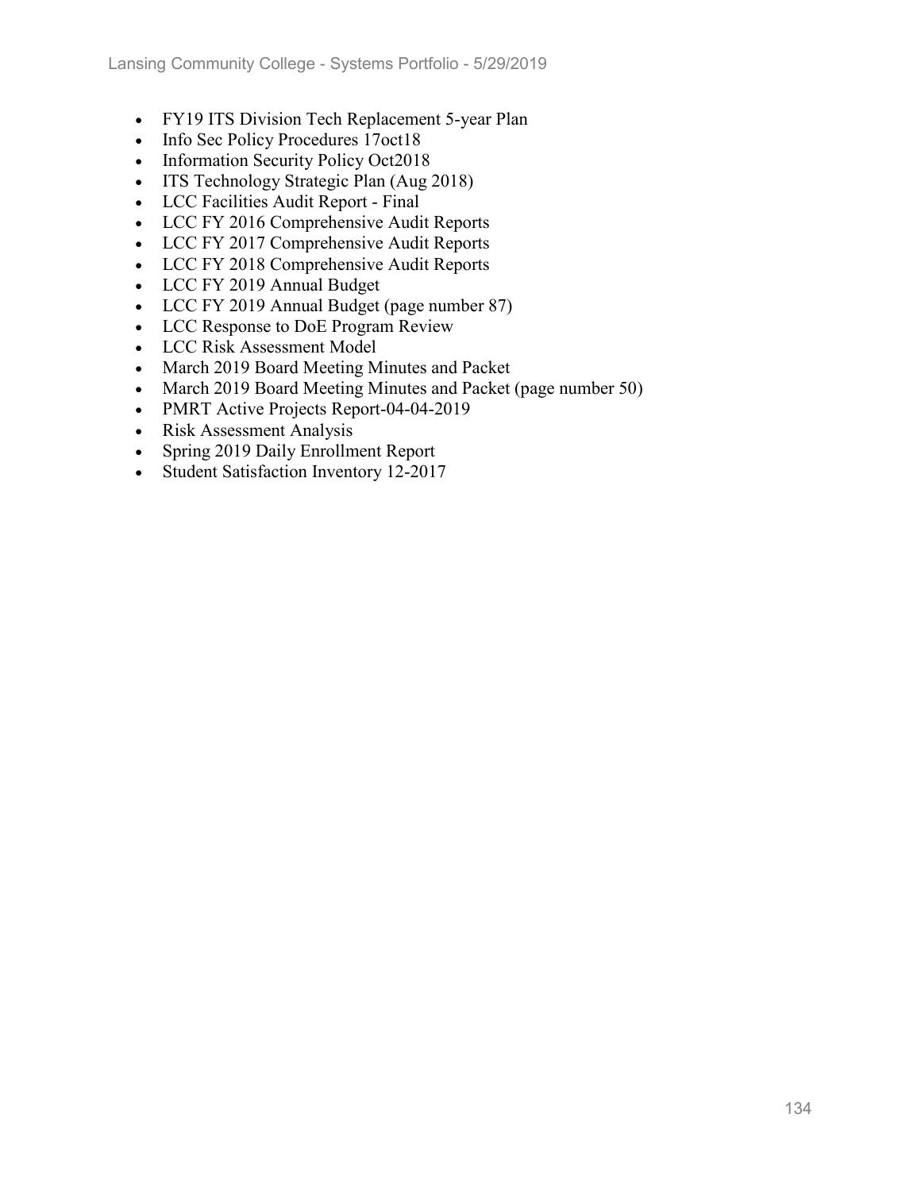- FY19 ITS Division Tech Replacement 5-year Plan
- Info Sec Policy Procedures 17oct18
- Information Security Policy Oct2018
- ITS Technology Strategic Plan (Aug 2018)
- LCC Facilities Audit Report - Final
- LCC FY 2016 Comprehensive Audit Reports
- LCC FY 2017 Comprehensive Audit Reports
- LCC FY 2018 Comprehensive Audit Reports
- LCC FY 2019 Annual Budget
- LCC FY 2019 Annual Budget (page number 87)
- LCC Response to DoE Program Review
- LCC Risk Assessment Model
- March 2019 Board Meeting Minutes and Packet
- March 2019 Board Meeting Minutes and Packet (page number 50)
- PMRT Active Projects Report-04-04-2019
- Risk Assessment Analysis
- Spring 2019 Daily Enrollment Report
- Student Satisfaction Inventory 12-2017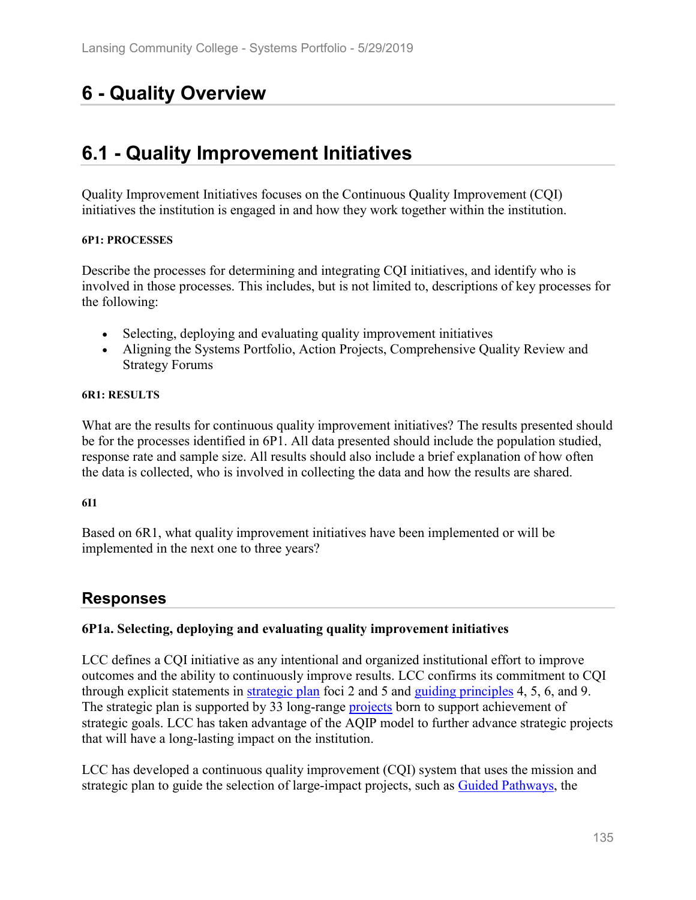# 6 - Quality Overview

## 6.1 - Quality Improvement Initiatives

Quality Improvement Initiatives focuses on the Continuous Quality Improvement (CQI) initiatives the institution is engaged in and how they work together within the institution.

**6P1: PROCESSES**

Describe the processes for determining and integrating CQI initiatives, and identify who is involved in those processes. This includes, but is not limited to, descriptions of key processes for the following:

- Selecting, deploying and evaluating quality improvement initiatives
- Aligning the Systems Portfolio, Action Projects, Comprehensive Quality Review and Strategy Forums

**6R1: RESULTS**

What are the results for continuous quality improvement initiatives? The results presented should be for the processes identified in 6P1. All data presented should include the population studied, response rate and sample size. All results should also include a brief explanation of how often the data is collected, who is involved in collecting the data and how the results are shared.

**6I1**

Based on 6R1, what quality improvement initiatives have been implemented or will be implemented in the next one to three years?

## Responses

**6P1a. Selecting, deploying and evaluating quality improvement initiatives**

LCC defines a CQI initiative as any intentional and organized institutional effort to improve outcomes and the ability to continuously improve results. LCC confirms its commitment to CQI through explicit statements in strategic plan foci 2 and 5 and guiding principles 4, 5, 6, and 9. The strategic plan is supported by 33 long-range projects born to support achievement of strategic goals. LCC has taken advantage of the AQIP model to further advance strategic projects that will have a long-lasting impact on the institution.

LCC has developed a continuous quality improvement (CQI) system that uses the mission and strategic plan to guide the selection of large-impact projects, such as Guided Pathways, the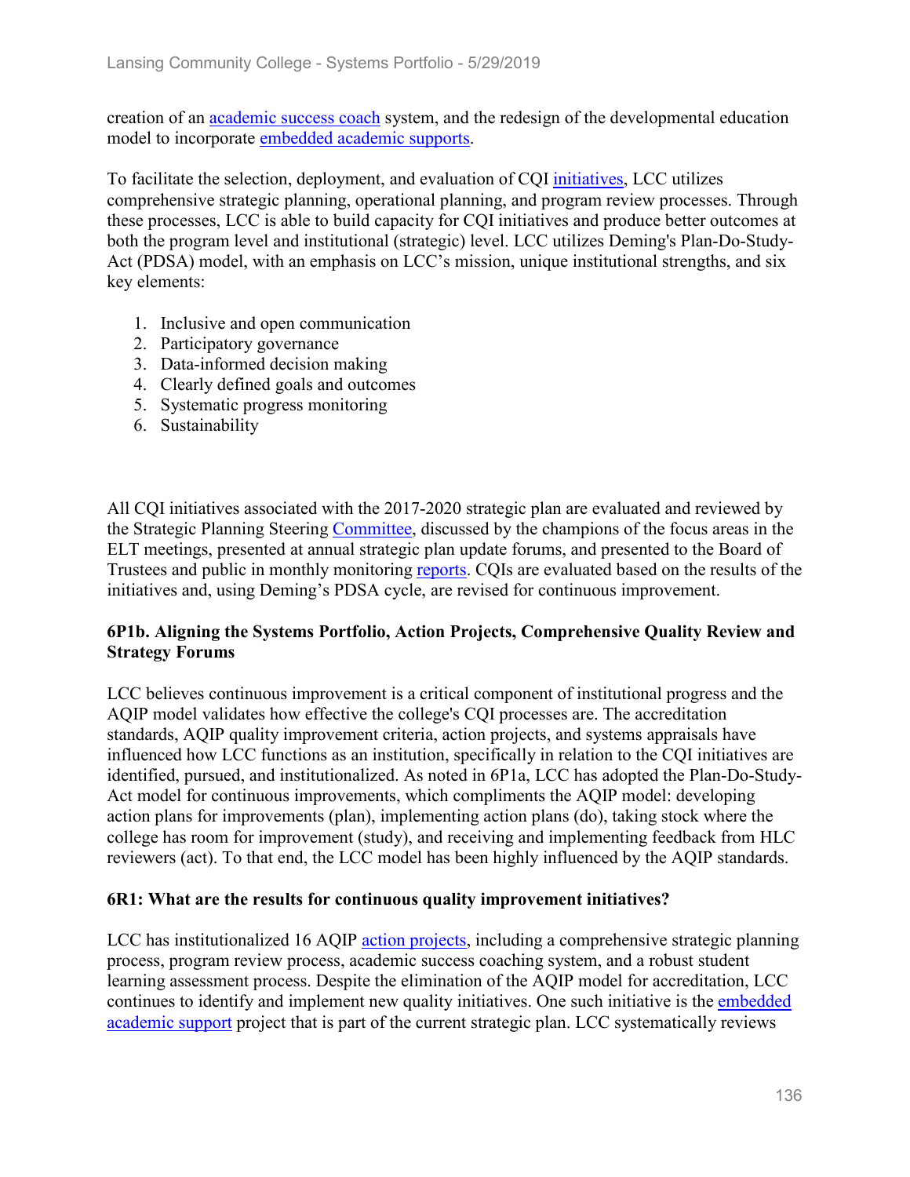creation of an academic success coach system, and the redesign of the developmental education model to incorporate embedded academic supports.

To facilitate the selection, deployment, and evaluation of CQI initiatives, LCC utilizes comprehensive strategic planning, operational planning, and program review processes. Through these processes, LCC is able to build capacity for CQI initiatives and produce better outcomes at both the program level and institutional (strategic) level. LCC utilizes Deming's Plan-Do-Study-Act (PDSA) model, with an emphasis on LCC's mission, unique institutional strengths, and six key elements:

1. Inclusive and open communication
2. Participatory governance
3. Data-informed decision making
4. Clearly defined goals and outcomes
5. Systematic progress monitoring
6. Sustainability

All CQI initiatives associated with the 2017-2020 strategic plan are evaluated and reviewed by the Strategic Planning Steering Committee, discussed by the champions of the focus areas in the ELT meetings, presented at annual strategic plan update forums, and presented to the Board of Trustees and public in monthly monitoring reports. CQIs are evaluated based on the results of the initiatives and, using Deming's PDSA cycle, are revised for continuous improvement.

**6P1b. Aligning the Systems Portfolio, Action Projects, Comprehensive Quality Review and Strategy Forums**

LCC believes continuous improvement is a critical component of institutional progress and the AQIP model validates how effective the college's CQI processes are. The accreditation standards, AQIP quality improvement criteria, action projects, and systems appraisals have influenced how LCC functions as an institution, specifically in relation to the CQI initiatives are identified, pursued, and institutionalized. As noted in 6P1a, LCC has adopted the Plan-Do-Study-Act model for continuous improvements, which compliments the AQIP model: developing action plans for improvements (plan), implementing action plans (do), taking stock where the college has room for improvement (study), and receiving and implementing feedback from HLC reviewers (act). To that end, the LCC model has been highly influenced by the AQIP standards.

**6R1: What are the results for continuous quality improvement initiatives?**

LCC has institutionalized 16 AQIP action projects, including a comprehensive strategic planning process, program review process, academic success coaching system, and a robust student learning assessment process. Despite the elimination of the AQIP model for accreditation, LCC continues to identify and implement new quality initiatives. One such initiative is the embedded academic support project that is part of the current strategic plan. LCC systematically reviews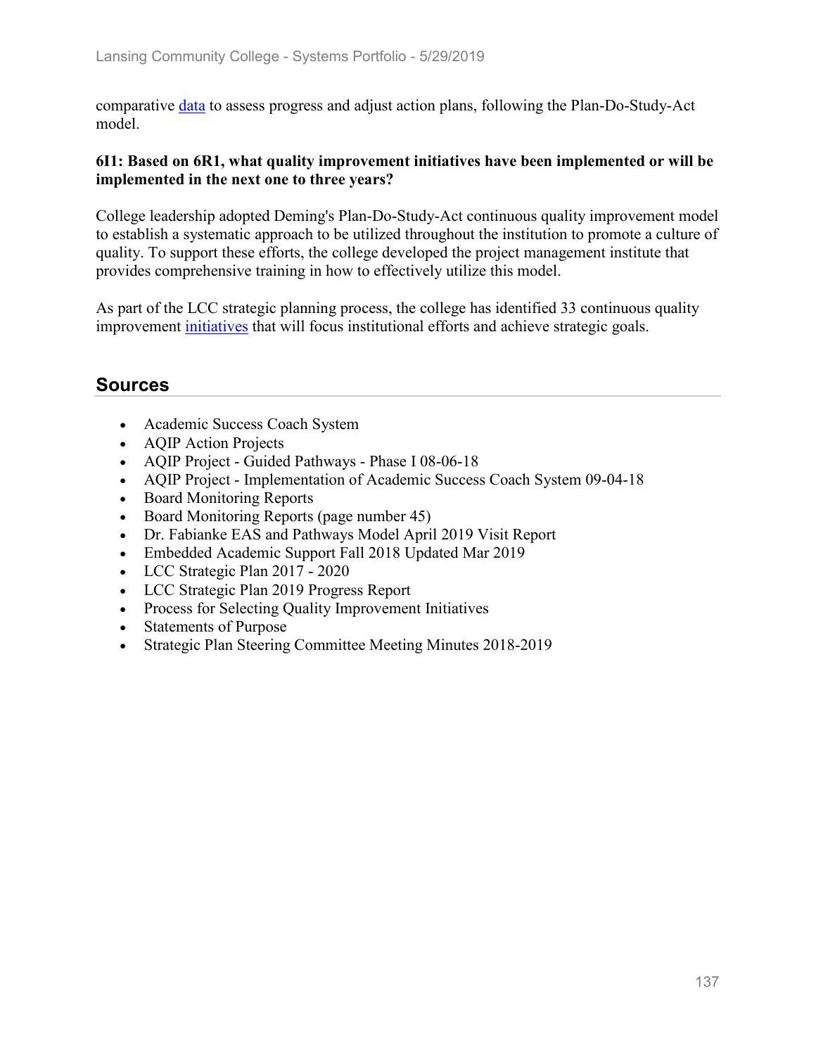comparative data to assess progress and adjust action plans, following the Plan-Do-Study-Act model.

**6I1: Based on 6R1, what quality improvement initiatives have been implemented or will be implemented in the next one to three years?**

College leadership adopted Deming's Plan-Do-Study-Act continuous quality improvement model to establish a systematic approach to be utilized throughout the institution to promote a culture of quality. To support these efforts, the college developed the project management institute that provides comprehensive training in how to effectively utilize this model.

As part of the LCC strategic planning process, the college has identified 33 continuous quality improvement initiatives that will focus institutional efforts and achieve strategic goals.

## Sources

- Academic Success Coach System
- AQIP Action Projects
- AQIP Project - Guided Pathways - Phase I 08-06-18
- AQIP Project - Implementation of Academic Success Coach System 09-04-18
- Board Monitoring Reports
- Board Monitoring Reports (page number 45)
- Dr. Fabianke EAS and Pathways Model April 2019 Visit Report
- Embedded Academic Support Fall 2018 Updated Mar 2019
- LCC Strategic Plan 2017 - 2020
- LCC Strategic Plan 2019 Progress Report
- Process for Selecting Quality Improvement Initiatives
- Statements of Purpose
- Strategic Plan Steering Committee Meeting Minutes 2018-2019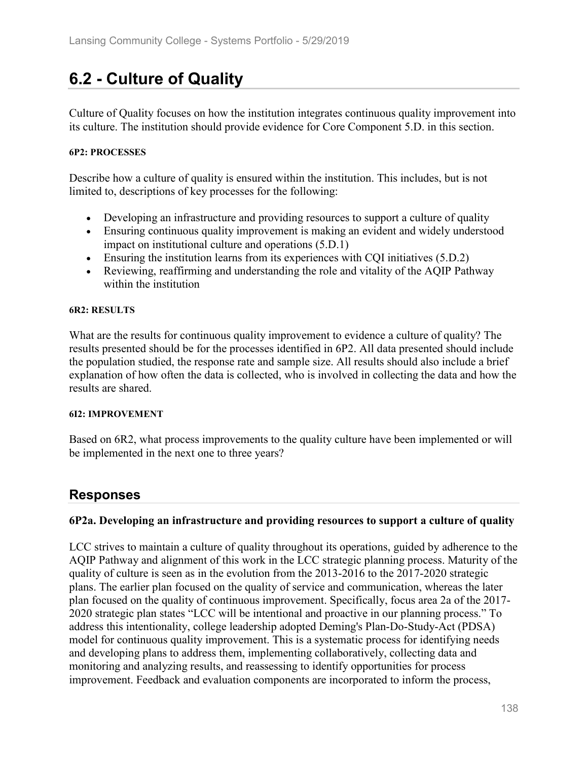# 6.2 - Culture of Quality

Culture of Quality focuses on how the institution integrates continuous quality improvement into its culture. The institution should provide evidence for Core Component 5.D. in this section.

#### 6P2: PROCESSES

Describe how a culture of quality is ensured within the institution. This includes, but is not limited to, descriptions of key processes for the following:

- Developing an infrastructure and providing resources to support a culture of quality
- Ensuring continuous quality improvement is making an evident and widely understood impact on institutional culture and operations (5.D.1)
- Ensuring the institution learns from its experiences with CQI initiatives (5.D.2)
- Reviewing, reaffirming and understanding the role and vitality of the AQIP Pathway within the institution

#### 6R2: RESULTS

What are the results for continuous quality improvement to evidence a culture of quality? The results presented should be for the processes identified in 6P2. All data presented should include the population studied, the response rate and sample size. All results should also include a brief explanation of how often the data is collected, who is involved in collecting the data and how the results are shared.

#### 6I2: IMPROVEMENT

Based on 6R2, what process improvements to the quality culture have been implemented or will be implemented in the next one to three years?

## Responses

### 6P2a. Developing an infrastructure and providing resources to support a culture of quality

LCC strives to maintain a culture of quality throughout its operations, guided by adherence to the AQIP Pathway and alignment of this work in the LCC strategic planning process. Maturity of the quality of culture is seen as in the evolution from the 2013-2016 to the 2017-2020 strategic plans. The earlier plan focused on the quality of service and communication, whereas the later plan focused on the quality of continuous improvement. Specifically, focus area 2a of the 2017-2020 strategic plan states "LCC will be intentional and proactive in our planning process." To address this intentionality, college leadership adopted Deming's Plan-Do-Study-Act (PDSA) model for continuous quality improvement. This is a systematic process for identifying needs and developing plans to address them, implementing collaboratively, collecting data and monitoring and analyzing results, and reassessing to identify opportunities for process improvement. Feedback and evaluation components are incorporated to inform the process,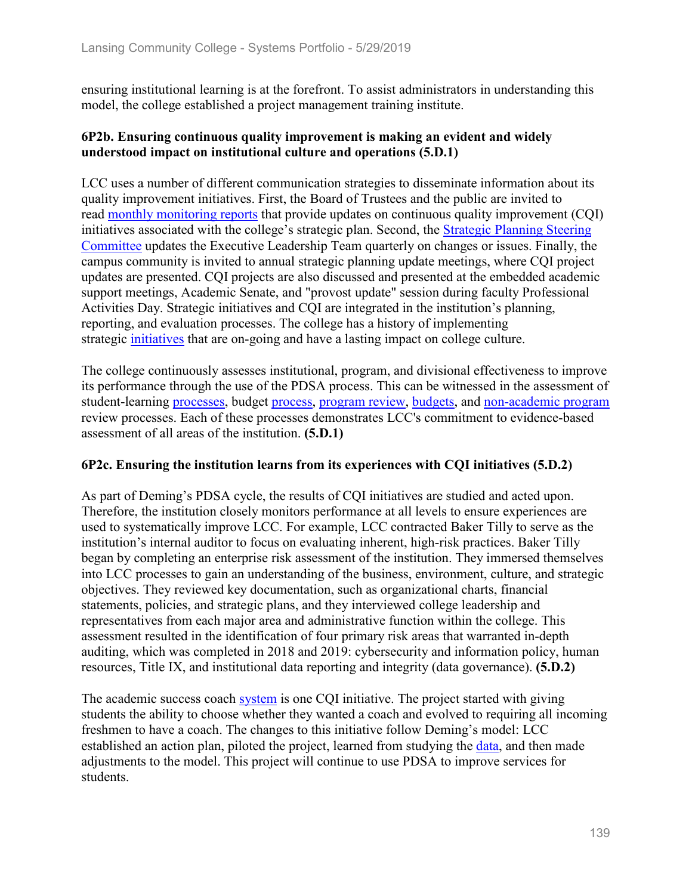ensuring institutional learning is at the forefront. To assist administrators in understanding this model, the college established a project management training institute.

**6P2b. Ensuring continuous quality improvement is making an evident and widely understood impact on institutional culture and operations (5.D.1)**

LCC uses a number of different communication strategies to disseminate information about its quality improvement initiatives. First, the Board of Trustees and the public are invited to read monthly monitoring reports that provide updates on continuous quality improvement (CQI) initiatives associated with the college's strategic plan. Second, the Strategic Planning Steering Committee updates the Executive Leadership Team quarterly on changes or issues. Finally, the campus community is invited to annual strategic planning update meetings, where CQI project updates are presented. CQI projects are also discussed and presented at the embedded academic support meetings, Academic Senate, and "provost update" session during faculty Professional Activities Day. Strategic initiatives and CQI are integrated in the institution's planning, reporting, and evaluation processes. The college has a history of implementing strategic initiatives that are on-going and have a lasting impact on college culture.

The college continuously assesses institutional, program, and divisional effectiveness to improve its performance through the use of the PDSA process. This can be witnessed in the assessment of student-learning processes, budget process, program review, budgets, and non-academic program review processes. Each of these processes demonstrates LCC's commitment to evidence-based assessment of all areas of the institution. **(5.D.1)**

**6P2c. Ensuring the institution learns from its experiences with CQI initiatives (5.D.2)**

As part of Deming's PDSA cycle, the results of CQI initiatives are studied and acted upon. Therefore, the institution closely monitors performance at all levels to ensure experiences are used to systematically improve LCC. For example, LCC contracted Baker Tilly to serve as the institution's internal auditor to focus on evaluating inherent, high-risk practices. Baker Tilly began by completing an enterprise risk assessment of the institution. They immersed themselves into LCC processes to gain an understanding of the business, environment, culture, and strategic objectives. They reviewed key documentation, such as organizational charts, financial statements, policies, and strategic plans, and they interviewed college leadership and representatives from each major area and administrative function within the college. This assessment resulted in the identification of four primary risk areas that warranted in-depth auditing, which was completed in 2018 and 2019: cybersecurity and information policy, human resources, Title IX, and institutional data reporting and integrity (data governance). **(5.D.2)**

The academic success coach system is one CQI initiative. The project started with giving students the ability to choose whether they wanted a coach and evolved to requiring all incoming freshmen to have a coach. The changes to this initiative follow Deming's model: LCC established an action plan, piloted the project, learned from studying the data, and then made adjustments to the model. This project will continue to use PDSA to improve services for students.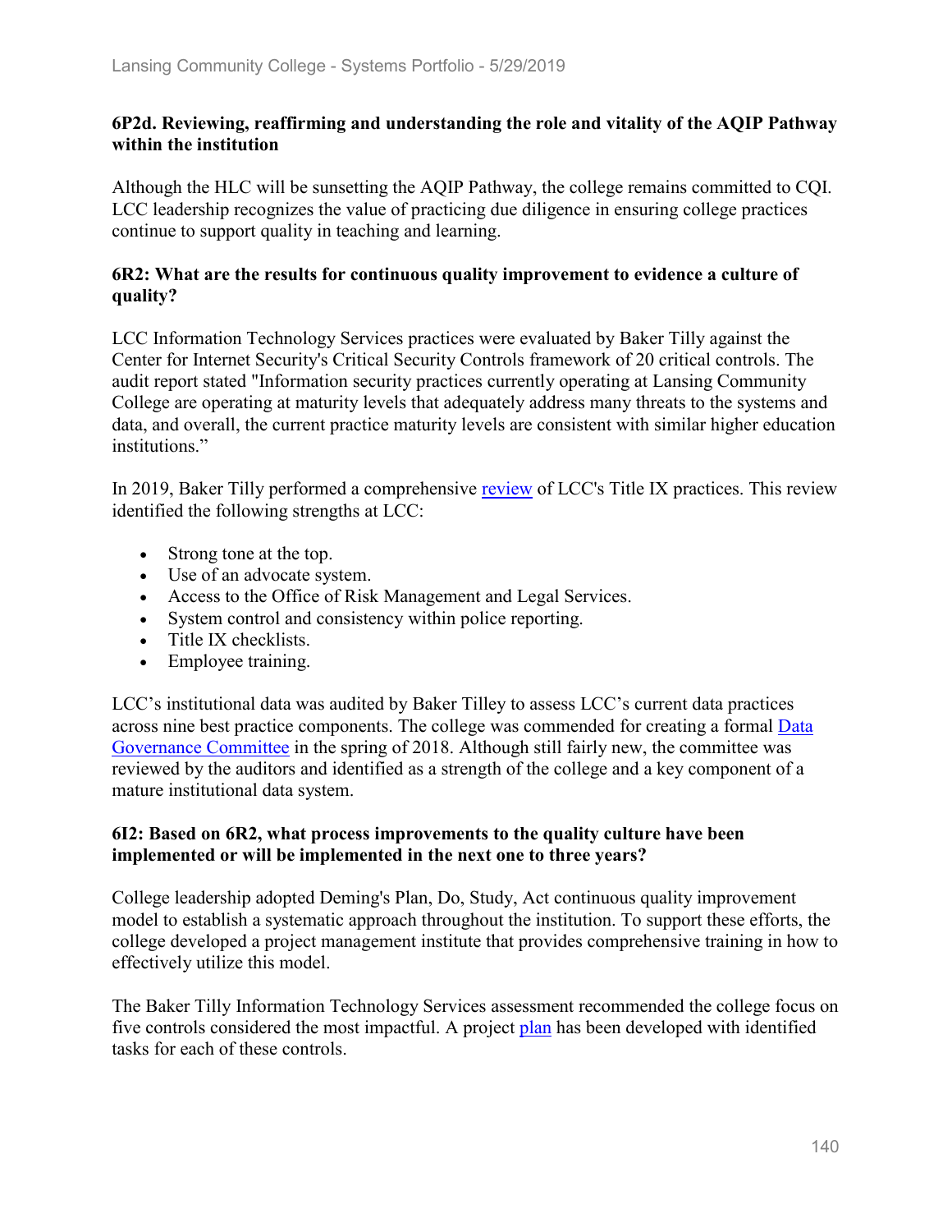### 6P2d. Reviewing, reaffirming and understanding the role and vitality of the AQIP Pathway within the institution

Although the HLC will be sunsetting the AQIP Pathway, the college remains committed to CQI. LCC leadership recognizes the value of practicing due diligence in ensuring college practices continue to support quality in teaching and learning.

### 6R2: What are the results for continuous quality improvement to evidence a culture of quality?

LCC Information Technology Services practices were evaluated by Baker Tilly against the Center for Internet Security's Critical Security Controls framework of 20 critical controls. The audit report stated "Information security practices currently operating at Lansing Community College are operating at maturity levels that adequately address many threats to the systems and data, and overall, the current practice maturity levels are consistent with similar higher education institutions."

In 2019, Baker Tilly performed a comprehensive review of LCC's Title IX practices. This review identified the following strengths at LCC:

- Strong tone at the top.
- Use of an advocate system.
- Access to the Office of Risk Management and Legal Services.
- System control and consistency within police reporting.
- Title IX checklists.
- Employee training.

LCC's institutional data was audited by Baker Tilley to assess LCC's current data practices across nine best practice components. The college was commended for creating a formal Data Governance Committee in the spring of 2018. Although still fairly new, the committee was reviewed by the auditors and identified as a strength of the college and a key component of a mature institutional data system.

### 6I2: Based on 6R2, what process improvements to the quality culture have been implemented or will be implemented in the next one to three years?

College leadership adopted Deming's Plan, Do, Study, Act continuous quality improvement model to establish a systematic approach throughout the institution. To support these efforts, the college developed a project management institute that provides comprehensive training in how to effectively utilize this model.

The Baker Tilly Information Technology Services assessment recommended the college focus on five controls considered the most impactful. A project plan has been developed with identified tasks for each of these controls.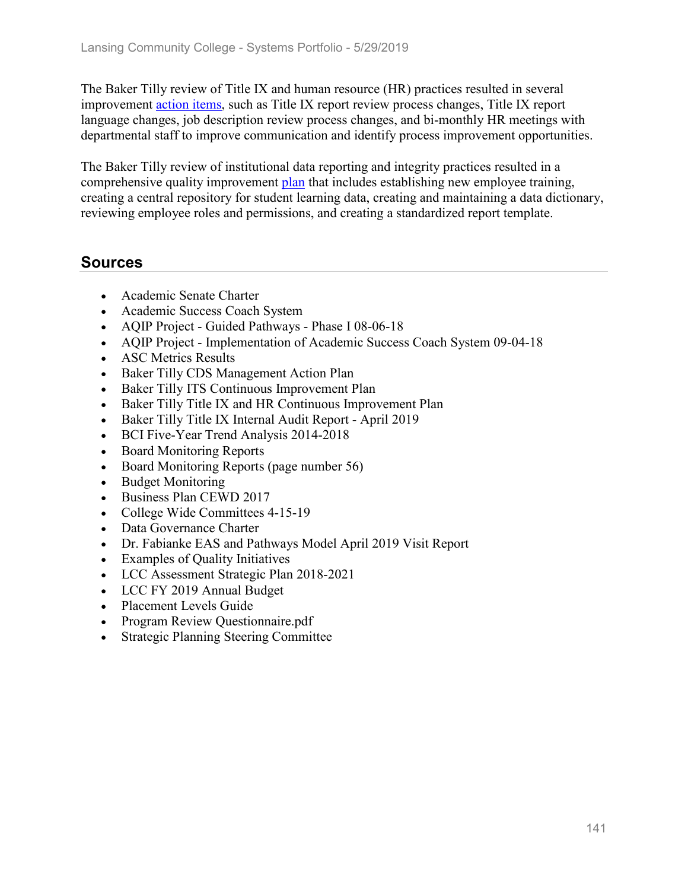The Baker Tilly review of Title IX and human resource (HR) practices resulted in several improvement action items, such as Title IX report review process changes, Title IX report language changes, job description review process changes, and bi-monthly HR meetings with departmental staff to improve communication and identify process improvement opportunities.

The Baker Tilly review of institutional data reporting and integrity practices resulted in a comprehensive quality improvement plan that includes establishing new employee training, creating a central repository for student learning data, creating and maintaining a data dictionary, reviewing employee roles and permissions, and creating a standardized report template.

## Sources

- Academic Senate Charter
- Academic Success Coach System
- AQIP Project - Guided Pathways - Phase I 08-06-18
- AQIP Project - Implementation of Academic Success Coach System 09-04-18
- ASC Metrics Results
- Baker Tilly CDS Management Action Plan
- Baker Tilly ITS Continuous Improvement Plan
- Baker Tilly Title IX and HR Continuous Improvement Plan
- Baker Tilly Title IX Internal Audit Report - April 2019
- BCI Five-Year Trend Analysis 2014-2018
- Board Monitoring Reports
- Board Monitoring Reports (page number 56)
- Budget Monitoring
- Business Plan CEWD 2017
- College Wide Committees 4-15-19
- Data Governance Charter
- Dr. Fabianke EAS and Pathways Model April 2019 Visit Report
- Examples of Quality Initiatives
- LCC Assessment Strategic Plan 2018-2021
- LCC FY 2019 Annual Budget
- Placement Levels Guide
- Program Review Questionnaire.pdf
- Strategic Planning Steering Committee